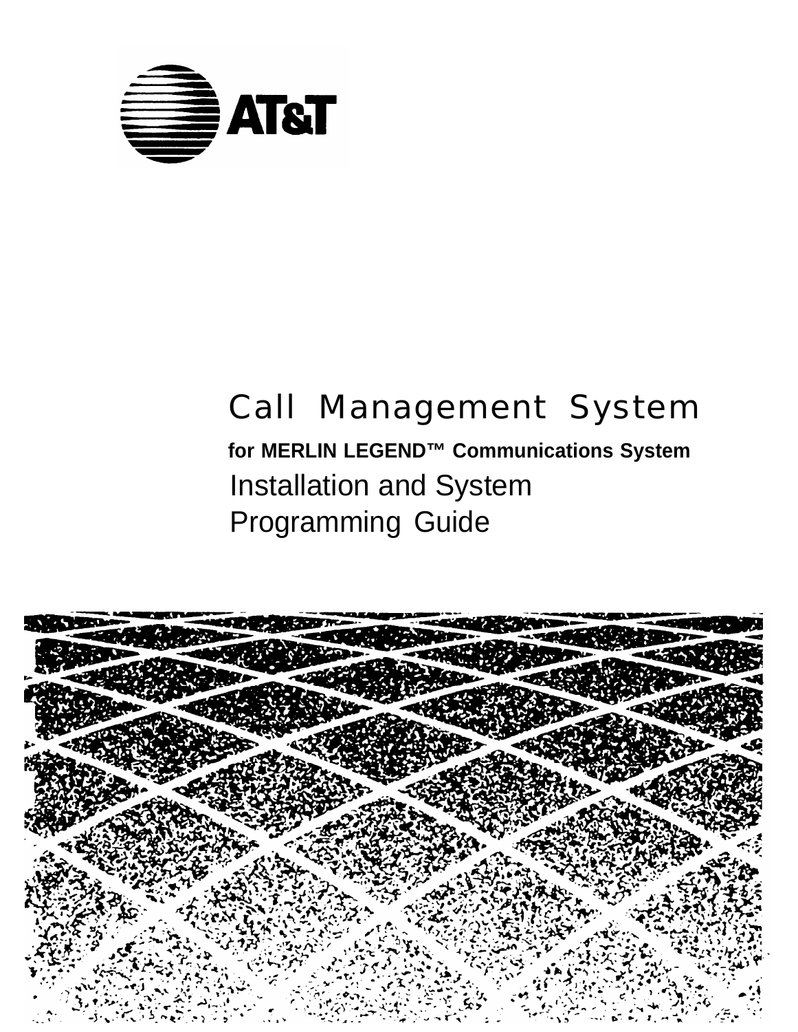AT&T

# Call Management System

**for MERLIN LEGEND™ Communications System**

## Installation and System Programming Guide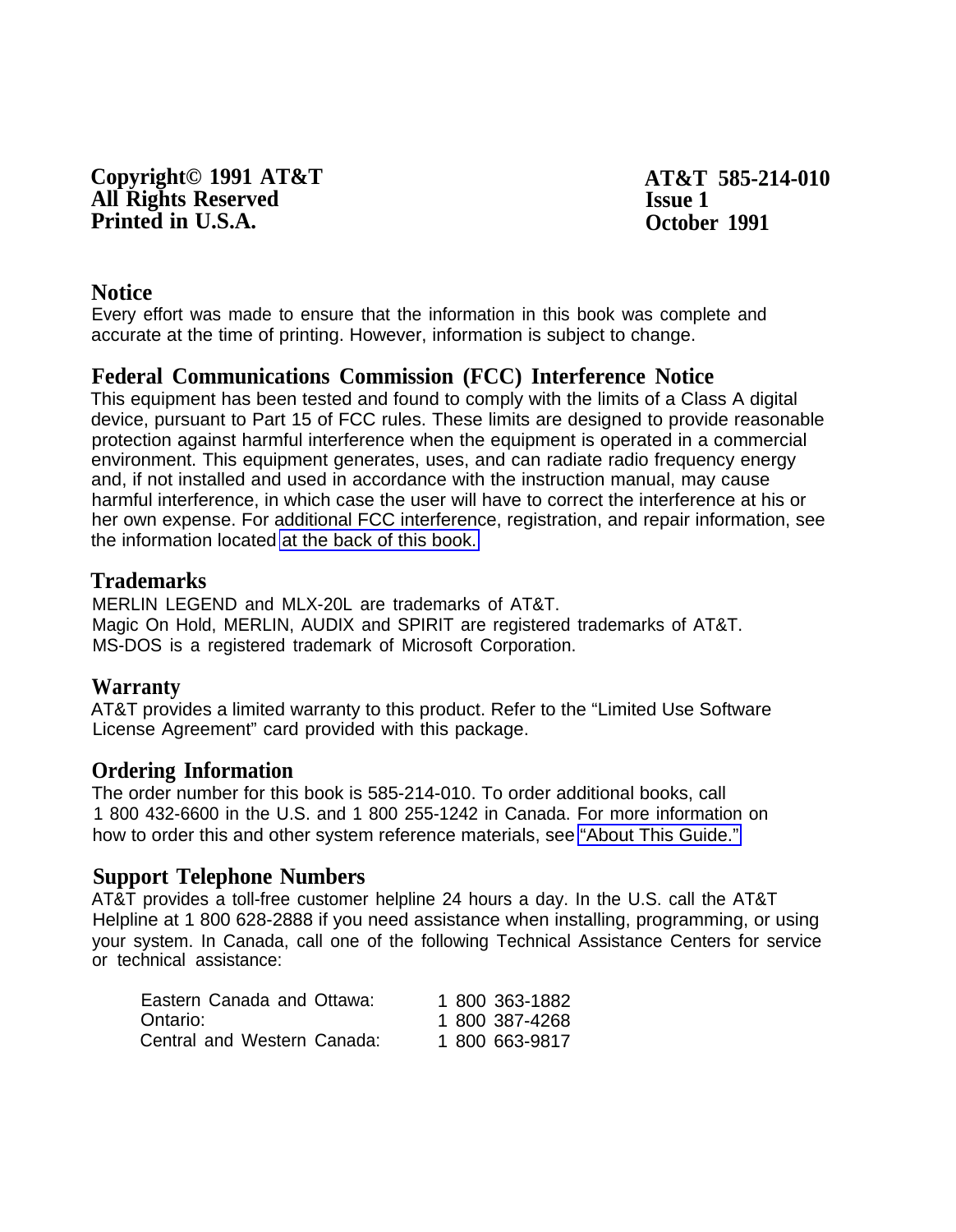**Copyright© 1991 AT&T**
**All Rights Reserved**
**Printed in U.S.A.**

**AT&T 585-214-010**
**Issue 1**
**October 1991**

## Notice

Every effort was made to ensure that the information in this book was complete and accurate at the time of printing. However, information is subject to change.

## Federal Communications Commission (FCC) Interference Notice

This equipment has been tested and found to comply with the limits of a Class A digital device, pursuant to Part 15 of FCC rules. These limits are designed to provide reasonable protection against harmful interference when the equipment is operated in a commercial environment. This equipment generates, uses, and can radiate radio frequency energy and, if not installed and used in accordance with the instruction manual, may cause harmful interference, in which case the user will have to correct the interference at his or her own expense. For additional FCC interference, registration, and repair information, see the information located at the back of this book.

## Trademarks

MERLIN LEGEND and MLX-20L are trademarks of AT&T.
Magic On Hold, MERLIN, AUDIX and SPIRIT are registered trademarks of AT&T.
MS-DOS is a registered trademark of Microsoft Corporation.

## Warranty

AT&T provides a limited warranty to this product. Refer to the “Limited Use Software License Agreement” card provided with this package.

## Ordering Information

The order number for this book is 585-214-010. To order additional books, call 1 800 432-6600 in the U.S. and 1 800 255-1242 in Canada. For more information on how to order this and other system reference materials, see “About This Guide.”

## Support Telephone Numbers

AT&T provides a toll-free customer helpline 24 hours a day. In the U.S. call the AT&T Helpline at 1 800 628-2888 if you need assistance when installing, programming, or using your system. In Canada, call one of the following Technical Assistance Centers for service or technical assistance:

| | |
|---|---|
| Eastern Canada and Ottawa: | 1 800 363-1882 |
| Ontario: | 1 800 387-4268 |
| Central and Western Canada: | 1 800 663-9817 |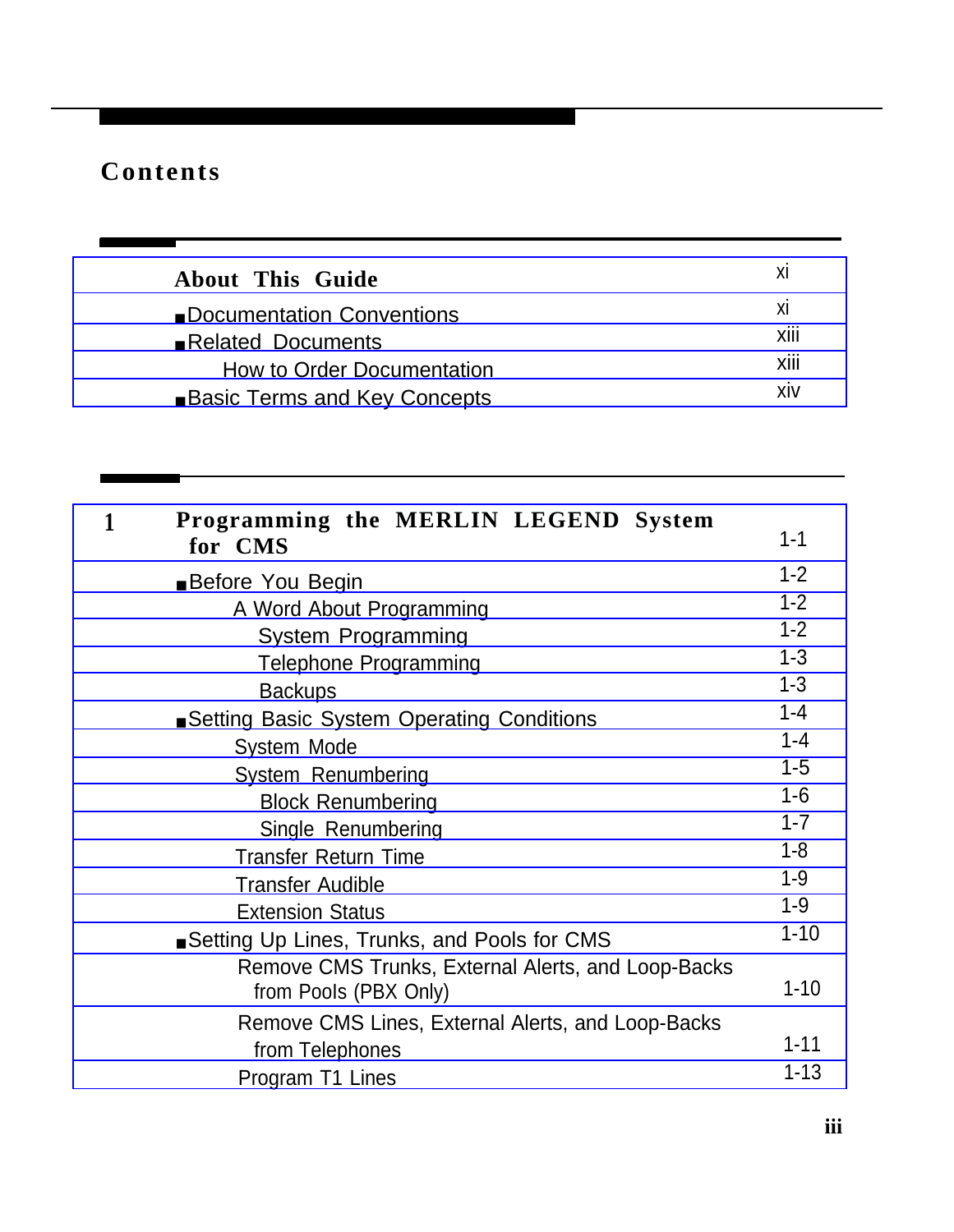# Contents

| About This Guide | xi |
|---|---|
| ■ Documentation Conventions | xi |
| ■ Related Documents | xiii |
| How to Order Documentation | xiii |
| ■ Basic Terms and Key Concepts | xiv |

| 1 Programming the MERLIN LEGEND System for CMS | 1-1 |
|---|---|
| ■ Before You Begin | 1-2 |
| A Word About Programming | 1-2 |
| System Programming | 1-2 |
| Telephone Programming | 1-3 |
| Backups | 1-3 |
| ■ Setting Basic System Operating Conditions | 1-4 |
| System Mode | 1-4 |
| System Renumbering | 1-5 |
| Block Renumbering | 1-6 |
| Single Renumbering | 1-7 |
| Transfer Return Time | 1-8 |
| Transfer Audible | 1-9 |
| Extension Status | 1-9 |
| ■ Setting Up Lines, Trunks, and Pools for CMS | 1-10 |
| Remove CMS Trunks, External Alerts, and Loop-Backs from Pools (PBX Only) | 1-10 |
| Remove CMS Lines, External Alerts, and Loop-Backs from Telephones | 1-11 |
| Program T1 Lines | 1-13 |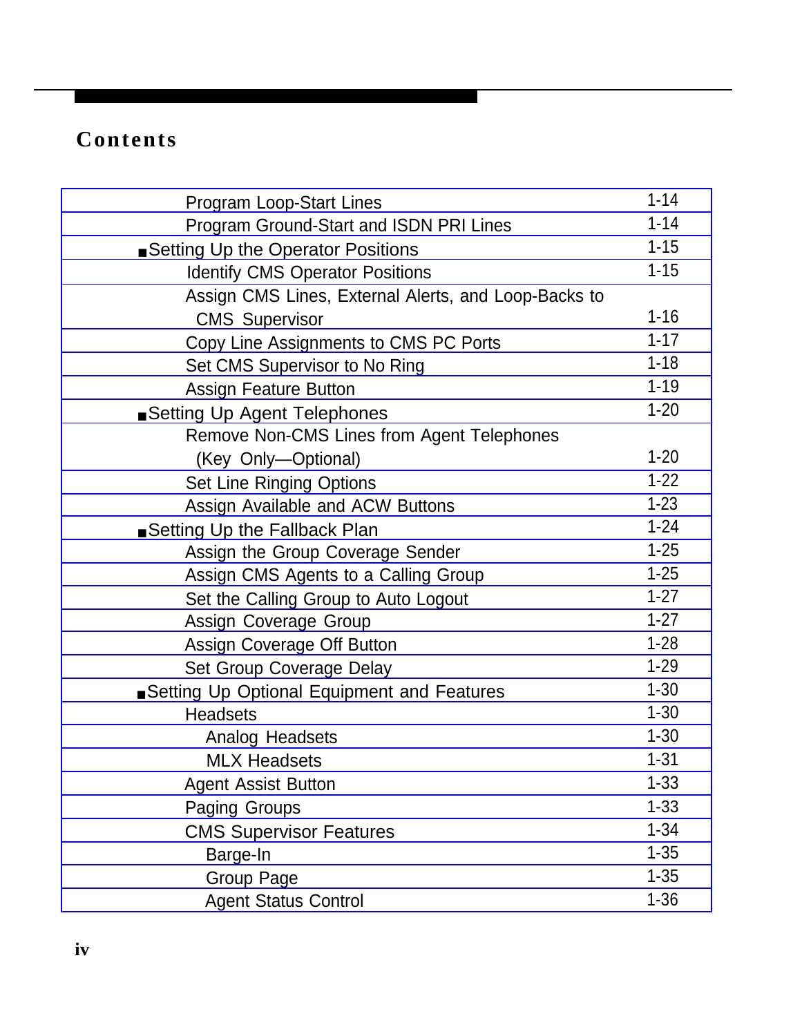# Contents

| | |
|---|---|
| Program Loop-Start Lines | 1-14 |
| Program Ground-Start and ISDN PRI Lines | 1-14 |
| ■ Setting Up the Operator Positions | 1-15 |
| Identify CMS Operator Positions | 1-15 |
| Assign CMS Lines, External Alerts, and Loop-Backs to CMS Supervisor | 1-16 |
| Copy Line Assignments to CMS PC Ports | 1-17 |
| Set CMS Supervisor to No Ring | 1-18 |
| Assign Feature Button | 1-19 |
| ■ Setting Up Agent Telephones | 1-20 |
| Remove Non-CMS Lines from Agent Telephones (Key Only—Optional) | 1-20 |
| Set Line Ringing Options | 1-22 |
| Assign Available and ACW Buttons | 1-23 |
| ■ Setting Up the Fallback Plan | 1-24 |
| Assign the Group Coverage Sender | 1-25 |
| Assign CMS Agents to a Calling Group | 1-25 |
| Set the Calling Group to Auto Logout | 1-27 |
| Assign Coverage Group | 1-27 |
| Assign Coverage Off Button | 1-28 |
| Set Group Coverage Delay | 1-29 |
| ■ Setting Up Optional Equipment and Features | 1-30 |
| Headsets | 1-30 |
| Analog Headsets | 1-30 |
| MLX Headsets | 1-31 |
| Agent Assist Button | 1-33 |
| Paging Groups | 1-33 |
| CMS Supervisor Features | 1-34 |
| Barge-In | 1-35 |
| Group Page | 1-35 |
| Agent Status Control | 1-36 |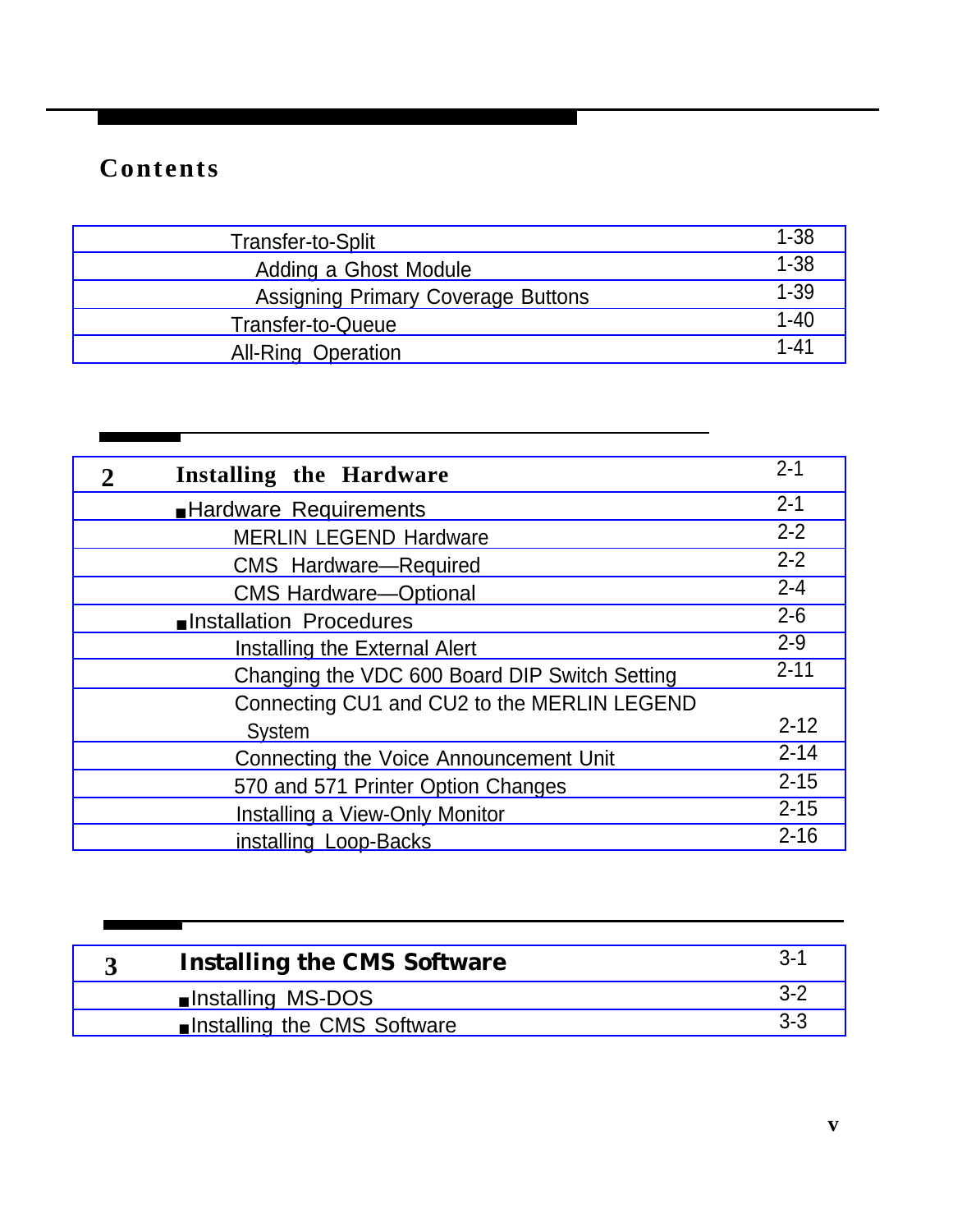# Contents

| | |
|---|---|
| Transfer-to-Split | 1-38 |
| Adding a Ghost Module | 1-38 |
| Assigning Primary Coverage Buttons | 1-39 |
| Transfer-to-Queue | 1-40 |
| All-Ring Operation | 1-41 |

| | | |
|---|---|---|
| **2** | **Installing the Hardware** | 2-1 |
| | ■ Hardware Requirements | 2-1 |
| | MERLIN LEGEND Hardware | 2-2 |
| | CMS Hardware—Required | 2-2 |
| | CMS Hardware—Optional | 2-4 |
| | ■ Installation Procedures | 2-6 |
| | Installing the External Alert | 2-9 |
| | Changing the VDC 600 Board DIP Switch Setting | 2-11 |
| | Connecting CU1 and CU2 to the MERLIN LEGEND System | 2-12 |
| | Connecting the Voice Announcement Unit | 2-14 |
| | 570 and 571 Printer Option Changes | 2-15 |
| | Installing a View-Only Monitor | 2-15 |
| | installing Loop-Backs | 2-16 |

| | | |
|---|---|---|
| **3** | **Installing the CMS Software** | 3-1 |
| | ■ Installing MS-DOS | 3-2 |
| | ■ Installing the CMS Software | 3-3 |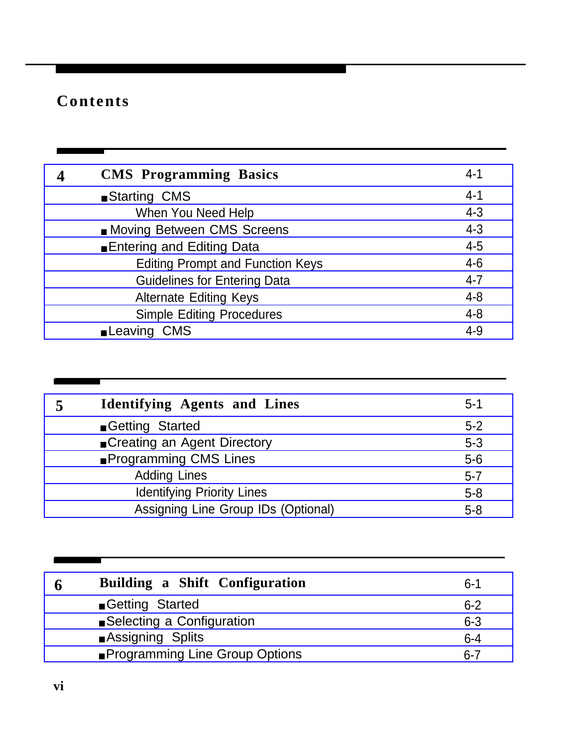# Contents

| 4 | CMS Programming Basics | 4-1 |
|---|---|---|
| | ■ Starting CMS | 4-1 |
| | When You Need Help | 4-3 |
| | ■ Moving Between CMS Screens | 4-3 |
| | ■ Entering and Editing Data | 4-5 |
| | Editing Prompt and Function Keys | 4-6 |
| | Guidelines for Entering Data | 4-7 |
| | Alternate Editing Keys | 4-8 |
| | Simple Editing Procedures | 4-8 |
| | ■ Leaving CMS | 4-9 |

| 5 | Identifying Agents and Lines | 5-1 |
|---|---|---|
| | ■ Getting Started | 5-2 |
| | ■ Creating an Agent Directory | 5-3 |
| | ■ Programming CMS Lines | 5-6 |
| | Adding Lines | 5-7 |
| | Identifying Priority Lines | 5-8 |
| | Assigning Line Group IDs (Optional) | 5-8 |

| 6 | Building a Shift Configuration | 6-1 |
|---|---|---|
| | ■ Getting Started | 6-2 |
| | ■ Selecting a Configuration | 6-3 |
| | ■ Assigning Splits | 6-4 |
| | ■ Programming Line Group Options | 6-7 |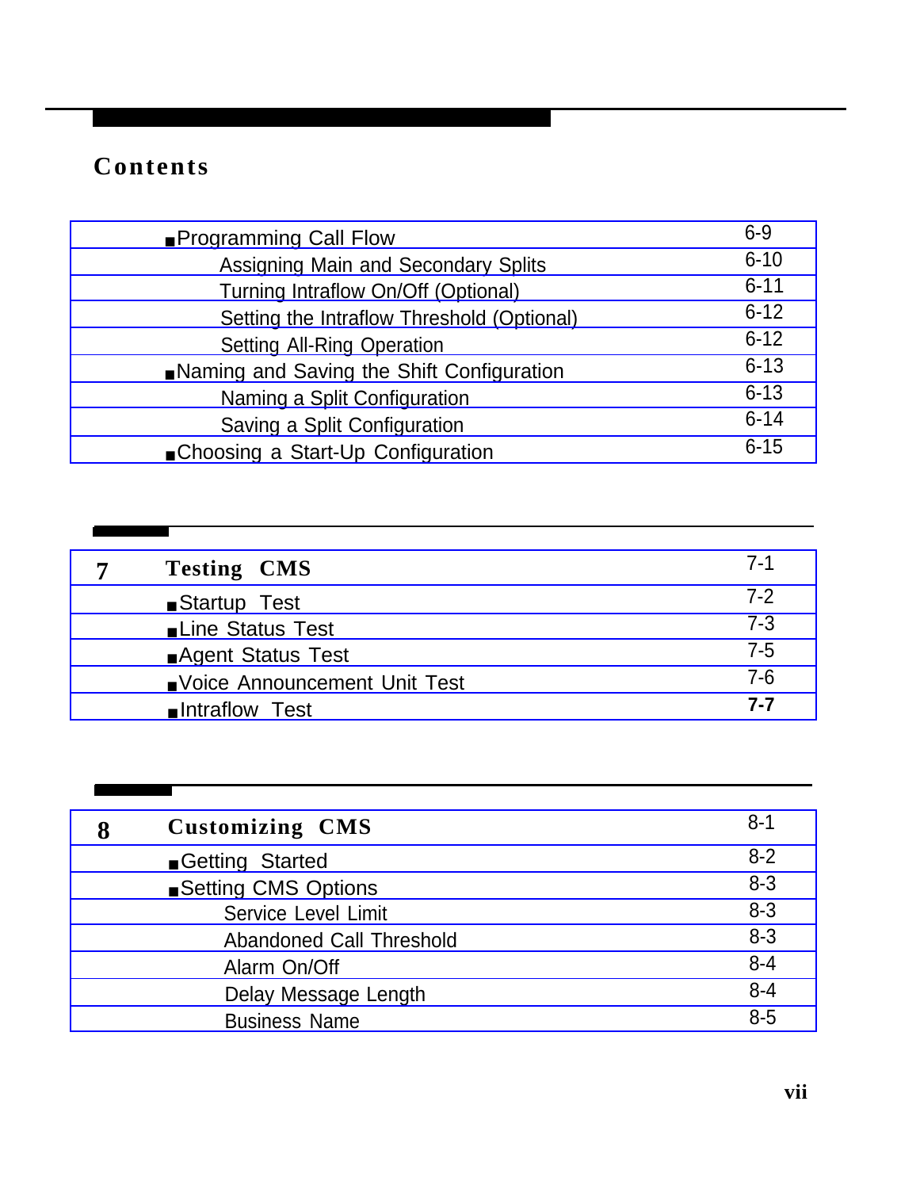# Contents

| | | |
|---|---|---|
| | ■ Programming Call Flow | 6-9 |
| | Assigning Main and Secondary Splits | 6-10 |
| | Turning Intraflow On/Off (Optional) | 6-11 |
| | Setting the Intraflow Threshold (Optional) | 6-12 |
| | Setting All-Ring Operation | 6-12 |
| | ■ Naming and Saving the Shift Configuration | 6-13 |
| | Naming a Split Configuration | 6-13 |
| | Saving a Split Configuration | 6-14 |
| | ■ Choosing a Start-Up Configuration | 6-15 |

| | | |
|---|---|---|
| **7** | **Testing CMS** | 7-1 |
| | ■ Startup Test | 7-2 |
| | ■ Line Status Test | 7-3 |
| | ■ Agent Status Test | 7-5 |
| | ■ Voice Announcement Unit Test | 7-6 |
| | ■ Intraflow Test | **7-7** |

| | | |
|---|---|---|
| **8** | **Customizing CMS** | 8-1 |
| | ■ Getting Started | 8-2 |
| | ■ Setting CMS Options | 8-3 |
| | Service Level Limit | 8-3 |
| | Abandoned Call Threshold | 8-3 |
| | Alarm On/Off | 8-4 |
| | Delay Message Length | 8-4 |
| | Business Name | 8-5 |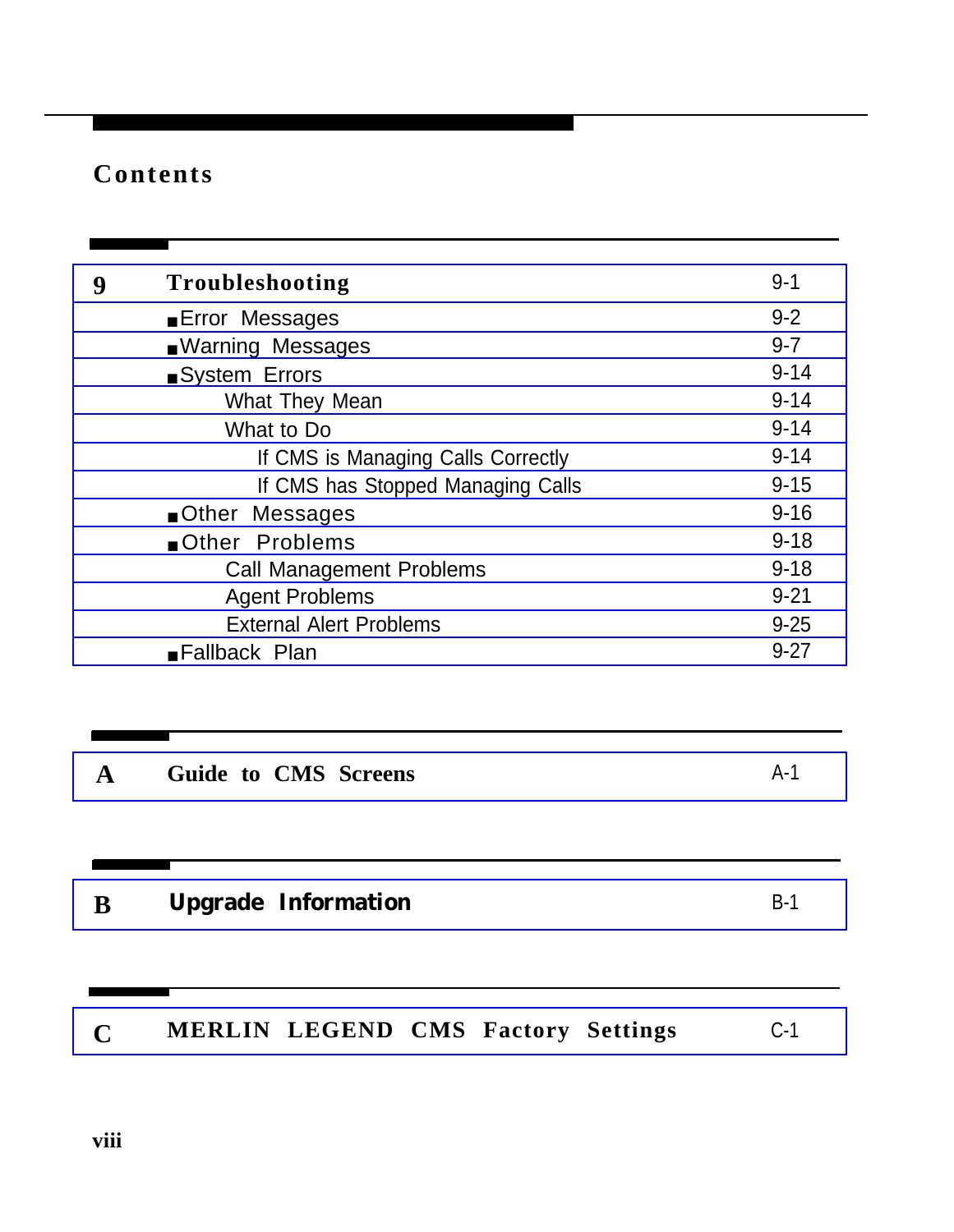## Contents

| 9 | **Troubleshooting** | 9-1 |
|---|---|---|
| | ■ Error Messages | 9-2 |
| | ■ Warning Messages | 9-7 |
| | ■ System Errors | 9-14 |
| | What They Mean | 9-14 |
| | What to Do | 9-14 |
| | If CMS is Managing Calls Correctly | 9-14 |
| | If CMS has Stopped Managing Calls | 9-15 |
| | ■ Other Messages | 9-16 |
| | ■ Other Problems | 9-18 |
| | Call Management Problems | 9-18 |
| | Agent Problems | 9-21 |
| | External Alert Problems | 9-25 |
| | ■ Fallback Plan | 9-27 |

| A | **Guide to CMS Screens** | A-1 |
|---|---|---|

| B | **Upgrade Information** | B-1 |
|---|---|---|

| C | **MERLIN LEGEND CMS Factory Settings** | C-1 |
|---|---|---|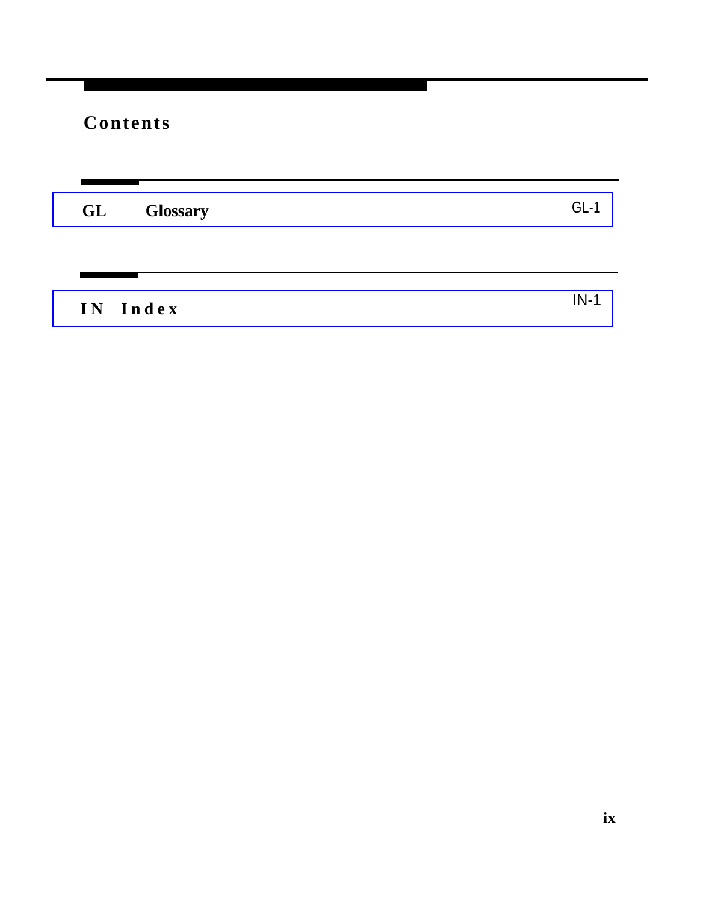# Contents

| | | |
|---|---|---|
| GL | Glossary | GL-1 |
| IN | Index | IN-1 |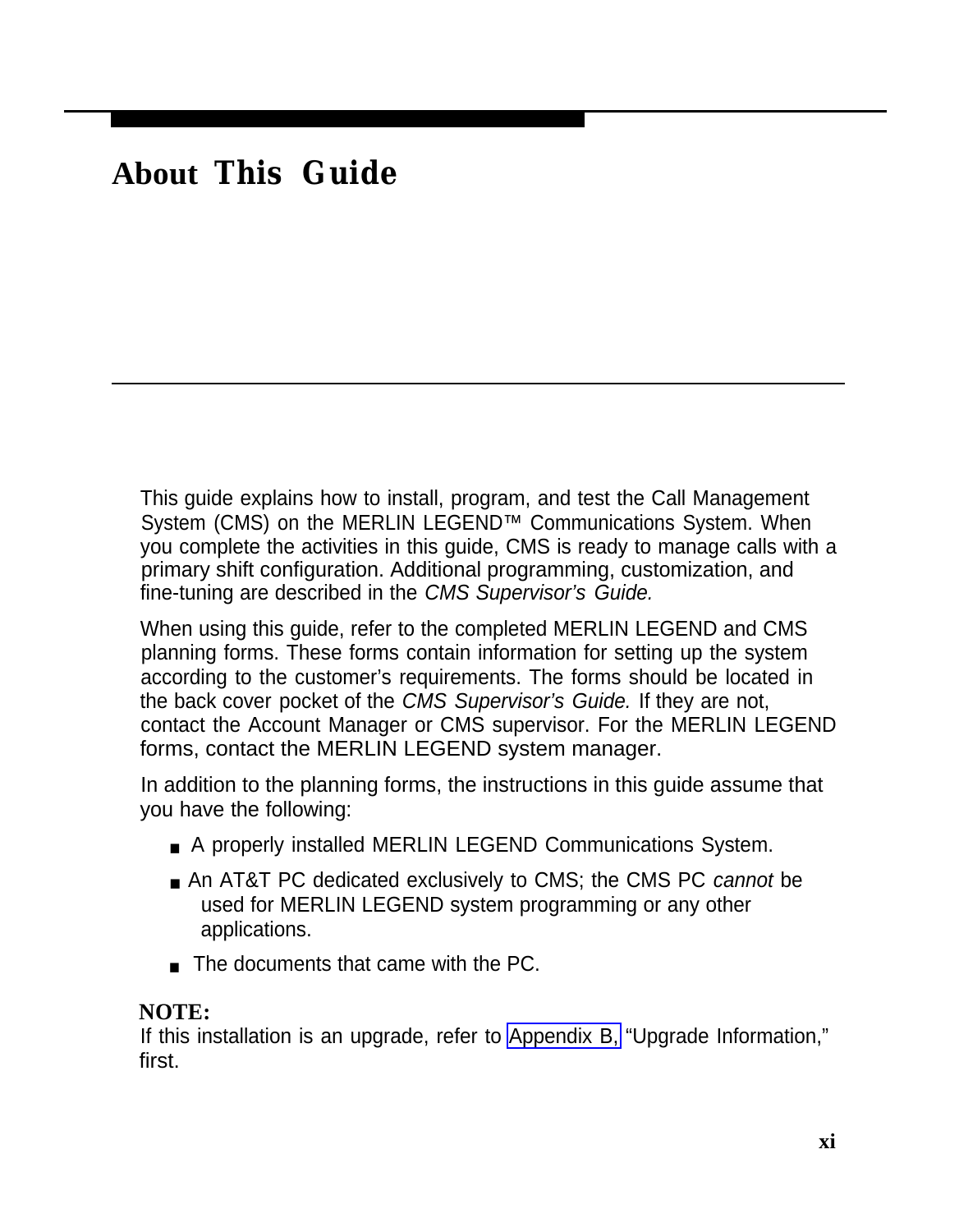# About This Guide

This guide explains how to install, program, and test the Call Management System (CMS) on the MERLIN LEGEND™ Communications System. When you complete the activities in this guide, CMS is ready to manage calls with a primary shift configuration. Additional programming, customization, and fine-tuning are described in the *CMS Supervisor's Guide.*

When using this guide, refer to the completed MERLIN LEGEND and CMS planning forms. These forms contain information for setting up the system according to the customer's requirements. The forms should be located in the back cover pocket of the *CMS Supervisor's Guide.* If they are not, contact the Account Manager or CMS supervisor. For the MERLIN LEGEND forms, contact the MERLIN LEGEND system manager.

In addition to the planning forms, the instructions in this guide assume that you have the following:

- A properly installed MERLIN LEGEND Communications System.
- An AT&T PC dedicated exclusively to CMS; the CMS PC *cannot* be used for MERLIN LEGEND system programming or any other applications.
- The documents that came with the PC.

**NOTE:**
If this installation is an upgrade, refer to Appendix B, "Upgrade Information," first.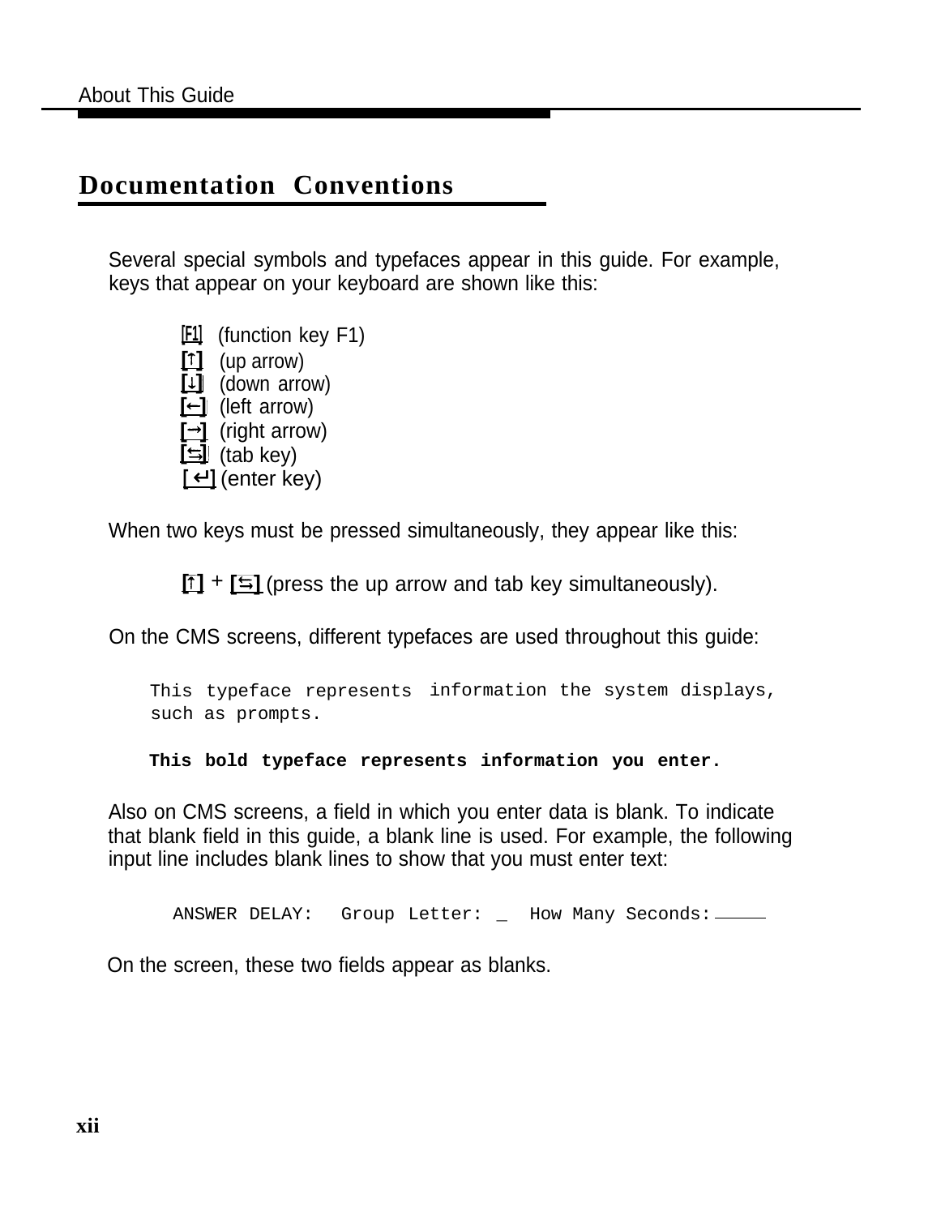## Documentation Conventions

Several special symbols and typefaces appear in this guide. For example, keys that appear on your keyboard are shown like this:

- [F1] (function key F1)
- [↑] (up arrow)
- [↓] (down arrow)
- [←] (left arrow)
- [→] (right arrow)
- [⇆] (tab key)
- [↵] (enter key)

When two keys must be pressed simultaneously, they appear like this:

[↑] + [⇆] (press the up arrow and tab key simultaneously).

On the CMS screens, different typefaces are used throughout this guide:

```
This typeface represents information the system displays,
such as prompts.
```

**`This bold typeface represents information you enter.`**

Also on CMS screens, a field in which you enter data is blank. To indicate that blank field in this guide, a blank line is used. For example, the following input line includes blank lines to show that you must enter text:

```
ANSWER DELAY:   Group Letter: _  How Many Seconds: _____
```

On the screen, these two fields appear as blanks.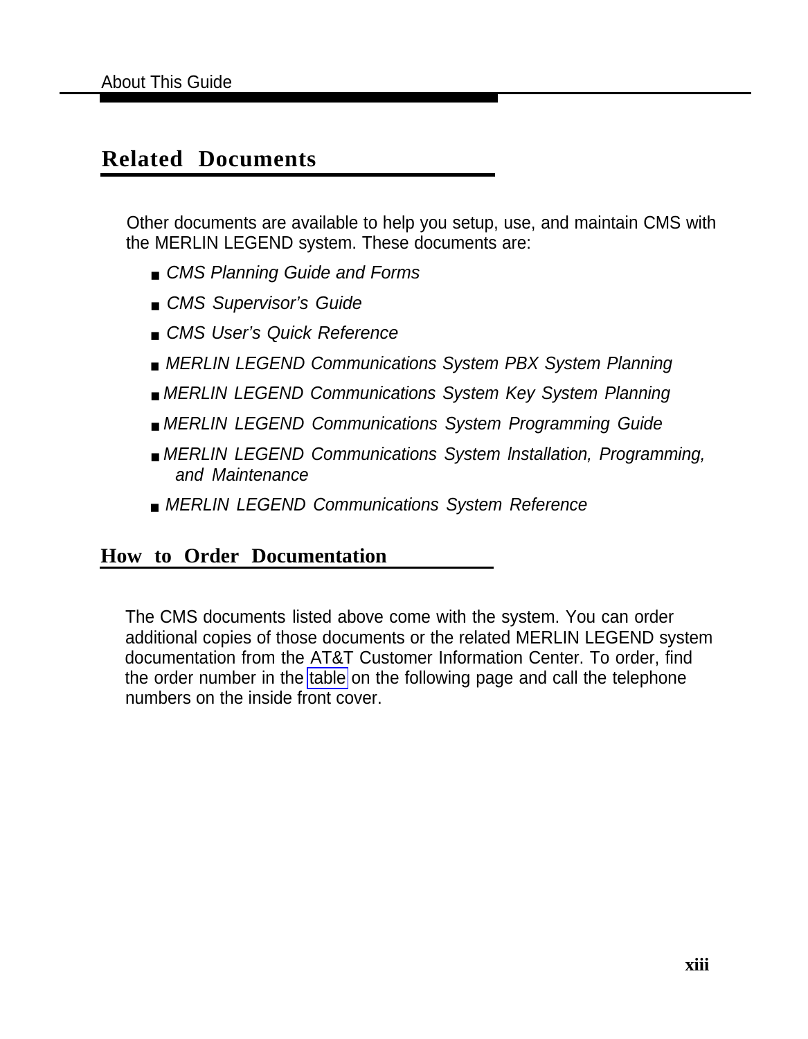## Related Documents

Other documents are available to help you setup, use, and maintain CMS with the MERLIN LEGEND system. These documents are:

- *CMS Planning Guide and Forms*
- *CMS Supervisor's Guide*
- *CMS User's Quick Reference*
- *MERLIN LEGEND Communications System PBX System Planning*
- *MERLIN LEGEND Communications System Key System Planning*
- *MERLIN LEGEND Communications System Programming Guide*
- *MERLIN LEGEND Communications System lnstallation, Programming, and Maintenance*
- *MERLIN LEGEND Communications System Reference*

## How to Order Documentation

The CMS documents listed above come with the system. You can order additional copies of those documents or the related MERLIN LEGEND system documentation from the AT&T Customer Information Center. To order, find the order number in the table on the following page and call the telephone numbers on the inside front cover.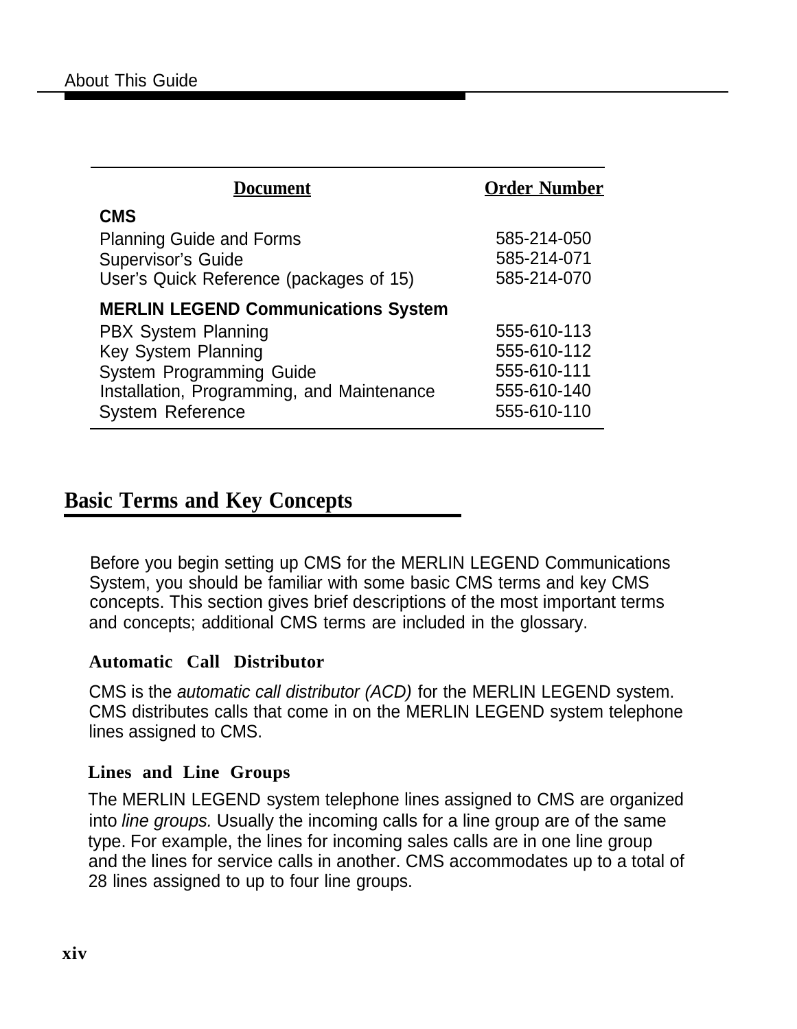| Document | Order Number |
|---|---|
| **CMS** | |
| Planning Guide and Forms | 585-214-050 |
| Supervisor's Guide | 585-214-071 |
| User's Quick Reference (packages of 15) | 585-214-070 |
| **MERLIN LEGEND Communications System** | |
| PBX System Planning | 555-610-113 |
| Key System Planning | 555-610-112 |
| System Programming Guide | 555-610-111 |
| Installation, Programming, and Maintenance | 555-610-140 |
| System Reference | 555-610-110 |

## Basic Terms and Key Concepts

Before you begin setting up CMS for the MERLIN LEGEND Communications System, you should be familiar with some basic CMS terms and key CMS concepts. This section gives brief descriptions of the most important terms and concepts; additional CMS terms are included in the glossary.

### Automatic Call Distributor

CMS is the *automatic call distributor (ACD)* for the MERLIN LEGEND system. CMS distributes calls that come in on the MERLIN LEGEND system telephone lines assigned to CMS.

### Lines and Line Groups

The MERLIN LEGEND system telephone lines assigned to CMS are organized into *line groups.* Usually the incoming calls for a line group are of the same type. For example, the lines for incoming sales calls are in one line group and the lines for service calls in another. CMS accommodates up to a total of 28 lines assigned to up to four line groups.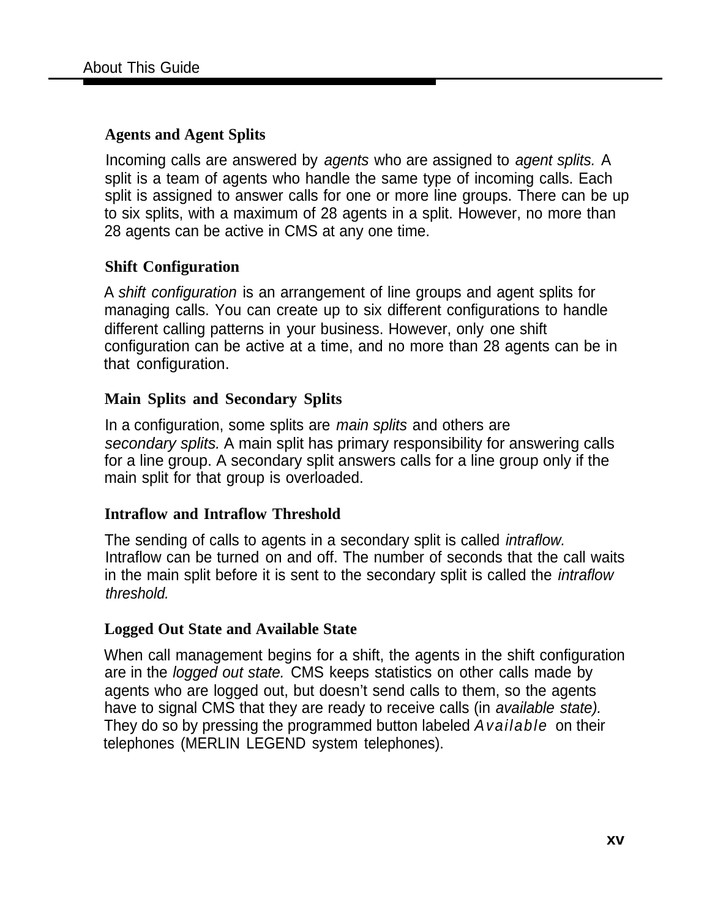### Agents and Agent Splits

Incoming calls are answered by *agents* who are assigned to *agent splits.* A split is a team of agents who handle the same type of incoming calls. Each split is assigned to answer calls for one or more line groups. There can be up to six splits, with a maximum of 28 agents in a split. However, no more than 28 agents can be active in CMS at any one time.

### Shift Configuration

A *shift configuration* is an arrangement of line groups and agent splits for managing calls. You can create up to six different configurations to handle different calling patterns in your business. However, only one shift configuration can be active at a time, and no more than 28 agents can be in that configuration.

### Main Splits and Secondary Splits

In a configuration, some splits are *main splits* and others are *secondary splits.* A main split has primary responsibility for answering calls for a line group. A secondary split answers calls for a line group only if the main split for that group is overloaded.

### Intraflow and Intraflow Threshold

The sending of calls to agents in a secondary split is called *intraflow.* Intraflow can be turned on and off. The number of seconds that the call waits in the main split before it is sent to the secondary split is called the *intraflow threshold.*

### Logged Out State and Available State

When call management begins for a shift, the agents in the shift configuration are in the *logged out state.* CMS keeps statistics on other calls made by agents who are logged out, but doesn't send calls to them, so the agents have to signal CMS that they are ready to receive calls (in *available state).* They do so by pressing the programmed button labeled *Available* on their telephones (MERLIN LEGEND system telephones).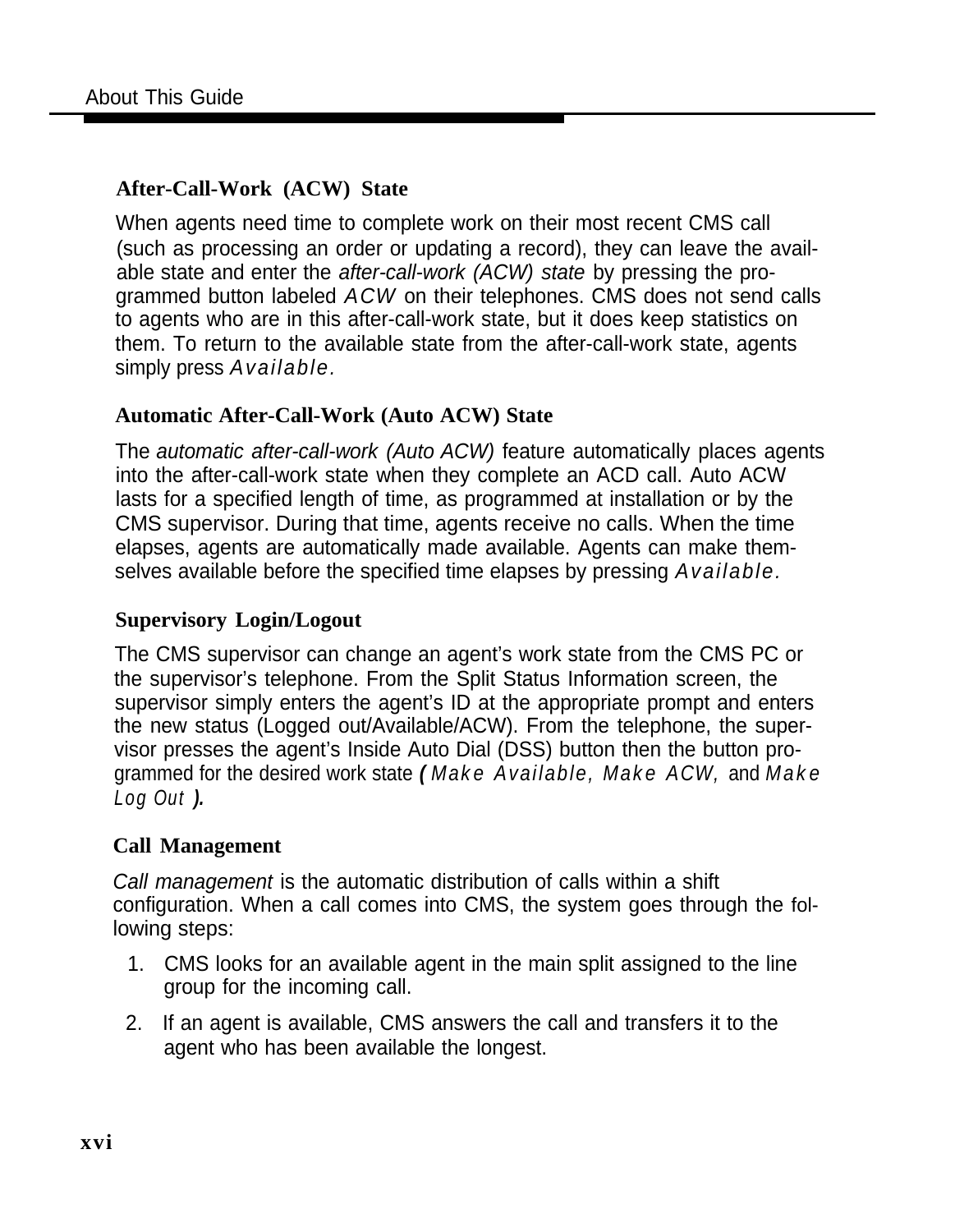### After-Call-Work (ACW) State

When agents need time to complete work on their most recent CMS call (such as processing an order or updating a record), they can leave the available state and enter the *after-call-work (ACW) state* by pressing the programmed button labeled *ACW* on their telephones. CMS does not send calls to agents who are in this after-call-work state, but it does keep statistics on them. To return to the available state from the after-call-work state, agents simply press *Available.*

### Automatic After-Call-Work (Auto ACW) State

The *automatic after-call-work (Auto ACW)* feature automatically places agents into the after-call-work state when they complete an ACD call. Auto ACW lasts for a specified length of time, as programmed at installation or by the CMS supervisor. During that time, agents receive no calls. When the time elapses, agents are automatically made available. Agents can make themselves available before the specified time elapses by pressing *Available.*

### Supervisory Login/Logout

The CMS supervisor can change an agent's work state from the CMS PC or the supervisor's telephone. From the Split Status Information screen, the supervisor simply enters the agent's ID at the appropriate prompt and enters the new status (Logged out/Available/ACW). From the telephone, the supervisor presses the agent's Inside Auto Dial (DSS) button then the button programmed for the desired work state (*Make Available, Make ACW,* and *Make Log Out*).

### Call Management

*Call management* is the automatic distribution of calls within a shift configuration. When a call comes into CMS, the system goes through the following steps:

1. CMS looks for an available agent in the main split assigned to the line group for the incoming call.
2. If an agent is available, CMS answers the call and transfers it to the agent who has been available the longest.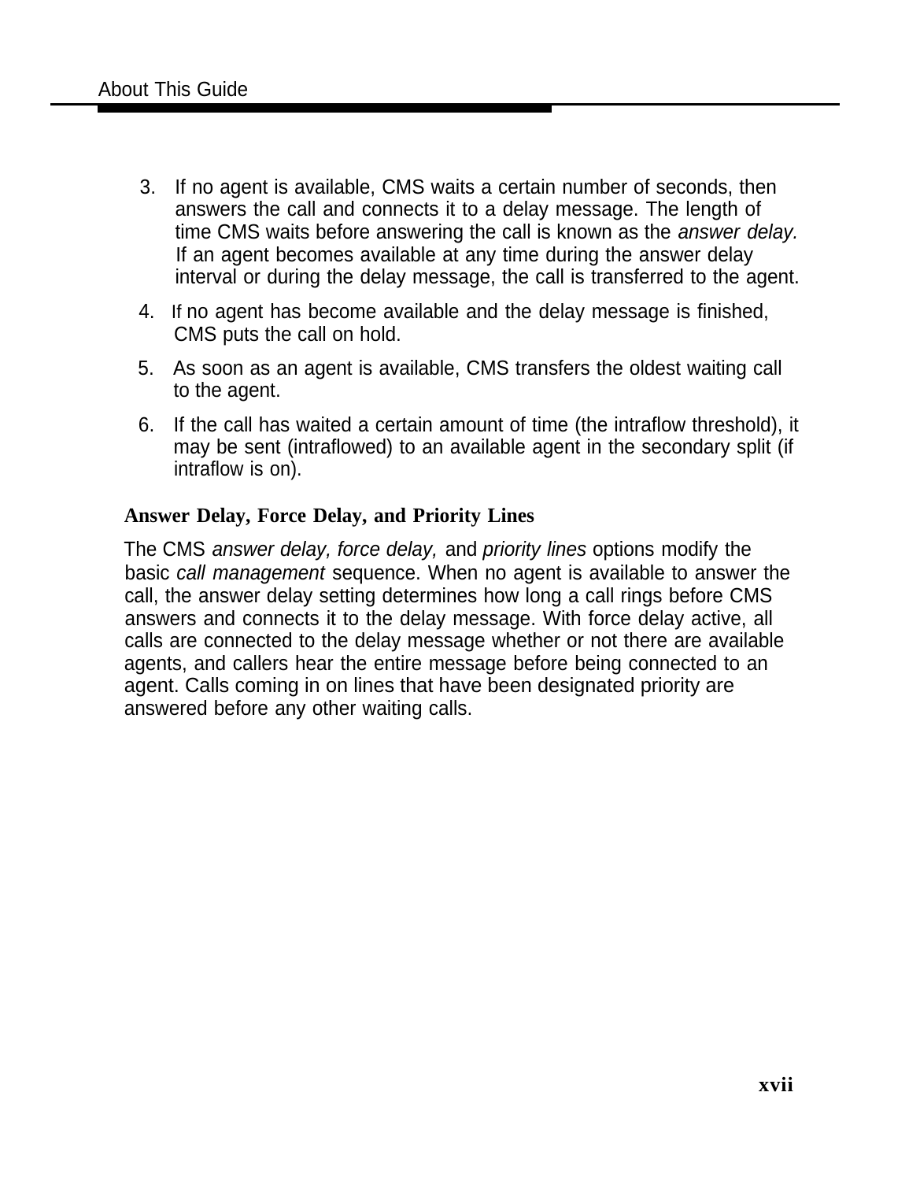3. If no agent is available, CMS waits a certain number of seconds, then answers the call and connects it to a delay message. The length of time CMS waits before answering the call is known as the *answer delay.* If an agent becomes available at any time during the answer delay interval or during the delay message, the call is transferred to the agent.
4. If no agent has become available and the delay message is finished, CMS puts the call on hold.
5. As soon as an agent is available, CMS transfers the oldest waiting call to the agent.
6. If the call has waited a certain amount of time (the intraflow threshold), it may be sent (intraflowed) to an available agent in the secondary split (if intraflow is on).

### Answer Delay, Force Delay, and Priority Lines

The CMS *answer delay, force delay,* and *priority lines* options modify the basic *call management* sequence. When no agent is available to answer the call, the answer delay setting determines how long a call rings before CMS answers and connects it to the delay message. With force delay active, all calls are connected to the delay message whether or not there are available agents, and callers hear the entire message before being connected to an agent. Calls coming in on lines that have been designated priority are answered before any other waiting calls.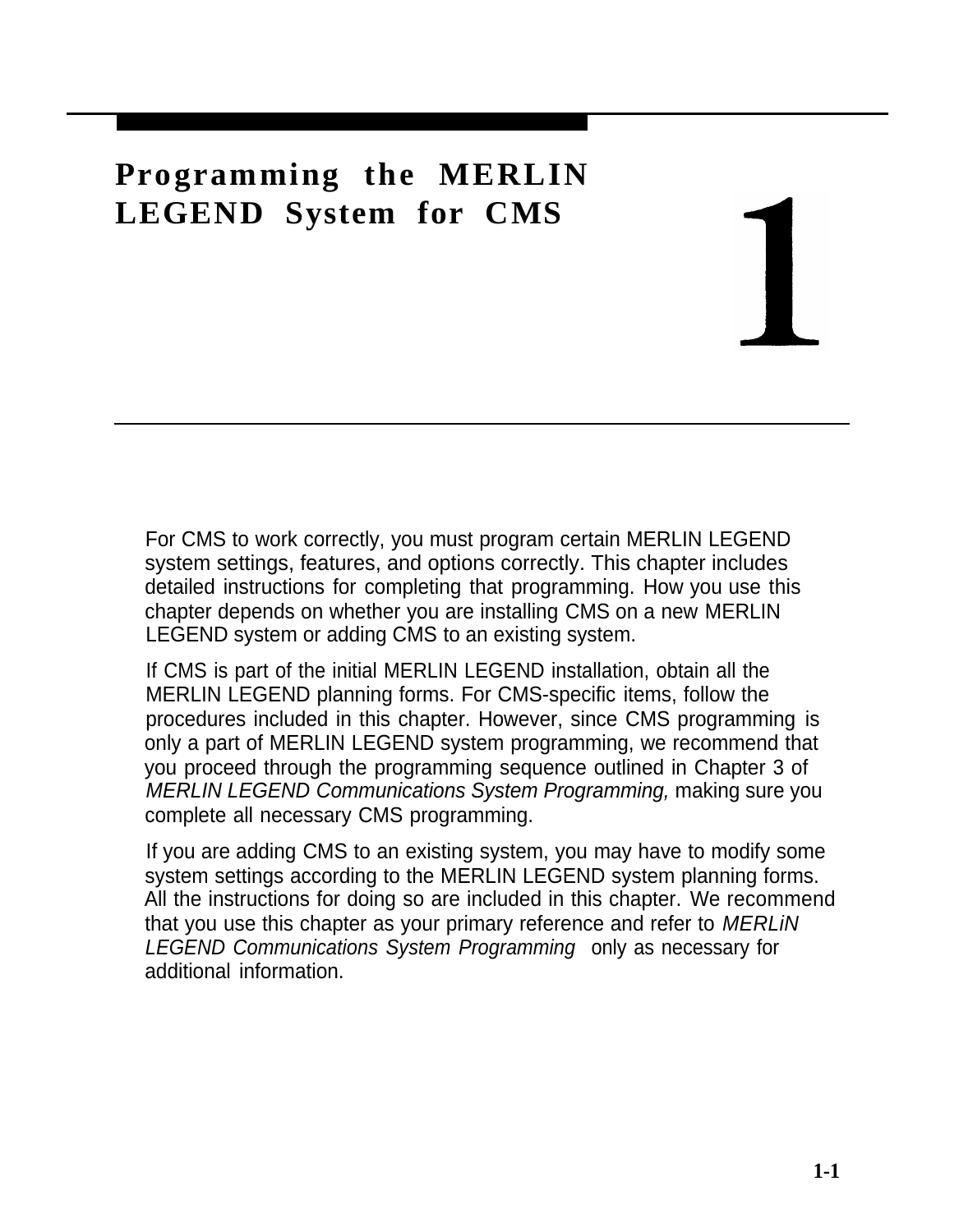# 1 Programming the MERLIN LEGEND System for CMS

For CMS to work correctly, you must program certain MERLIN LEGEND system settings, features, and options correctly. This chapter includes detailed instructions for completing that programming. How you use this chapter depends on whether you are installing CMS on a new MERLIN LEGEND system or adding CMS to an existing system.

If CMS is part of the initial MERLIN LEGEND installation, obtain all the MERLIN LEGEND planning forms. For CMS-specific items, follow the procedures included in this chapter. However, since CMS programming is only a part of MERLIN LEGEND system programming, we recommend that you proceed through the programming sequence outlined in Chapter 3 of *MERLIN LEGEND Communications System Programming,* making sure you complete all necessary CMS programming.

If you are adding CMS to an existing system, you may have to modify some system settings according to the MERLIN LEGEND system planning forms. All the instructions for doing so are included in this chapter. We recommend that you use this chapter as your primary reference and refer to *MERLiN LEGEND Communications System Programming* only as necessary for additional information.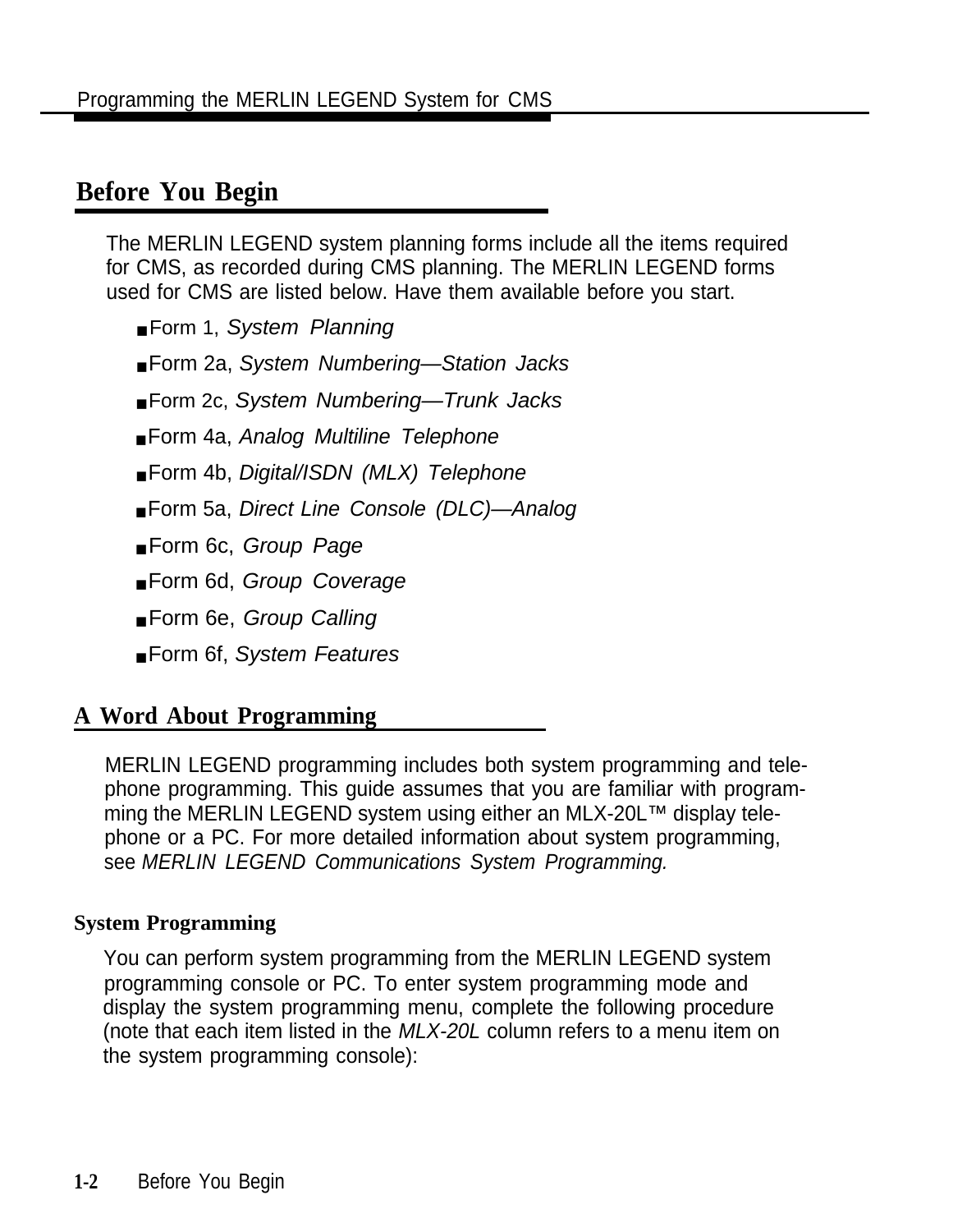## Before You Begin

The MERLIN LEGEND system planning forms include all the items required for CMS, as recorded during CMS planning. The MERLIN LEGEND forms used for CMS are listed below. Have them available before you start.

- Form 1, *System Planning*
- Form 2a, *System Numbering—Station Jacks*
- Form 2c, *System Numbering—Trunk Jacks*
- Form 4a, *Analog Multiline Telephone*
- Form 4b, *Digital/ISDN (MLX) Telephone*
- Form 5a, *Direct Line Console (DLC)—Analog*
- Form 6c, *Group Page*
- Form 6d, *Group Coverage*
- Form 6e, *Group Calling*
- Form 6f, *System Features*

## A Word About Programming

MERLIN LEGEND programming includes both system programming and telephone programming. This guide assumes that you are familiar with programming the MERLIN LEGEND system using either an MLX-20L™ display telephone or a PC. For more detailed information about system programming, see *MERLIN LEGEND Communications System Programming.*

### System Programming

You can perform system programming from the MERLIN LEGEND system programming console or PC. To enter system programming mode and display the system programming menu, complete the following procedure (note that each item listed in the *MLX-20L* column refers to a menu item on the system programming console):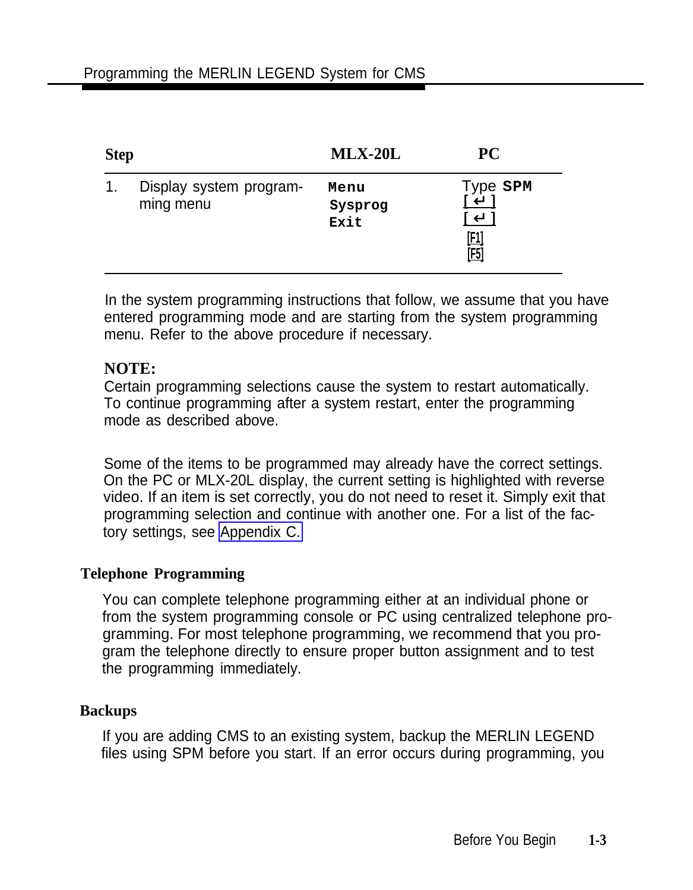| Step | | MLX-20L | PC |
|---|---|---|---|
| 1. | Display system programming menu | `Menu`<br>`Sysprog`<br>`Exit` | Type **SPM**<br>[↵]<br>[↵]<br>[F1]<br>[F5] |

In the system programming instructions that follow, we assume that you have entered programming mode and are starting from the system programming menu. Refer to the above procedure if necessary.

**NOTE:**
Certain programming selections cause the system to restart automatically. To continue programming after a system restart, enter the programming mode as described above.

Some of the items to be programmed may already have the correct settings. On the PC or MLX-20L display, the current setting is highlighted with reverse video. If an item is set correctly, you do not need to reset it. Simply exit that programming selection and continue with another one. For a list of the factory settings, see Appendix C.

### Telephone Programming

You can complete telephone programming either at an individual phone or from the system programming console or PC using centralized telephone programming. For most telephone programming, we recommend that you program the telephone directly to ensure proper button assignment and to test the programming immediately.

### Backups

If you are adding CMS to an existing system, backup the MERLIN LEGEND files using SPM before you start. If an error occurs during programming, you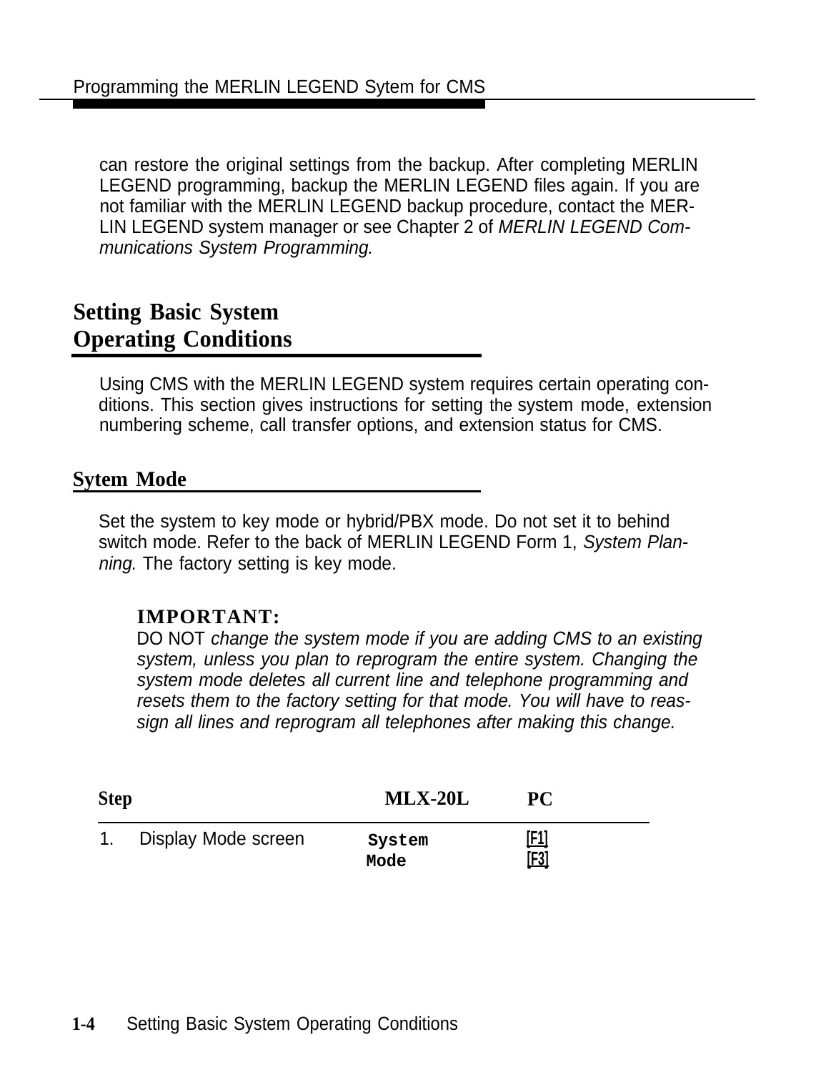can restore the original settings from the backup. After completing MERLIN LEGEND programming, backup the MERLIN LEGEND files again. If you are not familiar with the MERLIN LEGEND backup procedure, contact the MERLIN LEGEND system manager or see Chapter 2 of *MERLIN LEGEND Communications System Programming.*

## Setting Basic System Operating Conditions

Using CMS with the MERLIN LEGEND system requires certain operating conditions. This section gives instructions for setting the system mode, extension numbering scheme, call transfer options, and extension status for CMS.

### Sytem Mode

Set the system to key mode or hybrid/PBX mode. Do not set it to behind switch mode. Refer to the back of MERLIN LEGEND Form 1, *System Planning.* The factory setting is key mode.

**IMPORTANT:**
DO NOT *change the system mode if you are adding CMS to an existing system, unless you plan to reprogram the entire system. Changing the system mode deletes all current line and telephone programming and resets them to the factory setting for that mode. You will have to reassign all lines and reprogram all telephones after making this change.*

| Step | MLX-20L | PC |
|---|---|---|
| 1. Display Mode screen | `System` `Mode` | [F1] [F3] |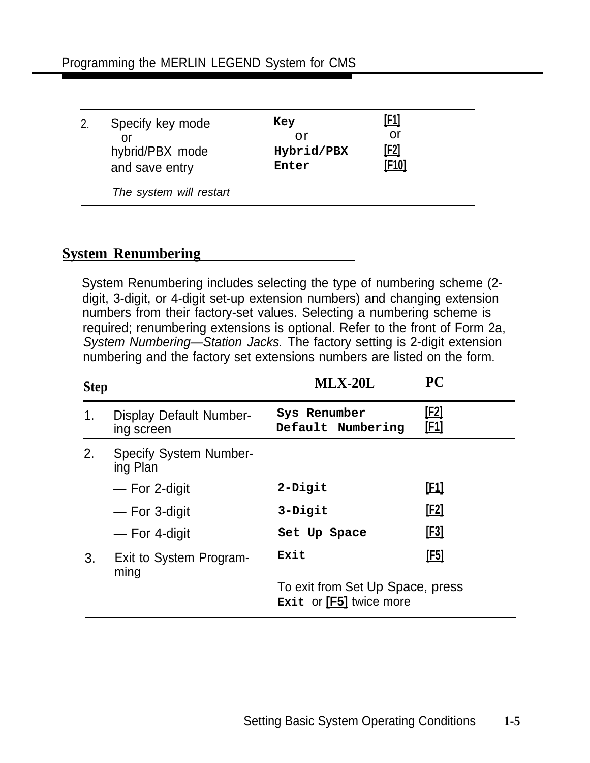| | | | |
|---|---|---|---|
| 2. | Specify key mode or hybrid/PBX mode and save entry *The system will restart* | `Key` or `Hybrid/PBX` `Enter` | [F1] or [F2] [F10] |

## System Renumbering

System Renumbering includes selecting the type of numbering scheme (2-digit, 3-digit, or 4-digit set-up extension numbers) and changing extension numbers from their factory-set values. Selecting a numbering scheme is required; renumbering extensions is optional. Refer to the front of Form 2a, *System Numbering—Station Jacks.* The factory setting is 2-digit extension numbering and the factory set extensions numbers are listed on the form.

| Step | | MLX-20L | PC |
|---|---|---|---|
| 1. | Display Default Numbering screen | `Sys Renumber` `Default Numbering` | [F2] [F1] |
| 2. | Specify System Numbering Plan | | |
| | — For 2-digit | `2-Digit` | [F1] |
| | — For 3-digit | `3-Digit` | [F2] |
| | — For 4-digit | `Set Up Space` | [F3] |
| 3. | Exit to System Programming | `Exit` | [F5] |
| | | To exit from Set Up Space, press `Exit` or **[F5]** twice more | |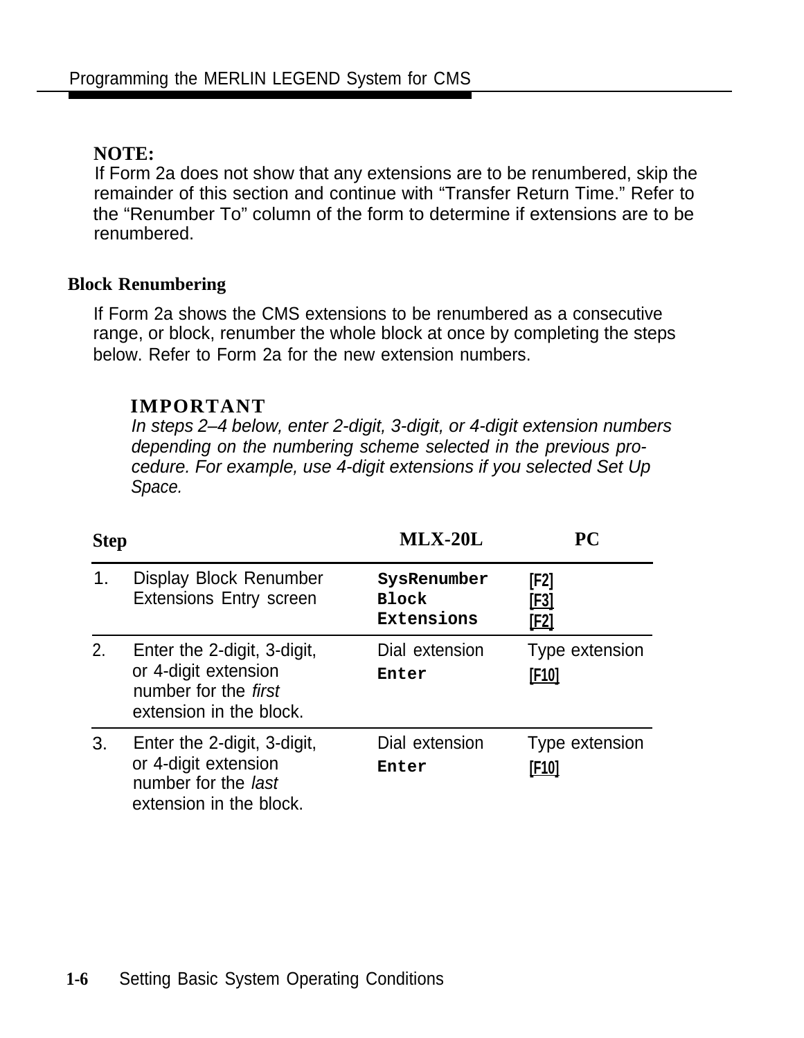**NOTE:**
If Form 2a does not show that any extensions are to be renumbered, skip the remainder of this section and continue with “Transfer Return Time.” Refer to the “Renumber To” column of the form to determine if extensions are to be renumbered.

### Block Renumbering

If Form 2a shows the CMS extensions to be renumbered as a consecutive range, or block, renumber the whole block at once by completing the steps below. Refer to Form 2a for the new extension numbers.

**IMPORTANT**
*In steps 2–4 below, enter 2-digit, 3-digit, or 4-digit extension numbers depending on the numbering scheme selected in the previous procedure. For example, use 4-digit extensions if you selected Set Up Space.*

| Step | | MLX-20L | PC |
|---|---|---|---|
| 1. | Display Block Renumber Extensions Entry screen | `SysRenumber` `Block` `Extensions` | [F2] [F3] [F2] |
| 2. | Enter the 2-digit, 3-digit, or 4-digit extension number for the *first* extension in the block. | Dial extension `Enter` | Type extension [F10] |
| 3. | Enter the 2-digit, 3-digit, or 4-digit extension number for the *last* extension in the block. | Dial extension `Enter` | Type extension [F10] |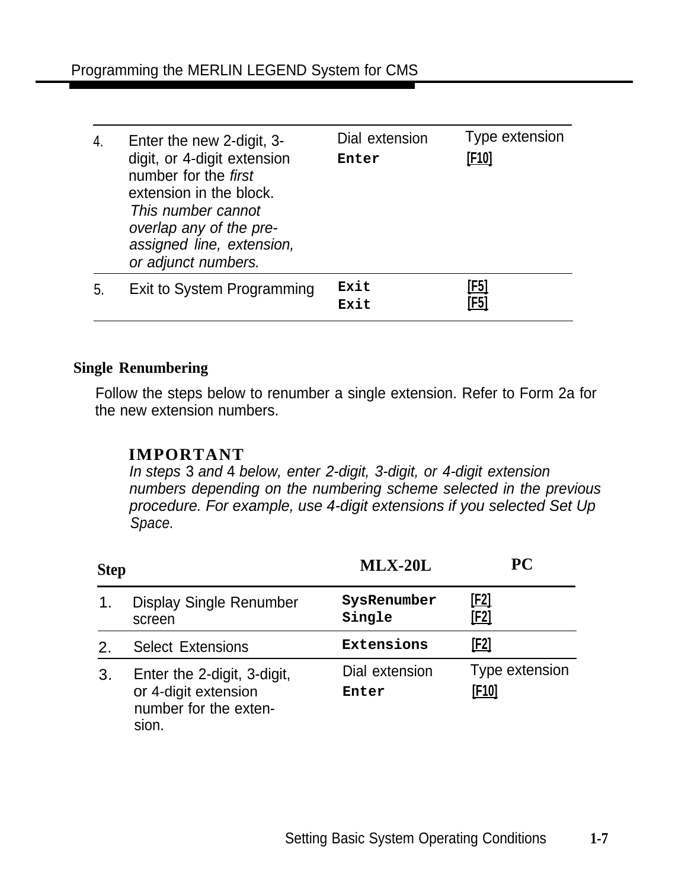| | | | |
|---|---|---|---|
| 4. | Enter the new 2-digit, 3-digit, or 4-digit extension number for the *first* extension in the block. *This number cannot overlap any of the pre-assigned line, extension, or adjunct numbers.* | Dial extension<br>`Enter` | Type extension<br>[F10] |
| 5. | Exit to System Programming | `Exit`<br>`Exit` | [F5]<br>[F5] |

## Single Renumbering

Follow the steps below to renumber a single extension. Refer to Form 2a for the new extension numbers.

> **IMPORTANT**
> *In steps 3 and 4 below, enter 2-digit, 3-digit, or 4-digit extension numbers depending on the numbering scheme selected in the previous procedure. For example, use 4-digit extensions if you selected Set Up Space.*

| Step | | MLX-20L | PC |
|---|---|---|---|
| 1. | Display Single Renumber screen | `SysRenumber`<br>`Single` | [F2]<br>[F2] |
| 2. | Select Extensions | `Extensions` | [F2] |
| 3. | Enter the 2-digit, 3-digit, or 4-digit extension number for the extension. | Dial extension<br>`Enter` | Type extension<br>[F10] |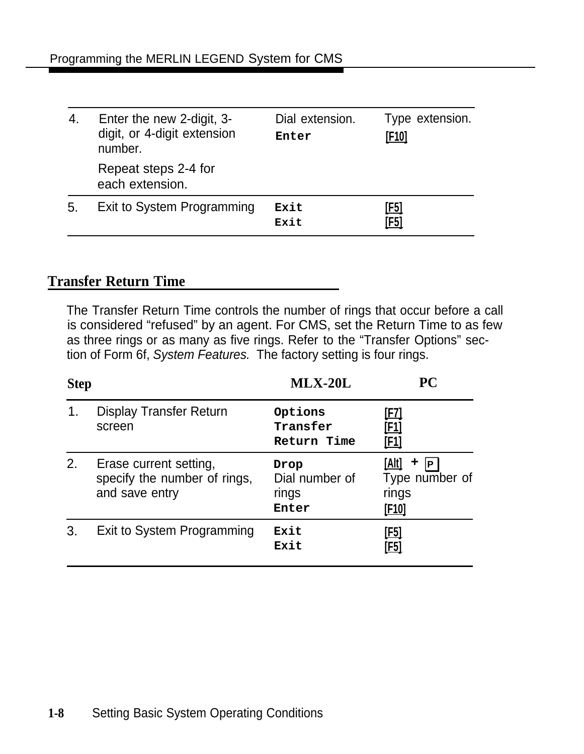| | | | |
|---|---|---|---|
| 4. | Enter the new 2-digit, 3-digit, or 4-digit extension number.<br><br>Repeat steps 2-4 for each extension. | Dial extension.<br>`Enter` | Type extension.<br>[F10] |
| 5. | Exit to System Programming | `Exit`<br>`Exit` | [F5]<br>[F5] |

## Transfer Return Time

The Transfer Return Time controls the number of rings that occur before a call is considered "refused" by an agent. For CMS, set the Return Time to as few as three rings or as many as five rings. Refer to the "Transfer Options" section of Form 6f, *System Features.* The factory setting is four rings.

| Step | | MLX-20L | PC |
|---|---|---|---|
| 1. | Display Transfer Return screen | `Options`<br>`Transfer`<br>`Return Time` | [F7]<br>[F1]<br>[F1] |
| 2. | Erase current setting, specify the number of rings, and save entry | `Drop`<br>Dial number of rings<br>`Enter` | [Alt] + [P]<br>Type number of rings<br>[F10] |
| 3. | Exit to System Programming | `Exit`<br>`Exit` | [F5]<br>[F5] |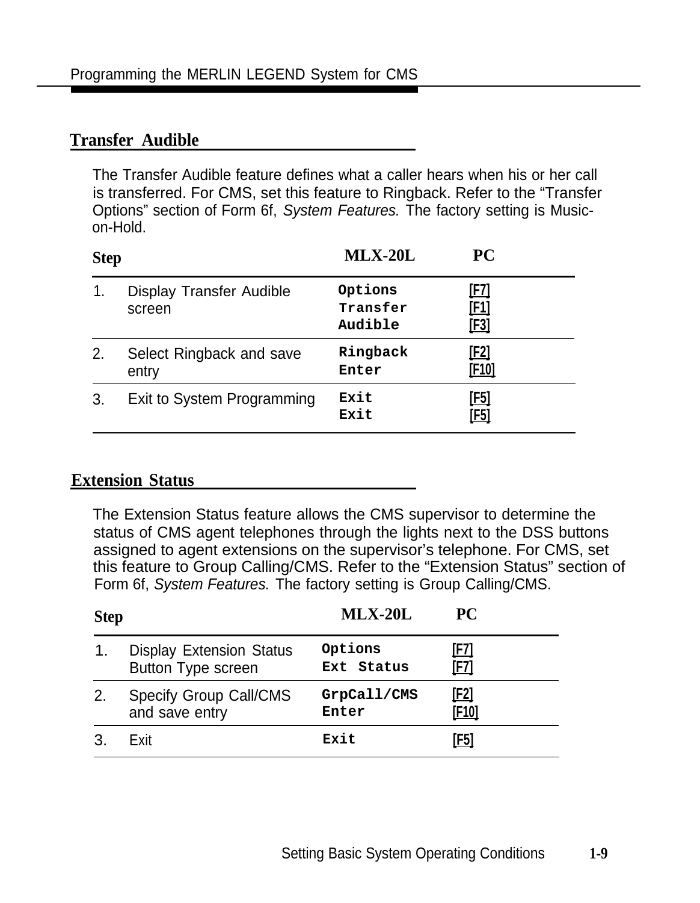## Transfer Audible

The Transfer Audible feature defines what a caller hears when his or her call is transferred. For CMS, set this feature to Ringback. Refer to the “Transfer Options” section of Form 6f, *System Features.* The factory setting is Music-on-Hold.

| Step | | MLX-20L | PC |
|---|---|---|---|
| 1. | Display Transfer Audible screen | Options<br>Transfer<br>Audible | [F7]<br>[F1]<br>[F3] |
| 2. | Select Ringback and save entry | Ringback<br>Enter | [F2]<br>[F10] |
| 3. | Exit to System Programming | Exit<br>Exit | [F5]<br>[F5] |

## Extension Status

The Extension Status feature allows the CMS supervisor to determine the status of CMS agent telephones through the lights next to the DSS buttons assigned to agent extensions on the supervisor’s telephone. For CMS, set this feature to Group Calling/CMS. Refer to the “Extension Status” section of Form 6f, *System Features.* The factory setting is Group Calling/CMS.

| Step | | MLX-20L | PC |
|---|---|---|---|
| 1. | Display Extension Status Button Type screen | Options<br>Ext Status | [F7]<br>[F7] |
| 2. | Specify Group Call/CMS and save entry | GrpCall/CMS<br>Enter | [F2]<br>[F10] |
| 3. | Exit | Exit | [F5] |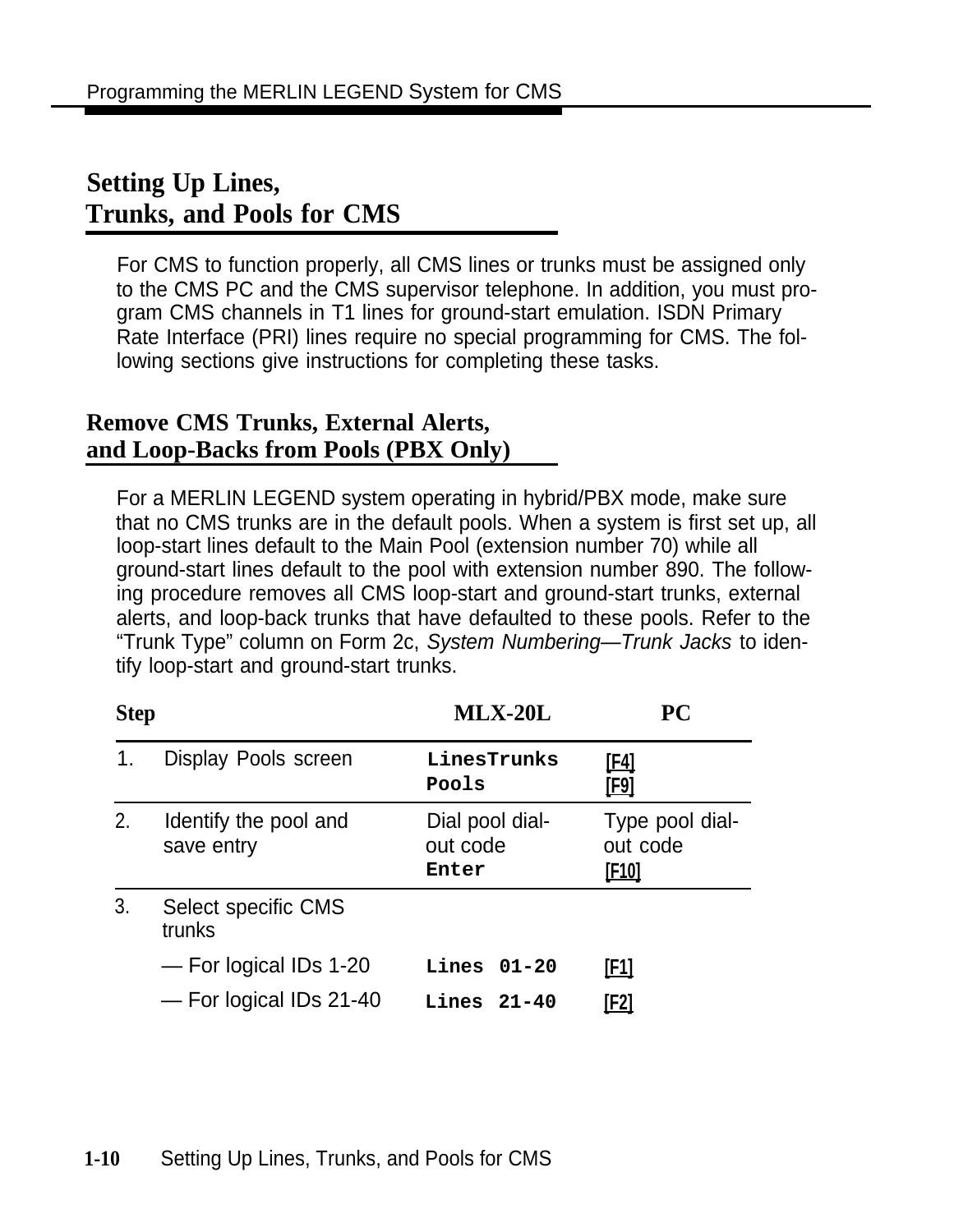## Setting Up Lines, Trunks, and Pools for CMS

For CMS to function properly, all CMS lines or trunks must be assigned only to the CMS PC and the CMS supervisor telephone. In addition, you must program CMS channels in T1 lines for ground-start emulation. ISDN Primary Rate Interface (PRI) lines require no special programming for CMS. The following sections give instructions for completing these tasks.

### Remove CMS Trunks, External Alerts, and Loop-Backs from Pools (PBX Only)

For a MERLIN LEGEND system operating in hybrid/PBX mode, make sure that no CMS trunks are in the default pools. When a system is first set up, all loop-start lines default to the Main Pool (extension number 70) while all ground-start lines default to the pool with extension number 890. The following procedure removes all CMS loop-start and ground-start trunks, external alerts, and loop-back trunks that have defaulted to these pools. Refer to the "Trunk Type" column on Form 2c, *System Numbering—Trunk Jacks* to identify loop-start and ground-start trunks.

| Step | | MLX-20L | PC |
|---|---|---|---|
| 1. | Display Pools screen | `LinesTrunks` `Pools` | [F4] [F9] |
| 2. | Identify the pool and save entry | Dial pool dial-out code `Enter` | Type pool dial-out code [F10] |
| 3. | Select specific CMS trunks | | |
| | — For logical IDs 1-20 | `Lines 01-20` | [F1] |
| | — For logical IDs 21-40 | `Lines 21-40` | [F2] |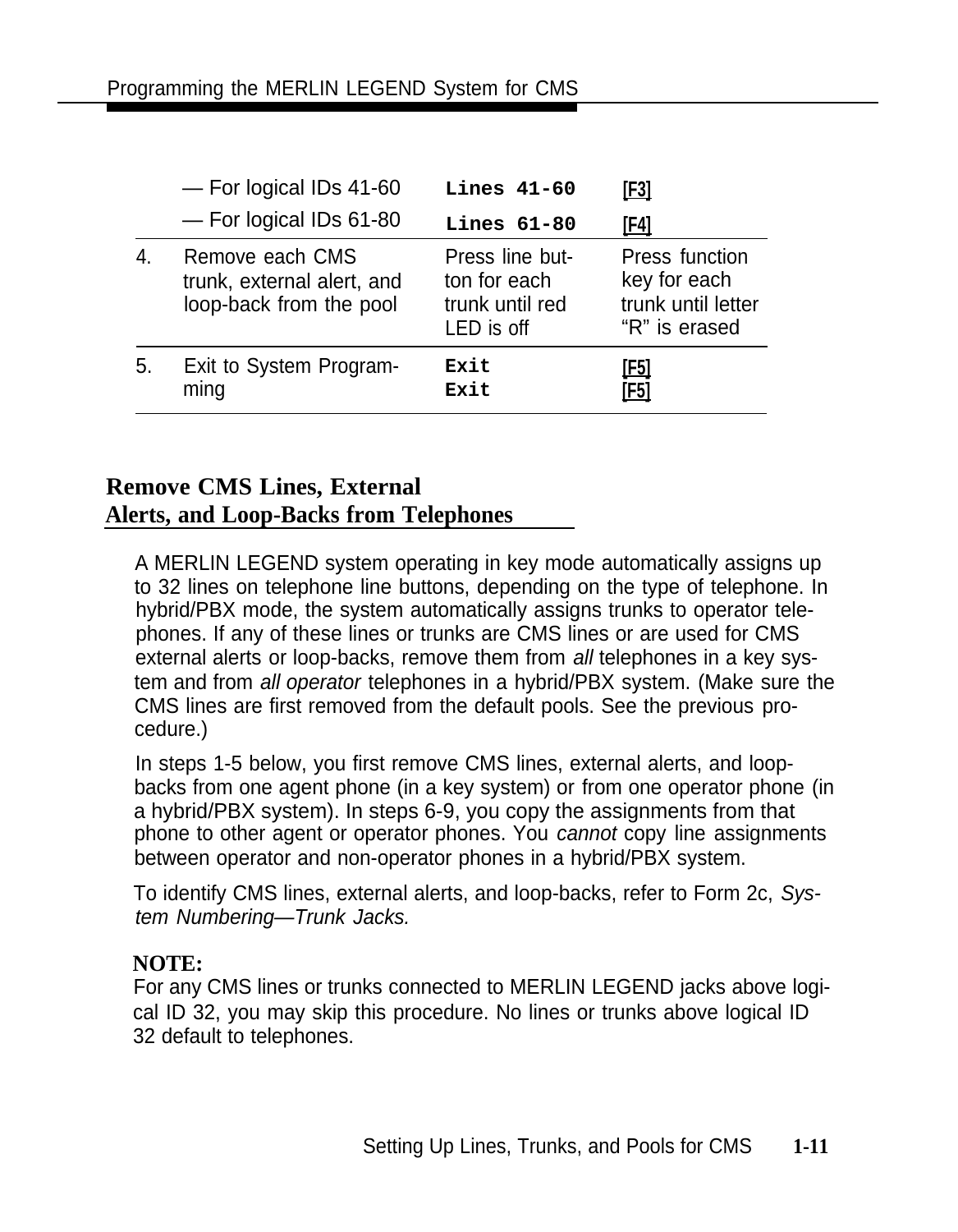| | | | |
|---|---|---|---|
| | — For logical IDs 41-60 | `Lines 41-60` | [F3] |
| | — For logical IDs 61-80 | `Lines 61-80` | [F4] |
| 4. | Remove each CMS trunk, external alert, and loop-back from the pool | Press line button for each trunk until red LED is off | Press function key for each trunk until letter “R” is erased |
| 5. | Exit to System Programming | `Exit` `Exit` | [F5] [F5] |

## Remove CMS Lines, External Alerts, and Loop-Backs from Telephones

A MERLIN LEGEND system operating in key mode automatically assigns up to 32 lines on telephone line buttons, depending on the type of telephone. In hybrid/PBX mode, the system automatically assigns trunks to operator telephones. If any of these lines or trunks are CMS lines or are used for CMS external alerts or loop-backs, remove them from *all* telephones in a key system and from *all operator* telephones in a hybrid/PBX system. (Make sure the CMS lines are first removed from the default pools. See the previous procedure.)

In steps 1-5 below, you first remove CMS lines, external alerts, and loop-backs from one agent phone (in a key system) or from one operator phone (in a hybrid/PBX system). In steps 6-9, you copy the assignments from that phone to other agent or operator phones. You *cannot* copy line assignments between operator and non-operator phones in a hybrid/PBX system.

To identify CMS lines, external alerts, and loop-backs, refer to Form 2c, *System Numbering—Trunk Jacks.*

**NOTE:**
For any CMS lines or trunks connected to MERLIN LEGEND jacks above logical ID 32, you may skip this procedure. No lines or trunks above logical ID 32 default to telephones.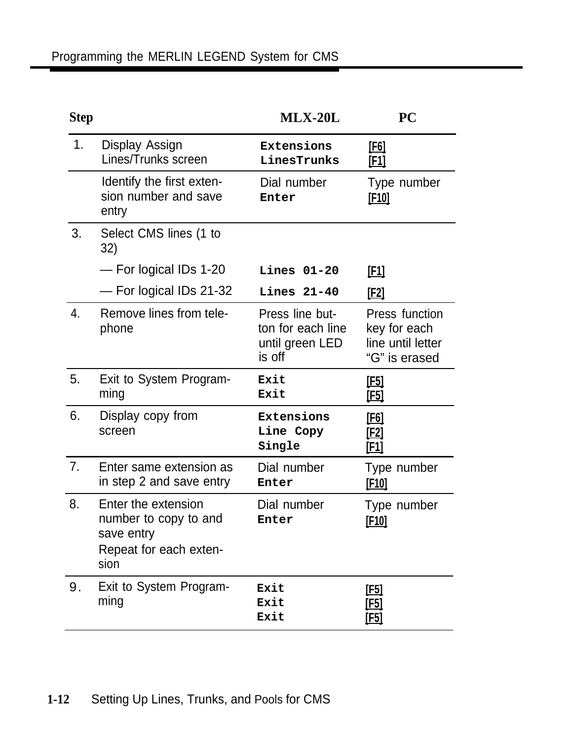| Step | | MLX-20L | PC |
|---|---|---|---|
| 1. | Display Assign Lines/Trunks screen | **Extensions** **LinesTrunks** | [F6] [F1] |
| | Identify the first extension number and save entry | Dial number **Enter** | Type number [F10] |
| 3. | Select CMS lines (1 to 32) | | |
| | — For logical IDs 1-20 | **Lines 01-20** | [F1] |
| | — For logical IDs 21-32 | **Lines 21-40** | [F2] |
| 4. | Remove lines from telephone | Press line button for each line until green LED is off | Press function key for each line until letter “G” is erased |
| 5. | Exit to System Programming | **Exit** **Exit** | [F5] [F5] |
| 6. | Display copy from screen | **Extensions** **Line Copy** **Single** | [F6] [F2] [F1] |
| 7. | Enter same extension as in step 2 and save entry | Dial number **Enter** | Type number [F10] |
| 8. | Enter the extension number to copy to and save entry<br>Repeat for each extension | Dial number **Enter** | Type number [F10] |
| 9. | Exit to System Programming | **Exit** **Exit** **Exit** | [F5] [F5] [F5] |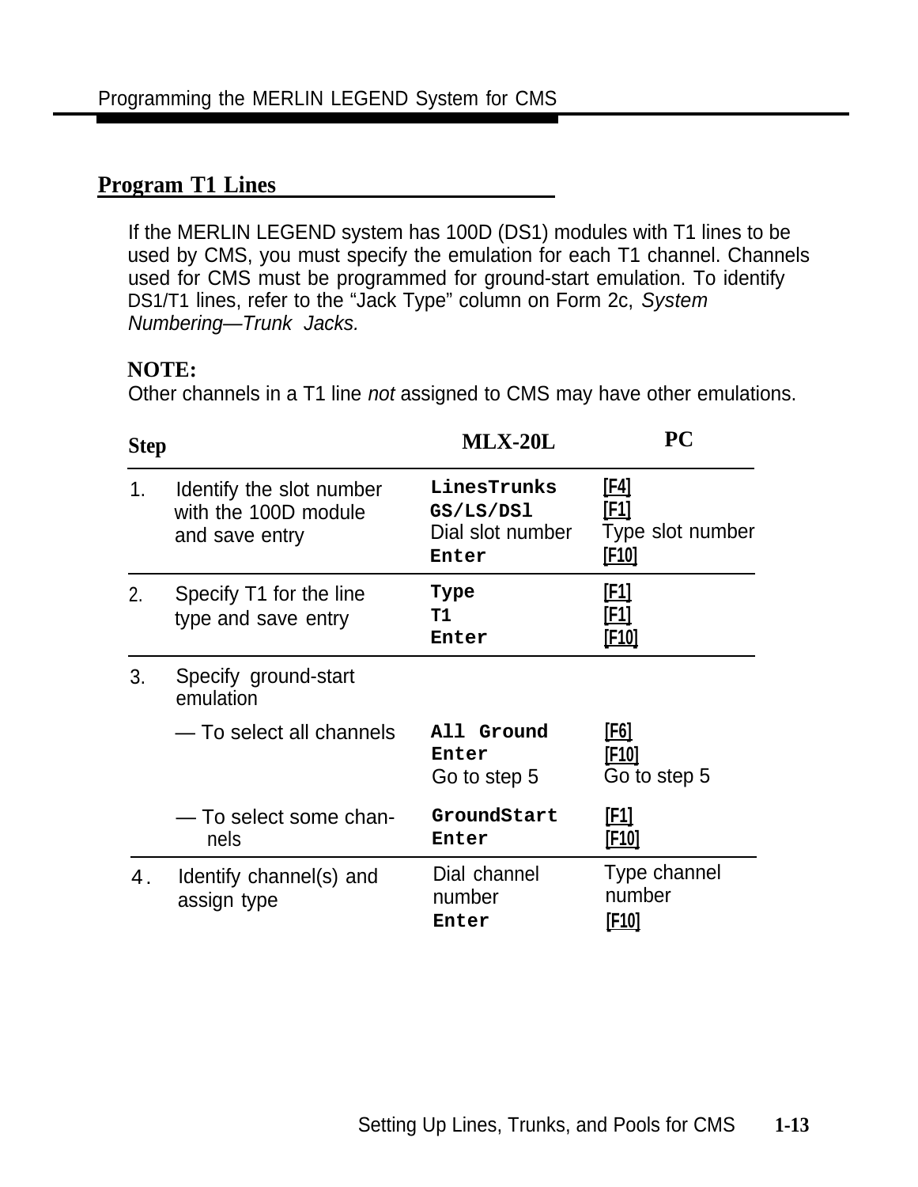## Program T1 Lines

If the MERLIN LEGEND system has 100D (DS1) modules with T1 lines to be used by CMS, you must specify the emulation for each T1 channel. Channels used for CMS must be programmed for ground-start emulation. To identify DS1/T1 lines, refer to the “Jack Type” column on Form 2c, *System Numbering—Trunk Jacks.*

**NOTE:**
Other channels in a T1 line *not* assigned to CMS may have other emulations.

| Step | MLX-20L | PC |
|---|---|---|
| 1. Identify the slot number with the 100D module and save entry | `LinesTrunks`<br>`GS/LS/DSl`<br>Dial slot number<br>`Enter` | [F4]<br>[F1]<br>Type slot number<br>[F10] |
| 2. Specify T1 for the line type and save entry | `Type`<br>`T1`<br>`Enter` | [F1]<br>[F1]<br>[F10] |
| 3. Specify ground-start emulation | | |
| — To select all channels | `All Ground`<br>`Enter`<br>Go to step 5 | [F6]<br>[F10]<br>Go to step 5 |
| — To select some channels | `GroundStart`<br>`Enter` | [F1]<br>[F10] |
| 4. Identify channel(s) and assign type | Dial channel number<br>`Enter` | Type channel number<br>[F10] |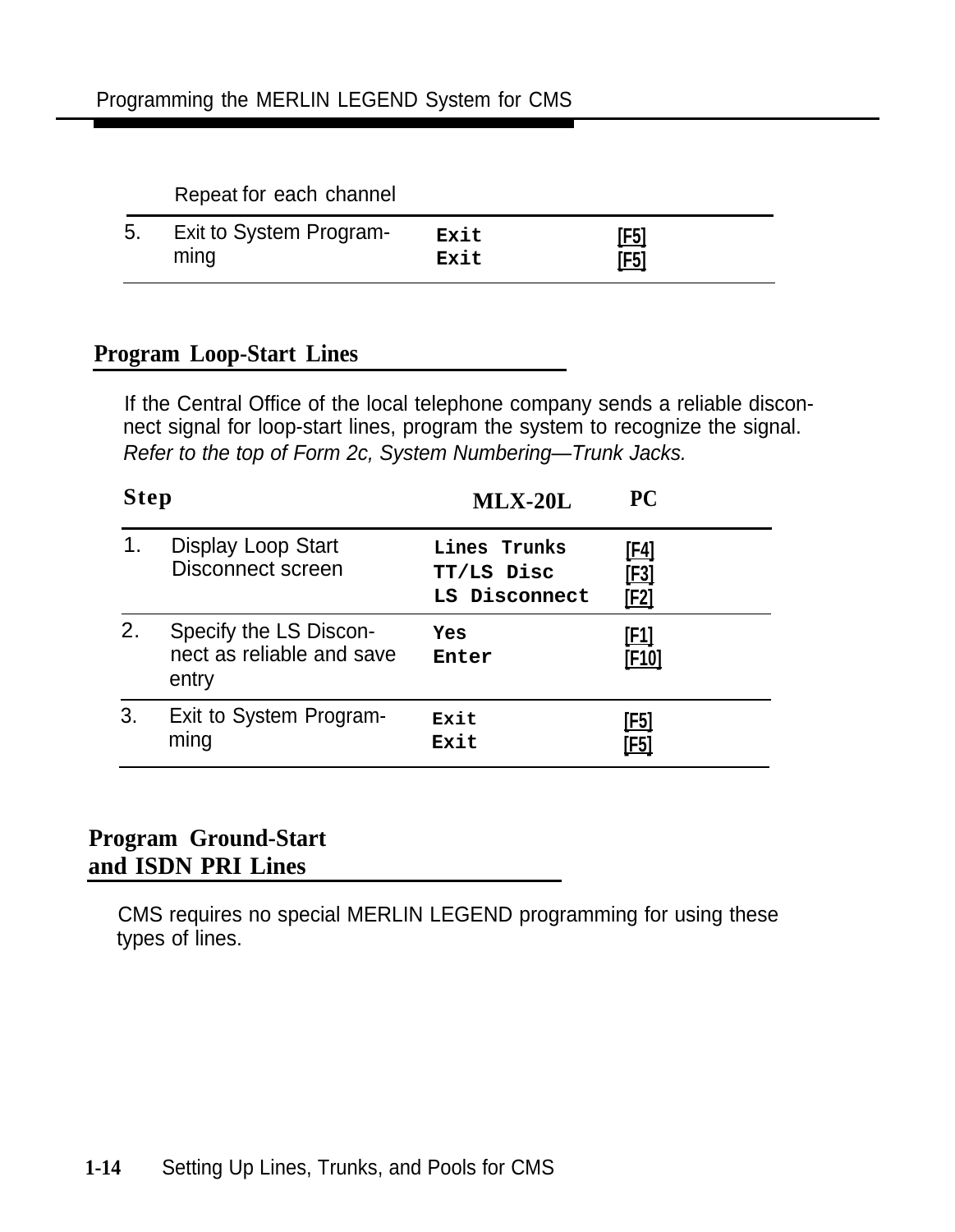Repeat for each channel

| | | | |
|---|---|---|---|
| 5. | Exit to System Programming | `Exit`<br>`Exit` | [F5]<br>[F5] |

## Program Loop-Start Lines

If the Central Office of the local telephone company sends a reliable disconnect signal for loop-start lines, program the system to recognize the signal. *Refer to the top of Form 2c, System Numbering—Trunk Jacks.*

| Step | | MLX-20L | PC |
|---|---|---|---|
| 1. | Display Loop Start Disconnect screen | `Lines Trunks`<br>`TT/LS Disc`<br>`LS Disconnect` | [F4]<br>[F3]<br>[F2] |
| 2. | Specify the LS Disconnect as reliable and save entry | `Yes`<br>`Enter` | [F1]<br>[F10] |
| 3. | Exit to System Programming | `Exit`<br>`Exit` | [F5]<br>[F5] |

## Program Ground-Start and ISDN PRI Lines

CMS requires no special MERLIN LEGEND programming for using these types of lines.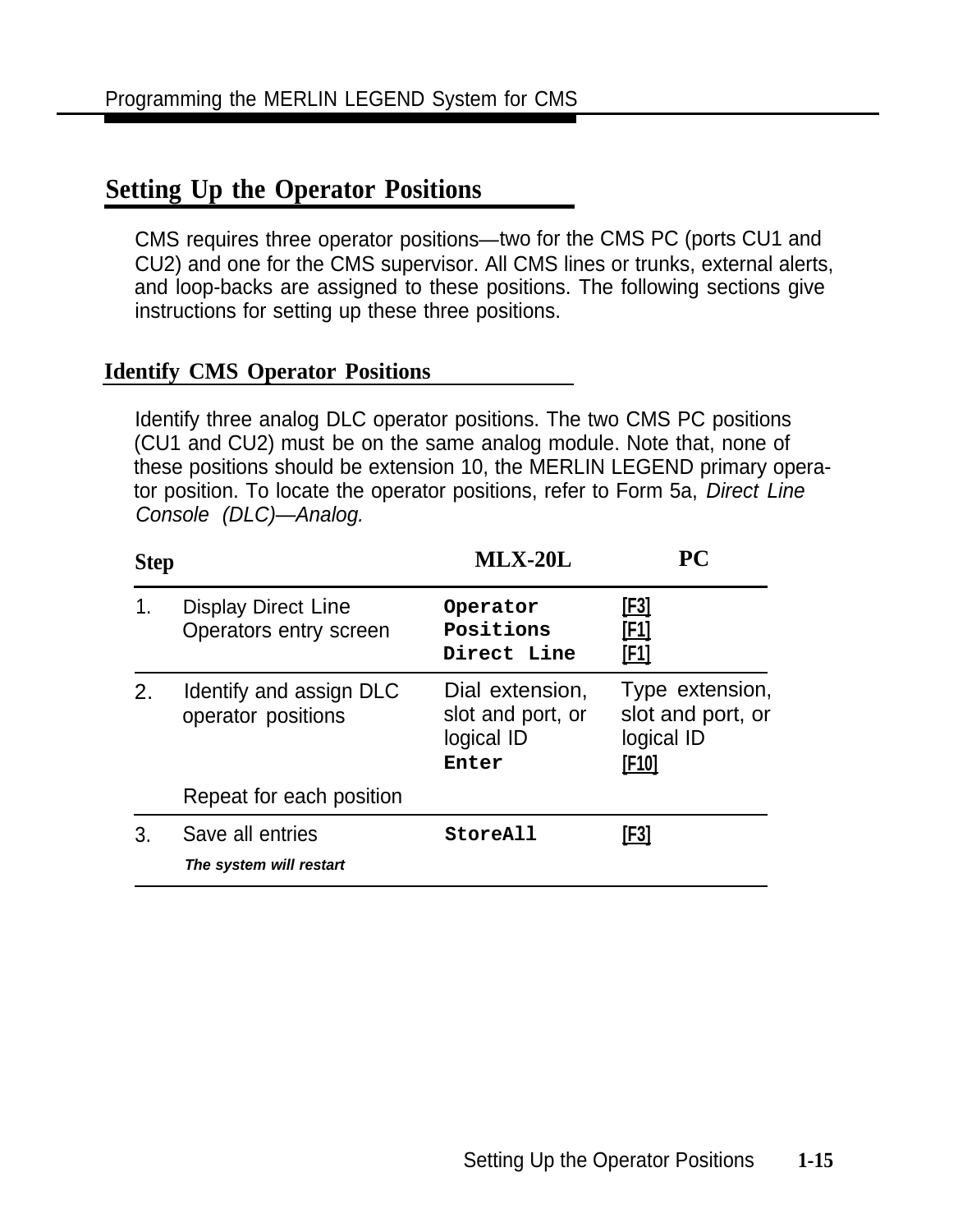## Setting Up the Operator Positions

CMS requires three operator positions—two for the CMS PC (ports CU1 and CU2) and one for the CMS supervisor. All CMS lines or trunks, external alerts, and loop-backs are assigned to these positions. The following sections give instructions for setting up these three positions.

### Identify CMS Operator Positions

Identify three analog DLC operator positions. The two CMS PC positions (CU1 and CU2) must be on the same analog module. Note that, none of these positions should be extension 10, the MERLIN LEGEND primary operator position. To locate the operator positions, refer to Form 5a, *Direct Line Console (DLC)—Analog.*

| Step | | MLX-20L | PC |
|---|---|---|---|
| 1. | Display Direct Line Operators entry screen | `Operator`<br>`Positions`<br>`Direct Line` | [F3]<br>[F1]<br>[F1] |
| 2. | Identify and assign DLC operator positions | Dial extension, slot and port, or logical ID<br>`Enter` | Type extension, slot and port, or logical ID<br>[F10] |
| | Repeat for each position | | |
| 3. | Save all entries<br>***The system will restart*** | `StoreAll` | [F3] |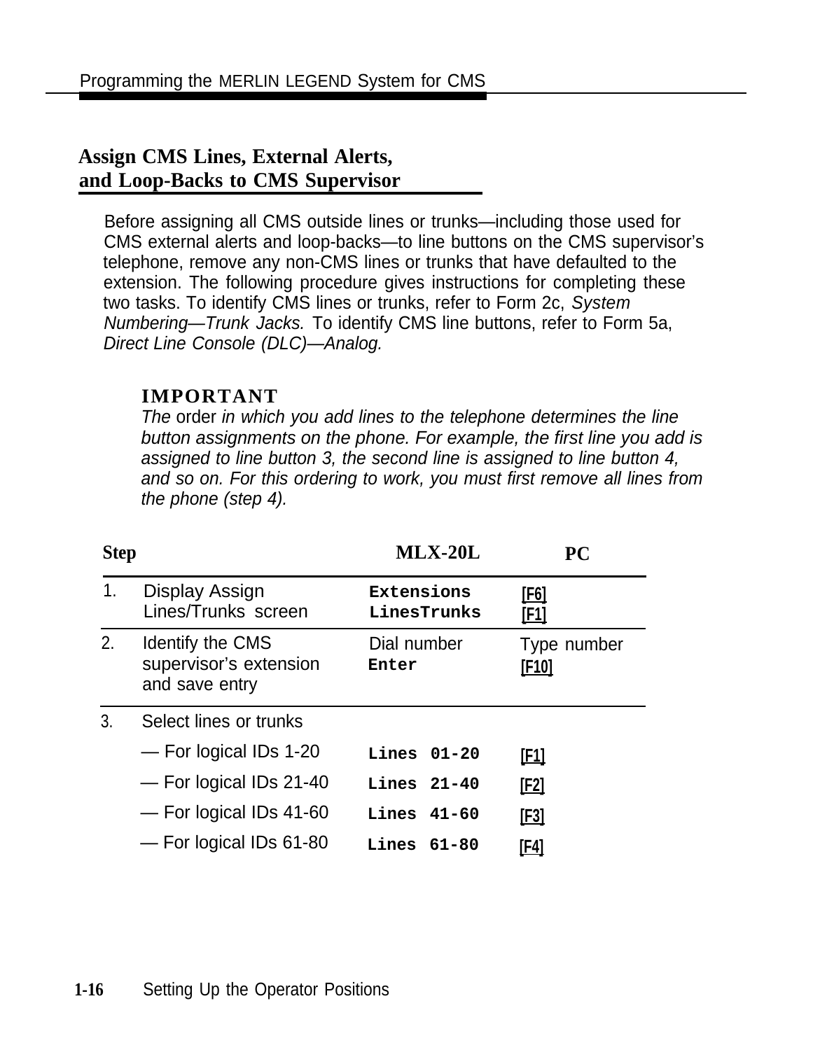## Assign CMS Lines, External Alerts, and Loop-Backs to CMS Supervisor

Before assigning all CMS outside lines or trunks—including those used for CMS external alerts and loop-backs—to line buttons on the CMS supervisor's telephone, remove any non-CMS lines or trunks that have defaulted to the extension. The following procedure gives instructions for completing these two tasks. To identify CMS lines or trunks, refer to Form 2c, *System Numbering—Trunk Jacks.* To identify CMS line buttons, refer to Form 5a, *Direct Line Console (DLC)—Analog.*

**IMPORTANT**

*The order in which you add lines to the telephone determines the line button assignments on the phone. For example, the first line you add is assigned to line button 3, the second line is assigned to line button 4, and so on. For this ordering to work, you must first remove all lines from the phone (step 4).*

| Step | | MLX-20L | PC |
|---|---|---|---|
| 1. | Display Assign Lines/Trunks screen | `Extensions` `LinesTrunks` | [F6] [F1] |
| 2. | Identify the CMS supervisor's extension and save entry | Dial number `Enter` | Type number [F10] |
| 3. | Select lines or trunks | | |
| | — For logical IDs 1-20 | `Lines 01-20` | [F1] |
| | — For logical IDs 21-40 | `Lines 21-40` | [F2] |
| | — For logical IDs 41-60 | `Lines 41-60` | [F3] |
| | — For logical IDs 61-80 | `Lines 61-80` | [F4] |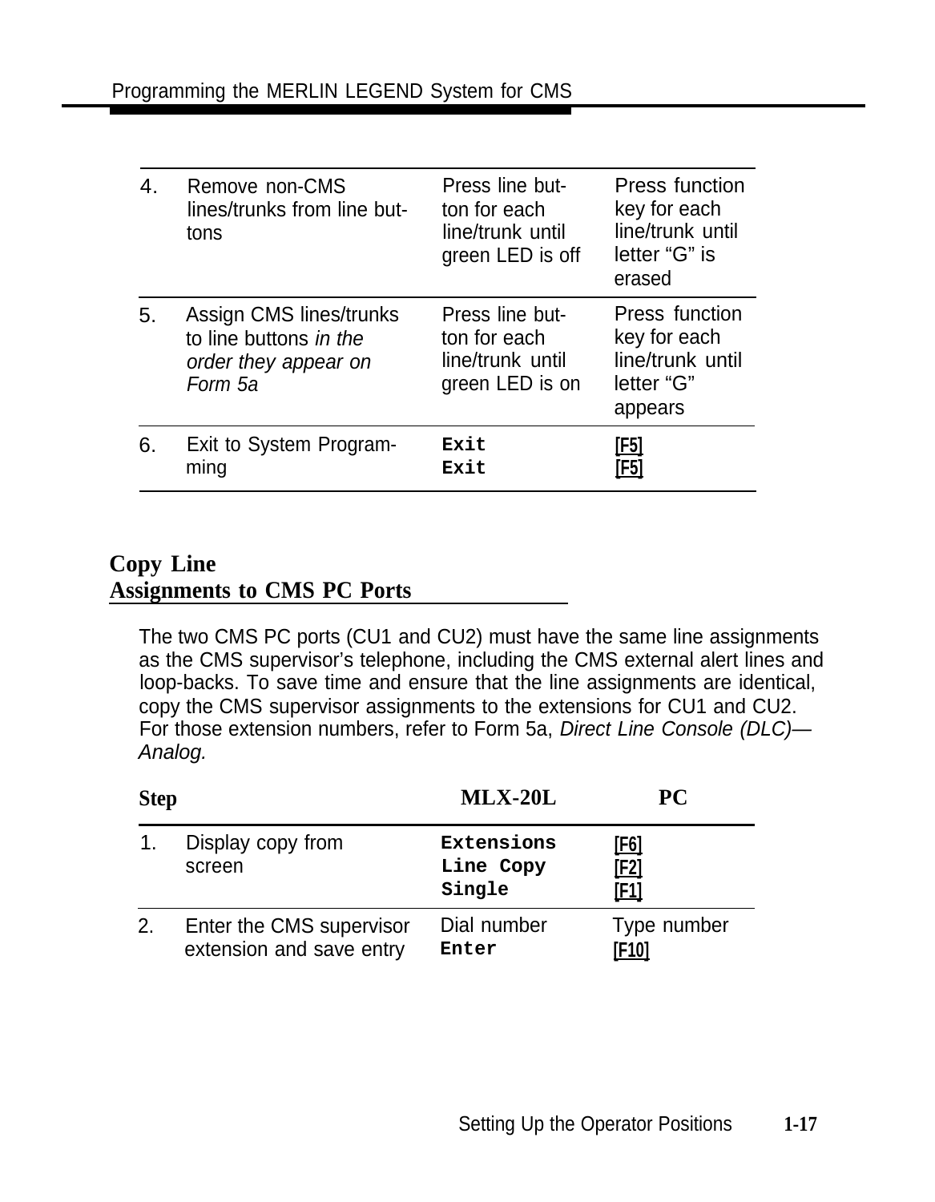| | | | |
|---|---|---|---|
| 4. | Remove non-CMS lines/trunks from line buttons | Press line button for each line/trunk until green LED is off | Press function key for each line/trunk until letter "G" is erased |
| 5. | Assign CMS lines/trunks to line buttons *in the order they appear on Form 5a* | Press line button for each line/trunk until green LED is on | Press function key for each line/trunk until letter "G" appears |
| 6. | Exit to System Programming | `Exit`<br>`Exit` | [F5]<br>[F5] |

## Copy Line Assignments to CMS PC Ports

The two CMS PC ports (CU1 and CU2) must have the same line assignments as the CMS supervisor's telephone, including the CMS external alert lines and loop-backs. To save time and ensure that the line assignments are identical, copy the CMS supervisor assignments to the extensions for CU1 and CU2. For those extension numbers, refer to Form 5a, *Direct Line Console (DLC)—Analog.*

| Step | | MLX-20L | PC |
|---|---|---|---|
| 1. | Display copy from screen | `Extensions`<br>`Line Copy`<br>`Single` | [F6]<br>[F2]<br>[F1] |
| 2. | Enter the CMS supervisor extension and save entry | Dial number<br>`Enter` | Type number<br>[F10] |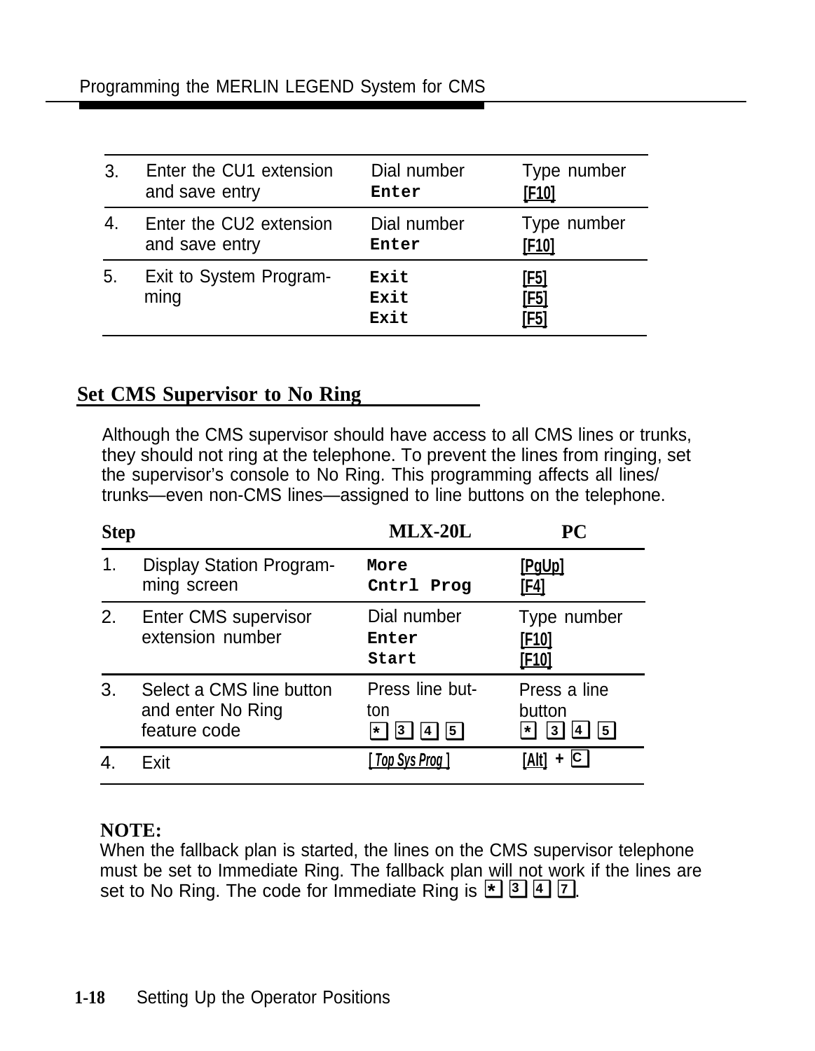| | | | |
|---|---|---|---|
| 3. | Enter the CU1 extension and save entry | Dial number<br>`Enter` | Type number<br>[F10] |
| 4. | Enter the CU2 extension and save entry | Dial number<br>`Enter` | Type number<br>[F10] |
| 5. | Exit to System Programming | `Exit`<br>`Exit`<br>`Exit` | [F5]<br>[F5]<br>[F5] |

## Set CMS Supervisor to No Ring

Although the CMS supervisor should have access to all CMS lines or trunks, they should not ring at the telephone. To prevent the lines from ringing, set the supervisor's console to No Ring. This programming affects all lines/trunks—even non-CMS lines—assigned to line buttons on the telephone.

| Step | | MLX-20L | PC |
|---|---|---|---|
| 1. | Display Station Programming screen | `More`<br>`Cntrl Prog` | [PgUp]<br>[F4] |
| 2. | Enter CMS supervisor extension number | Dial number<br>`Enter`<br>`Start` | Type number<br>[F10]<br>[F10] |
| 3. | Select a CMS line button and enter No Ring feature code | Press line button<br>* 3 4 5 | Press a line button<br>* 3 4 5 |
| 4. | Exit | [Top Sys Prog] | [Alt] + C |

**NOTE:**
When the fallback plan is started, the lines on the CMS supervisor telephone must be set to Immediate Ring. The fallback plan will not work if the lines are set to No Ring. The code for Immediate Ring is * 3 4 7.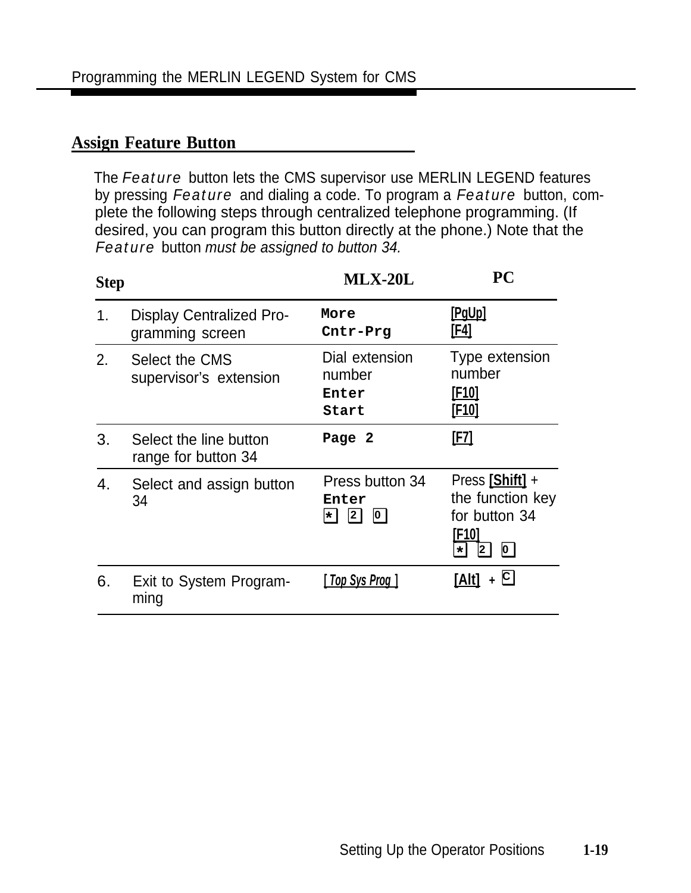## Assign Feature Button

The *Feature* button lets the CMS supervisor use MERLIN LEGEND features by pressing *Feature* and dialing a code. To program a *Feature* button, complete the following steps through centralized telephone programming. (If desired, you can program this button directly at the phone.) Note that the *Feature* button *must be assigned to button 34.*

| Step | | MLX-20L | PC |
|---|---|---|---|
| 1. | Display Centralized Programming screen | More<br>Cntr-Prg | [PgUp]<br>[F4] |
| 2. | Select the CMS supervisor's extension | Dial extension number<br>Enter<br>Start | Type extension number<br>[F10]<br>[F10] |
| 3. | Select the line button range for button 34 | Page 2 | [F7] |
| 4. | Select and assign button 34 | Press button 34<br>Enter<br>[*] [2] [0] | Press [Shift] + the function key for button 34<br>[F10]<br>[*] [2] [0] |
| 6. | Exit to System Programming | [ *Top Sys Prog* ] | [Alt] + [C] |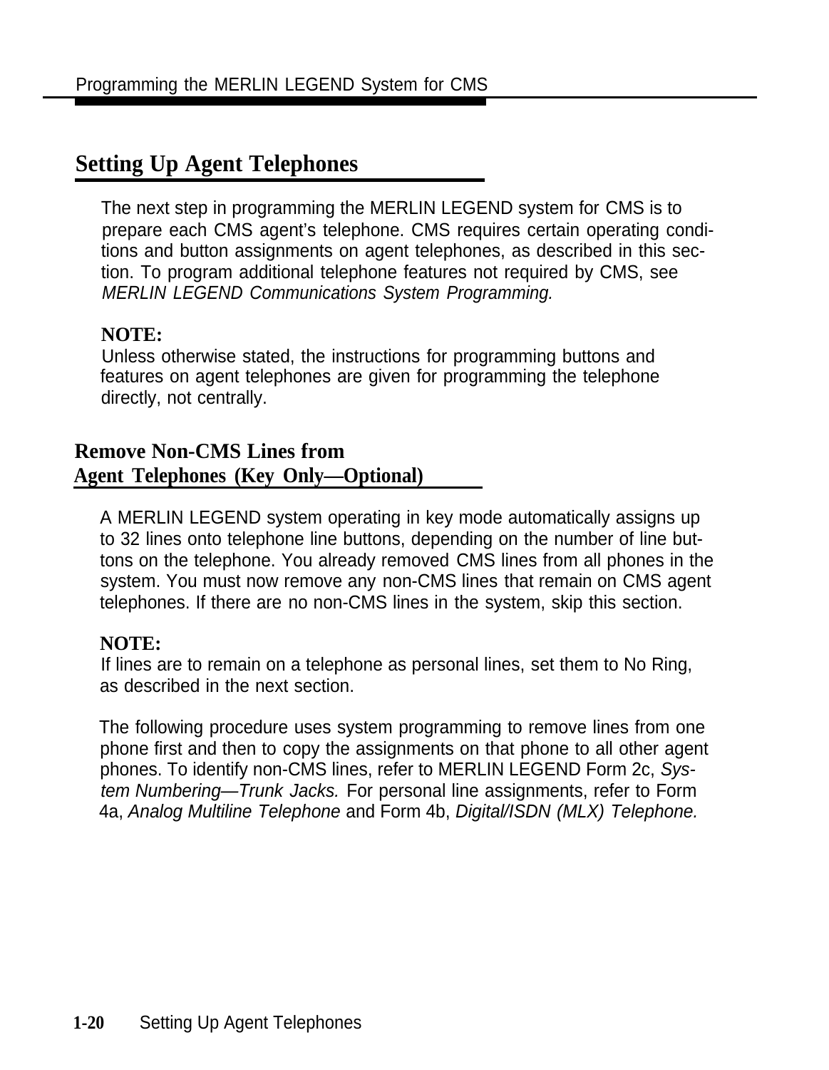## Setting Up Agent Telephones

The next step in programming the MERLIN LEGEND system for CMS is to prepare each CMS agent's telephone. CMS requires certain operating conditions and button assignments on agent telephones, as described in this section. To program additional telephone features not required by CMS, see *MERLIN LEGEND Communications System Programming.*

**NOTE:**
Unless otherwise stated, the instructions for programming buttons and features on agent telephones are given for programming the telephone directly, not centrally.

### Remove Non-CMS Lines from Agent Telephones (Key Only—Optional)

A MERLIN LEGEND system operating in key mode automatically assigns up to 32 lines onto telephone line buttons, depending on the number of line buttons on the telephone. You already removed CMS lines from all phones in the system. You must now remove any non-CMS lines that remain on CMS agent telephones. If there are no non-CMS lines in the system, skip this section.

**NOTE:**
If lines are to remain on a telephone as personal lines, set them to No Ring, as described in the next section.

The following procedure uses system programming to remove lines from one phone first and then to copy the assignments on that phone to all other agent phones. To identify non-CMS lines, refer to MERLIN LEGEND Form 2c, *System Numbering—Trunk Jacks.* For personal line assignments, refer to Form 4a, *Analog Multiline Telephone* and Form 4b, *Digital/ISDN (MLX) Telephone.*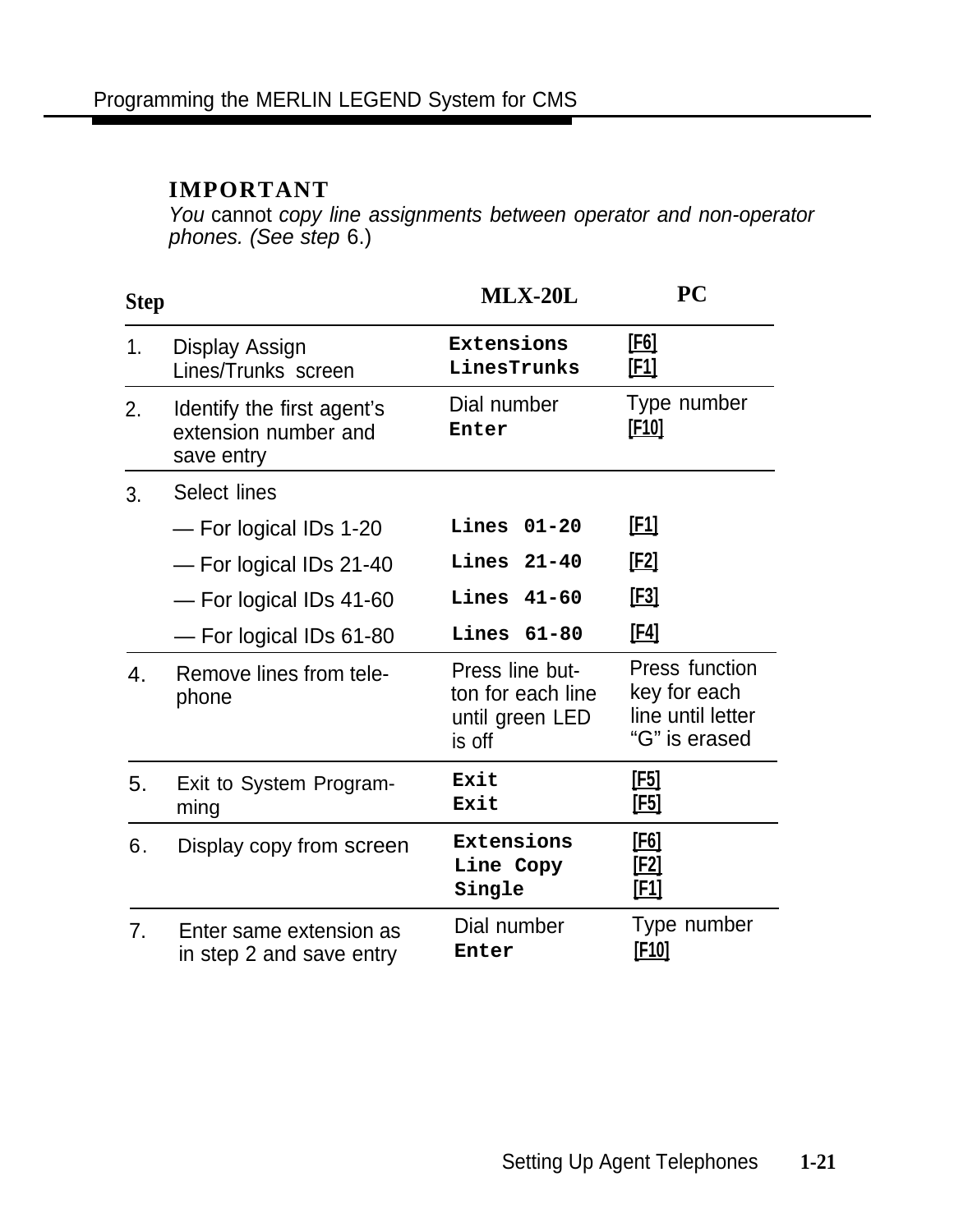**IMPORTANT**

*You cannot copy line assignments between operator and non-operator phones. (See step 6.)*

| Step | | MLX-20L | PC |
|---|---|---|---|
| 1. | Display Assign Lines/Trunks screen | `Extensions` `LinesTrunks` | [F6] [F1] |
| 2. | Identify the first agent's extension number and save entry | Dial number `Enter` | Type number [F10] |
| 3. | Select lines | | |
| | — For logical IDs 1-20 | `Lines 01-20` | [F1] |
| | — For logical IDs 21-40 | `Lines 21-40` | [F2] |
| | — For logical IDs 41-60 | `Lines 41-60` | [F3] |
| | — For logical IDs 61-80 | `Lines 61-80` | [F4] |
| 4. | Remove lines from telephone | Press line button for each line until green LED is off | Press function key for each line until letter "G" is erased |
| 5. | Exit to System Programming | `Exit` `Exit` | [F5] [F5] |
| 6. | Display copy from screen | `Extensions` `Line Copy` `Single` | [F6] [F2] [F1] |
| 7. | Enter same extension as in step 2 and save entry | Dial number `Enter` | Type number [F10] |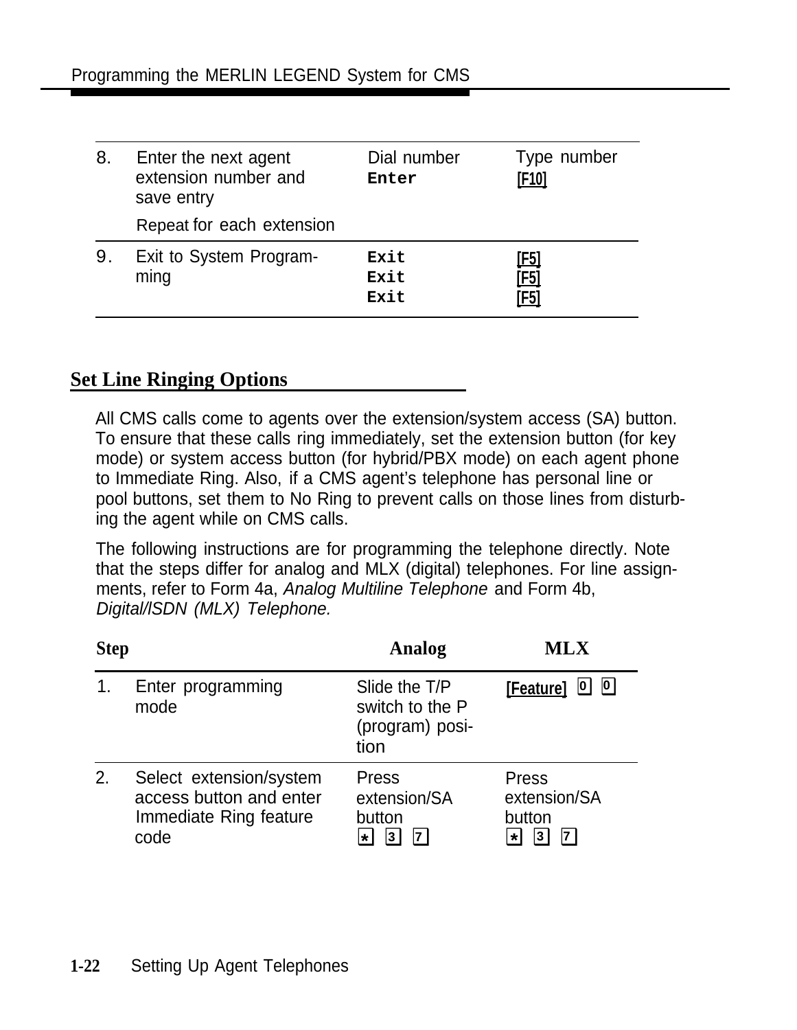| | | | |
|---|---|---|---|
| 8. | Enter the next agent extension number and save entry<br><br>Repeat for each extension | Dial number<br>`Enter` | Type number<br>[F10] |
| 9. | Exit to System Programming | `Exit`<br>`Exit`<br>`Exit` | [F5]<br>[F5]<br>[F5] |

## Set Line Ringing Options

All CMS calls come to agents over the extension/system access (SA) button. To ensure that these calls ring immediately, set the extension button (for key mode) or system access button (for hybrid/PBX mode) on each agent phone to Immediate Ring. Also, if a CMS agent's telephone has personal line or pool buttons, set them to No Ring to prevent calls on those lines from disturbing the agent while on CMS calls.

The following instructions are for programming the telephone directly. Note that the steps differ for analog and MLX (digital) telephones. For line assignments, refer to Form 4a, *Analog Multiline Telephone* and Form 4b, *Digital/ISDN (MLX) Telephone.*

| Step | | Analog | MLX |
|---|---|---|---|
| 1. | Enter programming mode | Slide the T/P switch to the P (program) position | [Feature] [0] [0] |
| 2. | Select extension/system access button and enter Immediate Ring feature code | Press extension/SA button<br>[*] [3] [7] | Press extension/SA button<br>[*] [3] [7] |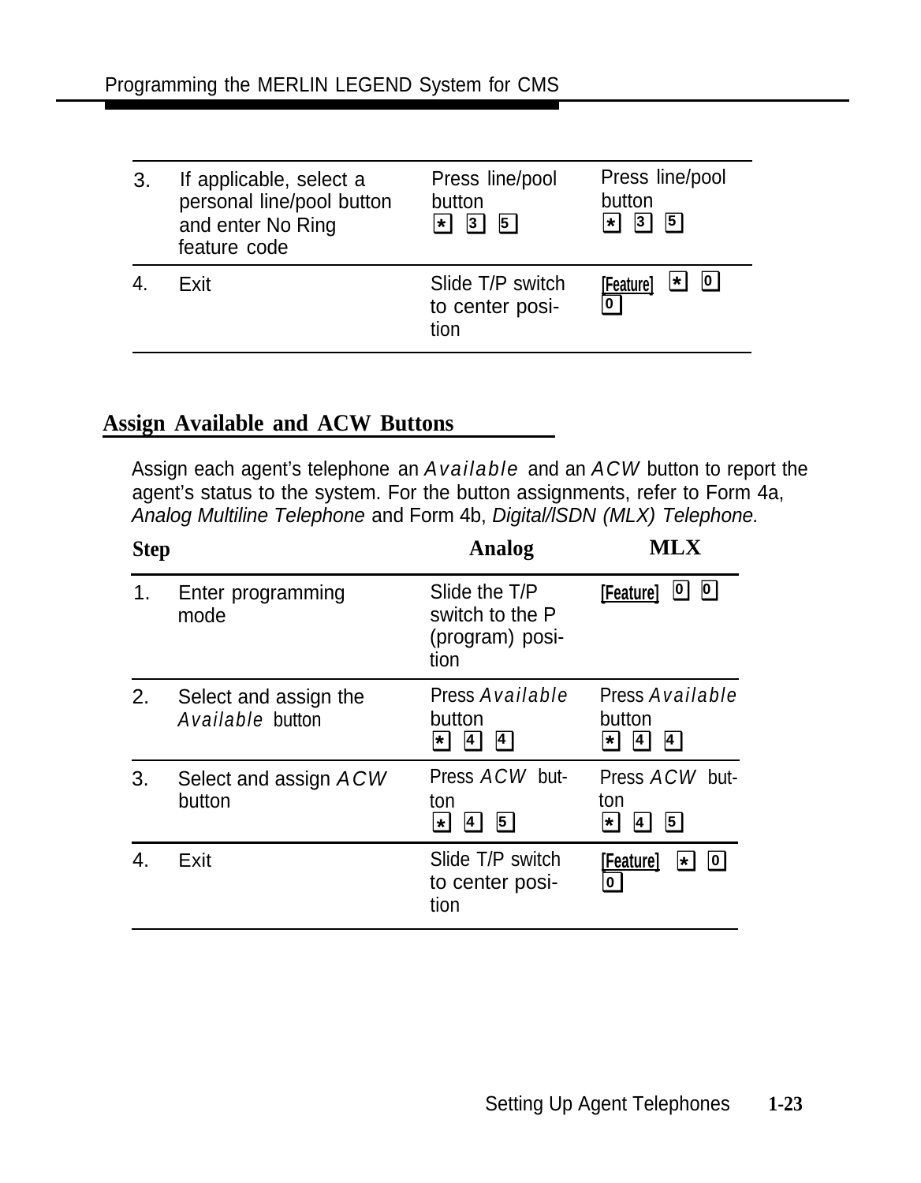| | | | |
|---|---|---|---|
| 3. | If applicable, select a personal line/pool button and enter No Ring feature code | Press line/pool button * 3 5 | Press line/pool button * 3 5 |
| 4. | Exit | Slide T/P switch to center position | [Feature] * 0 0 |

## Assign Available and ACW Buttons

Assign each agent's telephone an *Available* and an *ACW* button to report the agent's status to the system. For the button assignments, refer to Form 4a, *Analog Multiline Telephone* and Form 4b, *Digital/ISDN (MLX) Telephone.*

| Step | | Analog | MLX |
|---|---|---|---|
| 1. | Enter programming mode | Slide the T/P switch to the P (program) position | [Feature] 0 0 |
| 2. | Select and assign the *Available* button | Press *Available* button * 4 4 | Press *Available* button * 4 4 |
| 3. | Select and assign *ACW* button | Press *ACW* button * 4 5 | Press *ACW* button * 4 5 |
| 4. | Exit | Slide T/P switch to center position | [Feature] * 0 0 |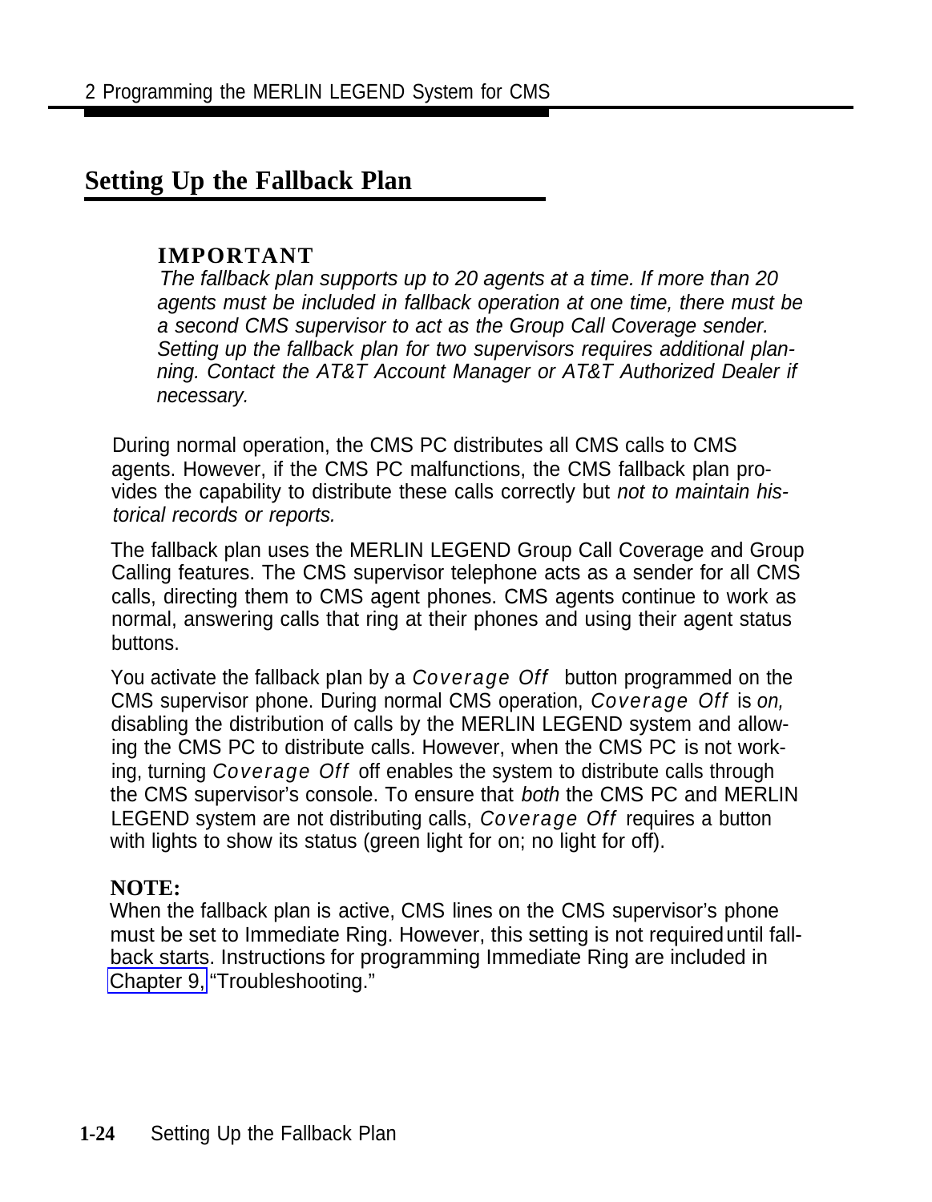## Setting Up the Fallback Plan

**IMPORTANT**

*The fallback plan supports up to 20 agents at a time. If more than 20 agents must be included in fallback operation at one time, there must be a second CMS supervisor to act as the Group Call Coverage sender. Setting up the fallback plan for two supervisors requires additional planning. Contact the AT&T Account Manager or AT&T Authorized Dealer if necessary.*

During normal operation, the CMS PC distributes all CMS calls to CMS agents. However, if the CMS PC malfunctions, the CMS fallback plan provides the capability to distribute these calls correctly but *not to maintain historical records or reports.*

The fallback plan uses the MERLIN LEGEND Group Call Coverage and Group Calling features. The CMS supervisor telephone acts as a sender for all CMS calls, directing them to CMS agent phones. CMS agents continue to work as normal, answering calls that ring at their phones and using their agent status buttons.

You activate the fallback plan by a *Coverage Off* button programmed on the CMS supervisor phone. During normal CMS operation, *Coverage Off* is *on,* disabling the distribution of calls by the MERLIN LEGEND system and allowing the CMS PC to distribute calls. However, when the CMS PC is not working, turning *Coverage Off* off enables the system to distribute calls through the CMS supervisor's console. To ensure that *both* the CMS PC and MERLIN LEGEND system are not distributing calls, *Coverage Off* requires a button with lights to show its status (green light for on; no light for off).

**NOTE:**

When the fallback plan is active, CMS lines on the CMS supervisor's phone must be set to Immediate Ring. However, this setting is not required until fallback starts. Instructions for programming Immediate Ring are included in Chapter 9, "Troubleshooting."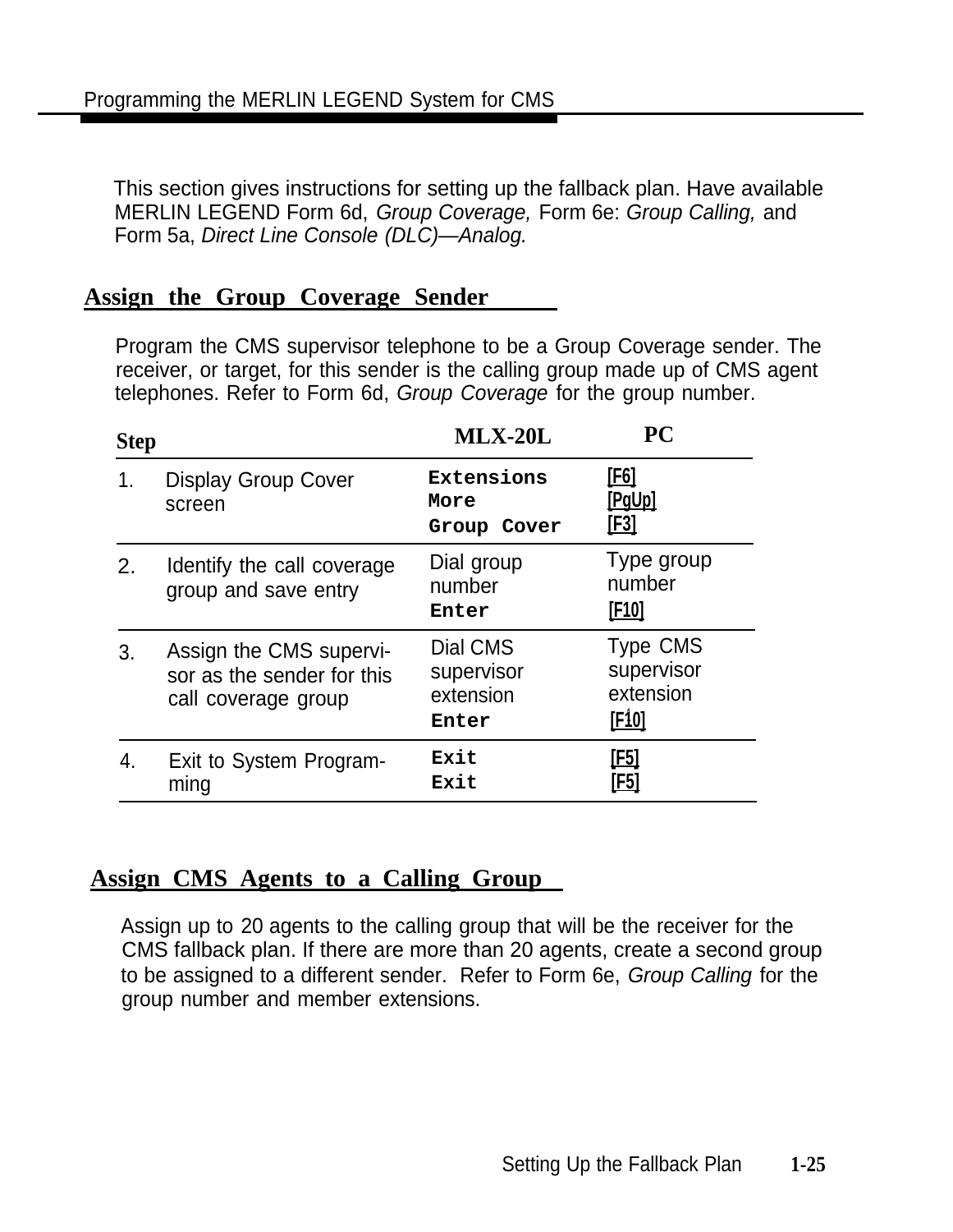This section gives instructions for setting up the fallback plan. Have available MERLIN LEGEND Form 6d, *Group Coverage,* Form 6e: *Group Calling,* and Form 5a, *Direct Line Console (DLC)—Analog.*

## Assign the Group Coverage Sender

Program the CMS supervisor telephone to be a Group Coverage sender. The receiver, or target, for this sender is the calling group made up of CMS agent telephones. Refer to Form 6d, *Group Coverage* for the group number.

| Step | | MLX-20L | PC |
|---|---|---|---|
| 1. | Display Group Cover screen | `Extensions` `More` `Group Cover` | [F6] [PgUp] [F3] |
| 2. | Identify the call coverage group and save entry | Dial group number `Enter` | Type group number [F10] |
| 3. | Assign the CMS supervisor as the sender for this call coverage group | Dial CMS supervisor extension `Enter` | Type CMS supervisor extension [F10] |
| 4. | Exit to System Programming | `Exit` `Exit` | [F5] [F5] |

## Assign CMS Agents to a Calling Group

Assign up to 20 agents to the calling group that will be the receiver for the CMS fallback plan. If there are more than 20 agents, create a second group to be assigned to a different sender. Refer to Form 6e, *Group Calling* for the group number and member extensions.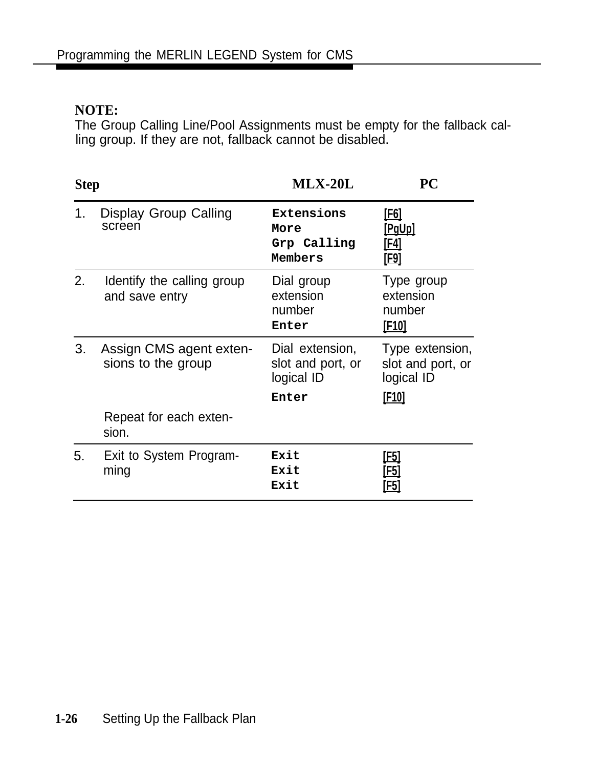**NOTE:**
The Group Calling Line/Pool Assignments must be empty for the fallback calling group. If they are not, fallback cannot be disabled.

| Step | MLX-20L | PC |
|---|---|---|
| 1. Display Group Calling screen | `Extensions`<br>`More`<br>`Grp Calling`<br>`Members` | [F6]<br>[PgUp]<br>[F4]<br>[F9] |
| 2. Identify the calling group and save entry | Dial group extension number<br>`Enter` | Type group extension number<br>[F10] |
| 3. Assign CMS agent extensions to the group<br><br>Repeat for each extension. | Dial extension, slot and port, or logical ID<br>`Enter` | Type extension, slot and port, or logical ID<br>[F10] |
| 5. Exit to System Programming | `Exit`<br>`Exit`<br>`Exit` | [F5]<br>[F5]<br>[F5] |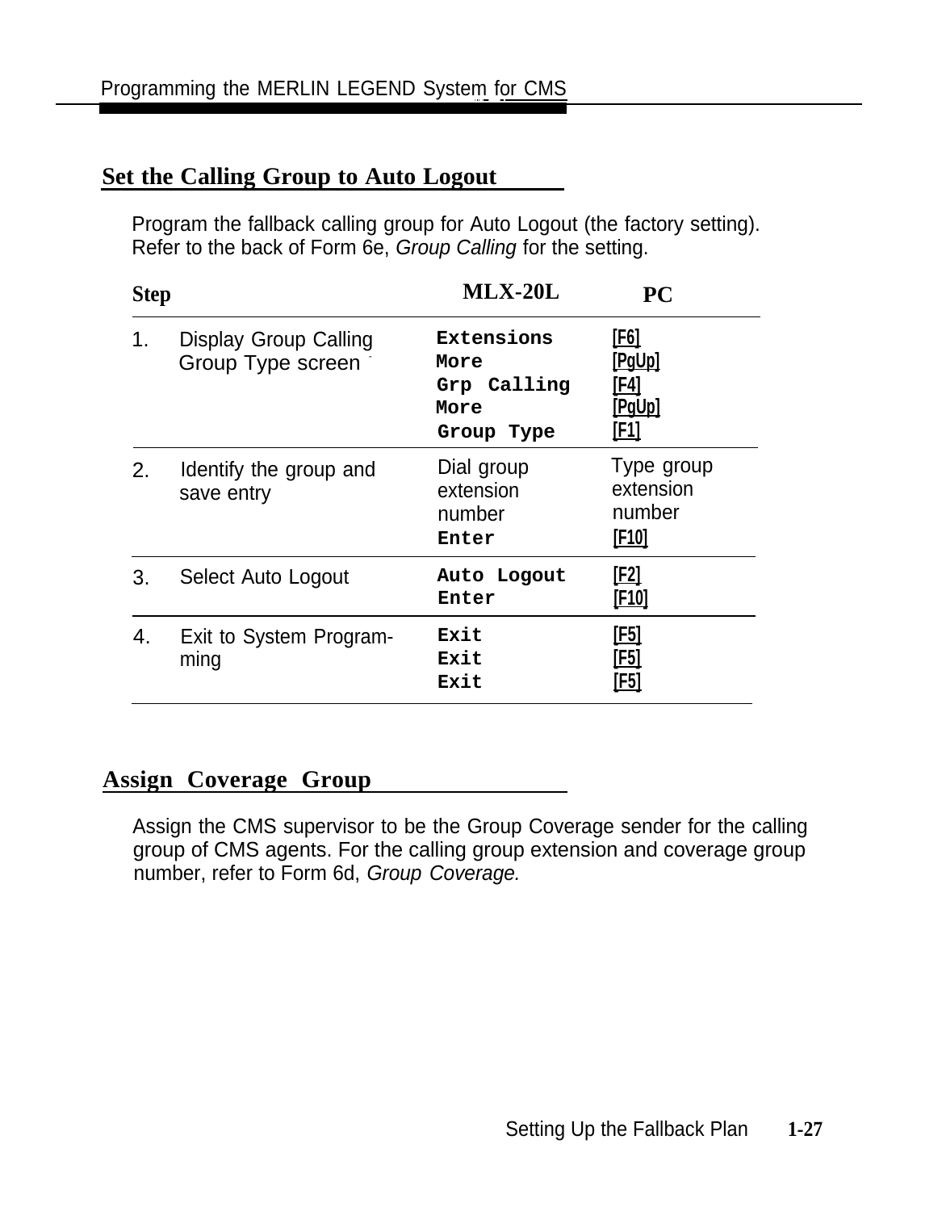## Set the Calling Group to Auto Logout

Program the fallback calling group for Auto Logout (the factory setting). Refer to the back of Form 6e, *Group Calling* for the setting.

| Step | MLX-20L | PC |
|---|---|---|
| 1. Display Group Calling Group Type screen | Extensions<br>More<br>Grp Calling<br>More<br>Group Type | [F6]<br>[PgUp]<br>[F4]<br>[PgUp]<br>[F1] |
| 2. Identify the group and save entry | Dial group extension number<br>Enter | Type group extension number<br>[F10] |
| 3. Select Auto Logout | Auto Logout<br>Enter | [F2]<br>[F10] |
| 4. Exit to System Programming | Exit<br>Exit<br>Exit | [F5]<br>[F5]<br>[F5] |

## Assign Coverage Group

Assign the CMS supervisor to be the Group Coverage sender for the calling group of CMS agents. For the calling group extension and coverage group number, refer to Form 6d, *Group Coverage.*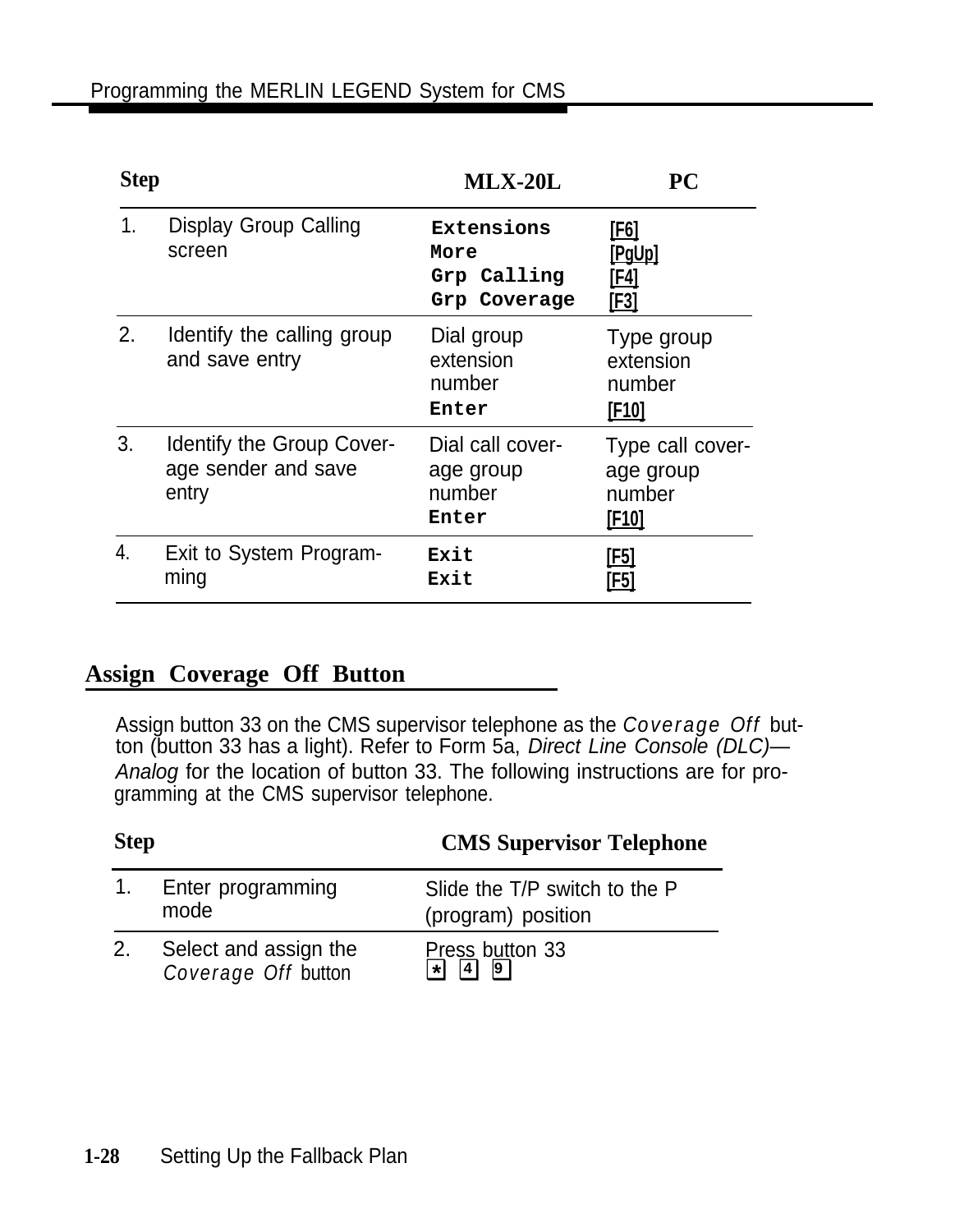| Step | | MLX-20L | PC |
|---|---|---|---|
| 1. | Display Group Calling screen | `Extensions`<br>`More`<br>`Grp Calling`<br>`Grp Coverage` | [F6]<br>[PgUp]<br>[F4]<br>[F3] |
| 2. | Identify the calling group and save entry | Dial group extension number<br>`Enter` | Type group extension number<br>[F10] |
| 3. | Identify the Group Coverage sender and save entry | Dial call coverage group number<br>`Enter` | Type call coverage group number<br>[F10] |
| 4. | Exit to System Programming | `Exit`<br>`Exit` | [F5]<br>[F5] |

## Assign Coverage Off Button

Assign button 33 on the CMS supervisor telephone as the `Coverage Off` button (button 33 has a light). Refer to Form 5a, *Direct Line Console (DLC)—Analog* for the location of button 33. The following instructions are for programming at the CMS supervisor telephone.

| Step | | CMS Supervisor Telephone |
|---|---|---|
| 1. | Enter programming mode | Slide the T/P switch to the P (program) position |
| 2. | Select and assign the `Coverage Off` button | Press button 33<br>[*] [4] [9] |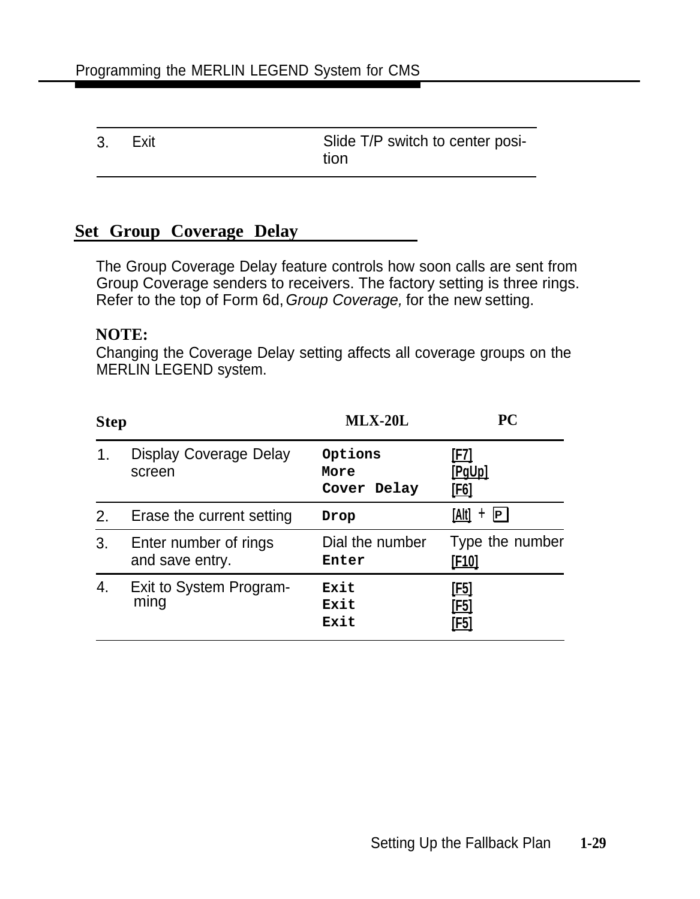| | | |
|---|---|---|
| 3. | Exit | Slide T/P switch to center position |

## Set Group Coverage Delay

The Group Coverage Delay feature controls how soon calls are sent from Group Coverage senders to receivers. The factory setting is three rings. Refer to the top of Form 6d, *Group Coverage,* for the new setting.

**NOTE:**
Changing the Coverage Delay setting affects all coverage groups on the MERLIN LEGEND system.

| Step | | MLX-20L | PC |
|---|---|---|---|
| 1. | Display Coverage Delay screen | `Options`<br>`More`<br>`Cover Delay` | [F7]<br>[PgUp]<br>[F6] |
| 2. | Erase the current setting | `Drop` | [Alt] + P |
| 3. | Enter number of rings and save entry. | Dial the number<br>`Enter` | Type the number<br>[F10] |
| 4. | Exit to System Programming | `Exit`<br>`Exit`<br>`Exit` | [F5]<br>[F5]<br>[F5] |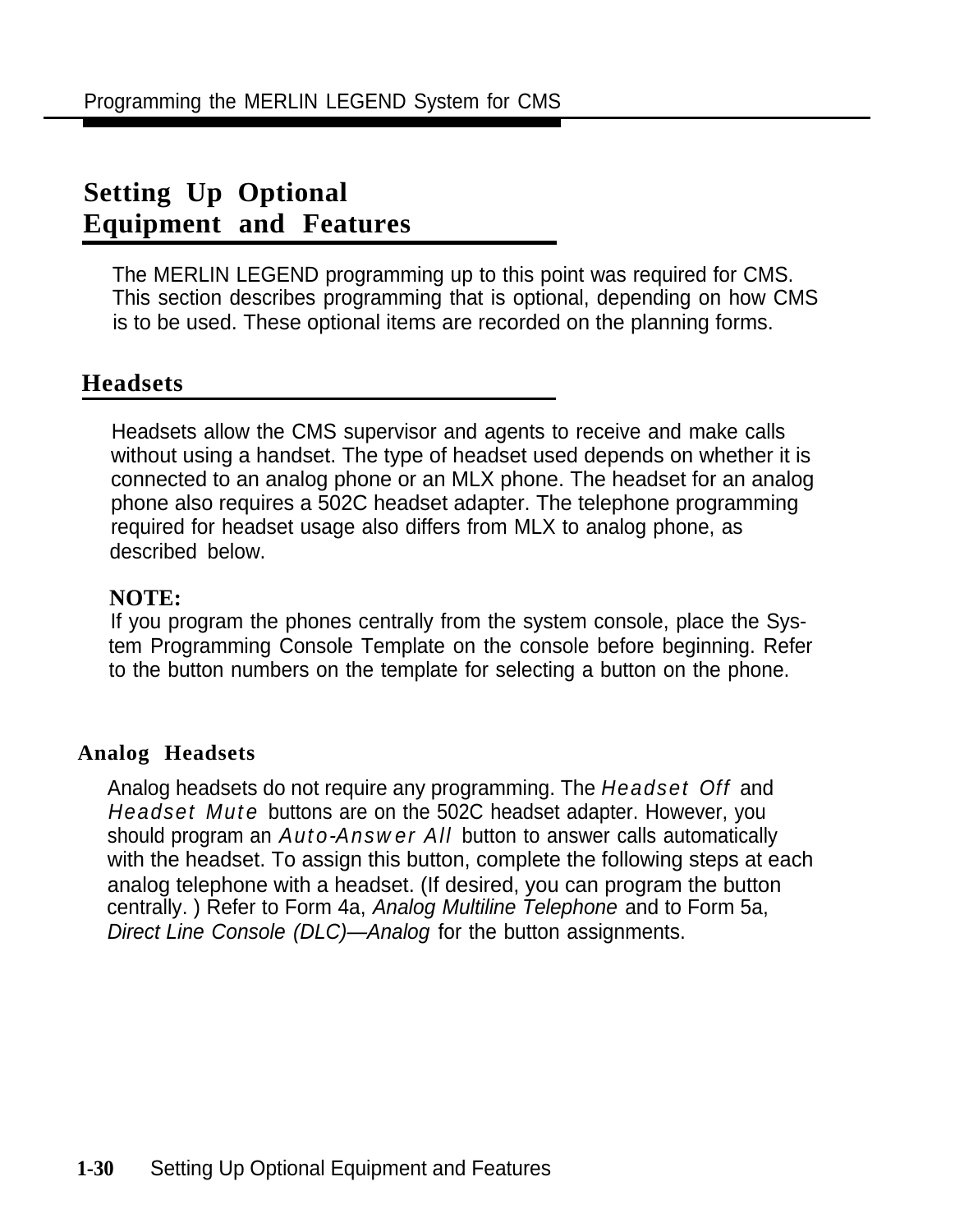## Setting Up Optional Equipment and Features

The MERLIN LEGEND programming up to this point was required for CMS. This section describes programming that is optional, depending on how CMS is to be used. These optional items are recorded on the planning forms.

## Headsets

Headsets allow the CMS supervisor and agents to receive and make calls without using a handset. The type of headset used depends on whether it is connected to an analog phone or an MLX phone. The headset for an analog phone also requires a 502C headset adapter. The telephone programming required for headset usage also differs from MLX to analog phone, as described below.

**NOTE:**
If you program the phones centrally from the system console, place the System Programming Console Template on the console before beginning. Refer to the button numbers on the template for selecting a button on the phone.

### Analog Headsets

Analog headsets do not require any programming. The *Headset Off* and *Headset Mute* buttons are on the 502C headset adapter. However, you should program an *Auto-Answer All* button to answer calls automatically with the headset. To assign this button, complete the following steps at each analog telephone with a headset. (If desired, you can program the button centrally. ) Refer to Form 4a, *Analog Multiline Telephone* and to Form 5a, *Direct Line Console (DLC)—Analog* for the button assignments.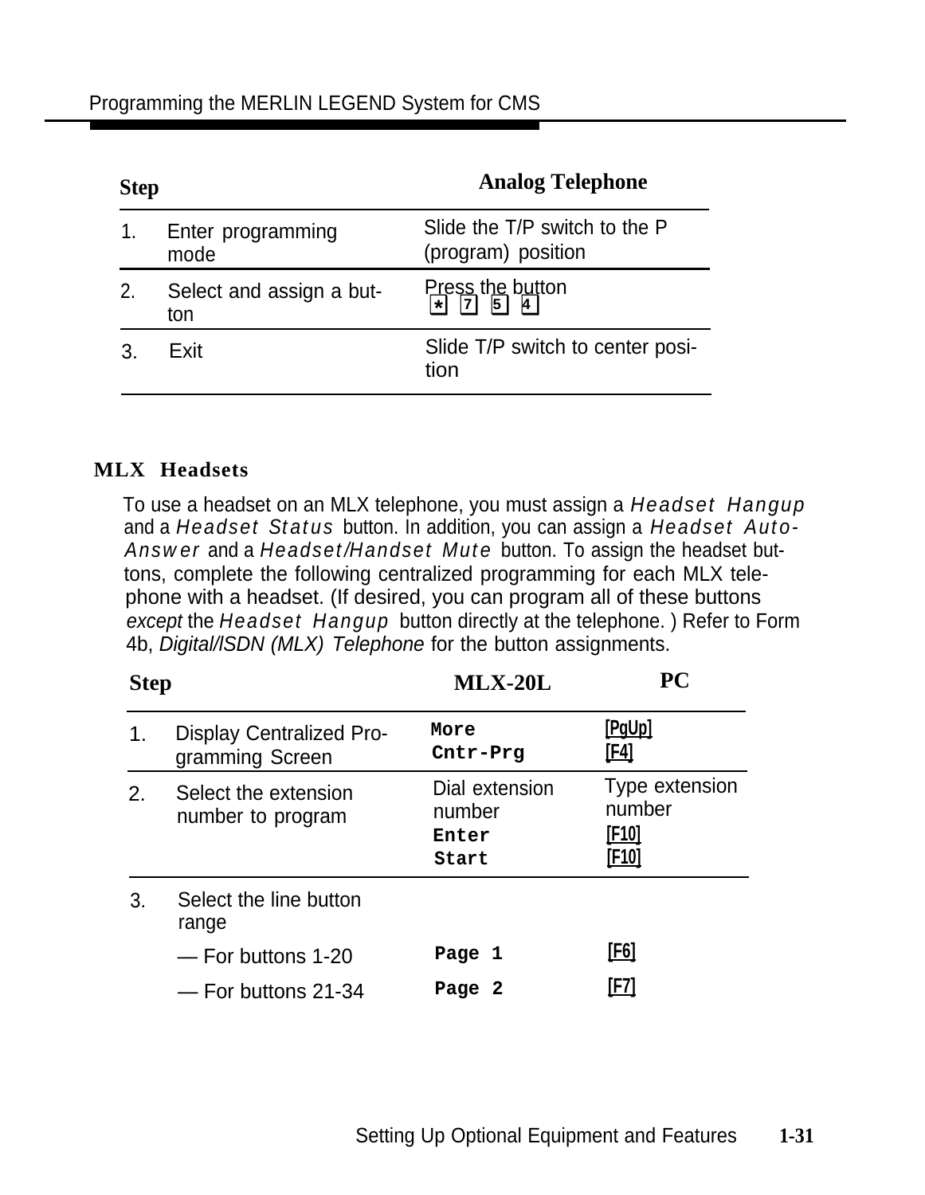| Step | | Analog Telephone |
|---|---|---|
| 1. | Enter programming mode | Slide the T/P switch to the P (program) position |
| 2. | Select and assign a button | Press the button [*] [7] [5] [4] |
| 3. | Exit | Slide T/P switch to center position |

### MLX Headsets

To use a headset on an MLX telephone, you must assign a *Headset Hangup* and a *Headset Status* button. In addition, you can assign a *Headset Auto-Answer* and a *Headset/Handset Mute* button. To assign the headset buttons, complete the following centralized programming for each MLX telephone with a headset. (If desired, you can program all of these buttons *except* the *Headset Hangup* button directly at the telephone. ) Refer to Form 4b, *Digital/lSDN (MLX) Telephone* for the button assignments.

| Step | | MLX-20L | PC |
|---|---|---|---|
| 1. | Display Centralized Programming Screen | `More` `Cntr-Prg` | [PgUp] [F4] |
| 2. | Select the extension number to program | Dial extension number `Enter` `Start` | Type extension number [F10] [F10] |
| 3. | Select the line button range | | |
| | — For buttons 1-20 | `Page 1` | [F6] |
| | — For buttons 21-34 | `Page 2` | [F7] |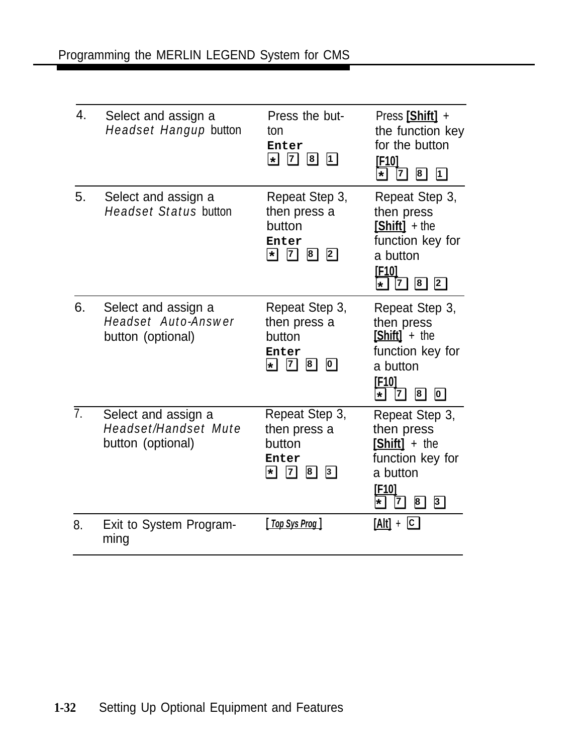| | | | |
|---|---|---|---|
| 4. | Select and assign a *Headset Hangup* button | Press the button<br>**Enter**<br>[*] [7] [8] [1] | Press **[Shift]** + the function key for the button<br>**[F10]**<br>[*] [7] [8] [1] |
| 5. | Select and assign a *Headset Status* button | Repeat Step 3, then press a button<br>**Enter**<br>[*] [7] [8] [2] | Repeat Step 3, then press **[Shift]** + the function key for a button<br>**[F10]**<br>[*] [7] [8] [2] |
| 6. | Select and assign a *Headset Auto-Answer* button (optional) | Repeat Step 3, then press a button<br>**Enter**<br>[*] [7] [8] [0] | Repeat Step 3, then press **[Shift]** + the function key for a button<br>**[F10]**<br>[*] [7] [8] [0] |
| 7. | Select and assign a *Headset/Handset Mute* button (optional) | Repeat Step 3, then press a button<br>**Enter**<br>[*] [7] [8] [3] | Repeat Step 3, then press **[Shift]** + the function key for a button<br>**[F10]**<br>[*] [7] [8] [3] |
| 8. | Exit to System Programming | [ *Top Sys Prog* ] | **[Alt]** + [C] |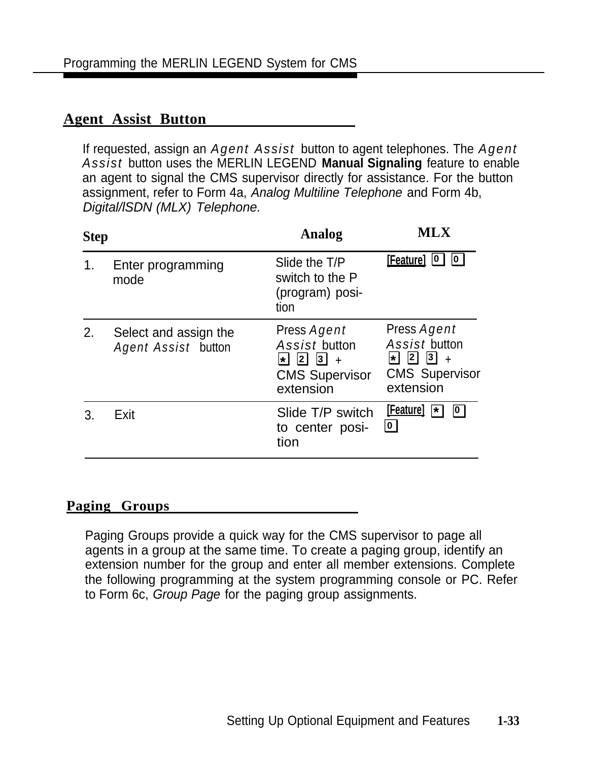## Agent Assist Button

If requested, assign an *Agent Assist* button to agent telephones. The *Agent Assist* button uses the MERLIN LEGEND **Manual Signaling** feature to enable an agent to signal the CMS supervisor directly for assistance. For the button assignment, refer to Form 4a, *Analog Multiline Telephone* and Form 4b, *Digital/lSDN (MLX) Telephone.*

| Step | | Analog | MLX |
|---|---|---|---|
| 1. | Enter programming mode | Slide the T/P switch to the P (program) position | [Feature] [0] [0] |
| 2. | Select and assign the *Agent Assist* button | Press *Agent Assist* button [*] [2] [3] + CMS Supervisor extension | Press *Agent Assist* button [*] [2] [3] + CMS Supervisor extension |
| 3. | Exit | Slide T/P switch to center position | [Feature] [*] [0] [0] |

## Paging Groups

Paging Groups provide a quick way for the CMS supervisor to page all agents in a group at the same time. To create a paging group, identify an extension number for the group and enter all member extensions. Complete the following programming at the system programming console or PC. Refer to Form 6c, *Group Page* for the paging group assignments.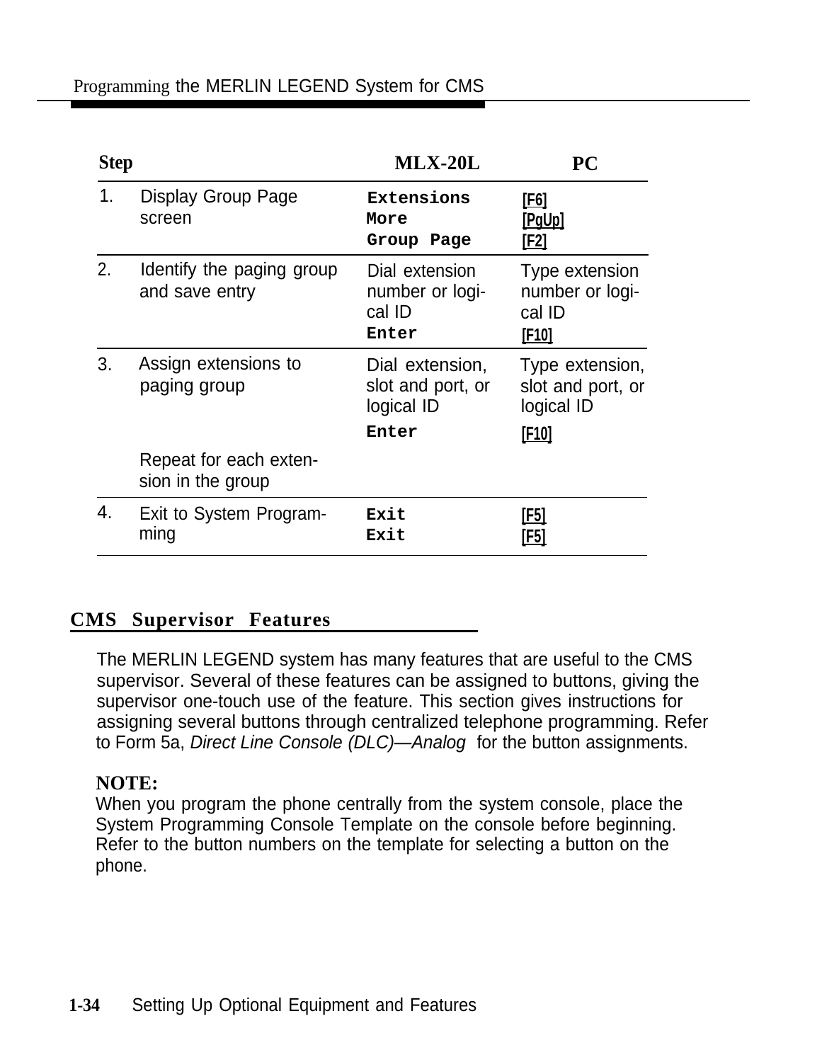| Step | | MLX-20L | PC |
|---|---|---|---|
| 1. | Display Group Page screen | **Extensions**<br>**More**<br>**Group Page** | [F6]<br>[PgUp]<br>[F2] |
| 2. | Identify the paging group and save entry | Dial extension number or logical ID<br>**Enter** | Type extension number or logical ID<br>[F10] |
| 3. | Assign extensions to paging group<br><br>Repeat for each extension in the group | Dial extension, slot and port, or logical ID<br>**Enter** | Type extension, slot and port, or logical ID<br>[F10] |
| 4. | Exit to System Programming | **Exit**<br>**Exit** | [F5]<br>[F5] |

## CMS Supervisor Features

The MERLIN LEGEND system has many features that are useful to the CMS supervisor. Several of these features can be assigned to buttons, giving the supervisor one-touch use of the feature. This section gives instructions for assigning several buttons through centralized telephone programming. Refer to Form 5a, *Direct Line Console (DLC)—Analog* for the button assignments.

**NOTE:**
When you program the phone centrally from the system console, place the System Programming Console Template on the console before beginning. Refer to the button numbers on the template for selecting a button on the phone.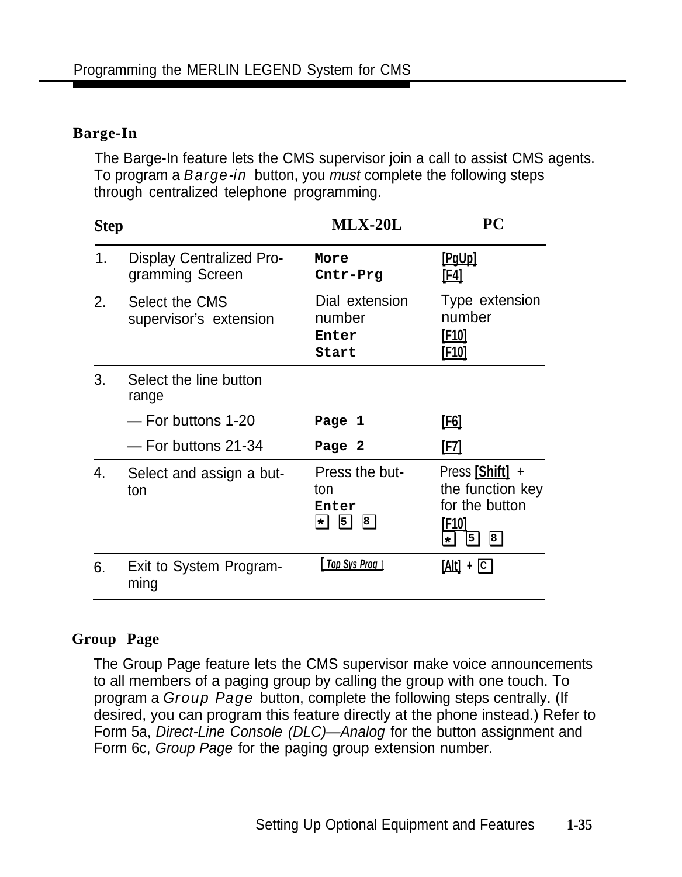## Barge-In

The Barge-In feature lets the CMS supervisor join a call to assist CMS agents. To program a *Barge-in* button, you *must* complete the following steps through centralized telephone programming.

| Step | | MLX-20L | PC |
|---|---|---|---|
| 1. | Display Centralized Programming Screen | More<br>Cntr-Prg | [PgUp]<br>[F4] |
| 2. | Select the CMS supervisor's extension | Dial extension number<br>Enter<br>Start | Type extension number<br>[F10]<br>[F10] |
| 3. | Select the line button range | | |
| | — For buttons 1-20 | Page 1 | [F6] |
| | — For buttons 21-34 | Page 2 | [F7] |
| 4. | Select and assign a button | Press the button<br>Enter<br>[*] [5] [8] | Press [Shift] + the function key for the button<br>[F10]<br>[*] [5] [8] |
| 6. | Exit to System Programming | [Top Sys Prog] | [Alt] + [C] |

## Group Page

The Group Page feature lets the CMS supervisor make voice announcements to all members of a paging group by calling the group with one touch. To program a *Group Page* button, complete the following steps centrally. (If desired, you can program this feature directly at the phone instead.) Refer to Form 5a, *Direct-Line Console (DLC)—Analog* for the button assignment and Form 6c, *Group Page* for the paging group extension number.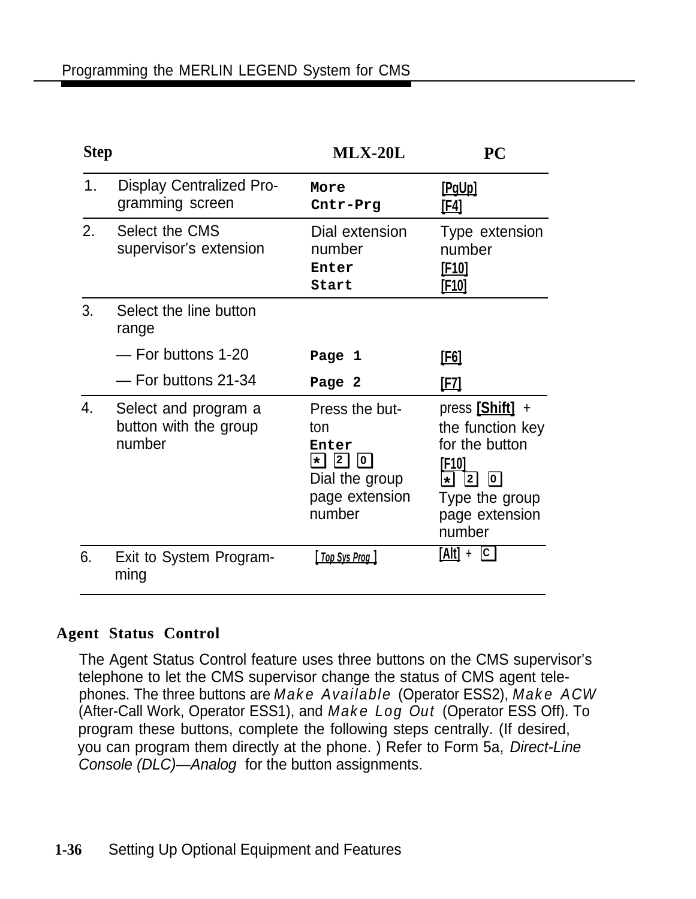| Step | | MLX-20L | PC |
|---|---|---|---|
| 1. | Display Centralized Programming screen | More<br>Cntr-Prg | [PgUp]<br>[F4] |
| 2. | Select the CMS supervisor's extension | Dial extension number<br>Enter<br>Start | Type extension number<br>[F10]<br>[F10] |
| 3. | Select the line button range | | |
| | — For buttons 1-20 | Page 1 | [F6] |
| | — For buttons 21-34 | Page 2 | [F7] |
| 4. | Select and program a button with the group number | Press the button<br>Enter<br>[*] [2] [0]<br>Dial the group page extension number | press [Shift] + the function key for the button<br>[F10]<br>[*] [2] [0]<br>Type the group page extension number |
| 6. | Exit to System Programming | [Top Sys Prog] | [Alt] + [C] |

### Agent Status Control

The Agent Status Control feature uses three buttons on the CMS supervisor's telephone to let the CMS supervisor change the status of CMS agent telephones. The three buttons are *Make Available* (Operator ESS2), *Make ACW* (After-Call Work, Operator ESS1), and *Make Log Out* (Operator ESS Off). To program these buttons, complete the following steps centrally. (If desired, you can program them directly at the phone. ) Refer to Form 5a, *Direct-Line Console (DLC)—Analog* for the button assignments.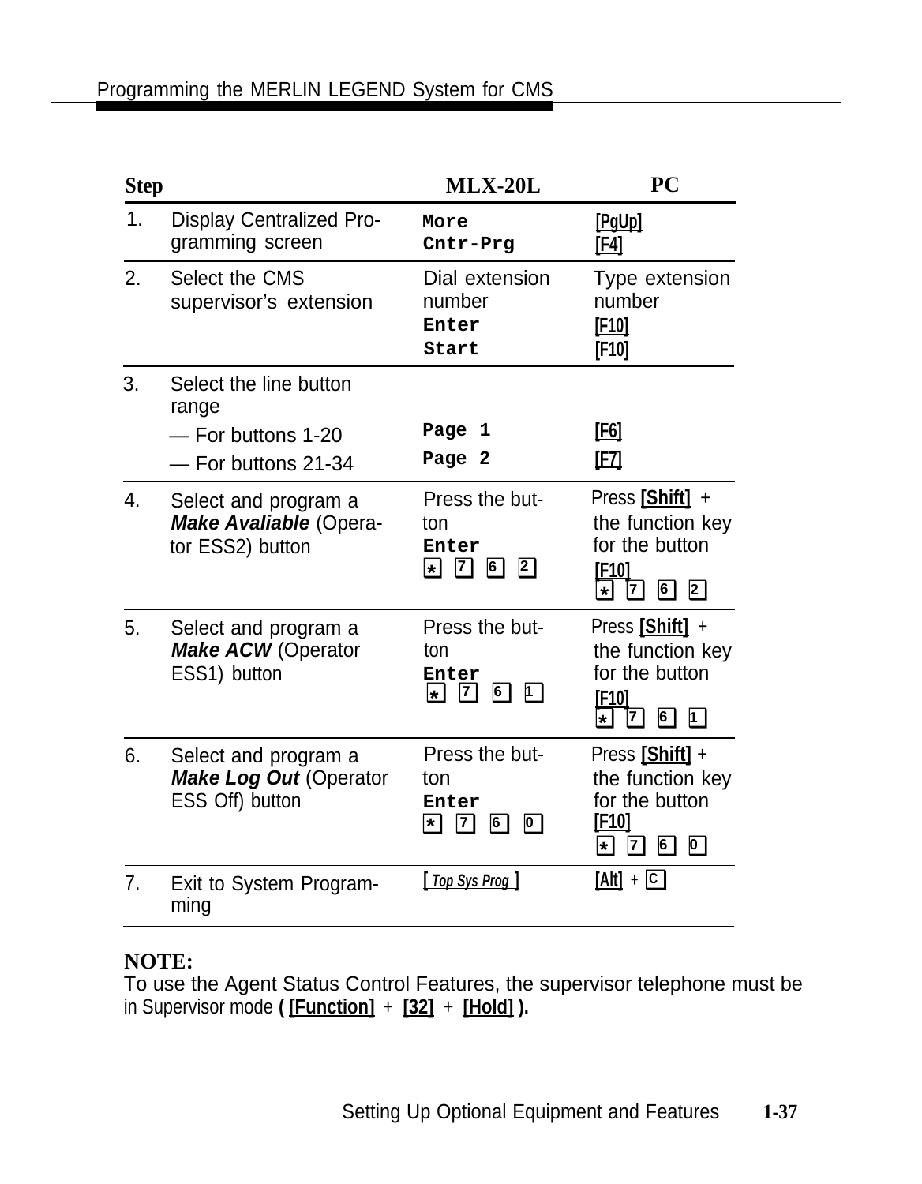| Step | | MLX-20L | PC |
|---|---|---|---|
| 1. | Display Centralized Programming screen | More<br>Cntr-Prg | [PgUp]<br>[F4] |
| 2. | Select the CMS supervisor's extension | Dial extension number<br>Enter<br>Start | Type extension number<br>[F10]<br>[F10] |
| 3. | Select the line button range<br>— For buttons 1-20<br>— For buttons 21-34 | <br>Page 1<br>Page 2 | <br>[F6]<br>[F7] |
| 4. | Select and program a ***Make Avaliable*** (Operator ESS2) button | Press the button<br>Enter<br>* 7 6 2 | Press [Shift] + the function key for the button<br>[F10]<br>* 7 6 2 |
| 5. | Select and program a ***Make ACW*** (Operator ESS1) button | Press the button<br>Enter<br>* 7 6 1 | Press [Shift] + the function key for the button<br>[F10]<br>* 7 6 1 |
| 6. | Select and program a ***Make Log Out*** (Operator ESS Off) button | Press the button<br>Enter<br>* 7 6 0 | Press [Shift] + the function key for the button<br>[F10]<br>* 7 6 0 |
| 7. | Exit to System Programming | [ *Top Sys Prog* ] | [Alt] + C |

**NOTE:**
To use the Agent Status Control Features, the supervisor telephone must be in Supervisor mode **( [Function] + [32] + [Hold] ).**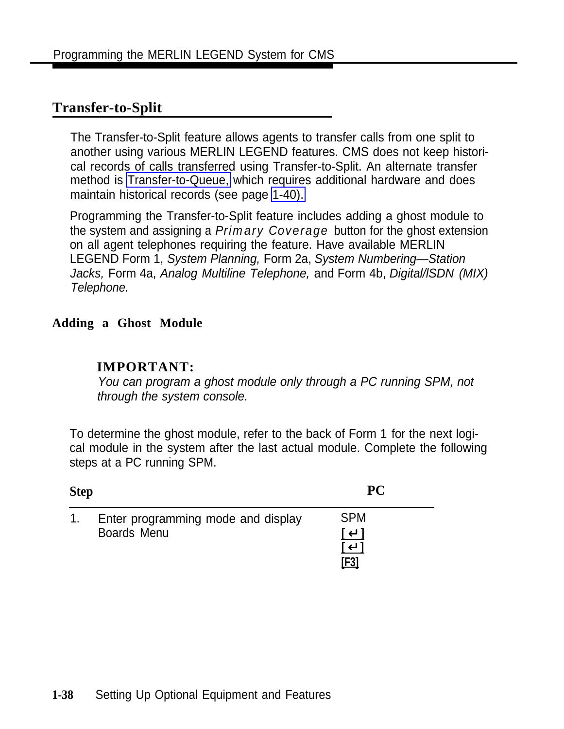## Transfer-to-Split

The Transfer-to-Split feature allows agents to transfer calls from one split to another using various MERLIN LEGEND features. CMS does not keep historical records of calls transferred using Transfer-to-Split. An alternate transfer method is Transfer-to-Queue, which requires additional hardware and does maintain historical records (see page 1-40).

Programming the Transfer-to-Split feature includes adding a ghost module to the system and assigning a *Primary Coverage* button for the ghost extension on all agent telephones requiring the feature. Have available MERLIN LEGEND Form 1, *System Planning,* Form 2a, *System Numbering—Station Jacks,* Form 4a, *Analog Multiline Telephone,* and Form 4b, *Digital/ISDN (MIX) Telephone.*

### Adding a Ghost Module

**IMPORTANT:**
*You can program a ghost module only through a PC running SPM, not through the system console.*

To determine the ghost module, refer to the back of Form 1 for the next logical module in the system after the last actual module. Complete the following steps at a PC running SPM.

| Step | | PC |
|---|---|---|
| 1. | Enter programming mode and display Boards Menu | SPM<br>[ ↵ ]<br>[ ↵ ]<br>[F3] |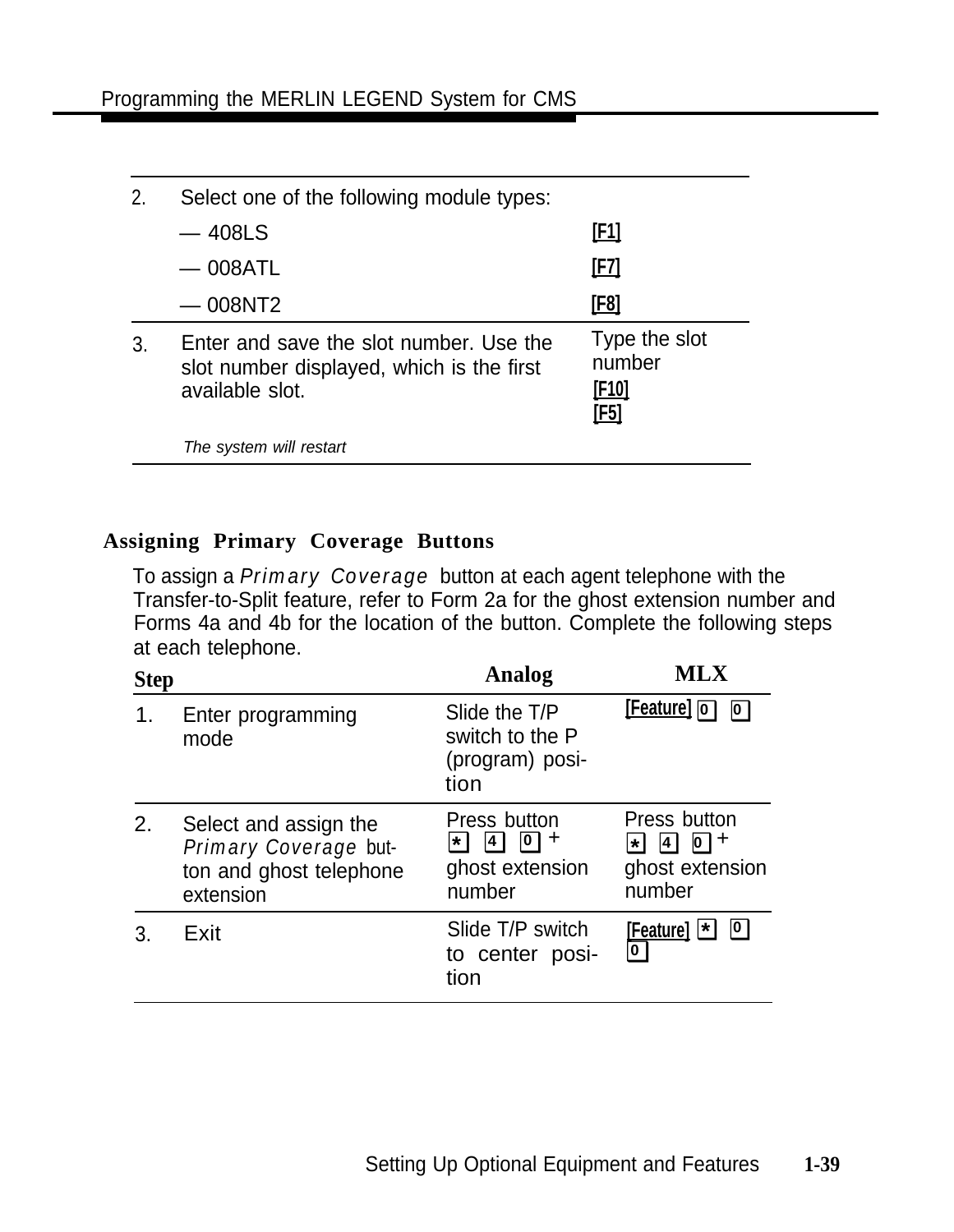| | | |
|---|---|---|
| 2. | Select one of the following module types: | |
| | — 408LS | [F1] |
| | — 008ATL | [F7] |
| | — 008NT2 | [F8] |
| 3. | Enter and save the slot number. Use the slot number displayed, which is the first available slot.<br><br>*The system will restart* | Type the slot number<br>[F10]<br>[F5] |

### Assigning Primary Coverage Buttons

To assign a *Primary Coverage* button at each agent telephone with the Transfer-to-Split feature, refer to Form 2a for the ghost extension number and Forms 4a and 4b for the location of the button. Complete the following steps at each telephone.

| Step | | Analog | MLX |
|---|---|---|---|
| 1. | Enter programming mode | Slide the T/P switch to the P (program) position | [Feature] [0] [0] |
| 2. | Select and assign the *Primary Coverage* button and ghost telephone extension | Press button [*] [4] [0] + ghost extension number | Press button [*] [4] [0] + ghost extension number |
| 3. | Exit | Slide T/P switch to center position | [Feature] [*] [0] [0] |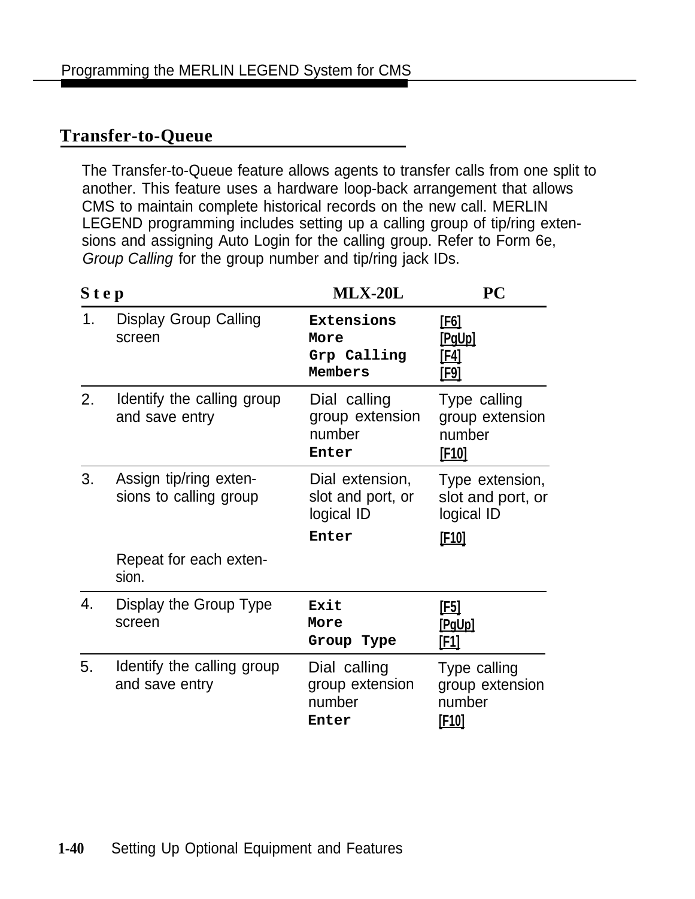## Transfer-to-Queue

The Transfer-to-Queue feature allows agents to transfer calls from one split to another. This feature uses a hardware loop-back arrangement that allows CMS to maintain complete historical records on the new call. MERLIN LEGEND programming includes setting up a calling group of tip/ring extensions and assigning Auto Login for the calling group. Refer to Form 6e, *Group Calling* for the group number and tip/ring jack IDs.

| Step | MLX-20L | PC |
|---|---|---|
| 1. Display Group Calling screen | **Extensions**<br>**More**<br>**Grp Calling**<br>**Members** | [F6]<br>[PgUp]<br>[F4]<br>[F9] |
| 2. Identify the calling group and save entry | Dial calling group extension number<br>**Enter** | Type calling group extension number<br>[F10] |
| 3. Assign tip/ring extensions to calling group<br><br>Repeat for each extension. | Dial extension, slot and port, or logical ID<br>**Enter** | Type extension, slot and port, or logical ID<br>[F10] |
| 4. Display the Group Type screen | **Exit**<br>**More**<br>**Group Type** | [F5]<br>[PgUp]<br>[F1] |
| 5. Identify the calling group and save entry | Dial calling group extension number<br>**Enter** | Type calling group extension number<br>[F10] |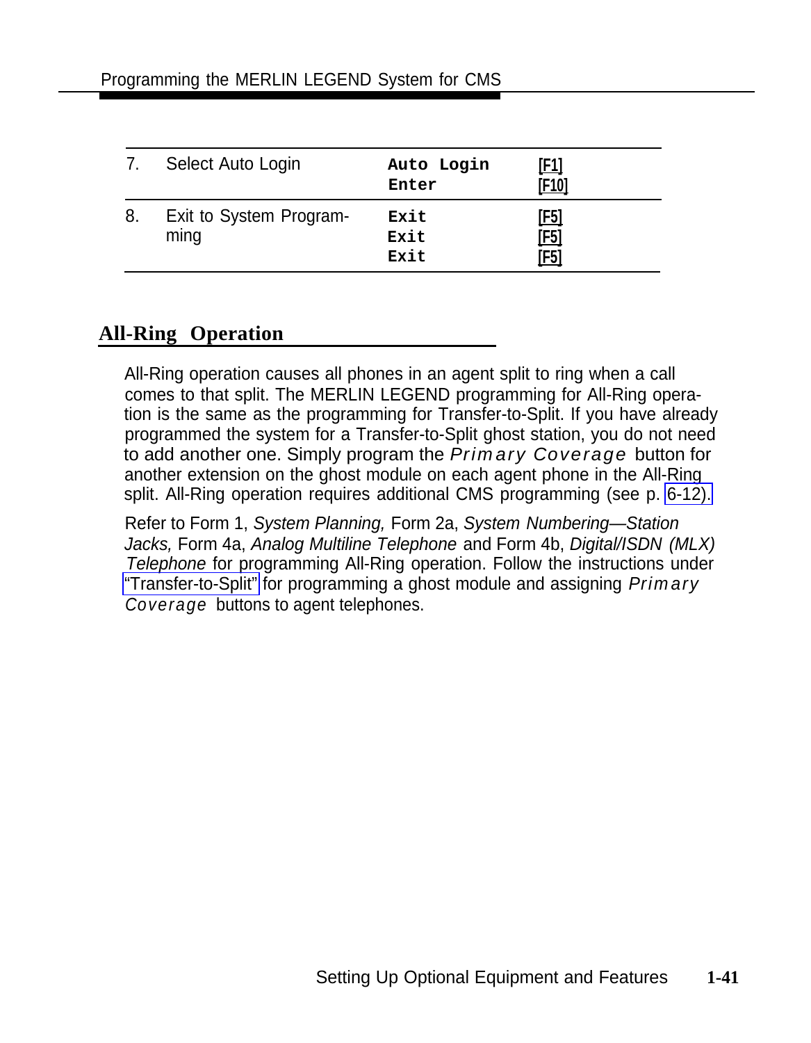| | | | |
|---|---|---|---|
| 7. | Select Auto Login | **Auto Login**<br>**Enter** | [F1]<br>[F10] |
| 8. | Exit to System Programming | **Exit**<br>**Exit**<br>**Exit** | [F5]<br>[F5]<br>[F5] |

## All-Ring Operation

All-Ring operation causes all phones in an agent split to ring when a call comes to that split. The MERLIN LEGEND programming for All-Ring operation is the same as the programming for Transfer-to-Split. If you have already programmed the system for a Transfer-to-Split ghost station, you do not need to add another one. Simply program the *Primary Coverage* button for another extension on the ghost module on each agent phone in the All-Ring split. All-Ring operation requires additional CMS programming (see p. 6-12).

Refer to Form 1, *System Planning,* Form 2a, *System Numbering—Station Jacks,* Form 4a, *Analog Multiline Telephone* and Form 4b, *Digital/ISDN (MLX) Telephone* for programming All-Ring operation. Follow the instructions under "Transfer-to-Split" for programming a ghost module and assigning *Primary Coverage* buttons to agent telephones.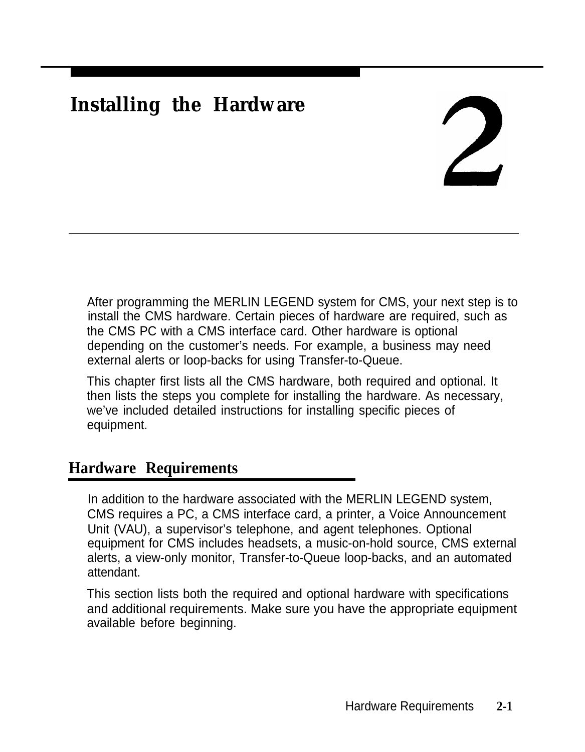# Installing the Hardware

# 2

After programming the MERLIN LEGEND system for CMS, your next step is to install the CMS hardware. Certain pieces of hardware are required, such as the CMS PC with a CMS interface card. Other hardware is optional depending on the customer's needs. For example, a business may need external alerts or loop-backs for using Transfer-to-Queue.

This chapter first lists all the CMS hardware, both required and optional. It then lists the steps you complete for installing the hardware. As necessary, we've included detailed instructions for installing specific pieces of equipment.

## Hardware Requirements

In addition to the hardware associated with the MERLIN LEGEND system, CMS requires a PC, a CMS interface card, a printer, a Voice Announcement Unit (VAU), a supervisor's telephone, and agent telephones. Optional equipment for CMS includes headsets, a music-on-hold source, CMS external alerts, a view-only monitor, Transfer-to-Queue loop-backs, and an automated attendant.

This section lists both the required and optional hardware with specifications and additional requirements. Make sure you have the appropriate equipment available before beginning.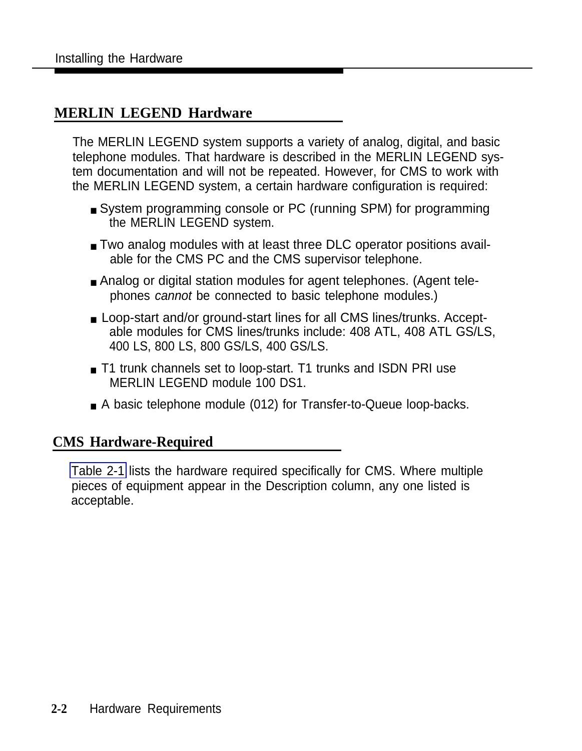## MERLIN LEGEND Hardware

The MERLIN LEGEND system supports a variety of analog, digital, and basic telephone modules. That hardware is described in the MERLIN LEGEND system documentation and will not be repeated. However, for CMS to work with the MERLIN LEGEND system, a certain hardware configuration is required:

- System programming console or PC (running SPM) for programming the MERLIN LEGEND system.
- Two analog modules with at least three DLC operator positions available for the CMS PC and the CMS supervisor telephone.
- Analog or digital station modules for agent telephones. (Agent telephones *cannot* be connected to basic telephone modules.)
- Loop-start and/or ground-start lines for all CMS lines/trunks. Acceptable modules for CMS lines/trunks include: 408 ATL, 408 ATL GS/LS, 400 LS, 800 LS, 800 GS/LS, 400 GS/LS.
- T1 trunk channels set to loop-start. T1 trunks and ISDN PRI use MERLIN LEGEND module 100 DS1.
- A basic telephone module (012) for Transfer-to-Queue loop-backs.

## CMS Hardware-Required

Table 2-1 lists the hardware required specifically for CMS. Where multiple pieces of equipment appear in the Description column, any one listed is acceptable.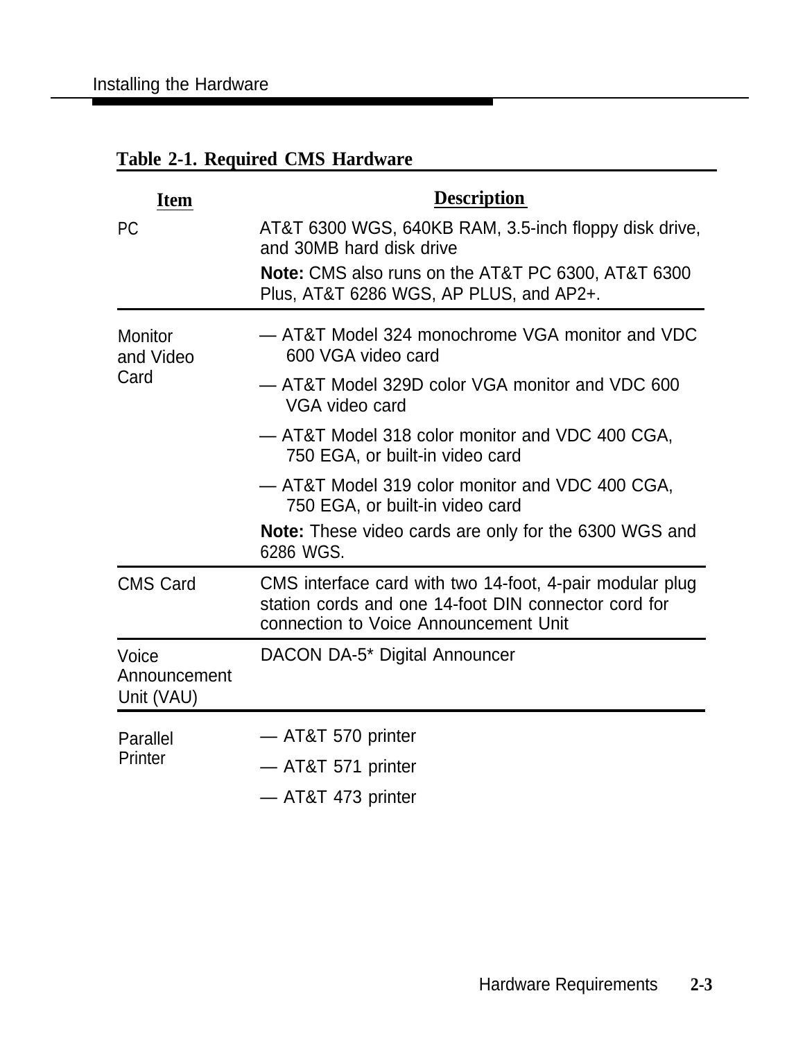**Table 2-1. Required CMS Hardware**

| Item | Description |
|---|---|
| PC | AT&T 6300 WGS, 640KB RAM, 3.5-inch floppy disk drive, and 30MB hard disk drive<br>**Note:** CMS also runs on the AT&T PC 6300, AT&T 6300 Plus, AT&T 6286 WGS, AP PLUS, and AP2+. |
| Monitor and Video Card | — AT&T Model 324 monochrome VGA monitor and VDC 600 VGA video card<br>— AT&T Model 329D color VGA monitor and VDC 600 VGA video card<br>— AT&T Model 318 color monitor and VDC 400 CGA, 750 EGA, or built-in video card<br>— AT&T Model 319 color monitor and VDC 400 CGA, 750 EGA, or built-in video card<br>**Note:** These video cards are only for the 6300 WGS and 6286 WGS. |
| CMS Card | CMS interface card with two 14-foot, 4-pair modular plug station cords and one 14-foot DIN connector cord for connection to Voice Announcement Unit |
| Voice Announcement Unit (VAU) | DACON DA-5* Digital Announcer |
| Parallel Printer | — AT&T 570 printer<br>— AT&T 571 printer<br>— AT&T 473 printer |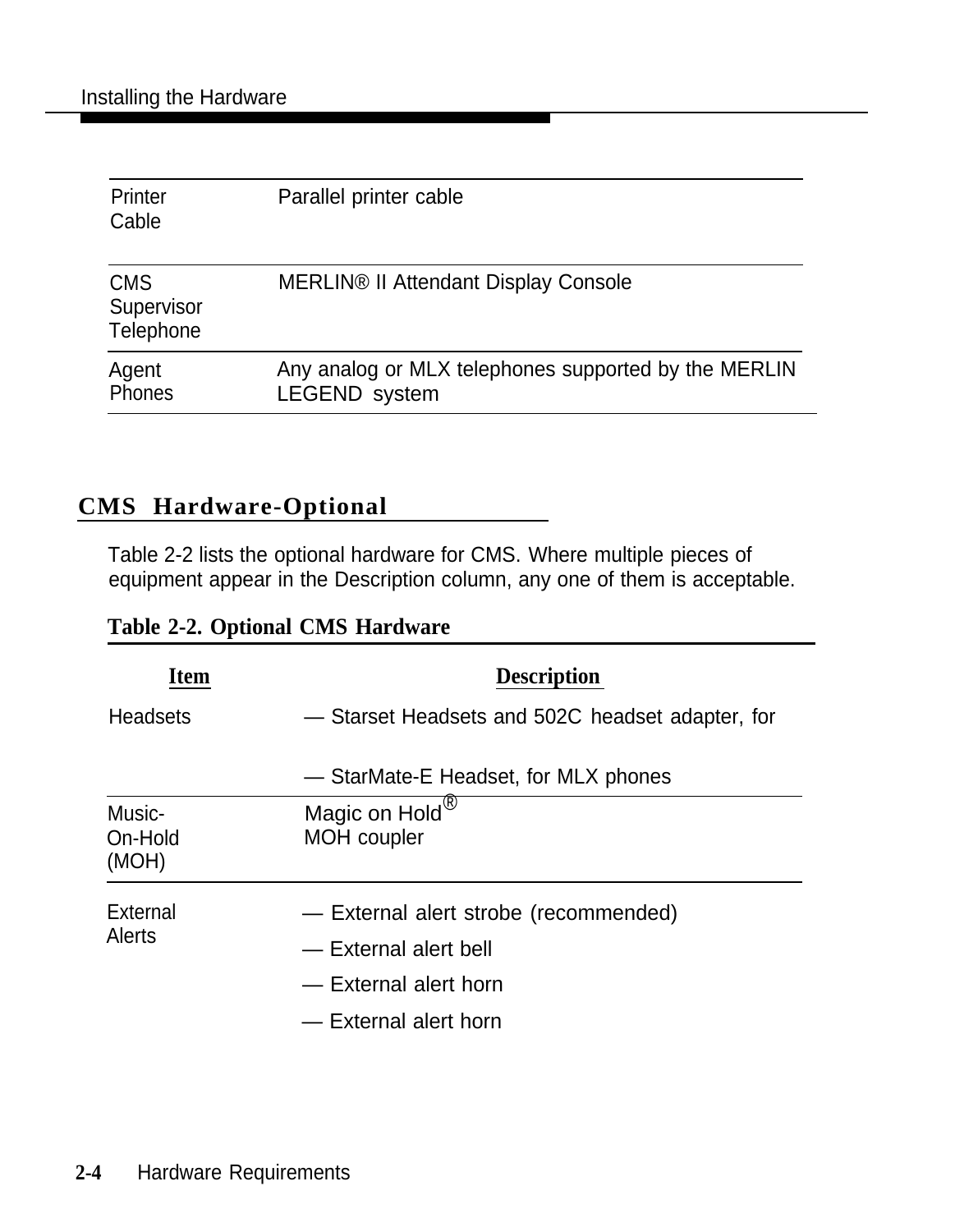| | |
|---|---|
| Printer Cable | Parallel printer cable |
| CMS Supervisor Telephone | MERLIN® II Attendant Display Console |
| Agent Phones | Any analog or MLX telephones supported by the MERLIN LEGEND system |

## CMS Hardware-Optional

Table 2-2 lists the optional hardware for CMS. Where multiple pieces of equipment appear in the Description column, any one of them is acceptable.

**Table 2-2. Optional CMS Hardware**

| Item | Description |
|---|---|
| Headsets | — Starset Headsets and 502C headset adapter, for<br><br>— StarMate-E Headset, for MLX phones |
| Music-On-Hold (MOH) | Magic on Hold®<br>MOH coupler |
| External Alerts | — External alert strobe (recommended)<br>— External alert bell<br>— External alert horn<br>— External alert horn |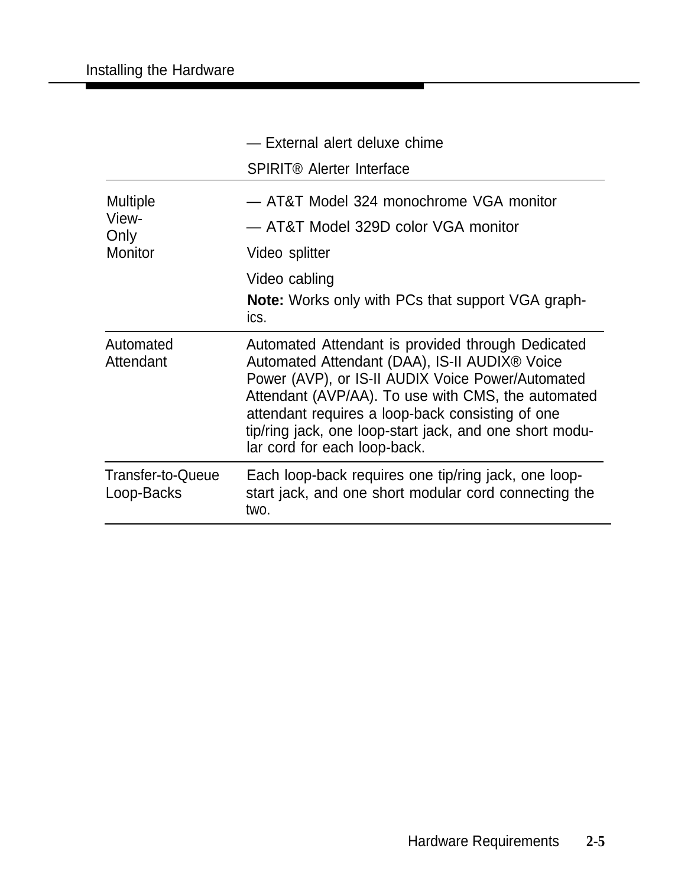| | |
|---|---|
| | — External alert deluxe chime<br>SPIRIT® Alerter Interface |
| Multiple View-Only Monitor | — AT&T Model 324 monochrome VGA monitor<br>— AT&T Model 329D color VGA monitor<br>Video splitter<br>Video cabling<br>**Note:** Works only with PCs that support VGA graphics. |
| Automated Attendant | Automated Attendant is provided through Dedicated Automated Attendant (DAA), IS-II AUDIX® Voice Power (AVP), or IS-II AUDIX Voice Power/Automated Attendant (AVP/AA). To use with CMS, the automated attendant requires a loop-back consisting of one tip/ring jack, one loop-start jack, and one short modular cord for each loop-back. |
| Transfer-to-Queue Loop-Backs | Each loop-back requires one tip/ring jack, one loop-start jack, and one short modular cord connecting the two. |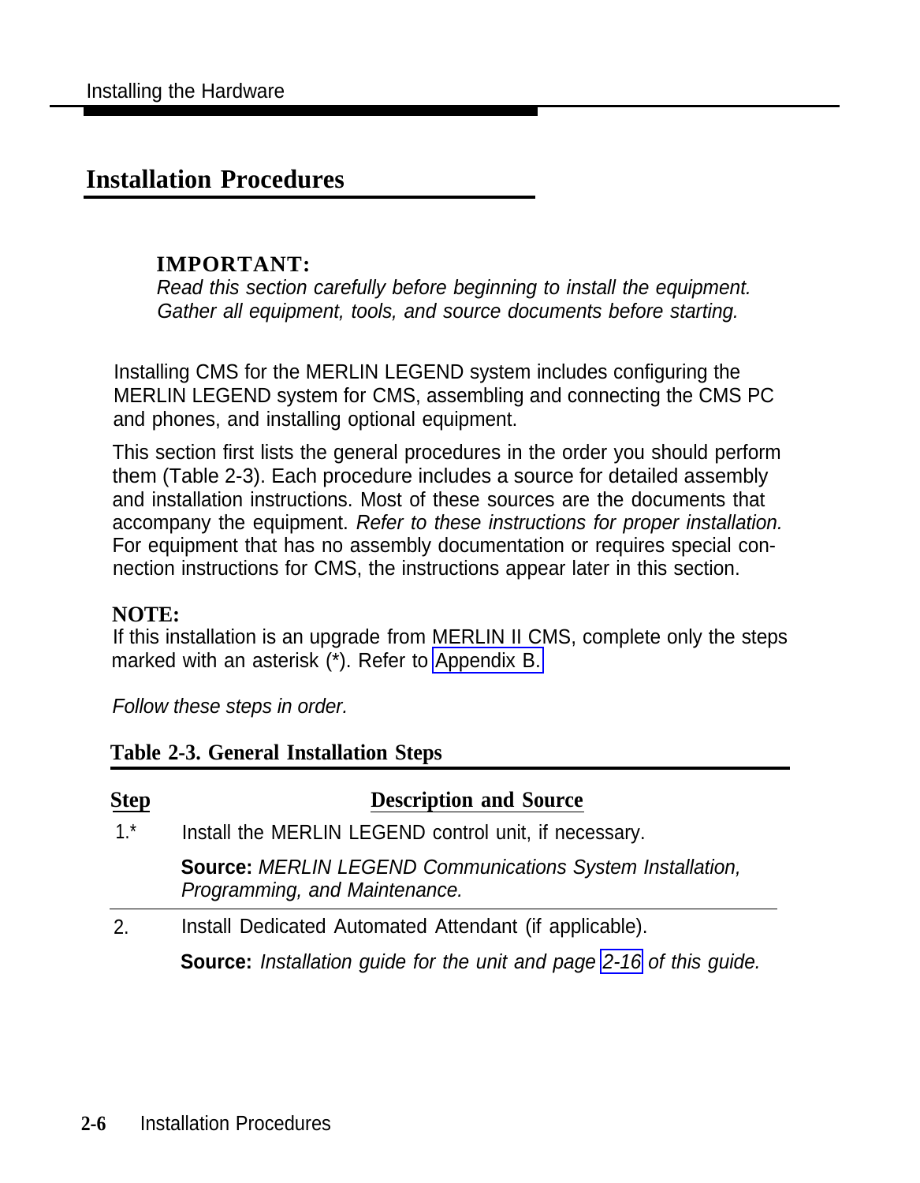## Installation Procedures

**IMPORTANT:**
*Read this section carefully before beginning to install the equipment. Gather all equipment, tools, and source documents before starting.*

Installing CMS for the MERLIN LEGEND system includes configuring the MERLIN LEGEND system for CMS, assembling and connecting the CMS PC and phones, and installing optional equipment.

This section first lists the general procedures in the order you should perform them (Table 2-3). Each procedure includes a source for detailed assembly and installation instructions. Most of these sources are the documents that accompany the equipment. *Refer to these instructions for proper installation.* For equipment that has no assembly documentation or requires special connection instructions for CMS, the instructions appear later in this section.

**NOTE:**
If this installation is an upgrade from MERLIN II CMS, complete only the steps marked with an asterisk (*). Refer to Appendix B.

*Follow these steps in order.*

**Table 2-3. General Installation Steps**

| Step | Description and Source |
|---|---|
| 1.* | Install the MERLIN LEGEND control unit, if necessary.<br><br>**Source:** *MERLIN LEGEND Communications System Installation, Programming, and Maintenance.* |
| 2. | Install Dedicated Automated Attendant (if applicable).<br><br>**Source:** *Installation guide for the unit and page 2-16 of this guide.* |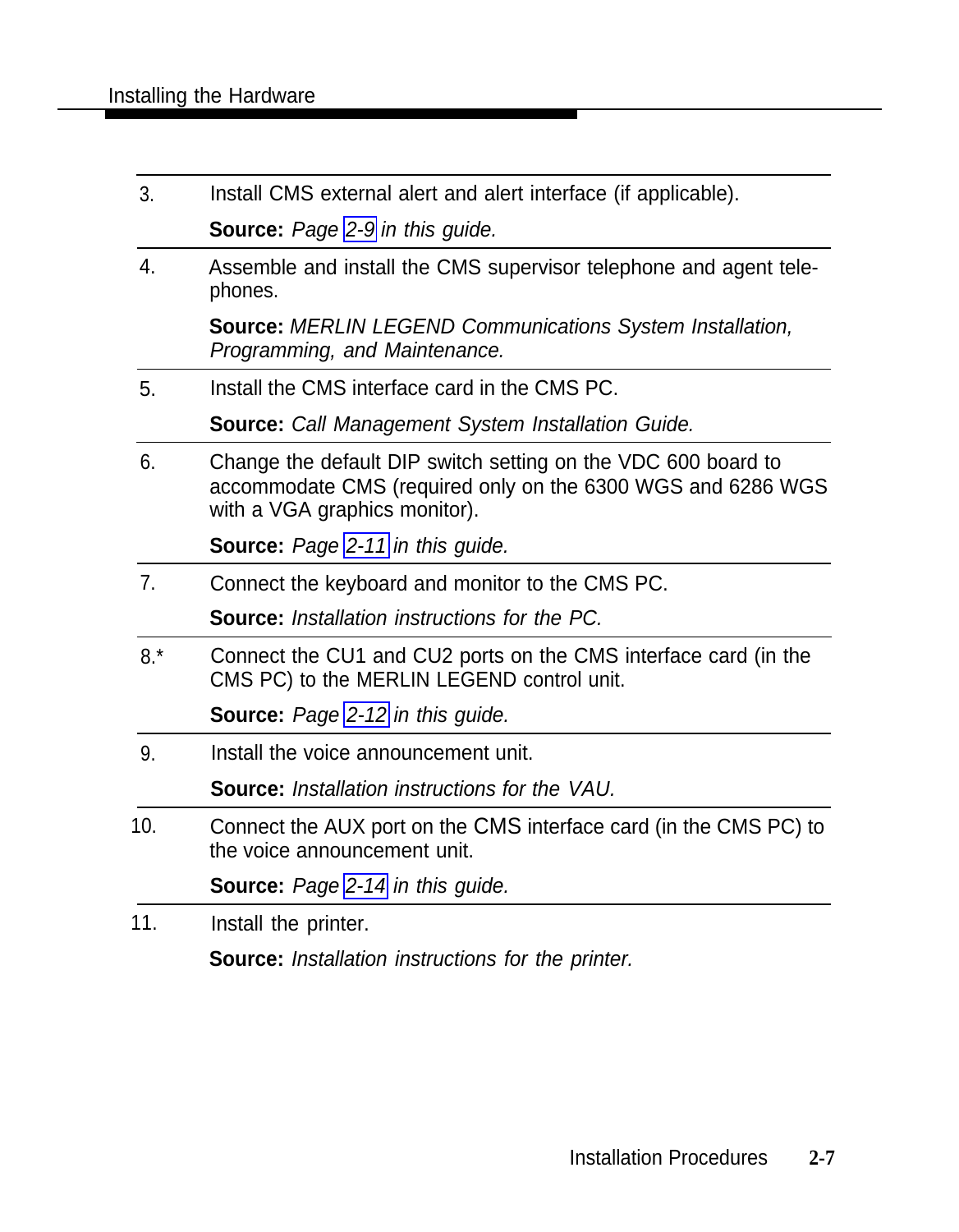3. Install CMS external alert and alert interface (if applicable).

   **Source:** *Page 2-9 in this guide.*

4. Assemble and install the CMS supervisor telephone and agent telephones.

   **Source:** *MERLIN LEGEND Communications System Installation, Programming, and Maintenance.*

5. Install the CMS interface card in the CMS PC.

   **Source:** *Call Management System Installation Guide.*

6. Change the default DIP switch setting on the VDC 600 board to accommodate CMS (required only on the 6300 WGS and 6286 WGS with a VGA graphics monitor).

   **Source:** *Page 2-11 in this guide.*

7. Connect the keyboard and monitor to the CMS PC.

   **Source:** *Installation instructions for the PC.*

8.* Connect the CU1 and CU2 ports on the CMS interface card (in the CMS PC) to the MERLIN LEGEND control unit.

   **Source:** *Page 2-12 in this guide.*

9. Install the voice announcement unit.

   **Source:** *Installation instructions for the VAU.*

10. Connect the AUX port on the CMS interface card (in the CMS PC) to the voice announcement unit.

    **Source:** *Page 2-14 in this guide.*

11. Install the printer.

    **Source:** *Installation instructions for the printer.*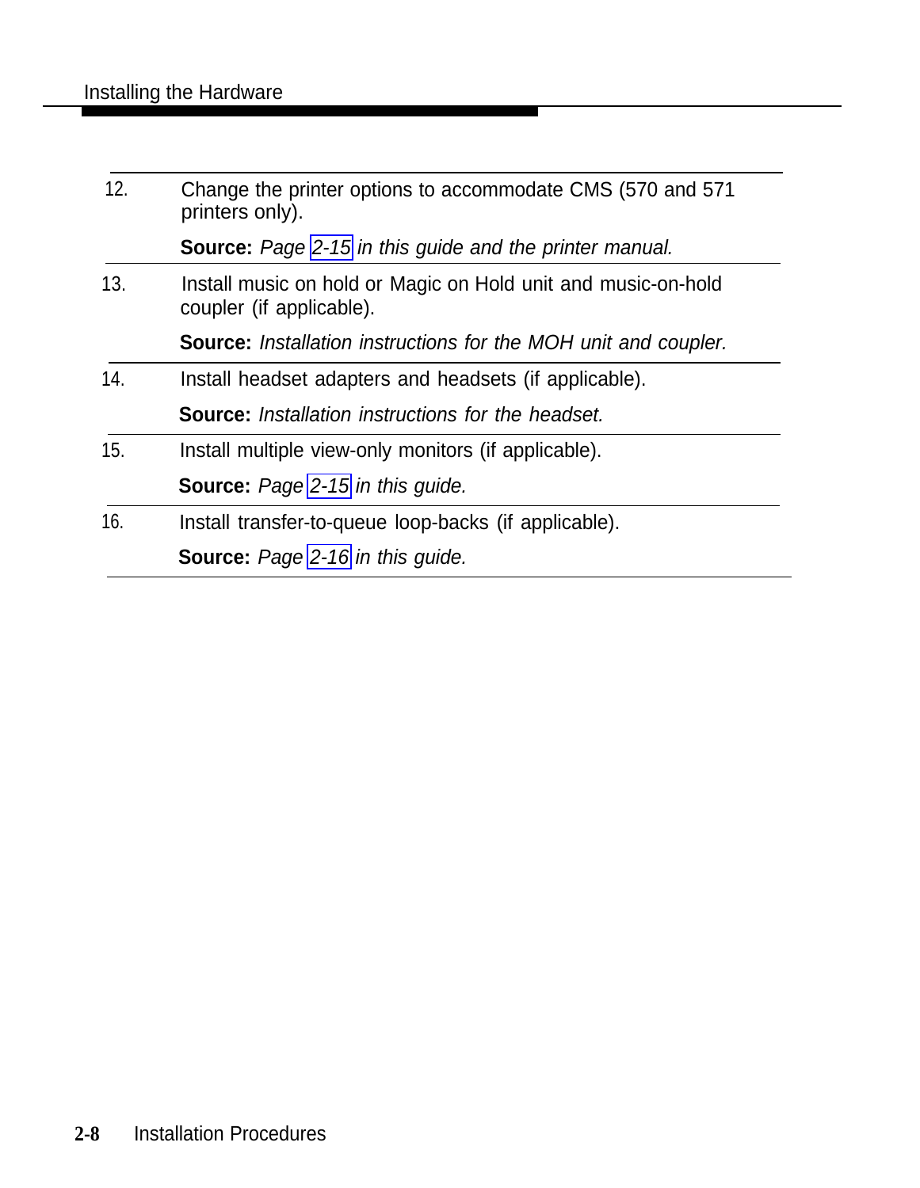12. Change the printer options to accommodate CMS (570 and 571 printers only).

    **Source:** *Page 2-15 in this guide and the printer manual.*

13. Install music on hold or Magic on Hold unit and music-on-hold coupler (if applicable).

    **Source:** *Installation instructions for the MOH unit and coupler.*

14. Install headset adapters and headsets (if applicable).

    **Source:** *Installation instructions for the headset.*

15. Install multiple view-only monitors (if applicable).

    **Source:** *Page 2-15 in this guide.*

16. Install transfer-to-queue loop-backs (if applicable).

    **Source:** *Page 2-16 in this guide.*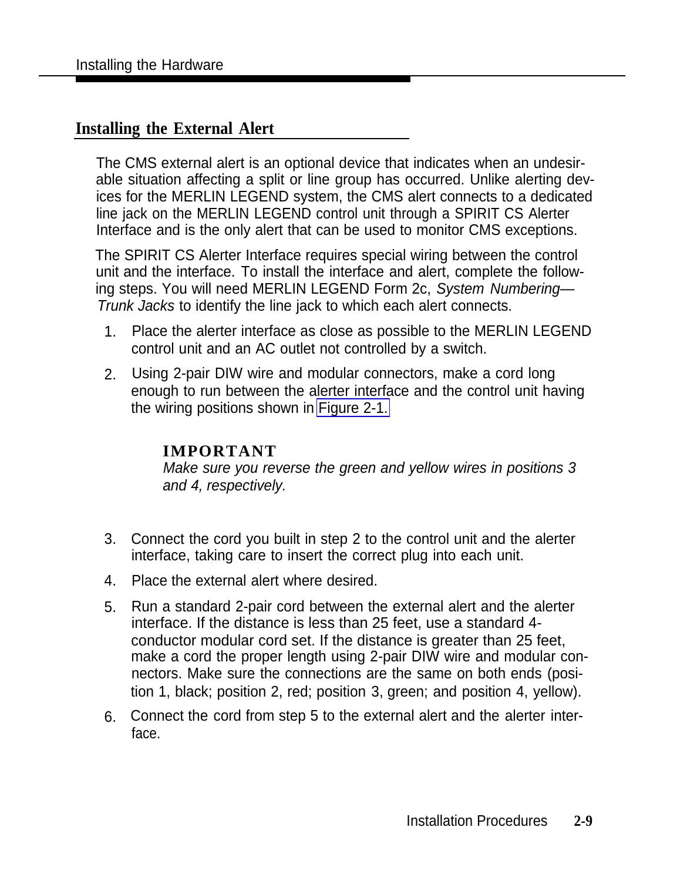## Installing the External Alert

The CMS external alert is an optional device that indicates when an undesirable situation affecting a split or line group has occurred. Unlike alerting devices for the MERLIN LEGEND system, the CMS alert connects to a dedicated line jack on the MERLIN LEGEND control unit through a SPIRIT CS Alerter Interface and is the only alert that can be used to monitor CMS exceptions.

The SPIRIT CS Alerter Interface requires special wiring between the control unit and the interface. To install the interface and alert, complete the following steps. You will need MERLIN LEGEND Form 2c, *System Numbering—Trunk Jacks* to identify the line jack to which each alert connects.

1. Place the alerter interface as close as possible to the MERLIN LEGEND control unit and an AC outlet not controlled by a switch.
2. Using 2-pair DIW wire and modular connectors, make a cord long enough to run between the alerter interface and the control unit having the wiring positions shown in Figure 2-1.

   **IMPORTANT**
   *Make sure you reverse the green and yellow wires in positions 3 and 4, respectively.*

3. Connect the cord you built in step 2 to the control unit and the alerter interface, taking care to insert the correct plug into each unit.
4. Place the external alert where desired.
5. Run a standard 2-pair cord between the external alert and the alerter interface. If the distance is less than 25 feet, use a standard 4-conductor modular cord set. If the distance is greater than 25 feet, make a cord the proper length using 2-pair DIW wire and modular connectors. Make sure the connections are the same on both ends (position 1, black; position 2, red; position 3, green; and position 4, yellow).
6. Connect the cord from step 5 to the external alert and the alerter interface.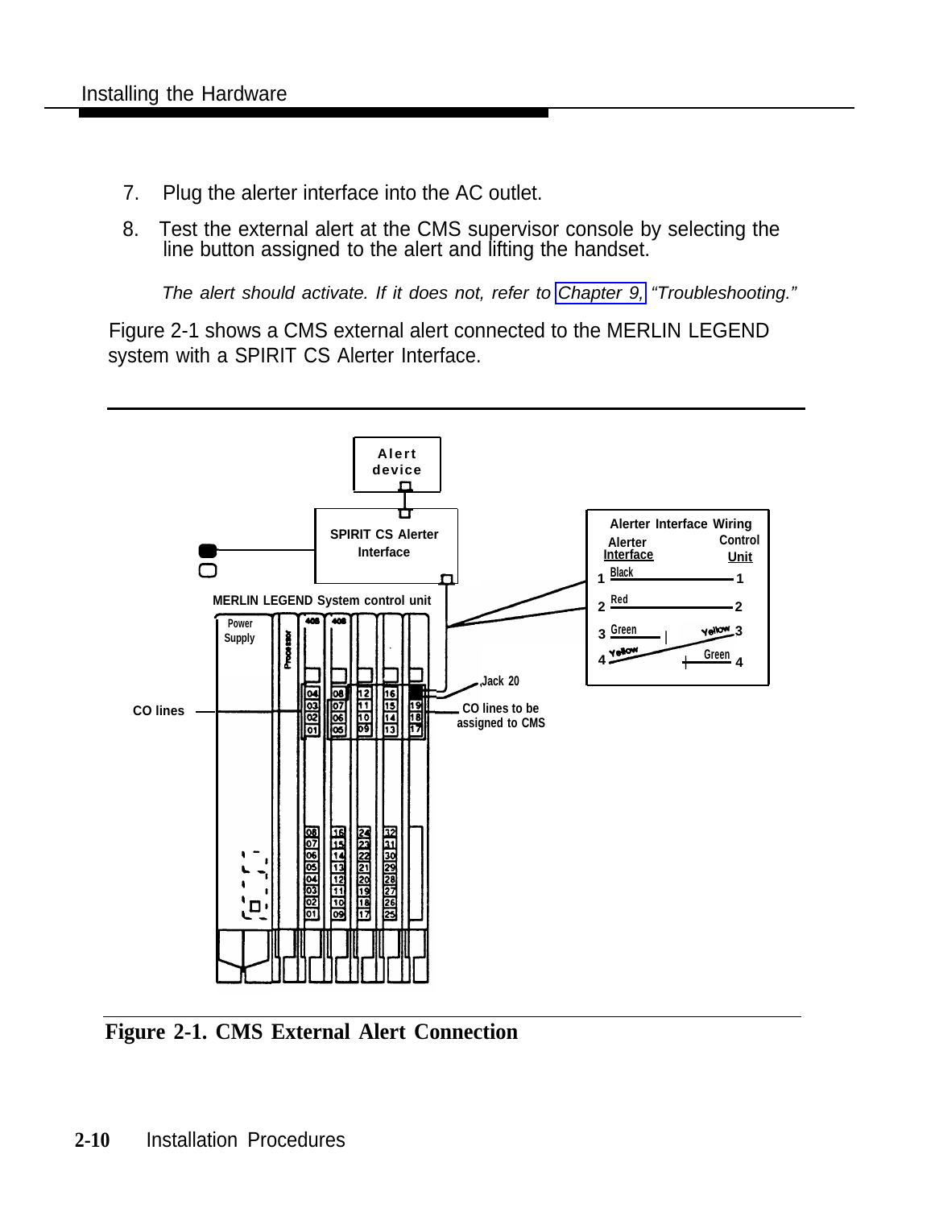7. Plug the alerter interface into the AC outlet.

8. Test the external alert at the CMS supervisor console by selecting the line button assigned to the alert and lifting the handset.

   *The alert should activate. If it does not, refer to Chapter 9, "Troubleshooting."*

Figure 2-1 shows a CMS external alert connected to the MERLIN LEGEND system with a SPIRIT CS Alerter Interface.

**Figure 2-1. CMS External Alert Connection**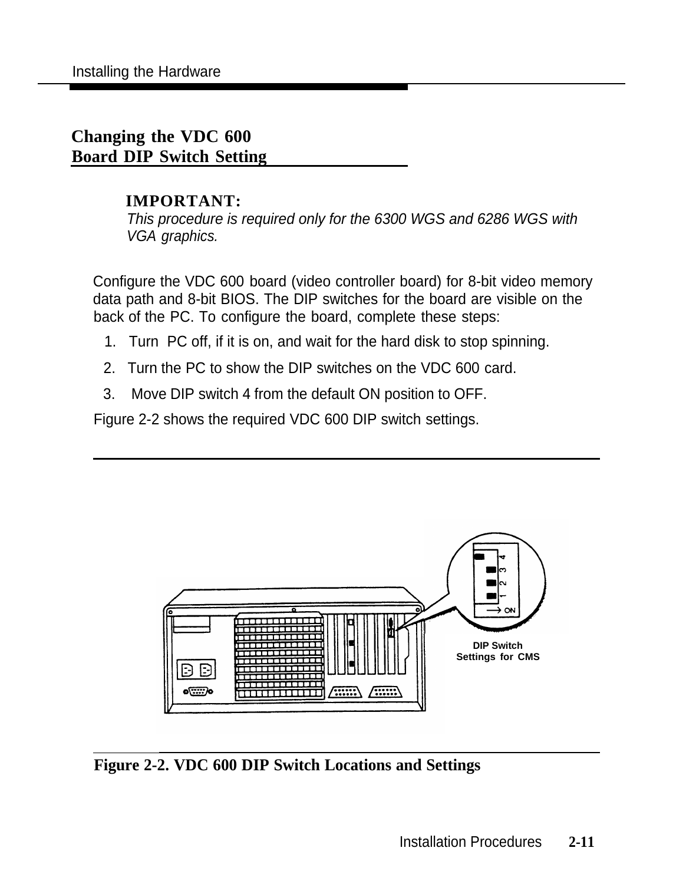## Changing the VDC 600 Board DIP Switch Setting

**IMPORTANT:**
*This procedure is required only for the 6300 WGS and 6286 WGS with VGA graphics.*

Configure the VDC 600 board (video controller board) for 8-bit video memory data path and 8-bit BIOS. The DIP switches for the board are visible on the back of the PC. To configure the board, complete these steps:

1. Turn PC off, if it is on, and wait for the hard disk to stop spinning.
2. Turn the PC to show the DIP switches on the VDC 600 card.
3. Move DIP switch 4 from the default ON position to OFF.

Figure 2-2 shows the required VDC 600 DIP switch settings.

DIP Switch Settings for CMS

**Figure 2-2. VDC 600 DIP Switch Locations and Settings**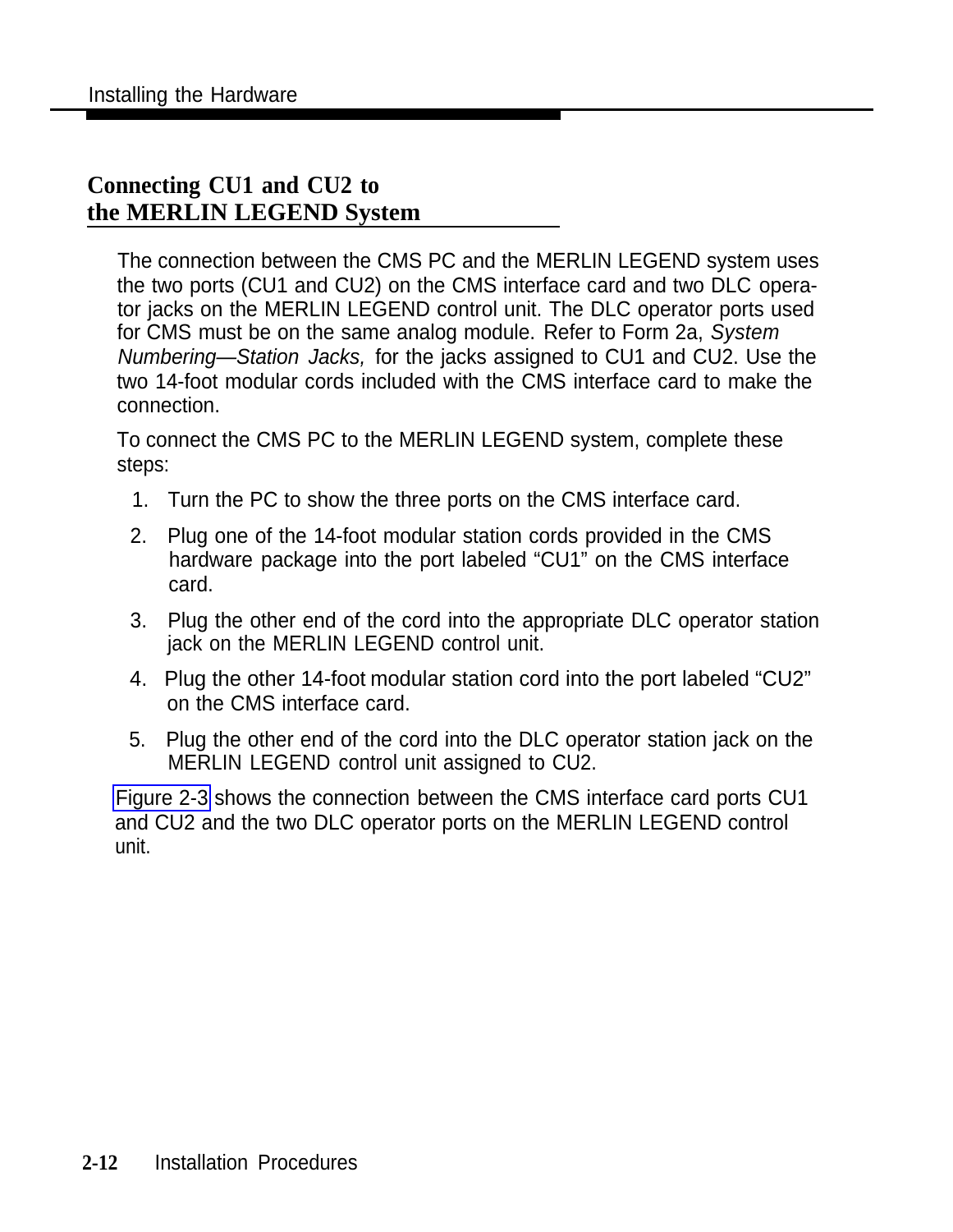## Connecting CU1 and CU2 to the MERLIN LEGEND System

The connection between the CMS PC and the MERLIN LEGEND system uses the two ports (CU1 and CU2) on the CMS interface card and two DLC operator jacks on the MERLIN LEGEND control unit. The DLC operator ports used for CMS must be on the same analog module. Refer to Form 2a, *System Numbering—Station Jacks,* for the jacks assigned to CU1 and CU2. Use the two 14-foot modular cords included with the CMS interface card to make the connection.

To connect the CMS PC to the MERLIN LEGEND system, complete these steps:

1. Turn the PC to show the three ports on the CMS interface card.
2. Plug one of the 14-foot modular station cords provided in the CMS hardware package into the port labeled "CU1" on the CMS interface card.
3. Plug the other end of the cord into the appropriate DLC operator station jack on the MERLIN LEGEND control unit.
4. Plug the other 14-foot modular station cord into the port labeled "CU2" on the CMS interface card.
5. Plug the other end of the cord into the DLC operator station jack on the MERLIN LEGEND control unit assigned to CU2.

Figure 2-3 shows the connection between the CMS interface card ports CU1 and CU2 and the two DLC operator ports on the MERLIN LEGEND control unit.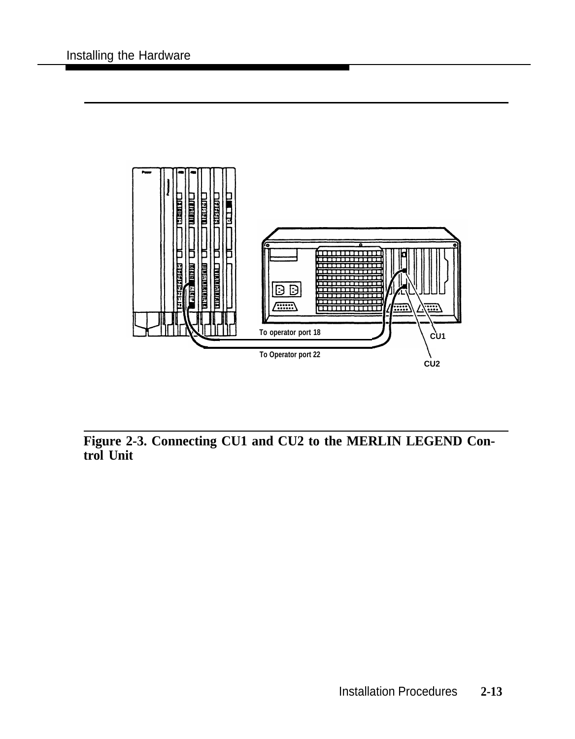To operator port 18

CU1

To Operator port 22

CU2

**Figure 2-3. Connecting CU1 and CU2 to the MERLIN LEGEND Control Unit**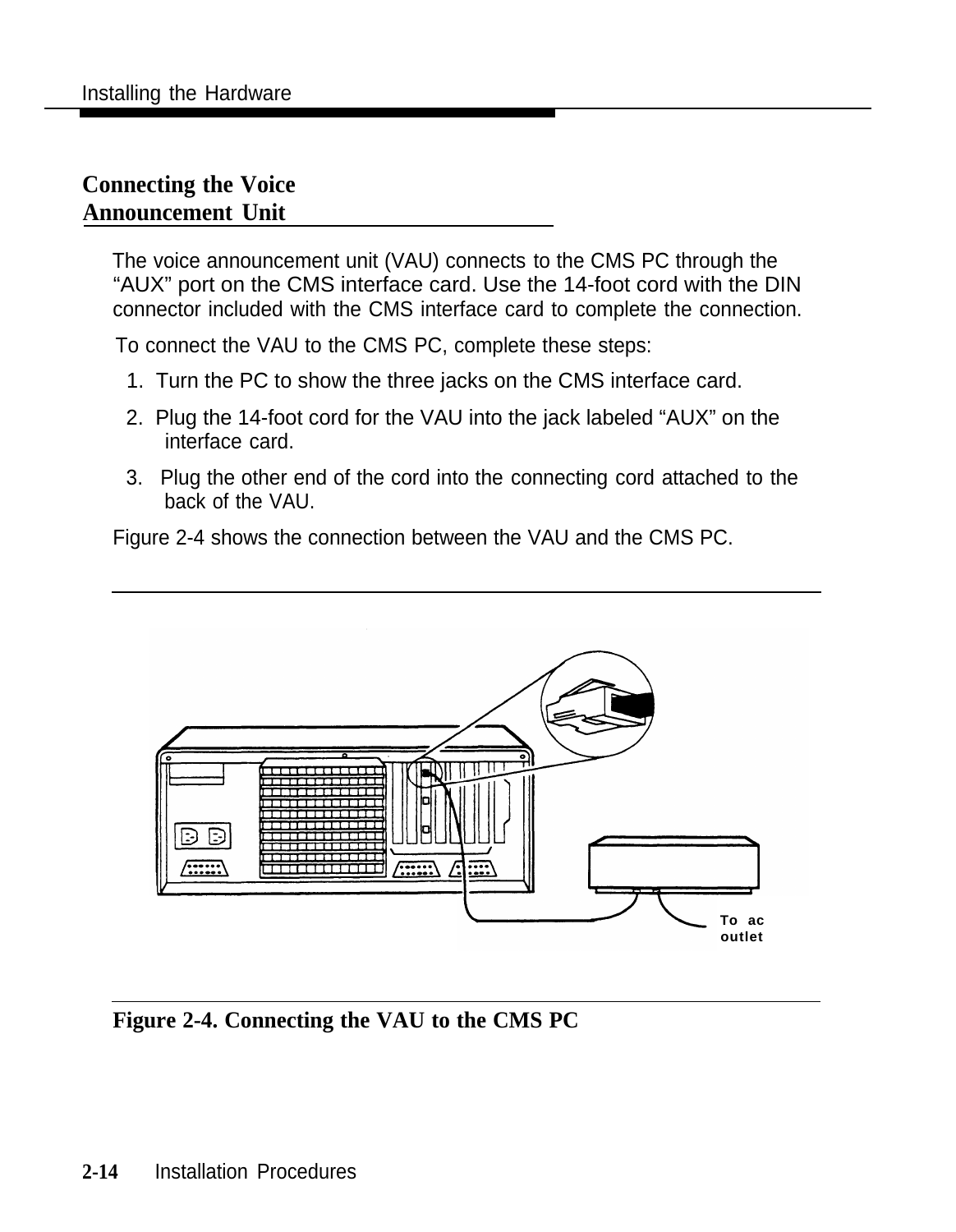## Connecting the Voice Announcement Unit

The voice announcement unit (VAU) connects to the CMS PC through the "AUX" port on the CMS interface card. Use the 14-foot cord with the DIN connector included with the CMS interface card to complete the connection.

To connect the VAU to the CMS PC, complete these steps:

1. Turn the PC to show the three jacks on the CMS interface card.
2. Plug the 14-foot cord for the VAU into the jack labeled "AUX" on the interface card.
3. Plug the other end of the cord into the connecting cord attached to the back of the VAU.

Figure 2-4 shows the connection between the VAU and the CMS PC.

To ac outlet

**Figure 2-4. Connecting the VAU to the CMS PC**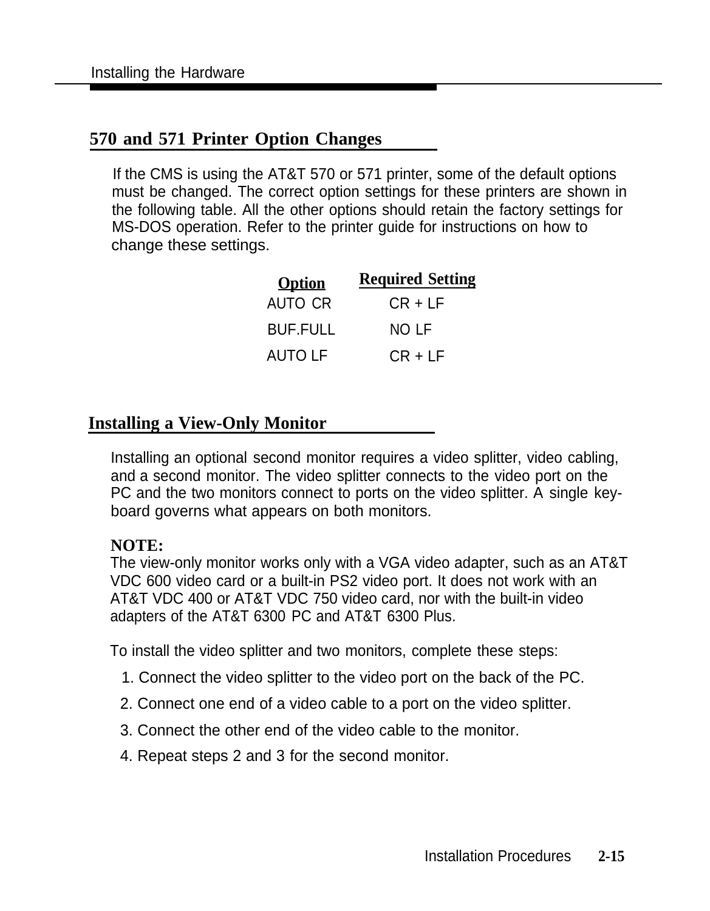## 570 and 571 Printer Option Changes

If the CMS is using the AT&T 570 or 571 printer, some of the default options must be changed. The correct option settings for these printers are shown in the following table. All the other options should retain the factory settings for MS-DOS operation. Refer to the printer guide for instructions on how to change these settings.

| Option | Required Setting |
|---|---|
| AUTO CR | CR + LF |
| BUF.FULL | NO LF |
| AUTO LF | CR + LF |

## Installing a View-Only Monitor

Installing an optional second monitor requires a video splitter, video cabling, and a second monitor. The video splitter connects to the video port on the PC and the two monitors connect to ports on the video splitter. A single keyboard governs what appears on both monitors.

**NOTE:**
The view-only monitor works only with a VGA video adapter, such as an AT&T VDC 600 video card or a built-in PS2 video port. It does not work with an AT&T VDC 400 or AT&T VDC 750 video card, nor with the built-in video adapters of the AT&T 6300 PC and AT&T 6300 Plus.

To install the video splitter and two monitors, complete these steps:

1. Connect the video splitter to the video port on the back of the PC.
2. Connect one end of a video cable to a port on the video splitter.
3. Connect the other end of the video cable to the monitor.
4. Repeat steps 2 and 3 for the second monitor.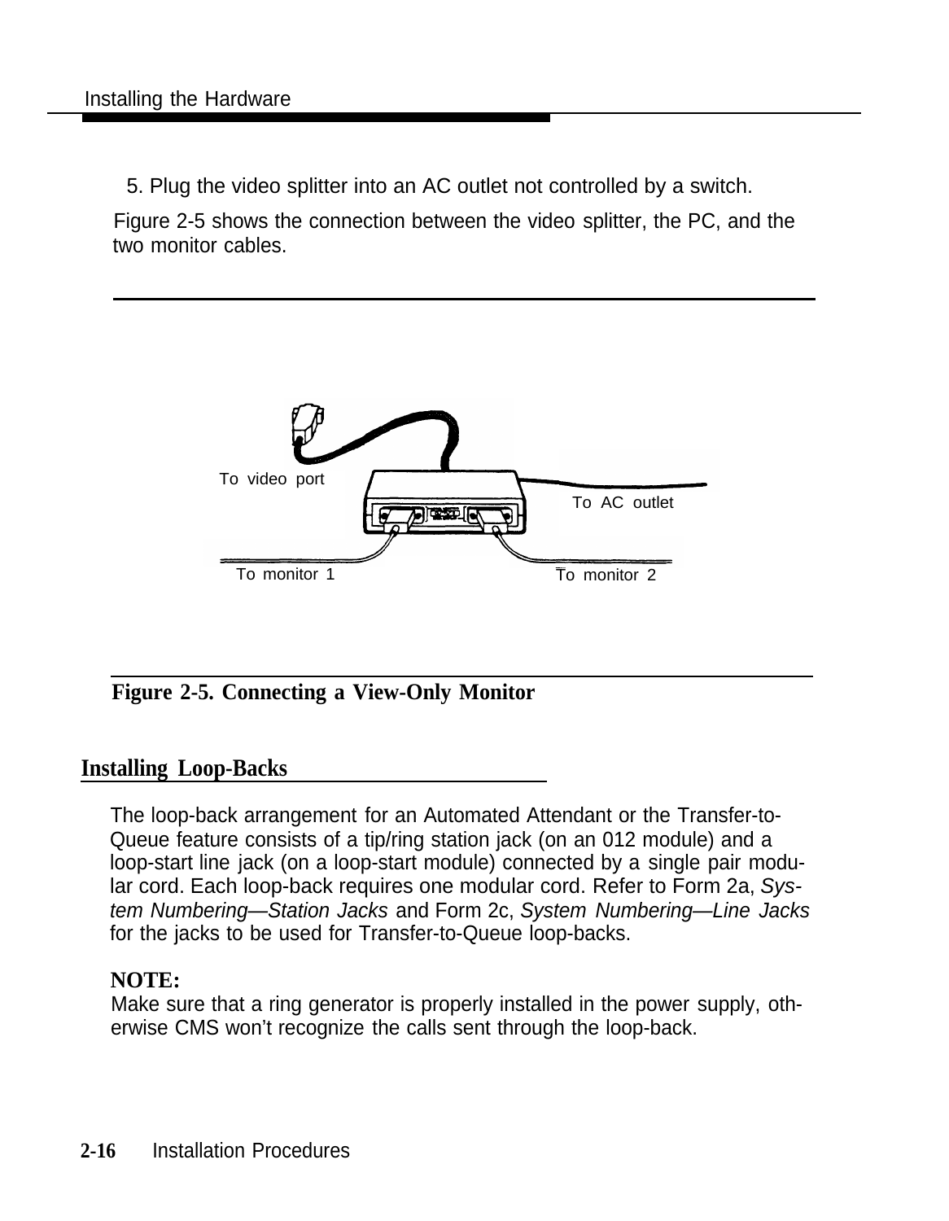5. Plug the video splitter into an AC outlet not controlled by a switch.

Figure 2-5 shows the connection between the video splitter, the PC, and the two monitor cables.

To video port

To AC outlet

To monitor 1

To monitor 2

**Figure 2-5. Connecting a View-Only Monitor**

## Installing Loop-Backs

The loop-back arrangement for an Automated Attendant or the Transfer-to-Queue feature consists of a tip/ring station jack (on an 012 module) and a loop-start line jack (on a loop-start module) connected by a single pair modular cord. Each loop-back requires one modular cord. Refer to Form 2a, *System Numbering—Station Jacks* and Form 2c, *System Numbering—Line Jacks* for the jacks to be used for Transfer-to-Queue loop-backs.

**NOTE:**
Make sure that a ring generator is properly installed in the power supply, otherwise CMS won't recognize the calls sent through the loop-back.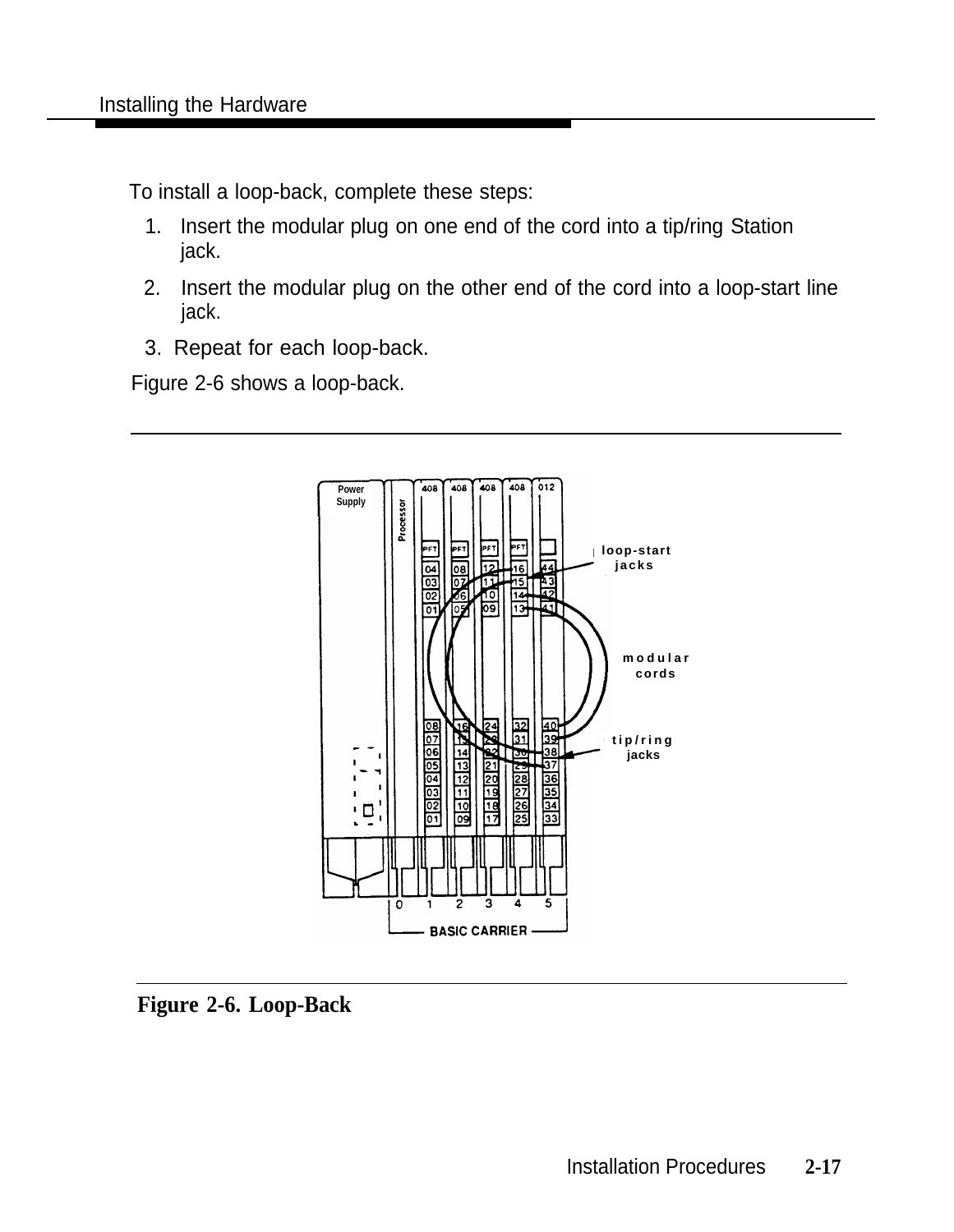To install a loop-back, complete these steps:

1. Insert the modular plug on one end of the cord into a tip/ring Station jack.
2. Insert the modular plug on the other end of the cord into a loop-start line jack.
3. Repeat for each loop-back.

Figure 2-6 shows a loop-back.

**Figure 2-6. Loop-Back**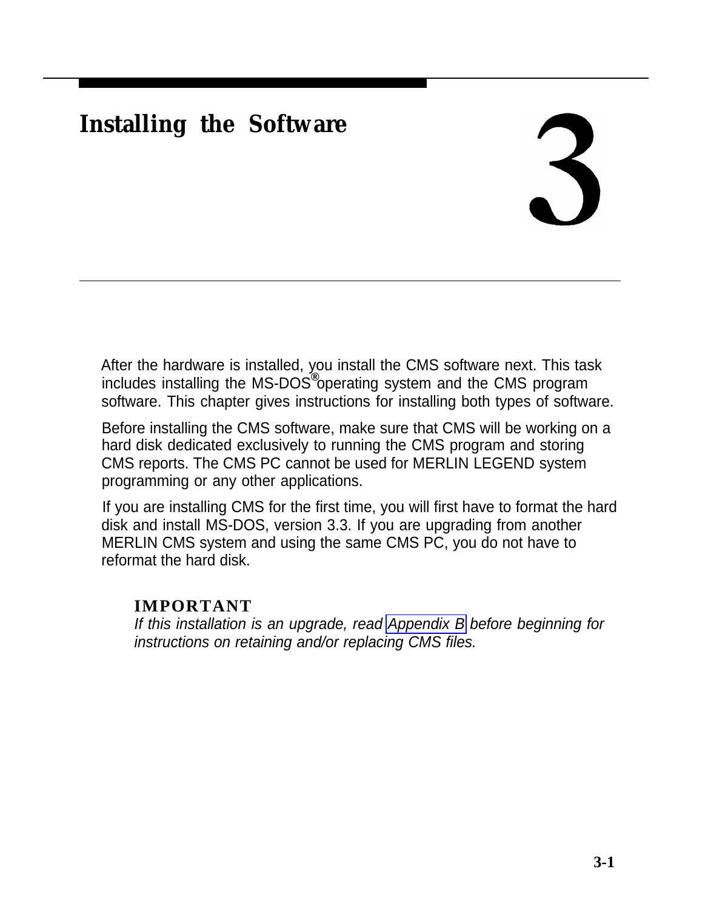# 3 Installing the Software

After the hardware is installed, you install the CMS software next. This task includes installing the MS-DOS® operating system and the CMS program software. This chapter gives instructions for installing both types of software.

Before installing the CMS software, make sure that CMS will be working on a hard disk dedicated exclusively to running the CMS program and storing CMS reports. The CMS PC cannot be used for MERLIN LEGEND system programming or any other applications.

If you are installing CMS for the first time, you will first have to format the hard disk and install MS-DOS, version 3.3. If you are upgrading from another MERLIN CMS system and using the same CMS PC, you do not have to reformat the hard disk.

**IMPORTANT**
*If this installation is an upgrade, read Appendix B before beginning for instructions on retaining and/or replacing CMS files.*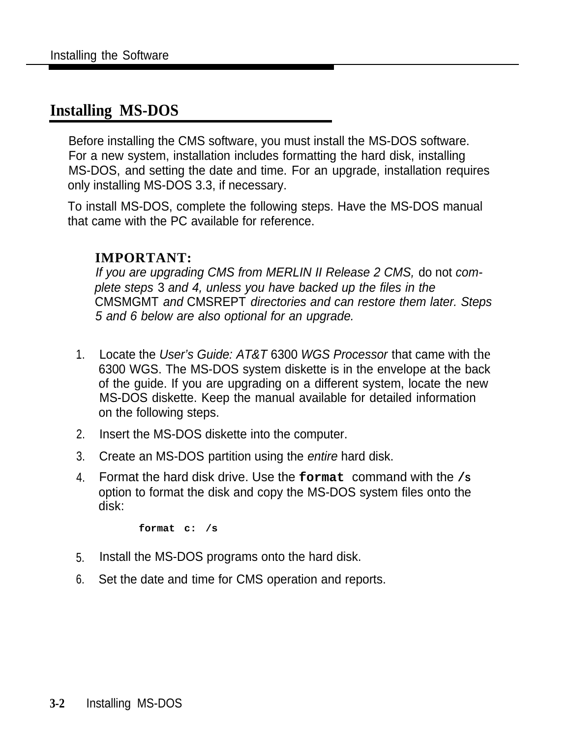## Installing MS-DOS

Before installing the CMS software, you must install the MS-DOS software. For a new system, installation includes formatting the hard disk, installing MS-DOS, and setting the date and time. For an upgrade, installation requires only installing MS-DOS 3.3, if necessary.

To install MS-DOS, complete the following steps. Have the MS-DOS manual that came with the PC available for reference.

> **IMPORTANT:**
> *If you are upgrading CMS from MERLIN II Release 2 CMS,* do not *complete steps* 3 *and 4, unless you have backed up the files in the* CMSMGMT *and* CMSREPT *directories and can restore them later. Steps 5 and 6 below are also optional for an upgrade.*

1. Locate the *User's Guide: AT&T* 6300 *WGS Processor* that came with the 6300 WGS. The MS-DOS system diskette is in the envelope at the back of the guide. If you are upgrading on a different system, locate the new MS-DOS diskette. Keep the manual available for detailed information on the following steps.
2. Insert the MS-DOS diskette into the computer.
3. Create an MS-DOS partition using the *entire* hard disk.
4. Format the hard disk drive. Use the **format** command with the **/s** option to format the disk and copy the MS-DOS system files onto the disk:

   ```
   format c: /s
   ```

5. Install the MS-DOS programs onto the hard disk.
6. Set the date and time for CMS operation and reports.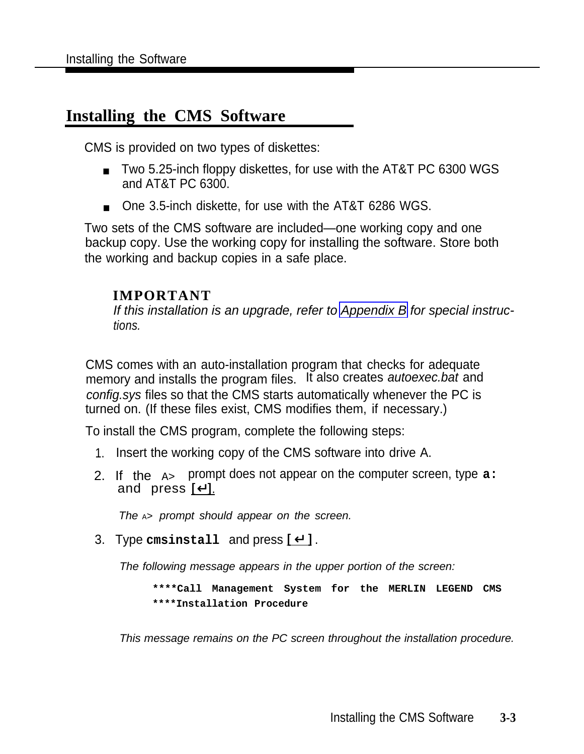## Installing the CMS Software

CMS is provided on two types of diskettes:

- Two 5.25-inch floppy diskettes, for use with the AT&T PC 6300 WGS and AT&T PC 6300.
- One 3.5-inch diskette, for use with the AT&T 6286 WGS.

Two sets of the CMS software are included—one working copy and one backup copy. Use the working copy for installing the software. Store both the working and backup copies in a safe place.

**IMPORTANT**
*If this installation is an upgrade, refer to Appendix B for special instructions.*

CMS comes with an auto-installation program that checks for adequate memory and installs the program files. It also creates *autoexec.bat* and *config.sys* files so that the CMS starts automatically whenever the PC is turned on. (If these files exist, CMS modifies them, if necessary.)

To install the CMS program, complete the following steps:

1. Insert the working copy of the CMS software into drive A.
2. If the A> prompt does not appear on the computer screen, type **a:** and press **[↵]**.

   *The A> prompt should appear on the screen.*

3. Type **cmsinstall** and press **[↵]**.

   *The following message appears in the upper portion of the screen:*

   ```
   ****Call Management System for the MERLIN LEGEND CMS
   ****Installation Procedure
   ```

   *This message remains on the PC screen throughout the installation procedure.*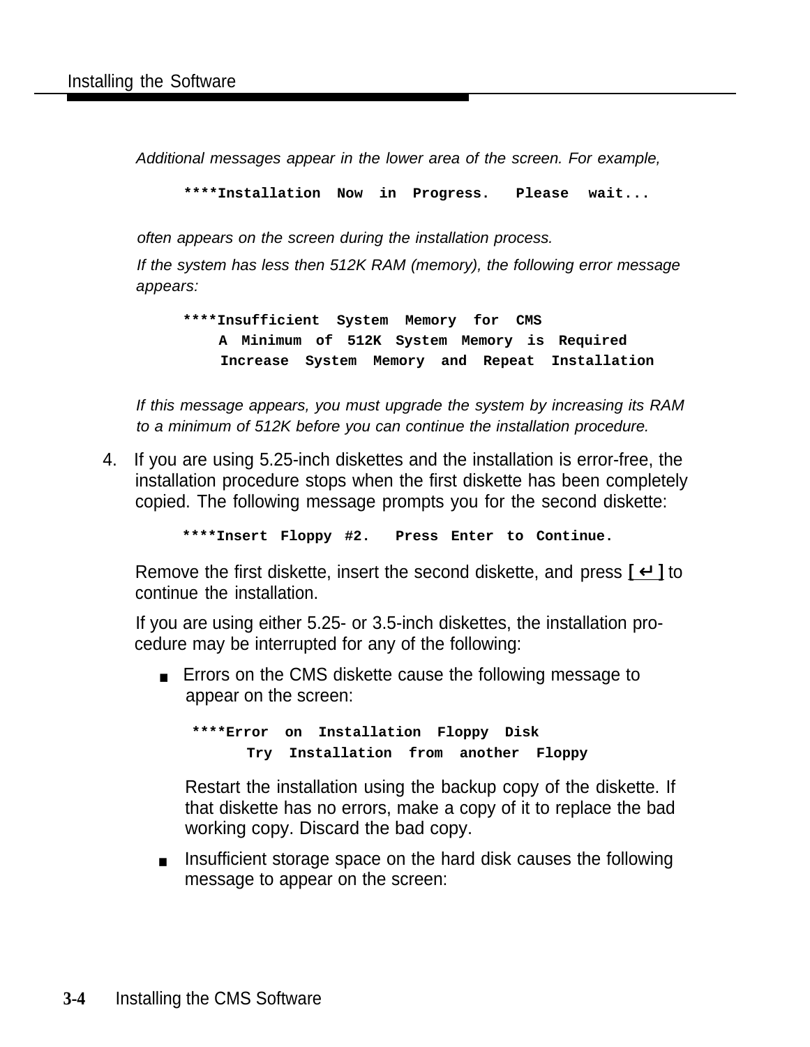*Additional messages appear in the lower area of the screen. For example,*

```
****Installation Now in Progress.  Please wait...
```

*often appears on the screen during the installation process.*

*If the system has less then 512K RAM (memory), the following error message appears:*

```
****Insufficient System Memory for CMS
    A Minimum of 512K System Memory is Required
    Increase System Memory and Repeat Installation
```

*If this message appears, you must upgrade the system by increasing its RAM to a minimum of 512K before you can continue the installation procedure.*

4. If you are using 5.25-inch diskettes and the installation is error-free, the installation procedure stops when the first diskette has been completely copied. The following message prompts you for the second diskette:

   ```
   ****Insert Floppy #2.  Press Enter to Continue.
   ```

   Remove the first diskette, insert the second diskette, and press **[ ↵ ]** to continue the installation.

   If you are using either 5.25- or 3.5-inch diskettes, the installation procedure may be interrupted for any of the following:

   - Errors on the CMS diskette cause the following message to appear on the screen:

     ```
     ****Error on Installation Floppy Disk
           Try Installation from another Floppy
     ```

     Restart the installation using the backup copy of the diskette. If that diskette has no errors, make a copy of it to replace the bad working copy. Discard the bad copy.

   - Insufficient storage space on the hard disk causes the following message to appear on the screen: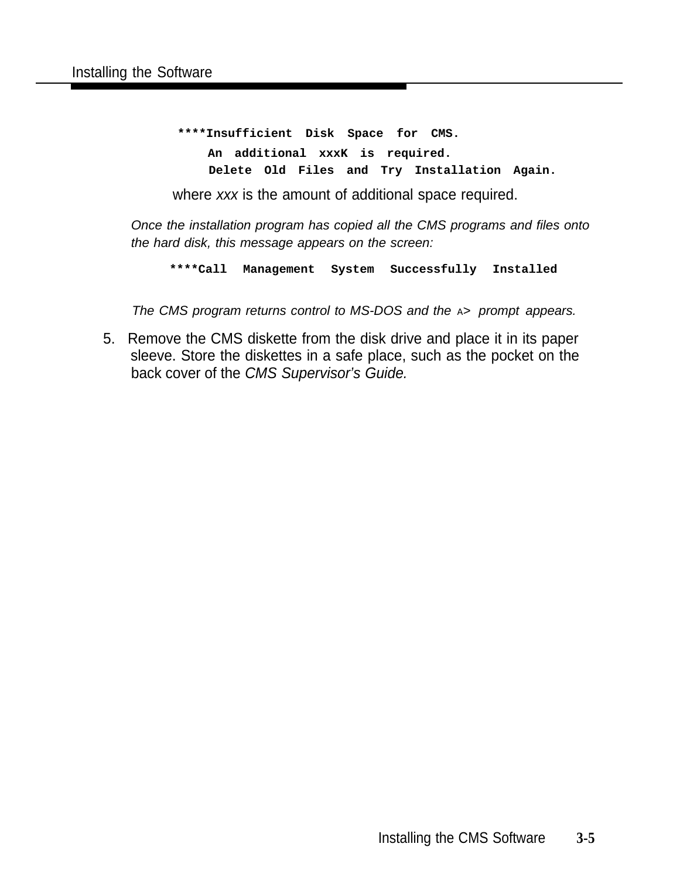```
****Insufficient Disk Space for CMS.
    An additional xxxK is required.
    Delete Old Files and Try Installation Again.
```

where *xxx* is the amount of additional space required.

*Once the installation program has copied all the CMS programs and files onto the hard disk, this message appears on the screen:*

```
****Call Management System Successfully Installed
```

*The CMS program returns control to MS-DOS and the* A> *prompt appears.*

5. Remove the CMS diskette from the disk drive and place it in its paper sleeve. Store the diskettes in a safe place, such as the pocket on the back cover of the *CMS Supervisor's Guide.*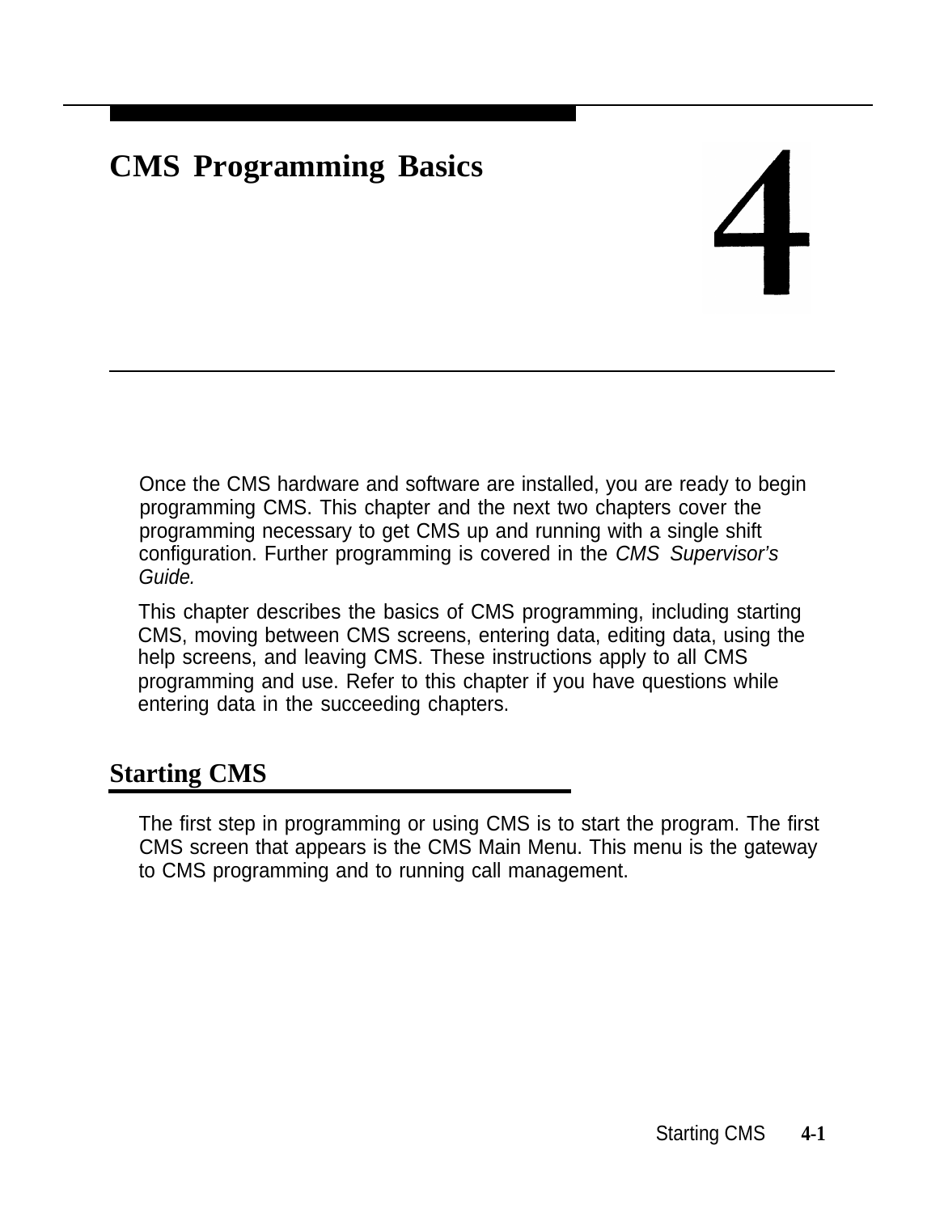# 4 CMS Programming Basics

Once the CMS hardware and software are installed, you are ready to begin programming CMS. This chapter and the next two chapters cover the programming necessary to get CMS up and running with a single shift configuration. Further programming is covered in the *CMS Supervisor's Guide.*

This chapter describes the basics of CMS programming, including starting CMS, moving between CMS screens, entering data, editing data, using the help screens, and leaving CMS. These instructions apply to all CMS programming and use. Refer to this chapter if you have questions while entering data in the succeeding chapters.

## Starting CMS

The first step in programming or using CMS is to start the program. The first CMS screen that appears is the CMS Main Menu. This menu is the gateway to CMS programming and to running call management.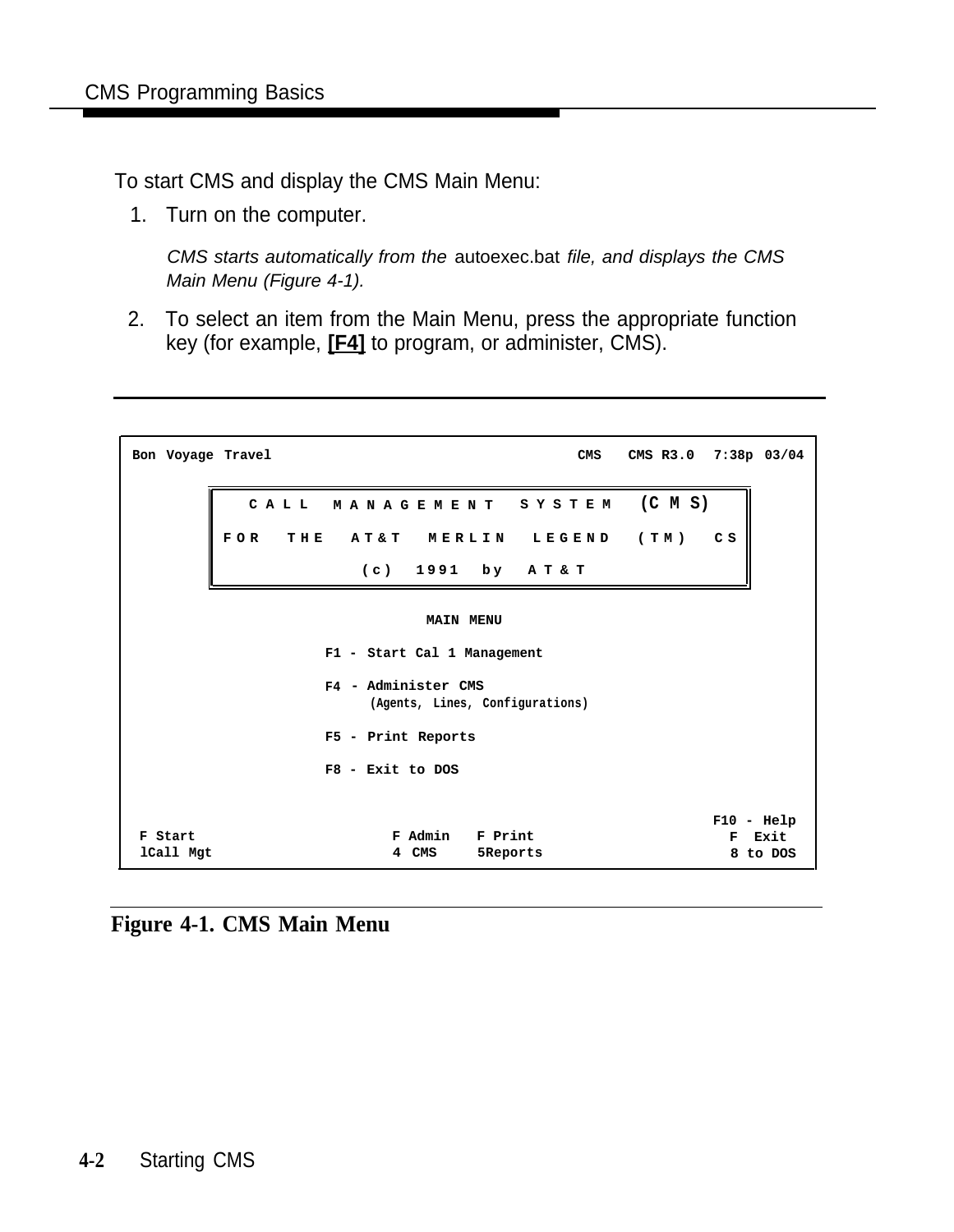To start CMS and display the CMS Main Menu:

1. Turn on the computer.

   *CMS starts automatically from the* autoexec.bat *file, and displays the CMS Main Menu (Figure 4-1).*

2. To select an item from the Main Menu, press the appropriate function key (for example, **[F4]** to program, or administer, CMS).

```
Bon Voyage Travel                              CMS   CMS R3.0  7:38p 03/04

        C A L L   M A N A G E M E N T   S Y S T E M   (C M S)
      F O R   T H E   A T & T   M E R L I N   L E G E N D   ( T M )   C S
                     ( c )   1 9 9 1   b y   A T & T

                              MAIN MENU

                  F1 - Start Cal 1 Management

                  F4 - Administer CMS
                       (Agents, Lines, Configurations)

                  F5 - Print Reports

                  F8 - Exit to DOS

                                                              F10 - Help
 F Start                    F Admin   F Print                   F  Exit
 lCall Mgt                  4 CMS     5Reports                  8 to DOS
```

**Figure 4-1. CMS Main Menu**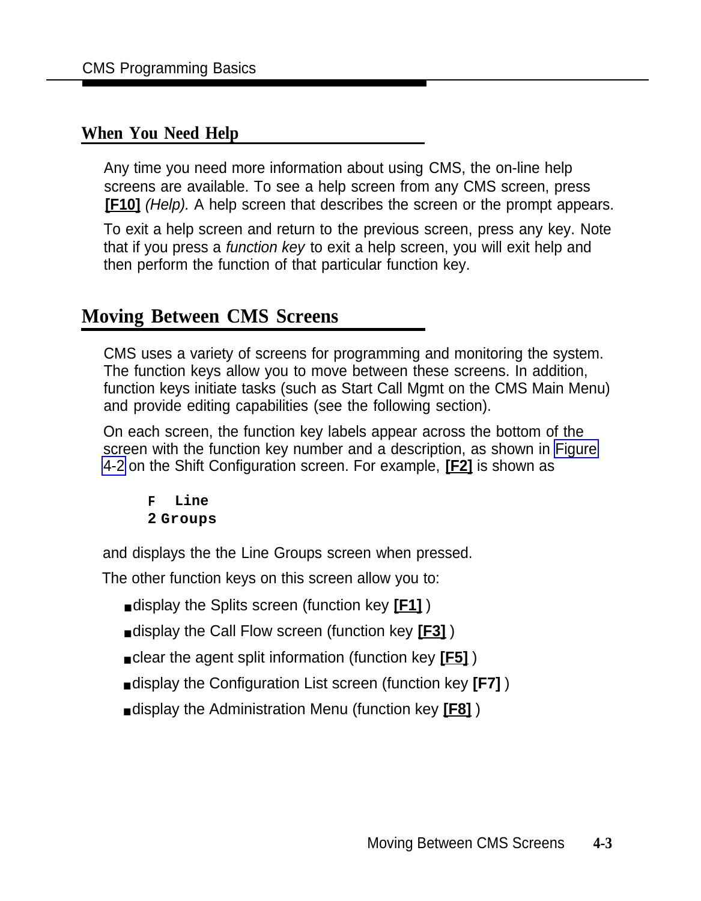## When You Need Help

Any time you need more information about using CMS, the on-line help screens are available. To see a help screen from any CMS screen, press **[F10]** *(Help).* A help screen that describes the screen or the prompt appears.

To exit a help screen and return to the previous screen, press any key. Note that if you press a *function key* to exit a help screen, you will exit help and then perform the function of that particular function key.

## Moving Between CMS Screens

CMS uses a variety of screens for programming and monitoring the system. The function keys allow you to move between these screens. In addition, function keys initiate tasks (such as Start Call Mgmt on the CMS Main Menu) and provide editing capabilities (see the following section).

On each screen, the function key labels appear across the bottom of the screen with the function key number and a description, as shown in Figure 4-2 on the Shift Configuration screen. For example, **[F2]** is shown as

```
F  Line
2 Groups
```

and displays the the Line Groups screen when pressed.

The other function keys on this screen allow you to:

- display the Splits screen (function key **[F1]** )
- display the Call Flow screen (function key **[F3]** )
- clear the agent split information (function key **[F5]** )
- display the Configuration List screen (function key **[F7]** )
- display the Administration Menu (function key **[F8]** )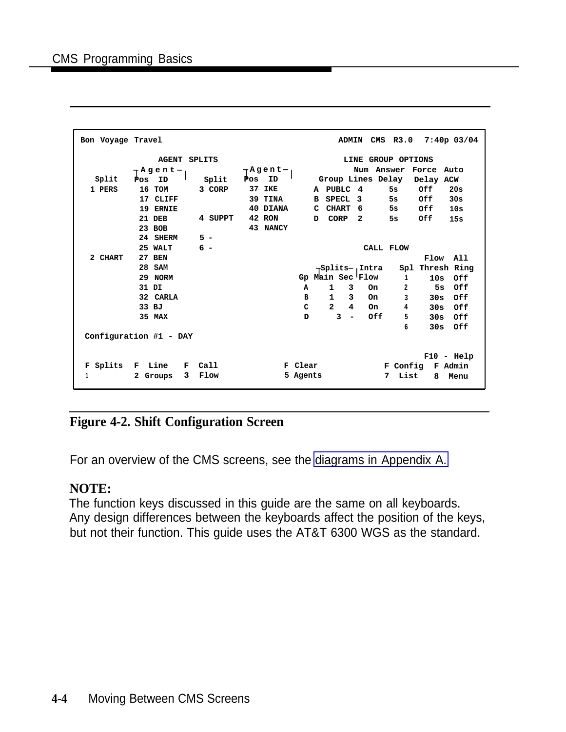```
Bon Voyage Travel                                        ADMIN  CMS  R3.0   7:40p 03/04

              AGENT SPLITS                                    LINE GROUP OPTIONS
         ┬Agent─┐               ┬Agent─┐                   Num  Answer  Force  Auto
  Split  Pos  ID         Split  Pos  ID           Group Lines Delay    Delay  ACW
  1 PERS  16 TOM         3 CORP  37 IKE           A  PUBLC  4     5s     Off    20s
          17 CLIFF               39 TINA          B  SPECL  3     5s     Off    30s
          19 ERNIE               40 DIANA         C  CHART  6     5s     Off    10s
          21 DEB         4 SUPPT 42 RON           D  CORP   2     5s     Off    15s
          23 BOB                 43 NANCY
          24 SHERM       5 -
          25 WALT        6 -                                    CALL FLOW
  2 CHART 27 BEN                                                            Flow   All
          28 SAM                                   ┬Splits─┬Intra     Spl Thresh Ring
          29 NORM                               Gp Main Sec Flow      1     10s   Off
          31 DI                                 A    1   3   On       2      5s   Off
          32 CARLA                              B    1   3   On       3     30s   Off
          33 BJ                                 C    2   4   On       4     30s   Off
          35 MAX                                D     3  -   Off      5     30s   Off
                                                                      6     30s   Off
 Configuration #1 - DAY

                                                                         F10 - Help
 F Splits  F  Line   F  Call           F Clear              F Config  F Admin
 1         2 Groups  3  Flow           5 Agents             7  List   8  Menu
```

**Figure 4-2. Shift Configuration Screen**

For an overview of the CMS screens, see the diagrams in Appendix A.

**NOTE:**
The function keys discussed in this guide are the same on all keyboards. Any design differences between the keyboards affect the position of the keys, but not their function. This guide uses the AT&T 6300 WGS as the standard.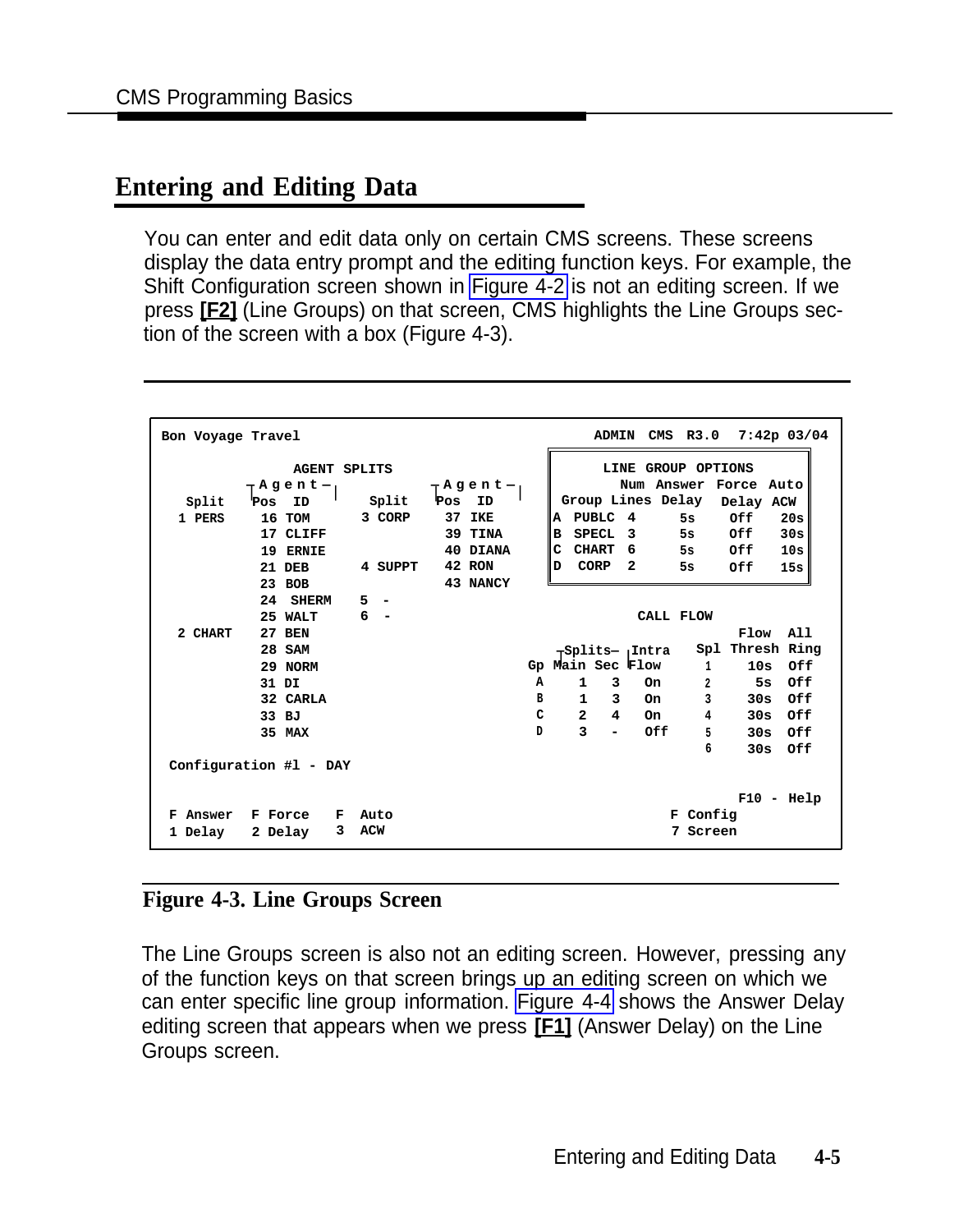## Entering and Editing Data

You can enter and edit data only on certain CMS screens. These screens display the data entry prompt and the editing function keys. For example, the Shift Configuration screen shown in Figure 4-2 is not an editing screen. If we press **[F2]** (Line Groups) on that screen, CMS highlights the Line Groups section of the screen with a box (Figure 4-3).

```
Bon Voyage Travel                                      ADMIN  CMS  R3.0   7:42p 03/04

                  AGENT SPLITS                         LINE GROUP OPTIONS
            ┬Agent─┐            ┬Agent─┐                  Num  Answer  Force  Auto
  Split     Pos  ID      Split   Pos  ID            Group Lines Delay  Delay  ACW
  1 PERS     16 TOM      3 CORP   37 IKE           A  PUBLC  4     5s     Off    20s
             17 CLIFF             39 TINA          B  SPECL  3     5s     Off    30s
             19 ERNIE             40 DIANA         C  CHART  6     5s     Off    10s
             21 DEB      4 SUPPT  42 RON           D  CORP   2     5s     Off    15s
             23 BOB               43 NANCY
             24 SHERM    5  -
             25 WALT     6  -                                  CALL FLOW
  2 CHART    27 BEN                                                       Flow   All
             28 SAM                                ┬Splits─ ┬Intra   Spl Thresh Ring
             29 NORM                            Gp Main Sec  Flow      1   10s   Off
             31 DI                              A    1   3   On        2    5s   Off
             32 CARLA                           B    1   3   On        3   30s   Off
             33 BJ                              C    2   4   On        4   30s   Off
             35 MAX                             D    3   -   Off       5   30s   Off
                                                                       6   30s   Off
  Configuration #l - DAY

                                                                        F10 - Help
  F Answer   F Force   F  Auto                                 F Config
  1 Delay    2 Delay   3  ACW                                  7 Screen
```

**Figure 4-3. Line Groups Screen**

The Line Groups screen is also not an editing screen. However, pressing any of the function keys on that screen brings up an editing screen on which we can enter specific line group information. Figure 4-4 shows the Answer Delay editing screen that appears when we press **[F1]** (Answer Delay) on the Line Groups screen.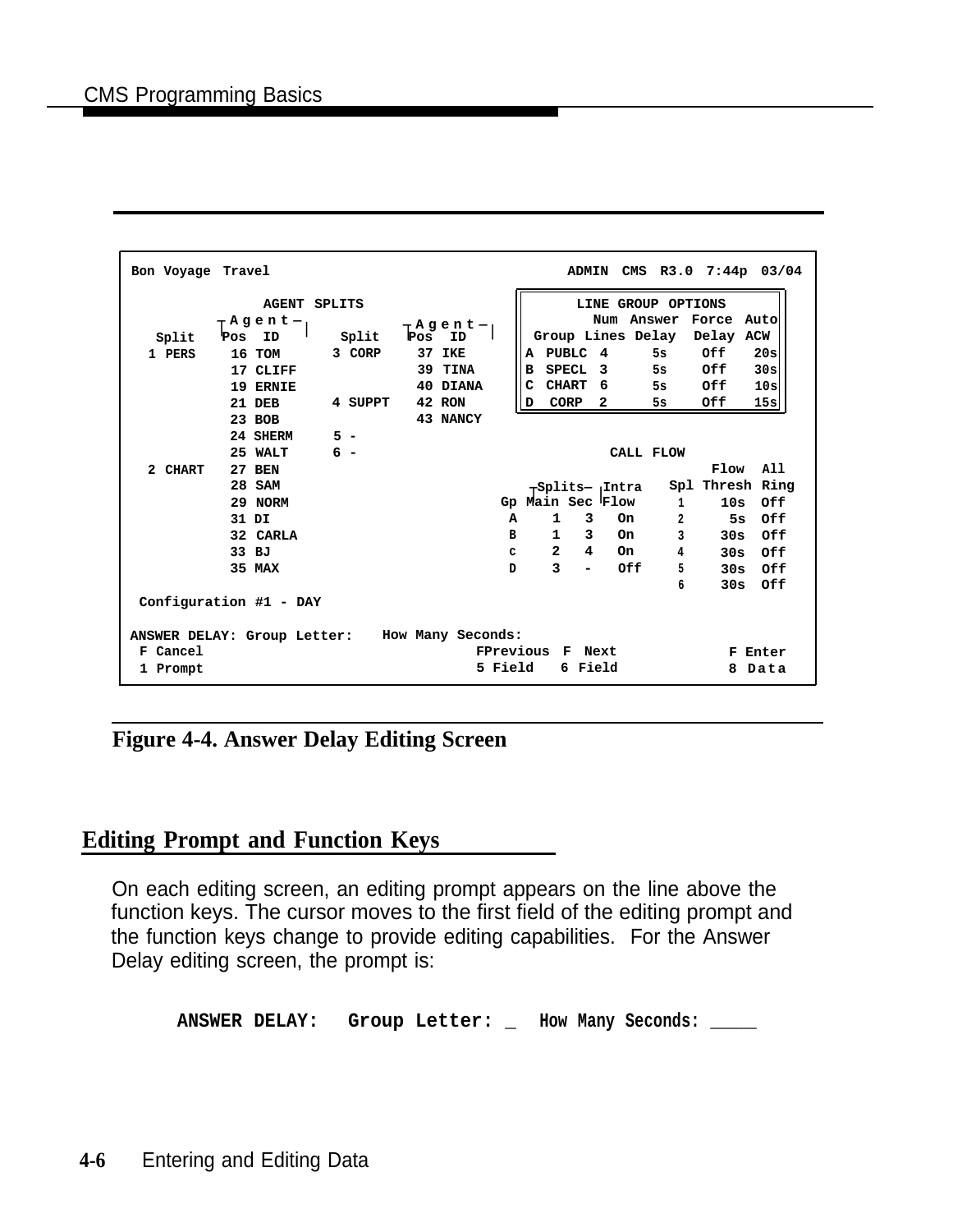```
Bon Voyage Travel                                          ADMIN CMS R3.0 7:44p 03/04

              AGENT SPLITS                          LINE GROUP OPTIONS
          ┬Agent─┐              ┬Agent─┐                 Num  Answer  Force  Auto
  Split   Pos  ID      Split    Pos  ID        Group Lines Delay   Delay  ACW
  1 PERS   16 TOM      3 CORP    37 IKE       A  PUBLC  4     5s     Off    20s
           17 CLIFF              39 TINA      B  SPECL  3     5s     Off    30s
           19 ERNIE              40 DIANA     C  CHART  6     5s     Off    10s
           21 DEB      4 SUPPT   42 RON       D  CORP   2     5s     Off    15s
           23 BOB                43 NANCY
           24 SHERM    5 -
           25 WALT     6 -                                CALL FLOW
  2 CHART  27 BEN                                                      Flow   All
           28 SAM                             ┬Splits─ ┬Intra    Spl Thresh Ring
           29 NORM                          Gp Main Sec Flow      1     10s   Off
           31 DI                             A    1   3   On      2      5s   Off
           32 CARLA                          B    1   3   On      3     30s   Off
           33 BJ                             c    2   4   On      4     30s   Off
           35 MAX                            D    3   -   Off     5     30s   Off
                                                                  6     30s   Off
 Configuration #1 - DAY

ANSWER DELAY: Group Letter:   How Many Seconds:
 F Cancel                                  FPrevious  F  Next             F Enter
 1 Prompt                                  5 Field    6 Field             8 Data
```

**Figure 4-4. Answer Delay Editing Screen**

## Editing Prompt and Function Keys

On each editing screen, an editing prompt appears on the line above the function keys. The cursor moves to the first field of the editing prompt and the function keys change to provide editing capabilities. For the Answer Delay editing screen, the prompt is:

```
ANSWER DELAY:   Group Letter: _   How Many Seconds: ____
```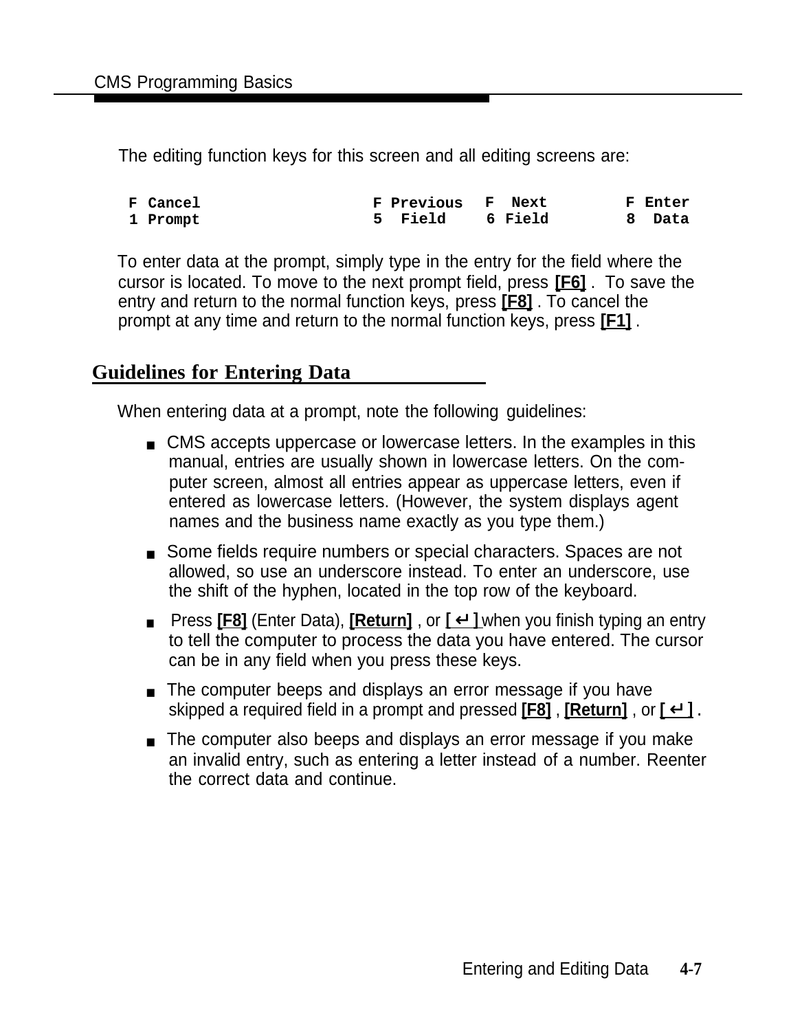The editing function keys for this screen and all editing screens are:

```
F Cancel                    F Previous  F  Next        F Enter
1 Prompt                    5  Field    6 Field        8  Data
```

To enter data at the prompt, simply type in the entry for the field where the cursor is located. To move to the next prompt field, press **[F6]** . To save the entry and return to the normal function keys, press **[F8]** . To cancel the prompt at any time and return to the normal function keys, press **[F1]** .

## Guidelines for Entering Data

When entering data at a prompt, note the following guidelines:

- CMS accepts uppercase or lowercase letters. In the examples in this manual, entries are usually shown in lowercase letters. On the computer screen, almost all entries appear as uppercase letters, even if entered as lowercase letters. (However, the system displays agent names and the business name exactly as you type them.)
- Some fields require numbers or special characters. Spaces are not allowed, so use an underscore instead. To enter an underscore, use the shift of the hyphen, located in the top row of the keyboard.
- Press **[F8]** (Enter Data), **[Return]** , or **[ ↵ ]** when you finish typing an entry to tell the computer to process the data you have entered. The cursor can be in any field when you press these keys.
- The computer beeps and displays an error message if you have skipped a required field in a prompt and pressed **[F8]** , **[Return]** , or **[ ↵ ]** .
- The computer also beeps and displays an error message if you make an invalid entry, such as entering a letter instead of a number. Reenter the correct data and continue.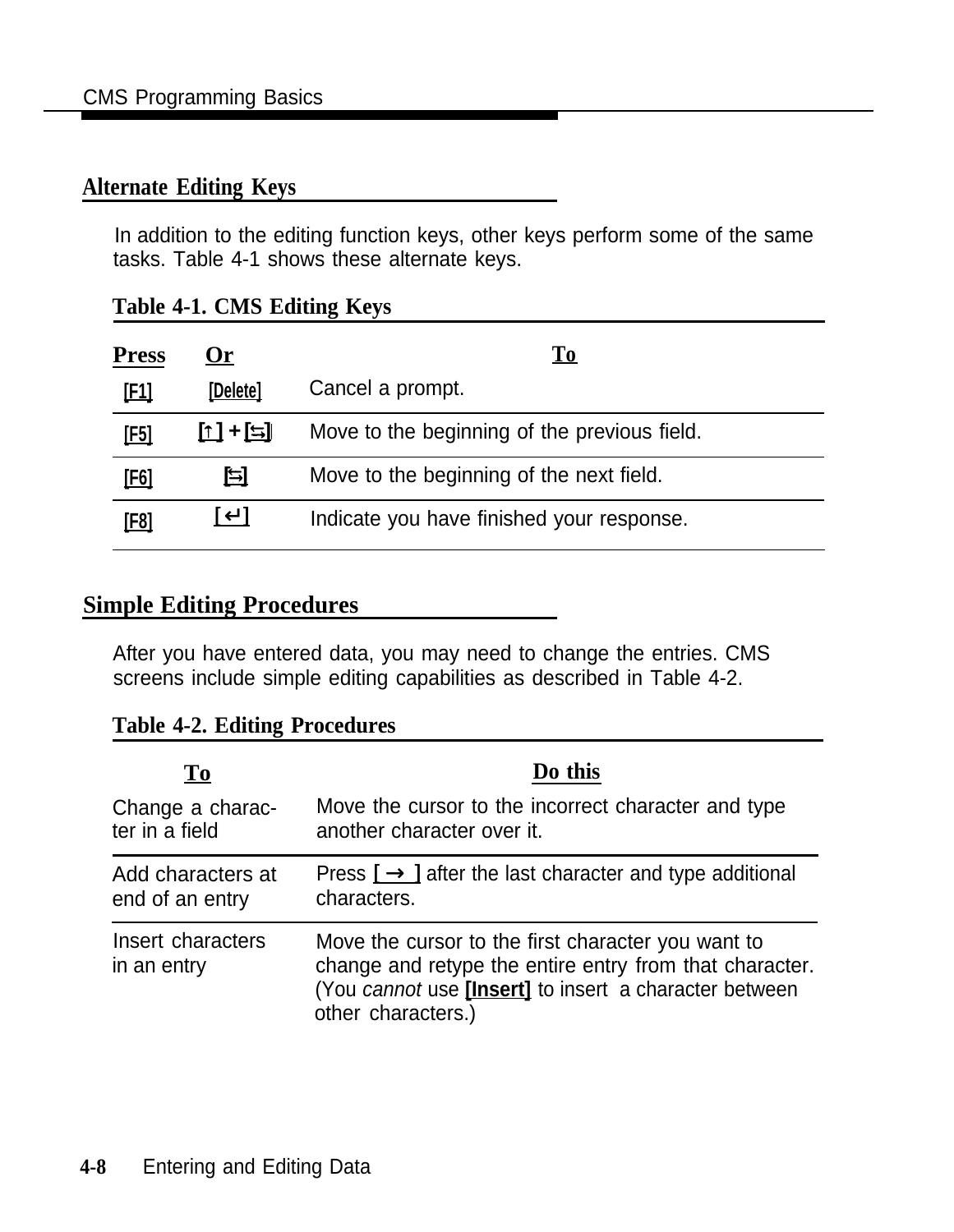## Alternate Editing Keys

In addition to the editing function keys, other keys perform some of the same tasks. Table 4-1 shows these alternate keys.

**Table 4-1. CMS Editing Keys**

| Press | Or | To |
|---|---|---|
| [F1] | [Delete] | Cancel a prompt. |
| [F5] | [↑] + [⇆] | Move to the beginning of the previous field. |
| [F6] | [⇆] | Move to the beginning of the next field. |
| [F8] | [↵] | Indicate you have finished your response. |

## Simple Editing Procedures

After you have entered data, you may need to change the entries. CMS screens include simple editing capabilities as described in Table 4-2.

**Table 4-2. Editing Procedures**

| To | Do this |
|---|---|
| Change a character in a field | Move the cursor to the incorrect character and type another character over it. |
| Add characters at end of an entry | Press **[ → ]** after the last character and type additional characters. |
| Insert characters in an entry | Move the cursor to the first character you want to change and retype the entire entry from that character. (You *cannot* use **[Insert]** to insert a character between other characters.) |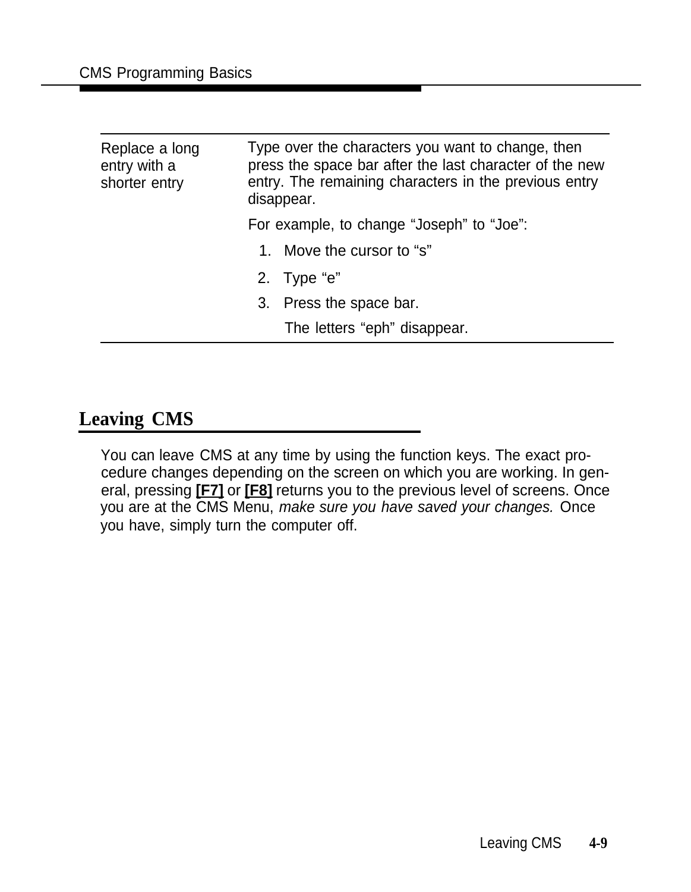| | |
|---|---|
| Replace a long entry with a shorter entry | Type over the characters you want to change, then press the space bar after the last character of the new entry. The remaining characters in the previous entry disappear.<br><br>For example, to change "Joseph" to "Joe":<br>1. Move the cursor to "s"<br>2. Type "e"<br>3. Press the space bar.<br>The letters "eph" disappear. |

## Leaving CMS

You can leave CMS at any time by using the function keys. The exact procedure changes depending on the screen on which you are working. In general, pressing **[F7]** or **[F8]** returns you to the previous level of screens. Once you are at the CMS Menu, *make sure you have saved your changes.* Once you have, simply turn the computer off.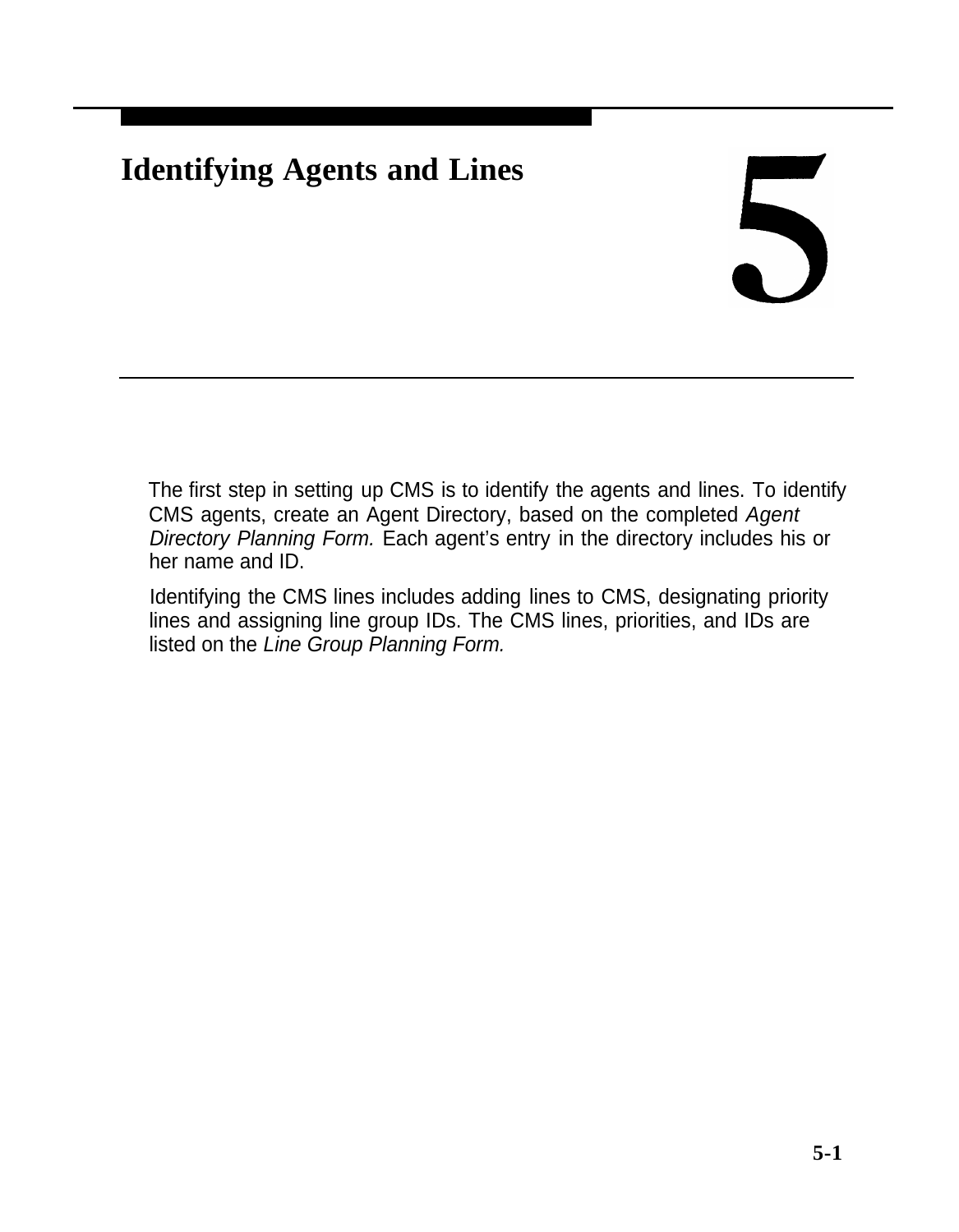# Identifying Agents and Lines

# 5

The first step in setting up CMS is to identify the agents and lines. To identify CMS agents, create an Agent Directory, based on the completed *Agent Directory Planning Form.* Each agent's entry in the directory includes his or her name and ID.

Identifying the CMS lines includes adding lines to CMS, designating priority lines and assigning line group IDs. The CMS lines, priorities, and IDs are listed on the *Line Group Planning Form.*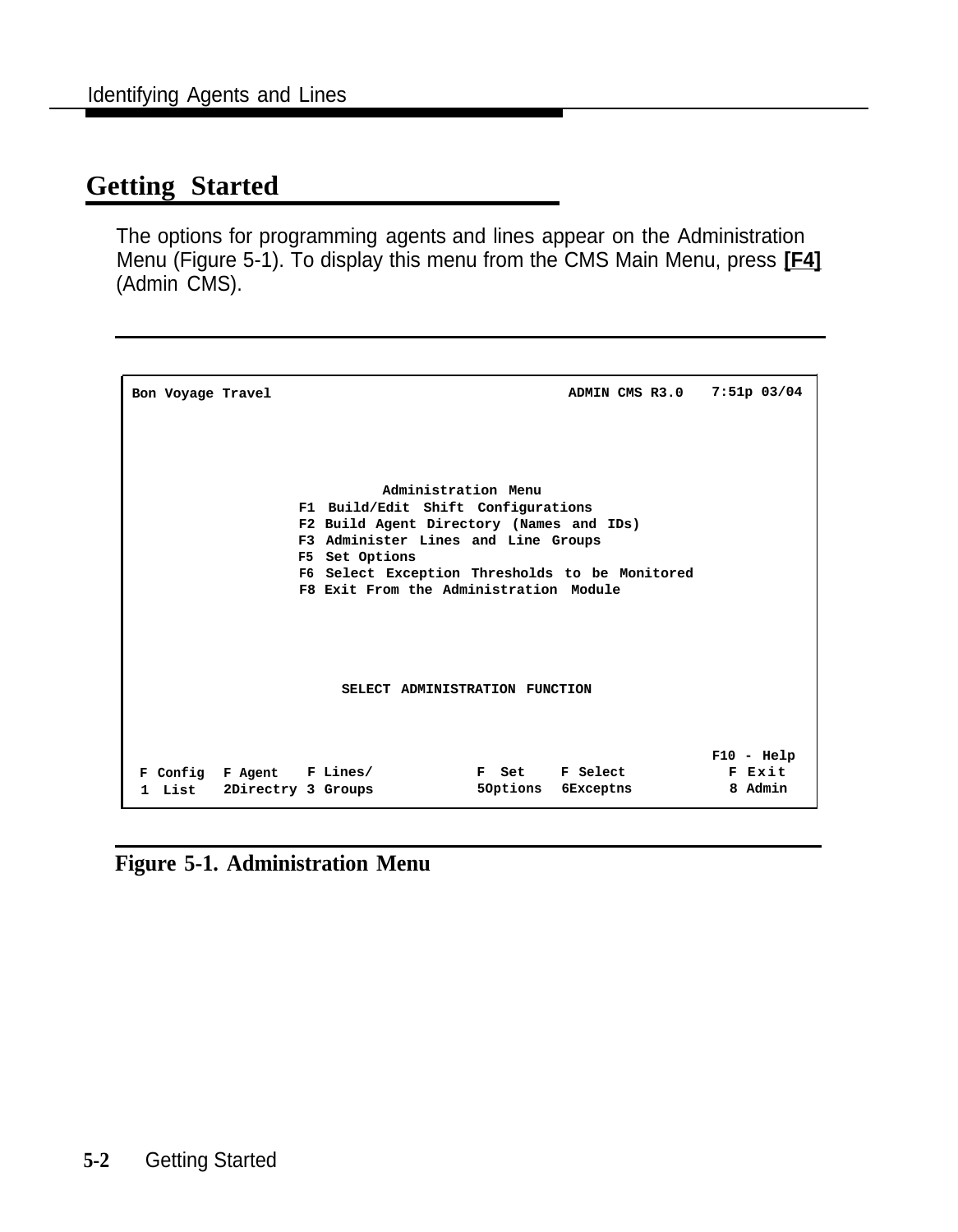## Getting Started

The options for programming agents and lines appear on the Administration Menu (Figure 5-1). To display this menu from the CMS Main Menu, press **[F4]** (Admin CMS).

```
Bon Voyage Travel                                          ADMIN CMS R3.0   7:51p 03/04




                                 Administration Menu
                  F1 Build/Edit Shift Configurations
                  F2 Build Agent Directory (Names and IDs)
                  F3 Administer Lines and Line Groups
                  F5 Set Options
                  F6 Select Exception Thresholds to be Monitored
                  F8 Exit From the Administration Module




                       SELECT ADMINISTRATION FUNCTION


                                                                         F10 - Help
 F Config  F Agent   F Lines/          F  Set    F Select                  F Exit
 1  List   2Directry 3 Groups          5Options  6Exceptns                 8 Admin
```

**Figure 5-1. Administration Menu**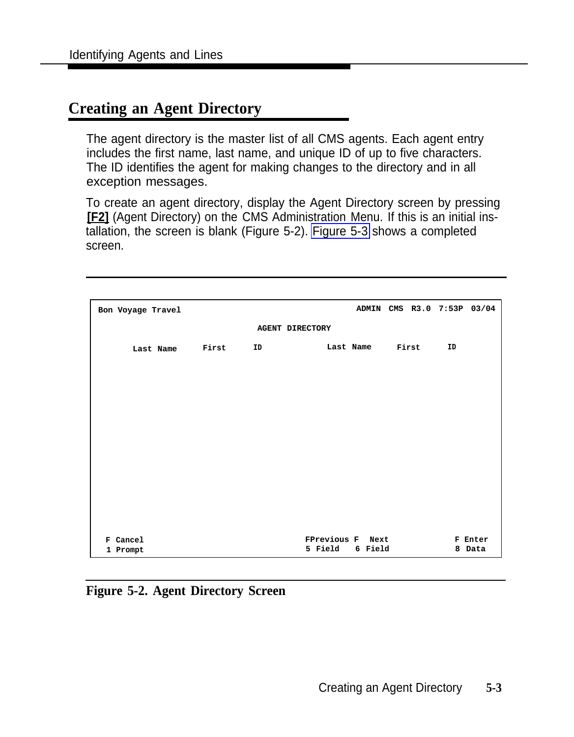## Creating an Agent Directory

The agent directory is the master list of all CMS agents. Each agent entry includes the first name, last name, and unique ID of up to five characters. The ID identifies the agent for making changes to the directory and in all exception messages.

To create an agent directory, display the Agent Directory screen by pressing **[F2]** (Agent Directory) on the CMS Administration Menu. If this is an initial installation, the screen is blank (Figure 5-2). Figure 5-3 shows a completed screen.

```
Bon Voyage Travel                                    ADMIN  CMS  R3.0  7:53P  03/04

                                  AGENT DIRECTORY

      Last Name     First      ID             Last Name      First      ID


















  F Cancel                                FPrevious F   Next             F Enter
  1 Prompt                                5 Field   6 Field              8 Data
```

**Figure 5-2. Agent Directory Screen**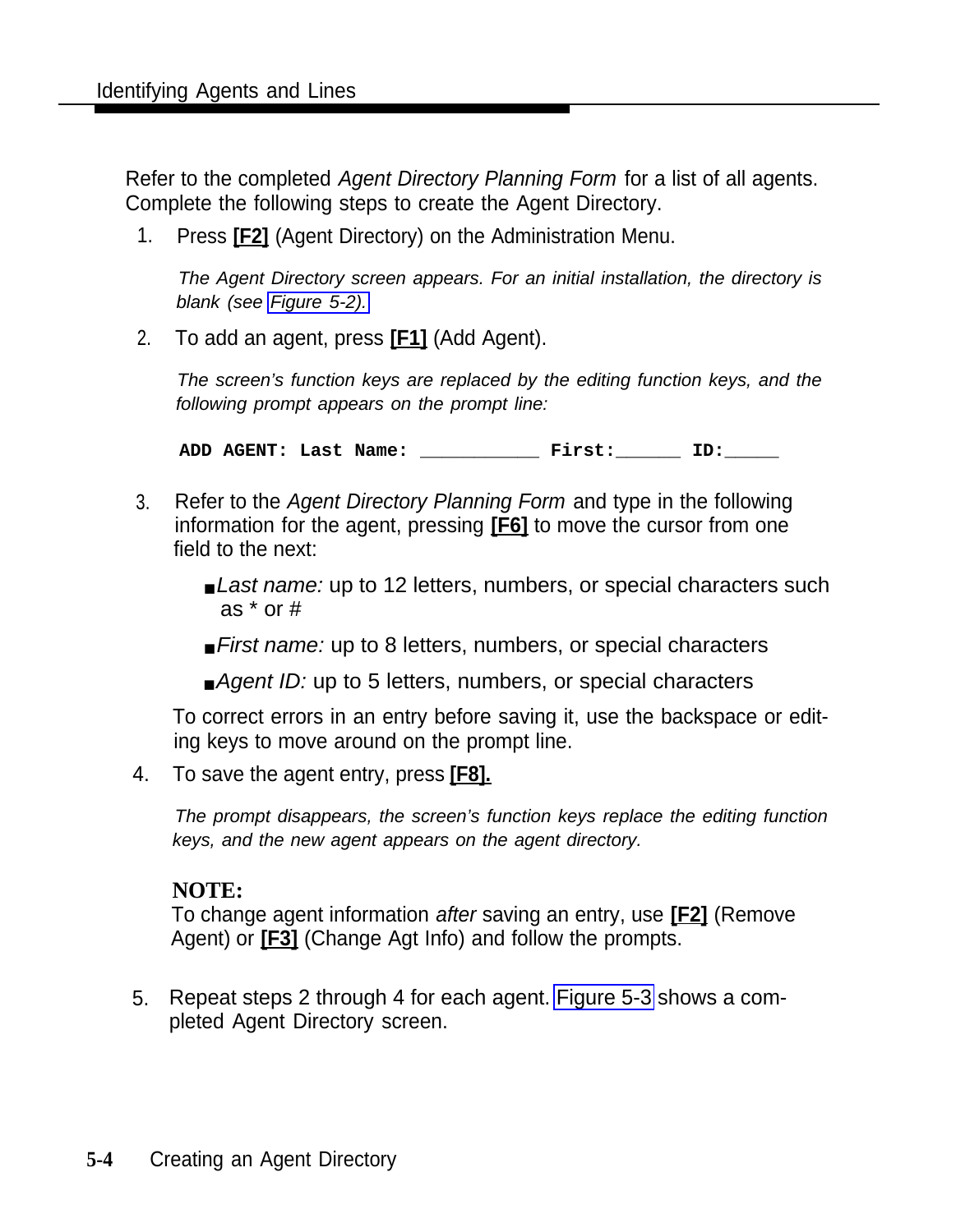Refer to the completed *Agent Directory Planning Form* for a list of all agents. Complete the following steps to create the Agent Directory.

1. Press **[F2]** (Agent Directory) on the Administration Menu.

   *The Agent Directory screen appears. For an initial installation, the directory is blank (see Figure 5-2).*

2. To add an agent, press **[F1]** (Add Agent).

   *The screen's function keys are replaced by the editing function keys, and the following prompt appears on the prompt line:*

   ```
   ADD AGENT: Last Name: ___________ First:______ ID:_____
   ```

3. Refer to the *Agent Directory Planning Form* and type in the following information for the agent, pressing **[F6]** to move the cursor from one field to the next:

   - *Last name:* up to 12 letters, numbers, or special characters such as * or #
   - *First name:* up to 8 letters, numbers, or special characters
   - *Agent ID:* up to 5 letters, numbers, or special characters

   To correct errors in an entry before saving it, use the backspace or editing keys to move around on the prompt line.

4. To save the agent entry, press **[F8].**

   *The prompt disappears, the screen's function keys replace the editing function keys, and the new agent appears on the agent directory.*

   **NOTE:**
   To change agent information *after* saving an entry, use **[F2]** (Remove Agent) or **[F3]** (Change Agt Info) and follow the prompts.

5. Repeat steps 2 through 4 for each agent. Figure 5-3 shows a completed Agent Directory screen.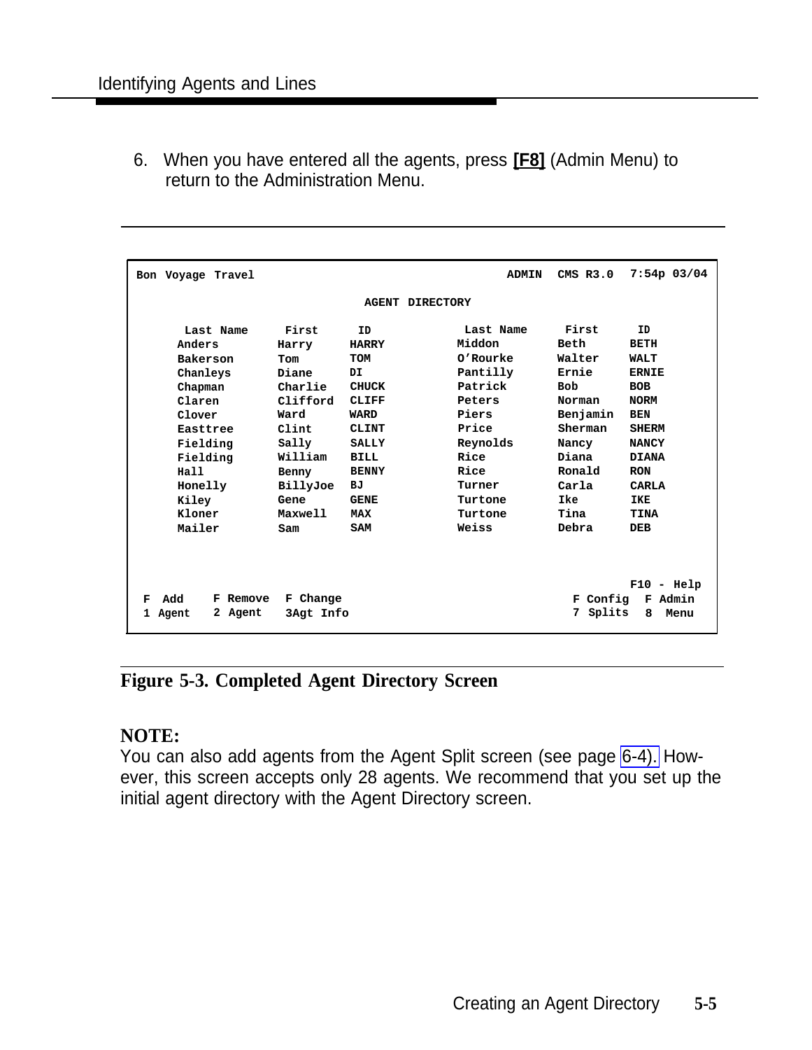6. When you have entered all the agents, press **[F8]** (Admin Menu) to return to the Administration Menu.

```
Bon Voyage Travel                                    ADMIN  CMS R3.0   7:54p 03/04

                                AGENT DIRECTORY

     Last Name      First      ID             Last Name      First      ID
     Anders         Harry      HARRY          Middon         Beth       BETH
     Bakerson       Tom        TOM            O'Rourke       Walter     WALT
     Chanleys       Diane      DI             Pantilly       Ernie      ERNIE
     Chapman        Charlie    CHUCK          Patrick        Bob        BOB
     Claren         Clifford   CLIFF          Peters         Norman     NORM
     Clover         Ward       WARD           Piers          Benjamin   BEN
     Easttree       Clint      CLINT          Price          Sherman    SHERM
     Fielding       Sally      SALLY          Reynolds       Nancy      NANCY
     Fielding       William    BILL           Rice           Diana      DIANA
     Hall           Benny      BENNY          Rice           Ronald     RON
     Honelly        BillyJoe   BJ             Turner         Carla      CARLA
     Kiley          Gene       GENE           Turtone        Ike        IKE
     Kloner         Maxwell    MAX            Turtone        Tina       TINA
     Mailer         Sam        SAM            Weiss          Debra      DEB



                                                                      F10 - Help
 F  Add      F Remove   F Change                               F Config  F Admin
 1  Agent    2 Agent    3Agt Info                              7 Splits  8  Menu
```

**Figure 5-3. Completed Agent Directory Screen**

**NOTE:**
You can also add agents from the Agent Split screen (see page 6-4). However, this screen accepts only 28 agents. We recommend that you set up the initial agent directory with the Agent Directory screen.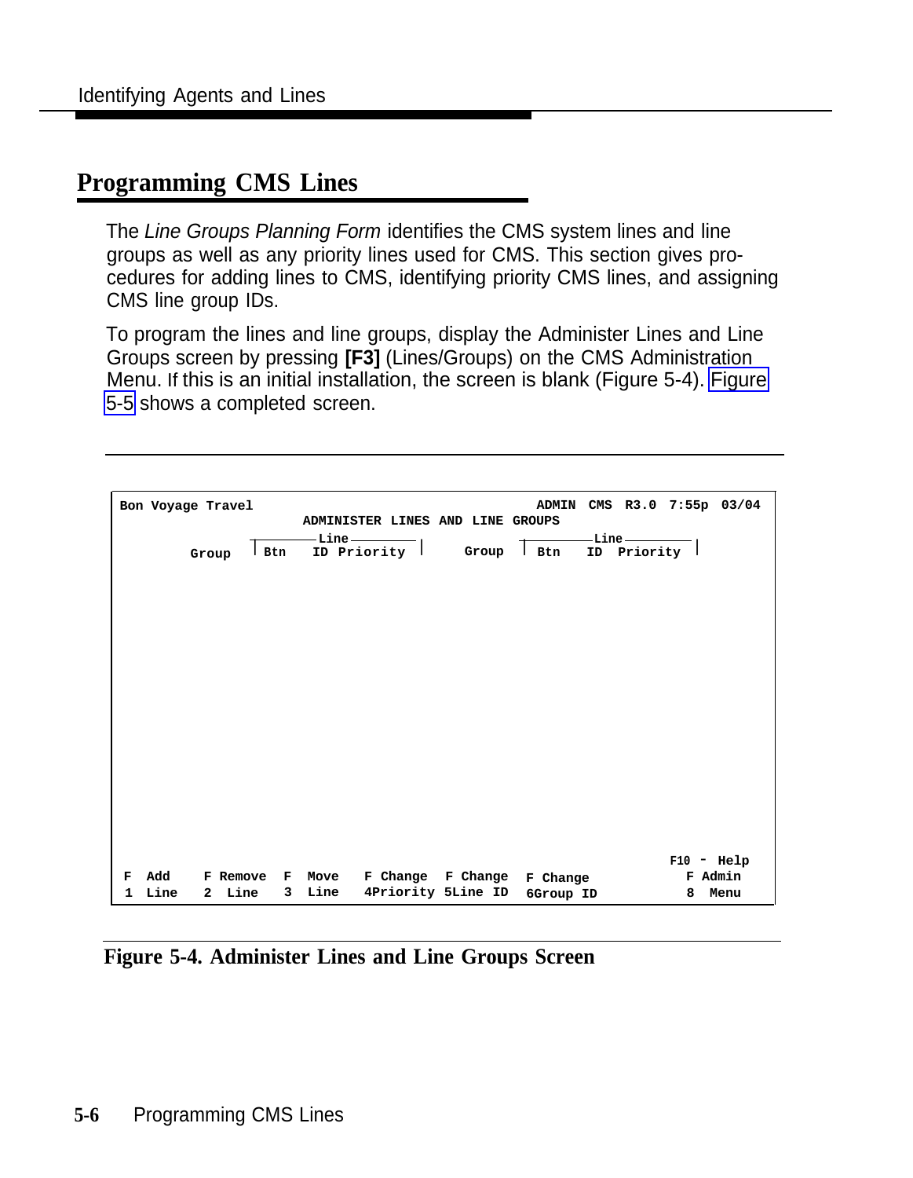## Programming CMS Lines

The *Line Groups Planning Form* identifies the CMS system lines and line groups as well as any priority lines used for CMS. This section gives procedures for adding lines to CMS, identifying priority CMS lines, and assigning CMS line group IDs.

To program the lines and line groups, display the Administer Lines and Line Groups screen by pressing **[F3]** (Lines/Groups) on the CMS Administration Menu. If this is an initial installation, the screen is blank (Figure 5-4). Figure 5-5 shows a completed screen.

```
Bon Voyage Travel                                        ADMIN  CMS  R3.0  7:55p  03/04
                          ADMINISTER LINES AND LINE GROUPS
                      ________Line________                ________Line________
          Group      | Btn    ID  Priority |       Group  | Btn    ID  Priority |

















                                                                        F10 - Help
 F  Add    F Remove  F  Move   F Change  F Change  F Change                F Admin
 1  Line   2  Line   3  Line   4Priority 5Line ID  6Group ID               8  Menu
```

**Figure 5-4. Administer Lines and Line Groups Screen**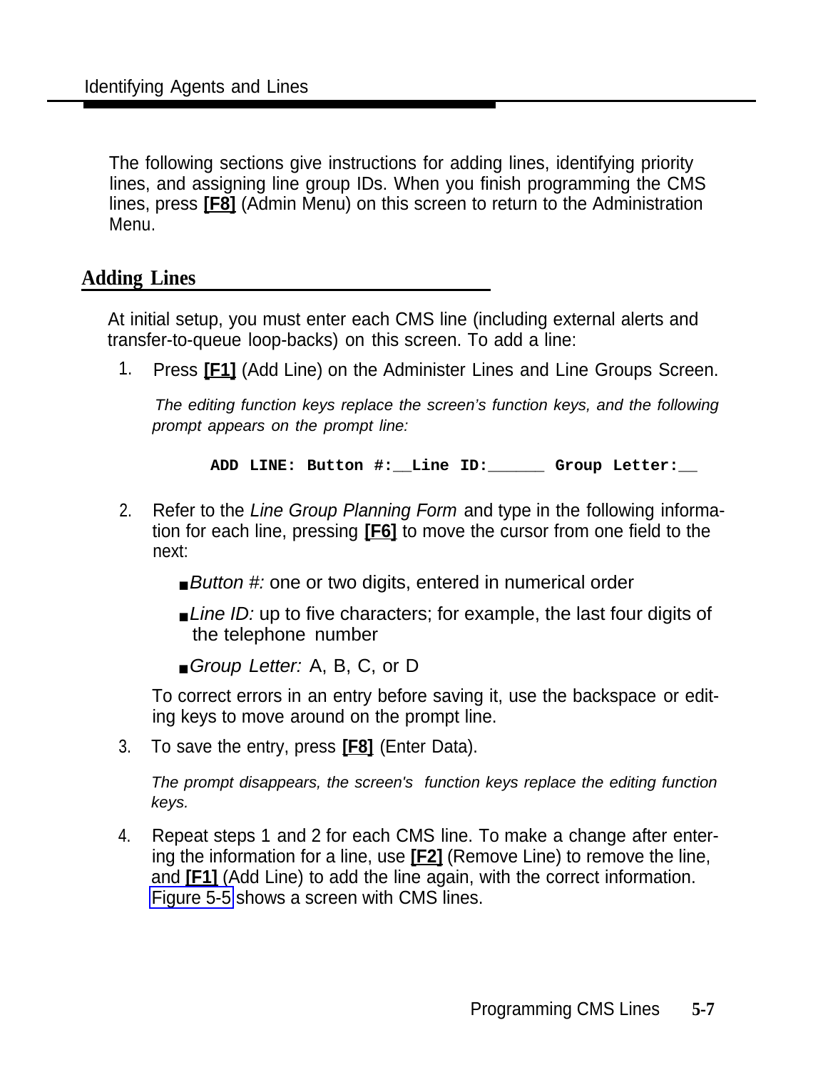The following sections give instructions for adding lines, identifying priority lines, and assigning line group IDs. When you finish programming the CMS lines, press **[F8]** (Admin Menu) on this screen to return to the Administration Menu.

## Adding Lines

At initial setup, you must enter each CMS line (including external alerts and transfer-to-queue loop-backs) on this screen. To add a line:

1. Press **[F1]** (Add Line) on the Administer Lines and Line Groups Screen.

   *The editing function keys replace the screen's function keys, and the following prompt appears on the prompt line:*

   ```
   ADD LINE: Button #:__Line ID:______ Group Letter:__
   ```

2. Refer to the *Line Group Planning Form* and type in the following information for each line, pressing **[F6]** to move the cursor from one field to the next:

   - *Button #:* one or two digits, entered in numerical order
   - *Line ID:* up to five characters; for example, the last four digits of the telephone number
   - *Group Letter:* A, B, C, or D

   To correct errors in an entry before saving it, use the backspace or editing keys to move around on the prompt line.

3. To save the entry, press **[F8]** (Enter Data).

   *The prompt disappears, the screen's function keys replace the editing function keys.*

4. Repeat steps 1 and 2 for each CMS line. To make a change after entering the information for a line, use **[F2]** (Remove Line) to remove the line, and **[F1]** (Add Line) to add the line again, with the correct information. Figure 5-5 shows a screen with CMS lines.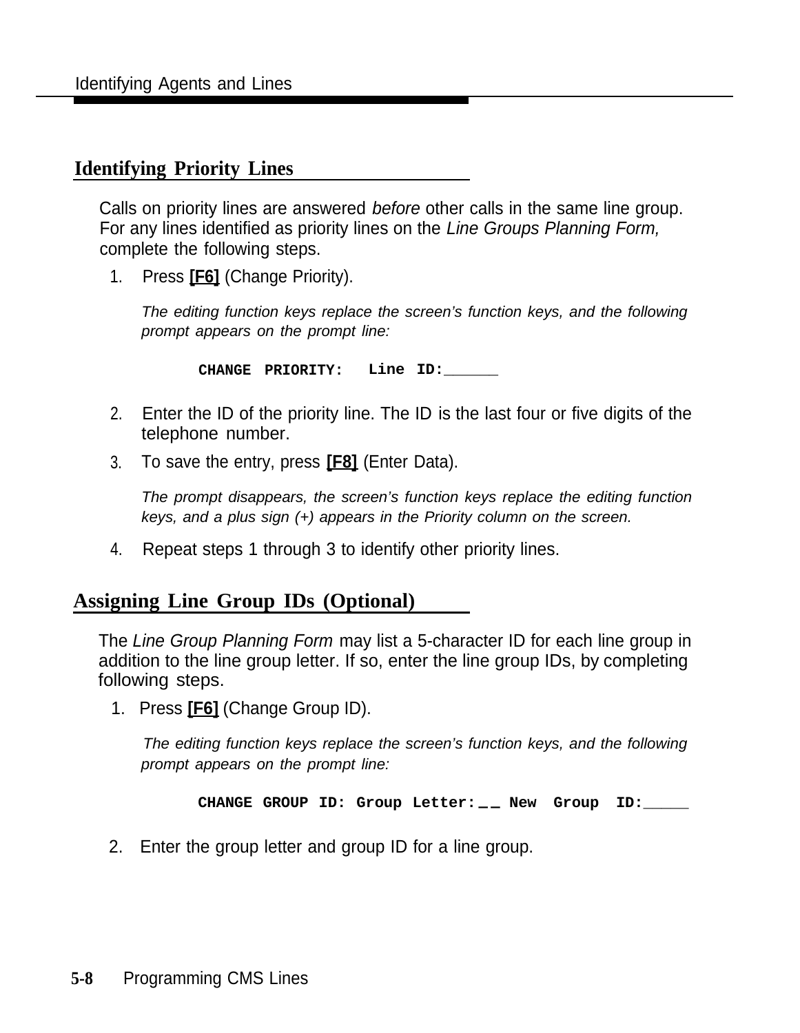## Identifying Priority Lines

Calls on priority lines are answered *before* other calls in the same line group. For any lines identified as priority lines on the *Line Groups Planning Form,* complete the following steps.

1. Press **[F6]** (Change Priority).

   *The editing function keys replace the screen's function keys, and the following prompt appears on the prompt line:*

   ```
   CHANGE PRIORITY:   Line ID:______
   ```

2. Enter the ID of the priority line. The ID is the last four or five digits of the telephone number.
3. To save the entry, press **[F8]** (Enter Data).

   *The prompt disappears, the screen's function keys replace the editing function keys, and a plus sign (+) appears in the Priority column on the screen.*

4. Repeat steps 1 through 3 to identify other priority lines.

## Assigning Line Group IDs (Optional)

The *Line Group Planning Form* may list a 5-character ID for each line group in addition to the line group letter. If so, enter the line group IDs, by completing following steps.

1. Press **[F6]** (Change Group ID).

   *The editing function keys replace the screen's function keys, and the following prompt appears on the prompt line:*

   ```
   CHANGE GROUP ID: Group Letter:__ New  Group  ID:_____
   ```

2. Enter the group letter and group ID for a line group.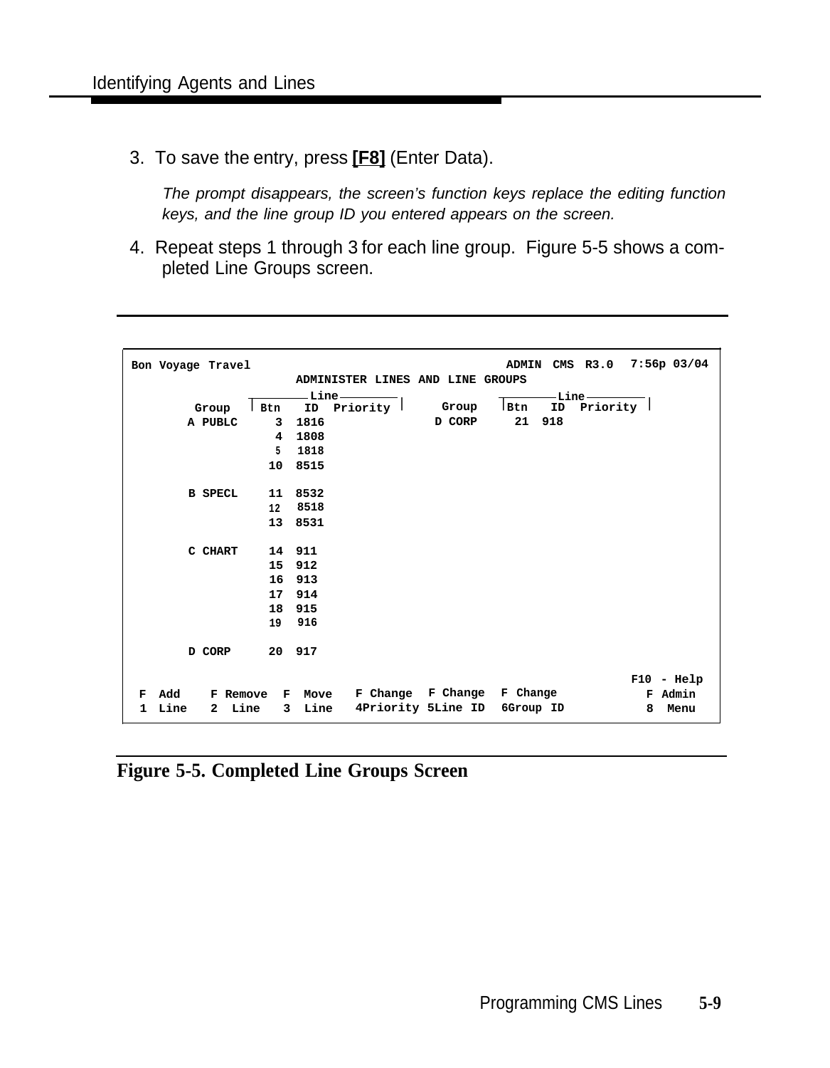3. To save the entry, press **[F8]** (Enter Data).

   *The prompt disappears, the screen's function keys replace the editing function keys, and the line group ID you entered appears on the screen.*

4. Repeat steps 1 through 3 for each line group. Figure 5-5 shows a completed Line Groups screen.

```
Bon Voyage Travel                                        ADMIN  CMS  R3.0  7:56p 03/04
                        ADMINISTER LINES AND LINE GROUPS
                   ________Line________                 ________Line________
        Group     | Btn   ID  Priority |   Group      | Btn   ID  Priority |
       A PUBLC       3  1816               D CORP        21  918
                     4  1808
                     5  1818
                    10  8515

       B SPECL      11  8532
                    12  8518
                    13  8531

       C CHART      14  911
                    15  912
                    16  913
                    17  914
                    18  915
                    19  916

       D CORP       20  917

                                                                        F10 - Help
 F  Add    F Remove  F  Move   F Change  F Change  F Change               F  Admin
 1  Line   2  Line   3  Line   4Priority 5Line ID  6Group ID              8  Menu
```

**Figure 5-5. Completed Line Groups Screen**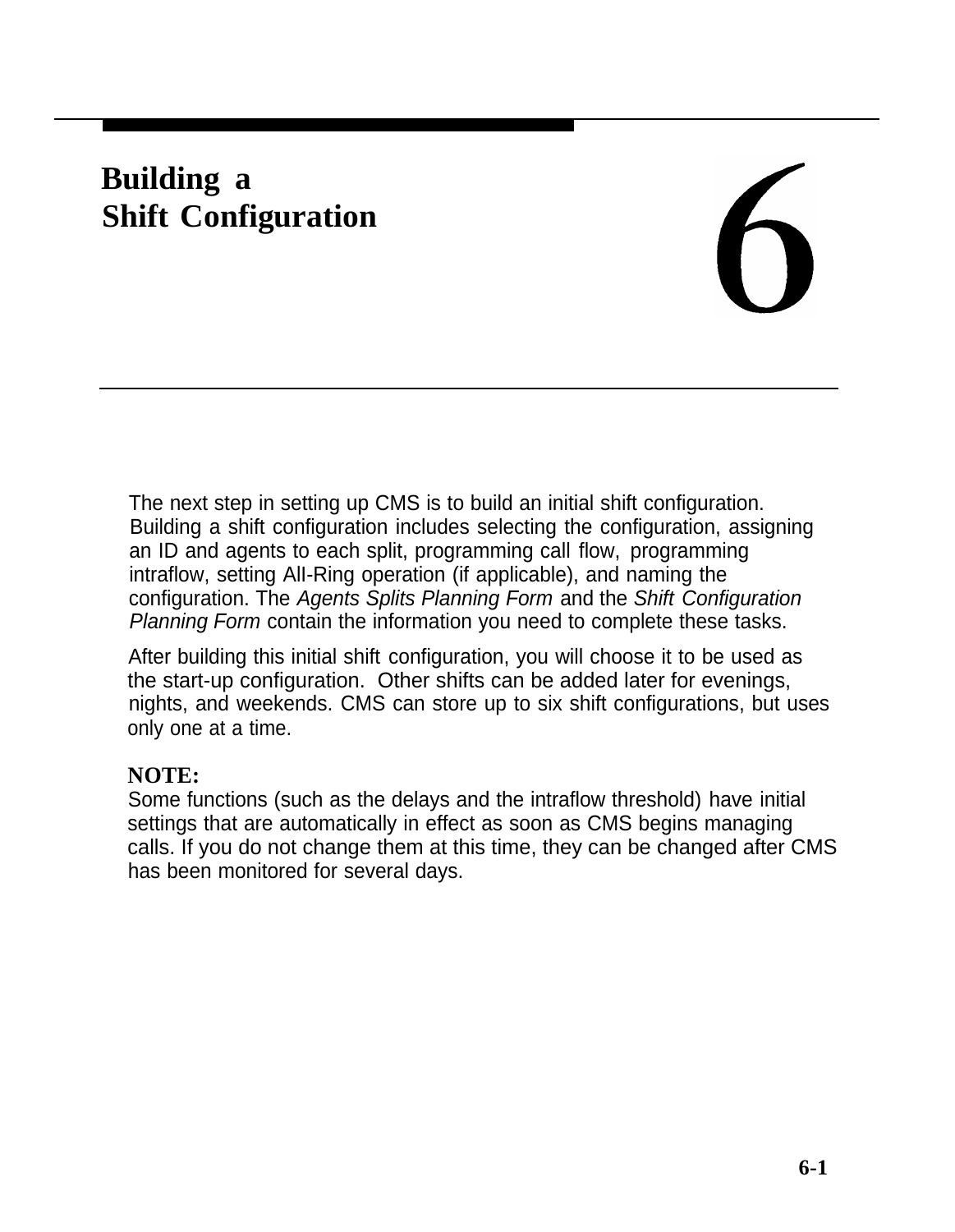# 6 Building a Shift Configuration

The next step in setting up CMS is to build an initial shift configuration. Building a shift configuration includes selecting the configuration, assigning an ID and agents to each split, programming call flow, programming intraflow, setting All-Ring operation (if applicable), and naming the configuration. The *Agents Splits Planning Form* and the *Shift Configuration Planning Form* contain the information you need to complete these tasks.

After building this initial shift configuration, you will choose it to be used as the start-up configuration. Other shifts can be added later for evenings, nights, and weekends. CMS can store up to six shift configurations, but uses only one at a time.

**NOTE:**
Some functions (such as the delays and the intraflow threshold) have initial settings that are automatically in effect as soon as CMS begins managing calls. If you do not change them at this time, they can be changed after CMS has been monitored for several days.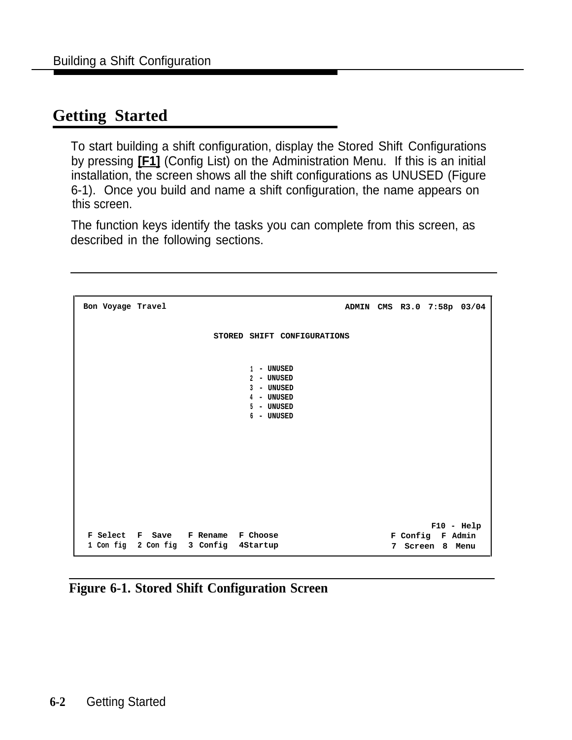## Getting Started

To start building a shift configuration, display the Stored Shift Configurations by pressing **[F1]** (Config List) on the Administration Menu. If this is an initial installation, the screen shows all the shift configurations as UNUSED (Figure 6-1). Once you build and name a shift configuration, the name appears on this screen.

The function keys identify the tasks you can complete from this screen, as described in the following sections.

```
Bon Voyage Travel                                    ADMIN  CMS  R3.0  7:58p  03/04

                          STORED SHIFT CONFIGURATIONS

                                1 - UNUSED
                                2 - UNUSED
                                3 - UNUSED
                                4 - UNUSED
                                5 - UNUSED
                                6 - UNUSED










                                                                  F10 - Help
 F Select  F  Save   F Rename  F Choose                   F Config  F Admin
 1 Con fig  2 Con fig  3 Config  4Startup                  7 Screen  8 Menu
```

**Figure 6-1. Stored Shift Configuration Screen**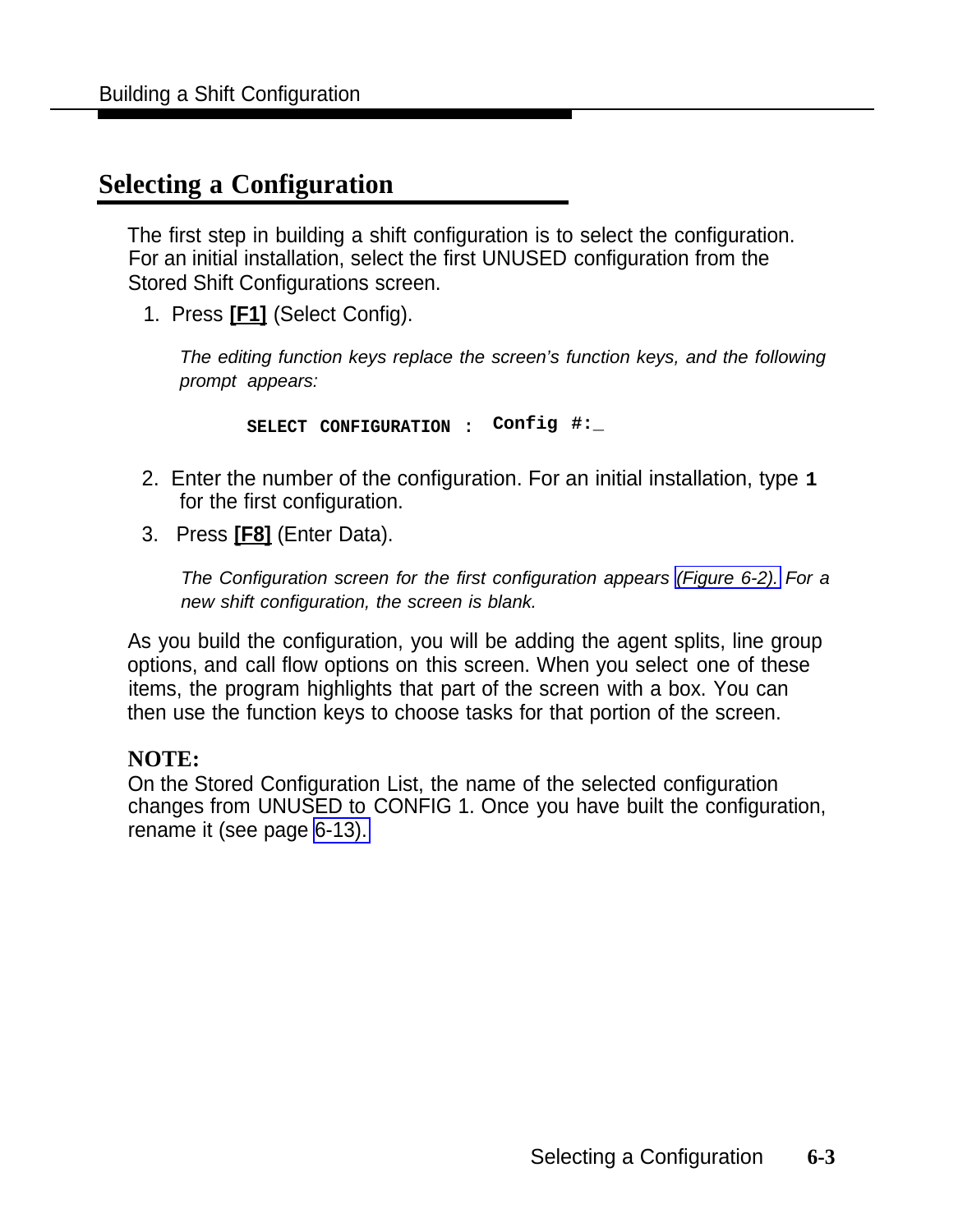## Selecting a Configuration

The first step in building a shift configuration is to select the configuration. For an initial installation, select the first UNUSED configuration from the Stored Shift Configurations screen.

1. Press **[F1]** (Select Config).

   *The editing function keys replace the screen's function keys, and the following prompt appears:*

   ```
   SELECT CONFIGURATION : Config #:_
   ```

2. Enter the number of the configuration. For an initial installation, type **1** for the first configuration.

3. Press **[F8]** (Enter Data).

   *The Configuration screen for the first configuration appears (Figure 6-2). For a new shift configuration, the screen is blank.*

As you build the configuration, you will be adding the agent splits, line group options, and call flow options on this screen. When you select one of these items, the program highlights that part of the screen with a box. You can then use the function keys to choose tasks for that portion of the screen.

**NOTE:**
On the Stored Configuration List, the name of the selected configuration changes from UNUSED to CONFIG 1. Once you have built the configuration, rename it (see page 6-13).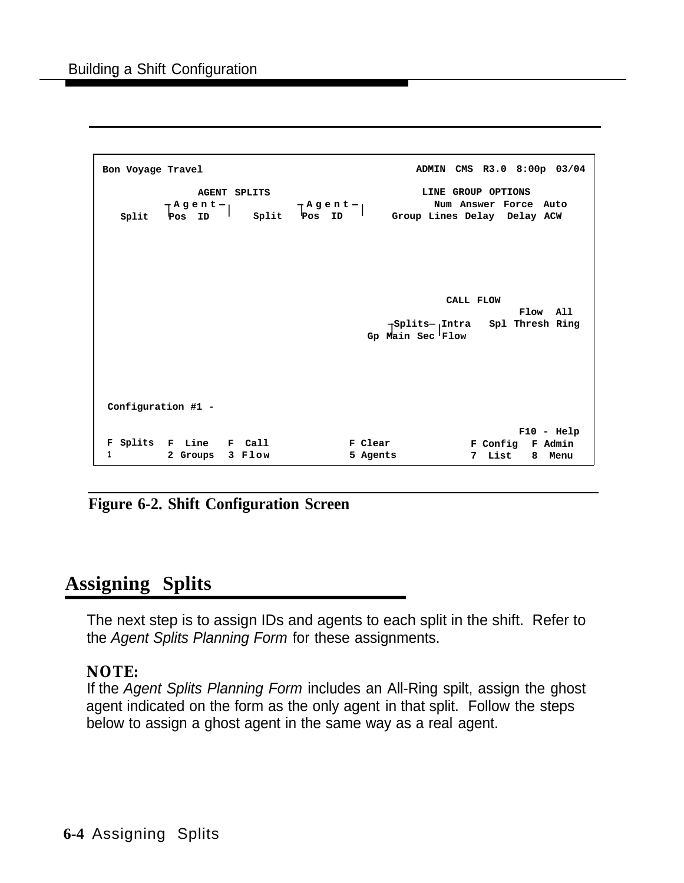```
Bon Voyage Travel                                   ADMIN  CMS  R3.0  8:00p  03/04

              AGENT SPLITS                           LINE GROUP OPTIONS
        ┌Agent─┐           ┌Agent─┐                    Num Answer  Force  Auto
  Split  Pos  ID     Split  Pos  ID          Group Lines Delay   Delay  ACW




                                                        CALL FLOW
                                                                    Flow   All
                                                ┌Splits─┐Intra   Spl Thresh Ring
                                             Gp Main Sec Flow




 Configuration #1 -
                                                                    F10 - Help
 F Splits  F  Line    F  Call          F Clear            F Config   F Admin
 1         2 Groups   3 Flow           5 Agents           7  List    8  Menu
```

**Figure 6-2. Shift Configuration Screen**

## Assigning Splits

The next step is to assign IDs and agents to each split in the shift. Refer to the *Agent Splits Planning Form* for these assignments.

**NOTE:**
If the *Agent Splits Planning Form* includes an All-Ring spilt, assign the ghost agent indicated on the form as the only agent in that split. Follow the steps below to assign a ghost agent in the same way as a real agent.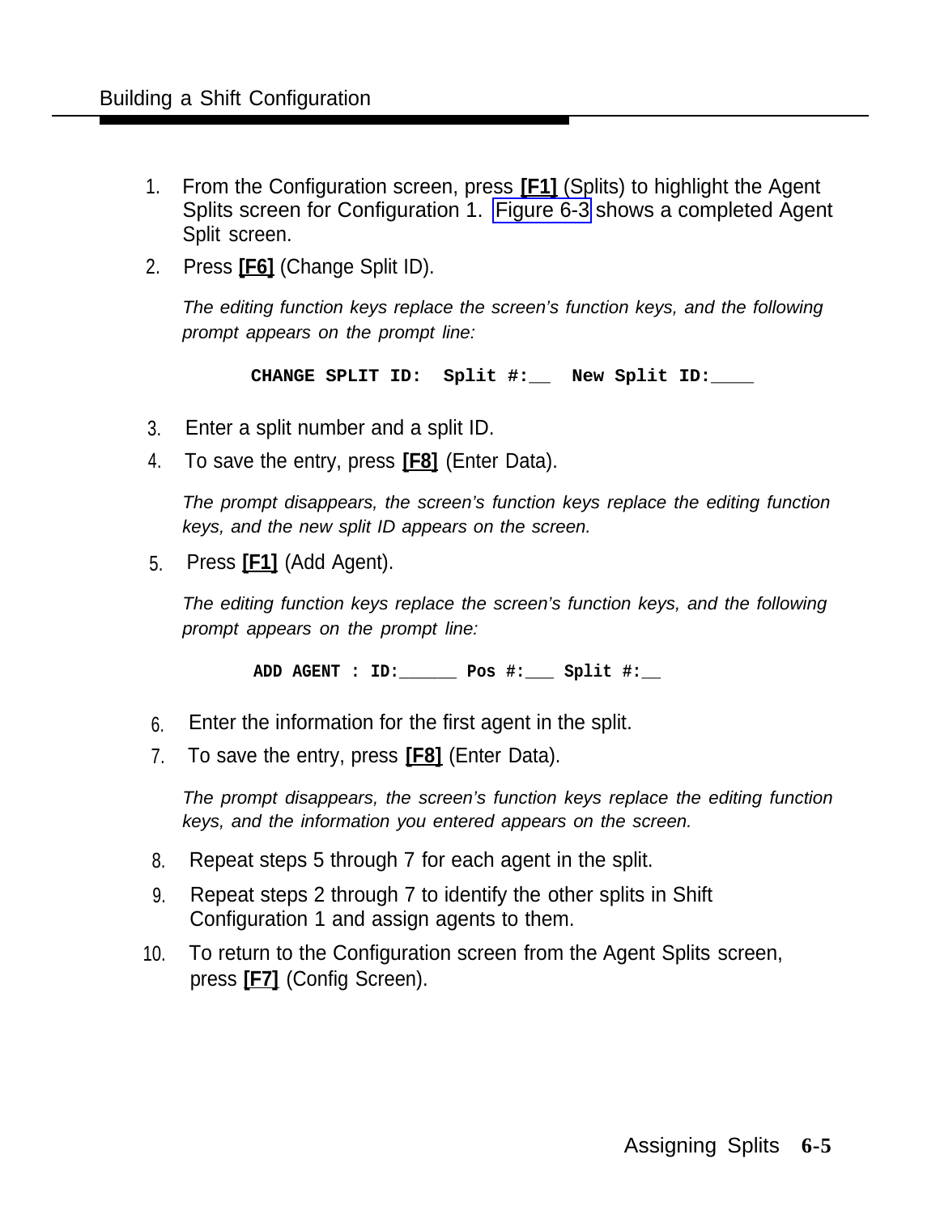1. From the Configuration screen, press **[F1]** (Splits) to highlight the Agent Splits screen for Configuration 1. Figure 6-3 shows a completed Agent Split screen.
2. Press **[F6]** (Change Split ID).

   *The editing function keys replace the screen's function keys, and the following prompt appears on the prompt line:*

   ```
   CHANGE SPLIT ID:  Split #:__  New Split ID:____
   ```

3. Enter a split number and a split ID.
4. To save the entry, press **[F8]** (Enter Data).

   *The prompt disappears, the screen's function keys replace the editing function keys, and the new split ID appears on the screen.*

5. Press **[F1]** (Add Agent).

   *The editing function keys replace the screen's function keys, and the following prompt appears on the prompt line:*

   ```
   ADD AGENT : ID:______ Pos #:___ Split #:__
   ```

6. Enter the information for the first agent in the split.
7. To save the entry, press **[F8]** (Enter Data).

   *The prompt disappears, the screen's function keys replace the editing function keys, and the information you entered appears on the screen.*

8. Repeat steps 5 through 7 for each agent in the split.
9. Repeat steps 2 through 7 to identify the other splits in Shift Configuration 1 and assign agents to them.
10. To return to the Configuration screen from the Agent Splits screen, press **[F7]** (Config Screen).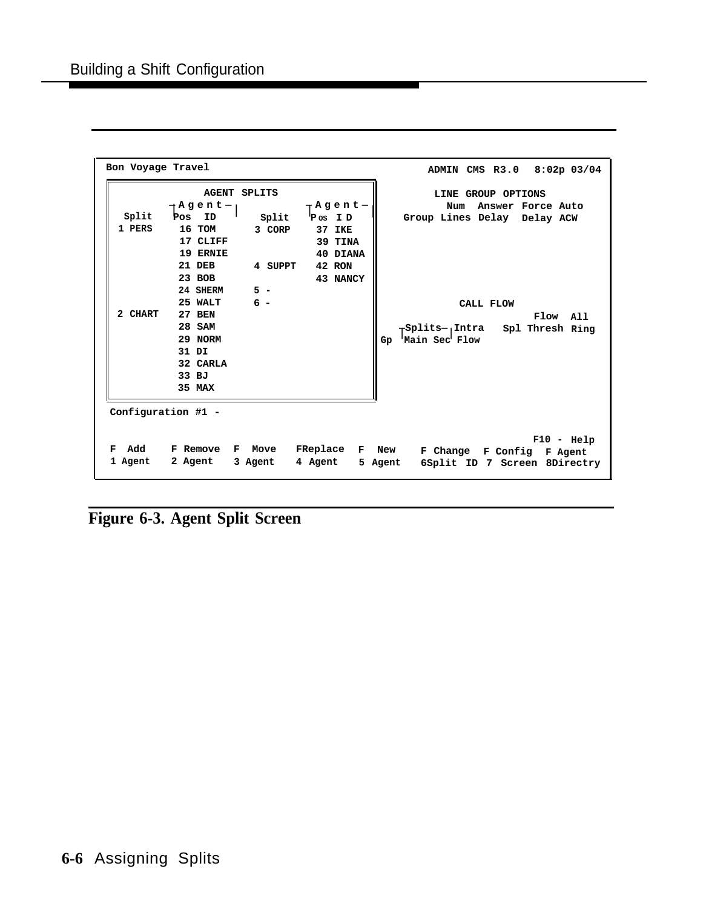```
Bon Voyage Travel                                        ADMIN CMS R3.0   8:02p 03/04

              AGENT SPLITS                              LINE GROUP OPTIONS
         ┌Agent─┐            ┌Agent─┐                 Num  Answer Force Auto
 Split    Pos  ID      Split  Pos ID            Group Lines Delay  Delay ACW
 1 PERS    16 TOM      3 CORP   37 IKE
           17 CLIFF             39 TINA
           19 ERNIE             40 DIANA
           21 DEB      4 SUPPT  42 RON
           23 BOB               43 NANCY
           24 SHERM    5 -
           25 WALT     6 -                              CALL FLOW
 2 CHART   27 BEN                                                     Flow  All
           28 SAM                                 ┌Splits─┐Intra  Spl Thresh Ring
           29 NORM                             Gp  Main Sec Flow
           31 DI
           32 CARLA
           33 BJ
           35 MAX

 Configuration #1 -
                                                                       F10 - Help
 F  Add    F Remove  F  Move   FReplace  F  New   F Change  F Config  F Agent
 1 Agent   2 Agent   3 Agent   4 Agent   5 Agent  6Split ID 7 Screen  8Directry
```

**Figure 6-3. Agent Split Screen**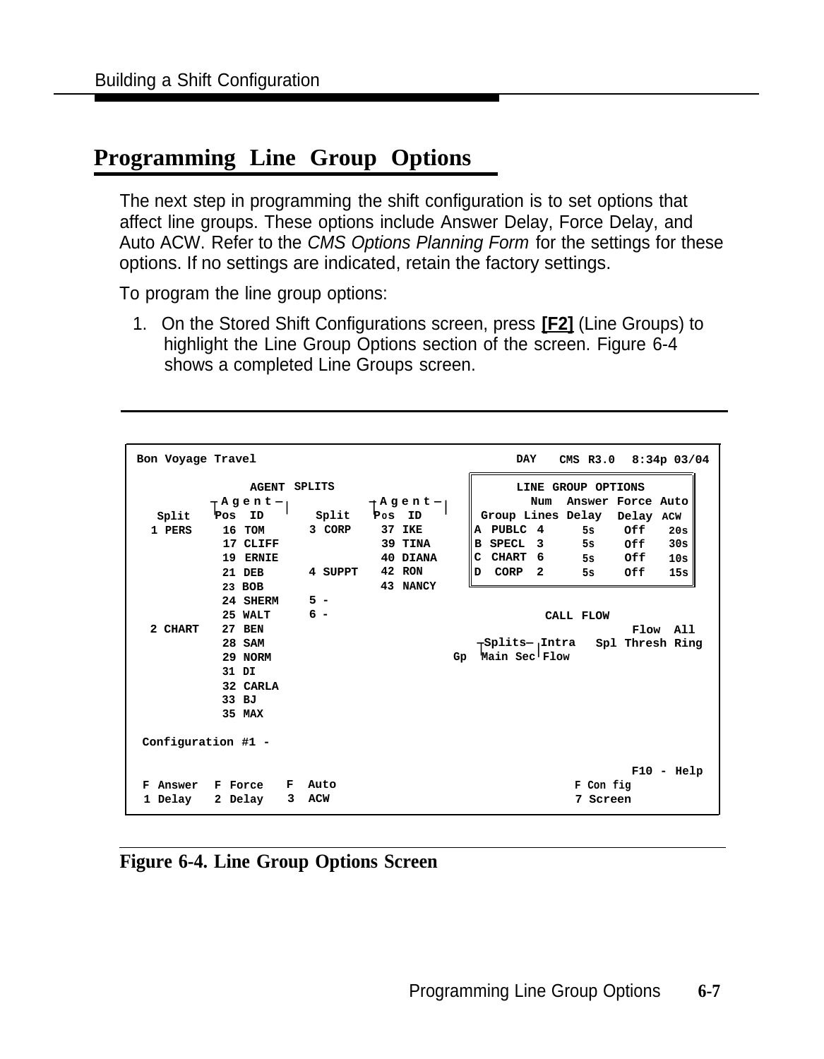## Programming Line Group Options

The next step in programming the shift configuration is to set options that affect line groups. These options include Answer Delay, Force Delay, and Auto ACW. Refer to the *CMS Options Planning Form* for the settings for these options. If no settings are indicated, retain the factory settings.

To program the line group options:

1. On the Stored Shift Configurations screen, press **[F2]** (Line Groups) to highlight the Line Group Options section of the screen. Figure 6-4 shows a completed Line Groups screen.

```
Bon Voyage Travel                                          DAY   CMS R3.0  8:34p 03/04

                AGENT SPLITS                               LINE GROUP OPTIONS
           ┬Agent─┐              ┬Agent─┐                      Num  Answer Force Auto
  Split    Pos  ID      Split    Pos  ID              Group Lines Delay  Delay ACW
  1 PERS    16 TOM      3 CORP    37 IKE            A PUBLC 4      5s    Off   20s
            17 CLIFF              39 TINA           B SPECL 3      5s    Off   30s
            19 ERNIE              40 DIANA          C CHART 6      5s    Off   10s
            21 DEB      4 SUPPT   42 RON            D  CORP 2      5s    Off   15s
            23 BOB                43 NANCY
            24 SHERM    5 -
            25 WALT     6 -                                       CALL FLOW
  2 CHART   27 BEN                                                          Flow  All
            28 SAM                                       ┬Splits─┬Intra  Spl Thresh Ring
            29 NORM                                  Gp  Main Sec Flow
            31 DI
            32 CARLA
            33 BJ
            35 MAX

 Configuration #1 -

                                                                          F10 - Help
 F Answer  F Force  F  Auto                                      F Con fig
 1 Delay   2 Delay  3  ACW                                       7 Screen
```

**Figure 6-4. Line Group Options Screen**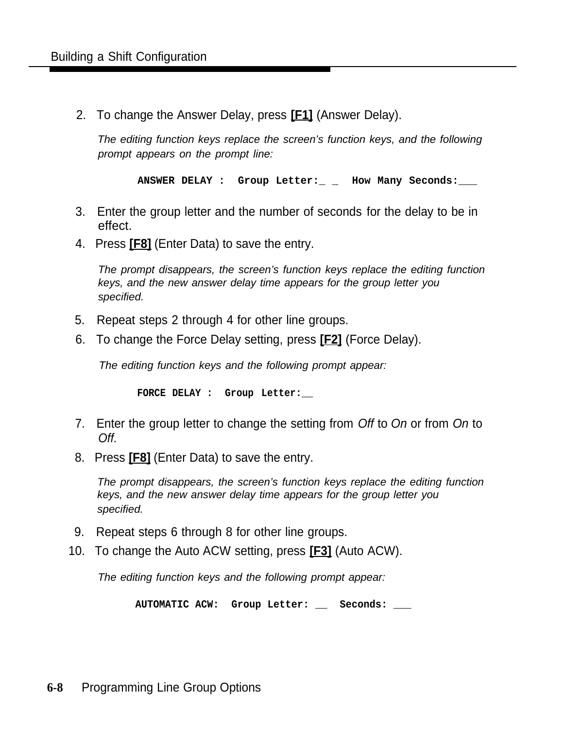2. To change the Answer Delay, press **[F1]** (Answer Delay).

   *The editing function keys replace the screen's function keys, and the following prompt appears on the prompt line:*

   ```
   ANSWER DELAY :  Group Letter:_ _  How Many Seconds:___
   ```

3. Enter the group letter and the number of seconds for the delay to be in effect.
4. Press **[F8]** (Enter Data) to save the entry.

   *The prompt disappears, the screen's function keys replace the editing function keys, and the new answer delay time appears for the group letter you specified.*

5. Repeat steps 2 through 4 for other line groups.
6. To change the Force Delay setting, press **[F2]** (Force Delay).

   *The editing function keys and the following prompt appear:*

   ```
   FORCE DELAY :  Group Letter:__
   ```

7. Enter the group letter to change the setting from *Off* to *On* or from *On* to *Off.*
8. Press **[F8]** (Enter Data) to save the entry.

   *The prompt disappears, the screen's function keys replace the editing function keys, and the new answer delay time appears for the group letter you specified.*

9. Repeat steps 6 through 8 for other line groups.
10. To change the Auto ACW setting, press **[F3]** (Auto ACW).

    *The editing function keys and the following prompt appear:*

    ```
    AUTOMATIC ACW:  Group Letter: __  Seconds: ___
    ```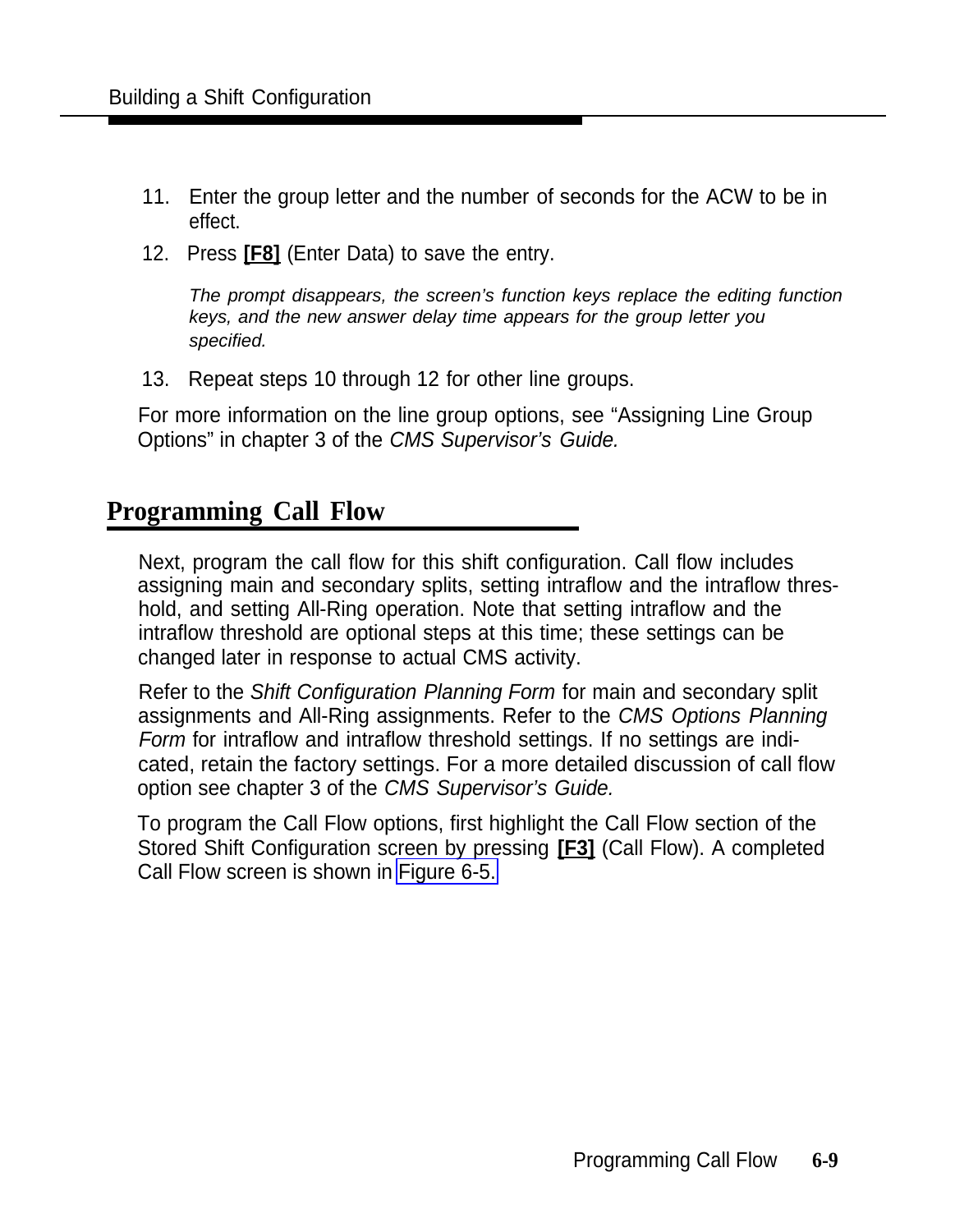11. Enter the group letter and the number of seconds for the ACW to be in effect.
12. Press **[F8]** (Enter Data) to save the entry.

    *The prompt disappears, the screen's function keys replace the editing function keys, and the new answer delay time appears for the group letter you specified.*

13. Repeat steps 10 through 12 for other line groups.

For more information on the line group options, see "Assigning Line Group Options" in chapter 3 of the *CMS Supervisor's Guide.*

## Programming Call Flow

Next, program the call flow for this shift configuration. Call flow includes assigning main and secondary splits, setting intraflow and the intraflow threshold, and setting All-Ring operation. Note that setting intraflow and the intraflow threshold are optional steps at this time; these settings can be changed later in response to actual CMS activity.

Refer to the *Shift Configuration Planning Form* for main and secondary split assignments and All-Ring assignments. Refer to the *CMS Options Planning Form* for intraflow and intraflow threshold settings. If no settings are indicated, retain the factory settings. For a more detailed discussion of call flow option see chapter 3 of the *CMS Supervisor's Guide.*

To program the Call Flow options, first highlight the Call Flow section of the Stored Shift Configuration screen by pressing **[F3]** (Call Flow). A completed Call Flow screen is shown in Figure 6-5.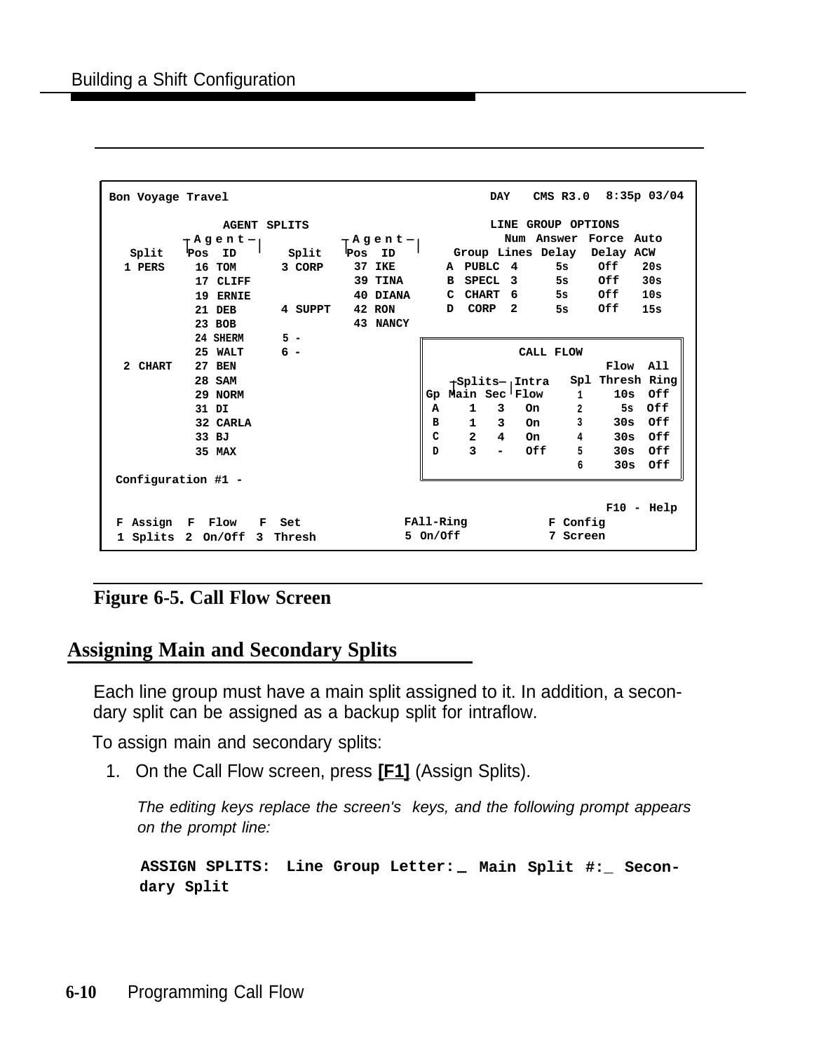```
Bon Voyage Travel                                          DAY   CMS R3.0  8:35p 03/04

              AGENT SPLITS                                 LINE GROUP OPTIONS
          ┬Agent─┐           ┬Agent─┐                  Num  Answer  Force  Auto
  Split   Pos  ID     Split  Pos  ID       Group Lines Delay   Delay  ACW
 1 PERS    16 TOM     3 CORP  37 IKE        A  PUBLC  4     5s     Off    20s
           17 CLIFF           39 TINA       B  SPECL  3     5s     Off    30s
           19 ERNIE           40 DIANA      C  CHART  6     5s     Off    10s
           21 DEB     4 SUPPT 42 RON        D  CORP   2     5s     Off    15s
           23 BOB             43 NANCY
           24 SHERM   5 -
           25 WALT    6 -                  ┌──────────────────────────────────────┐
 2 CHART   27 BEN                           │             CALL FLOW                │
           28 SAM                           │                           Flow  All  │
           29 NORM                          │   ┬Splits─┬Intra   Spl Thresh Ring │
           31 DI                            │ Gp Main Sec Flow     1    10s  Off │
           32 CARLA                         │ A    1    3   On      2     5s  Off │
           33 BJ                            │ B    1    3   On      3    30s  Off │
           35 MAX                           │ C    2    4   On      4    30s  Off │
                                            │ D    3    -   Off     5    30s  Off │
                                            │                       6    30s  Off │
 Configuration #1 -                         └──────────────────────────────────────┘

                                                                       F10 - Help
 F Assign  F  Flow    F  Set            FAll-Ring          F Config
 1 Splits  2  On/Off  3  Thresh         5 On/Off           7 Screen
```

**Figure 6-5. Call Flow Screen**

## Assigning Main and Secondary Splits

Each line group must have a main split assigned to it. In addition, a secondary split can be assigned as a backup split for intraflow.

To assign main and secondary splits:

1. On the Call Flow screen, press **[F1]** (Assign Splits).

   *The editing keys replace the screen's keys, and the following prompt appears on the prompt line:*

   ```
   ASSIGN SPLITS:  Line Group Letter:_ Main Split #:_ Secondary Split
   ```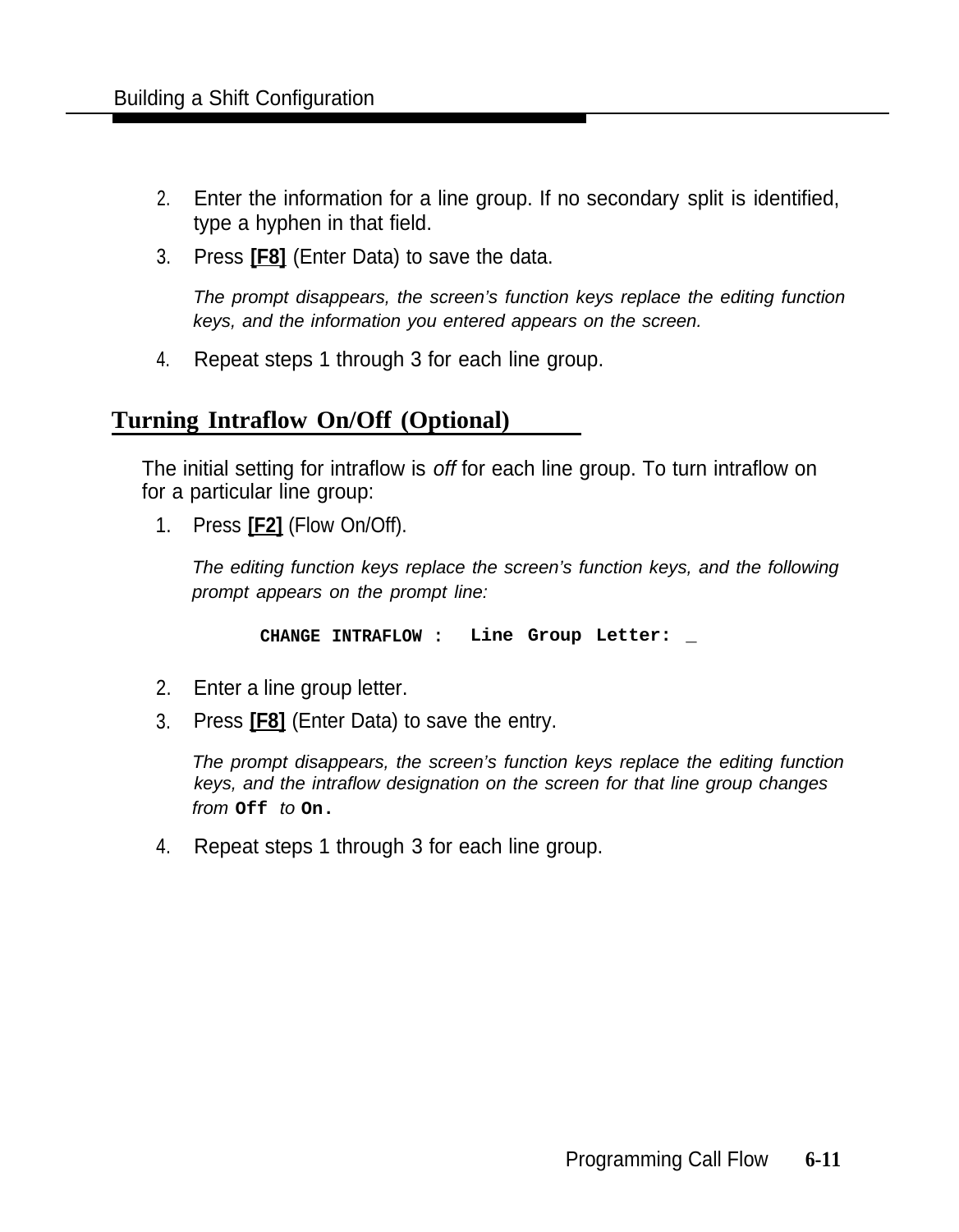2. Enter the information for a line group. If no secondary split is identified, type a hyphen in that field.
3. Press **[F8]** (Enter Data) to save the data.

   *The prompt disappears, the screen's function keys replace the editing function keys, and the information you entered appears on the screen.*

4. Repeat steps 1 through 3 for each line group.

## Turning Intraflow On/Off (Optional)

The initial setting for intraflow is *off* for each line group. To turn intraflow on for a particular line group:

1. Press **[F2]** (Flow On/Off).

   *The editing function keys replace the screen's function keys, and the following prompt appears on the prompt line:*

   ```
   CHANGE INTRAFLOW :  Line Group Letter: _
   ```

2. Enter a line group letter.
3. Press **[F8]** (Enter Data) to save the entry.

   *The prompt disappears, the screen's function keys replace the editing function keys, and the intraflow designation on the screen for that line group changes from* **`Off`** *to* **`On.`**

4. Repeat steps 1 through 3 for each line group.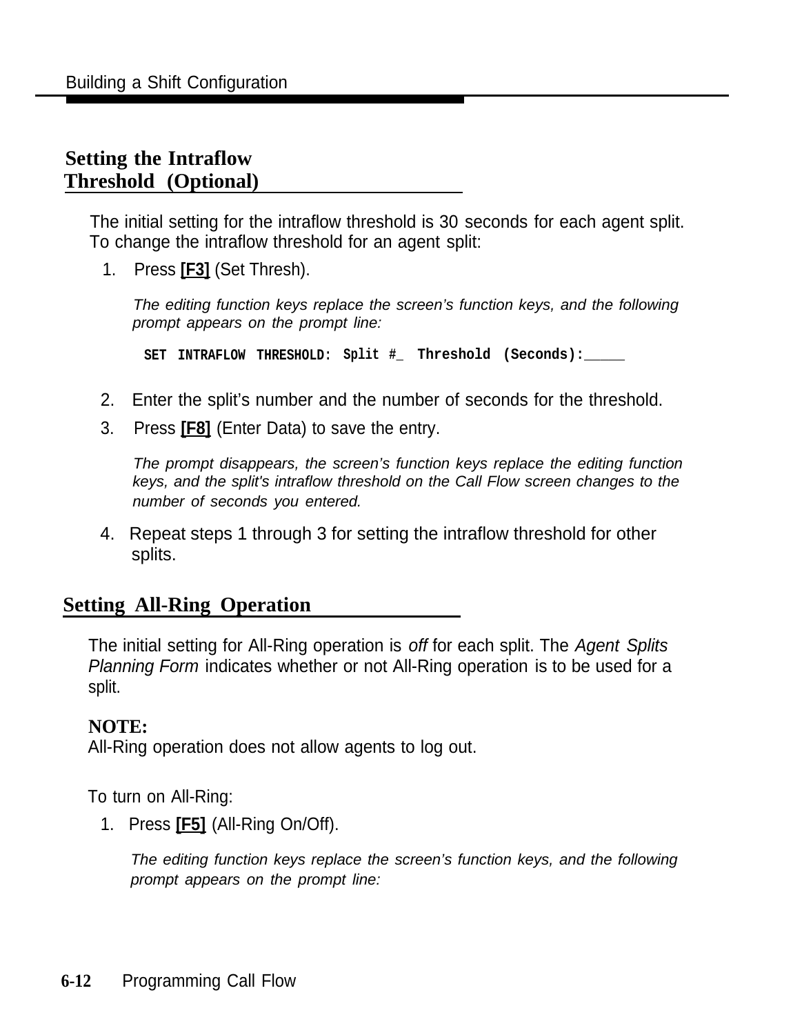## Setting the Intraflow Threshold (Optional)

The initial setting for the intraflow threshold is 30 seconds for each agent split. To change the intraflow threshold for an agent split:

1. Press **[F3]** (Set Thresh).

   *The editing function keys replace the screen's function keys, and the following prompt appears on the prompt line:*

   ```
   SET INTRAFLOW THRESHOLD: Split #_ Threshold (Seconds):_____
   ```

2. Enter the split's number and the number of seconds for the threshold.
3. Press **[F8]** (Enter Data) to save the entry.

   *The prompt disappears, the screen's function keys replace the editing function keys, and the split's intraflow threshold on the Call Flow screen changes to the number of seconds you entered.*

4. Repeat steps 1 through 3 for setting the intraflow threshold for other splits.

## Setting All-Ring Operation

The initial setting for All-Ring operation is *off* for each split. The *Agent Splits Planning Form* indicates whether or not All-Ring operation is to be used for a split.

**NOTE:**
All-Ring operation does not allow agents to log out.

To turn on All-Ring:

1. Press **[F5]** (All-Ring On/Off).

   *The editing function keys replace the screen's function keys, and the following prompt appears on the prompt line:*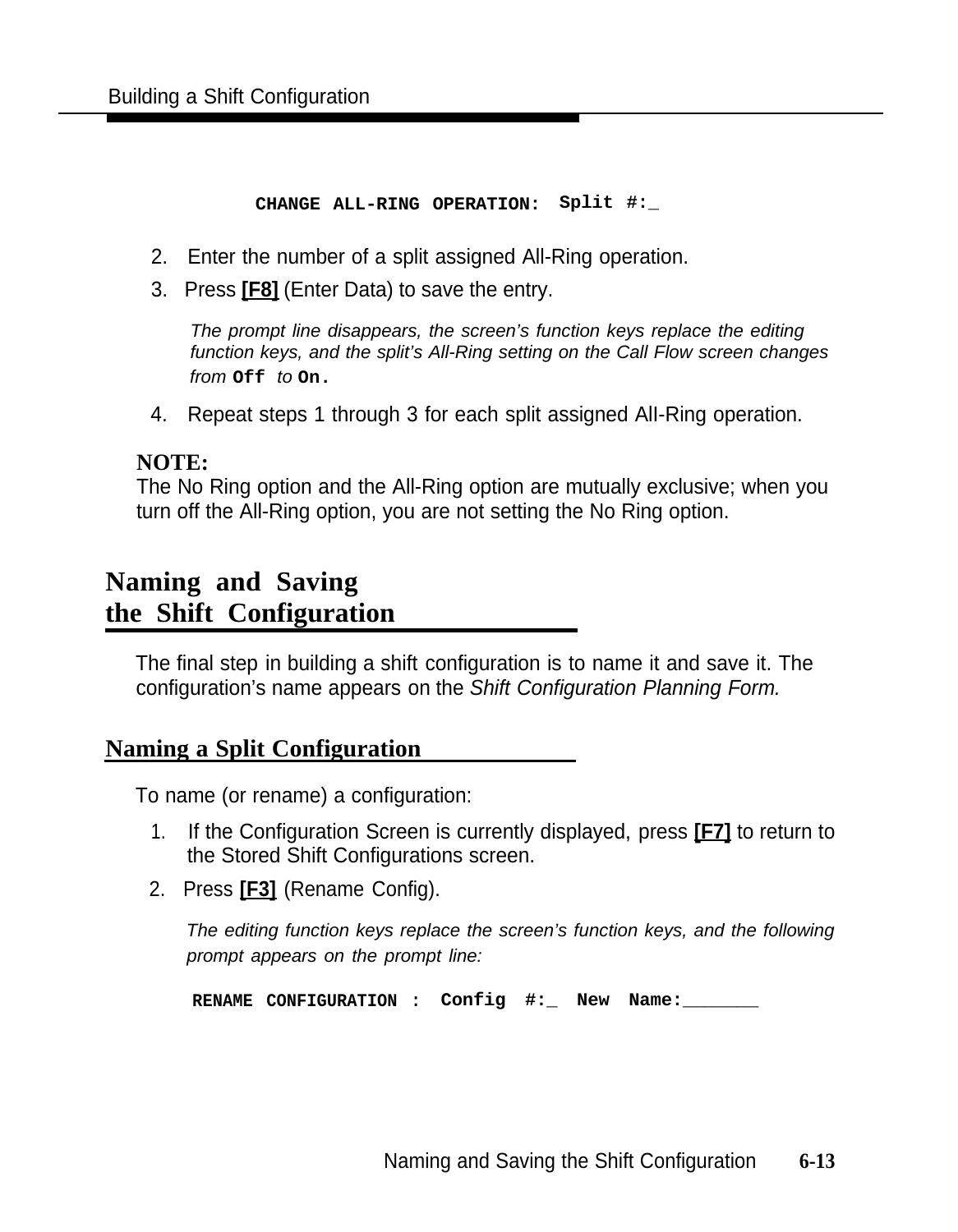```
CHANGE ALL-RING OPERATION: Split #:_
```

2. Enter the number of a split assigned All-Ring operation.
3. Press **[F8]** (Enter Data) to save the entry.

   *The prompt line disappears, the screen's function keys replace the editing function keys, and the split's All-Ring setting on the Call Flow screen changes from* **`Off`** *to* **`On.`**

4. Repeat steps 1 through 3 for each split assigned All-Ring operation.

**NOTE:**
The No Ring option and the All-Ring option are mutually exclusive; when you turn off the All-Ring option, you are not setting the No Ring option.

## Naming and Saving the Shift Configuration

The final step in building a shift configuration is to name it and save it. The configuration's name appears on the *Shift Configuration Planning Form.*

### Naming a Split Configuration

To name (or rename) a configuration:

1. If the Configuration Screen is currently displayed, press **[F7]** to return to the Stored Shift Configurations screen.
2. Press **[F3]** (Rename Config).

   *The editing function keys replace the screen's function keys, and the following prompt appears on the prompt line:*

```
RENAME CONFIGURATION : Config #:_ New Name:_______
```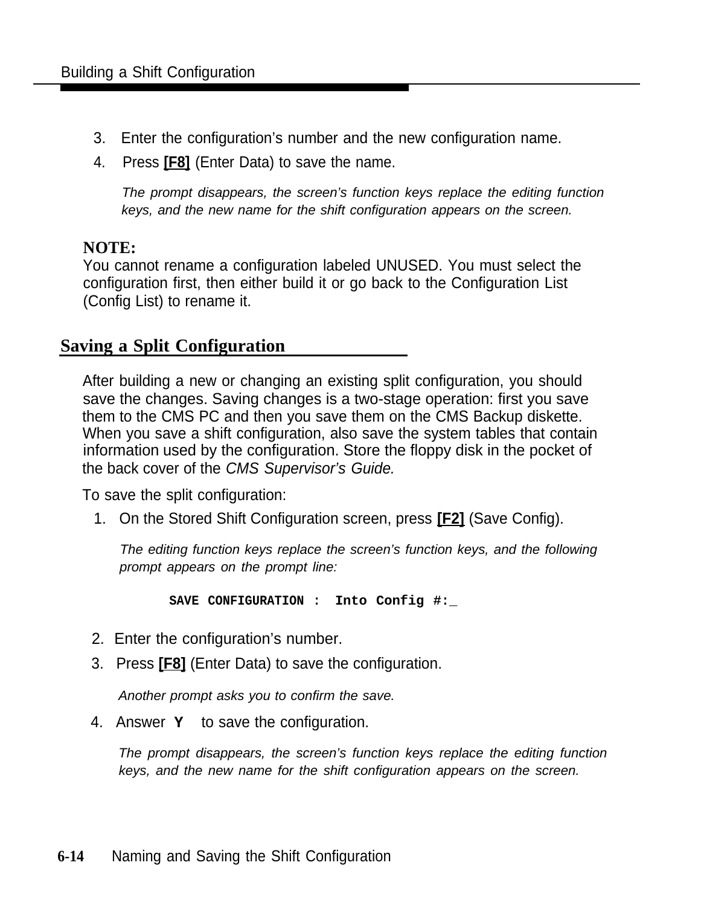3. Enter the configuration's number and the new configuration name.
4. Press **[F8]** (Enter Data) to save the name.

   *The prompt disappears, the screen's function keys replace the editing function keys, and the new name for the shift configuration appears on the screen.*

**NOTE:**
You cannot rename a configuration labeled UNUSED. You must select the configuration first, then either build it or go back to the Configuration List (Config List) to rename it.

## Saving a Split Configuration

After building a new or changing an existing split configuration, you should save the changes. Saving changes is a two-stage operation: first you save them to the CMS PC and then you save them on the CMS Backup diskette. When you save a shift configuration, also save the system tables that contain information used by the configuration. Store the floppy disk in the pocket of the back cover of the *CMS Supervisor's Guide.*

To save the split configuration:

1. On the Stored Shift Configuration screen, press **[F2]** (Save Config).

   *The editing function keys replace the screen's function keys, and the following prompt appears on the prompt line:*

   ```
   SAVE CONFIGURATION :  Into Config #:_
   ```

2. Enter the configuration's number.
3. Press **[F8]** (Enter Data) to save the configuration.

   *Another prompt asks you to confirm the save.*

4. Answer **Y** to save the configuration.

   *The prompt disappears, the screen's function keys replace the editing function keys, and the new name for the shift configuration appears on the screen.*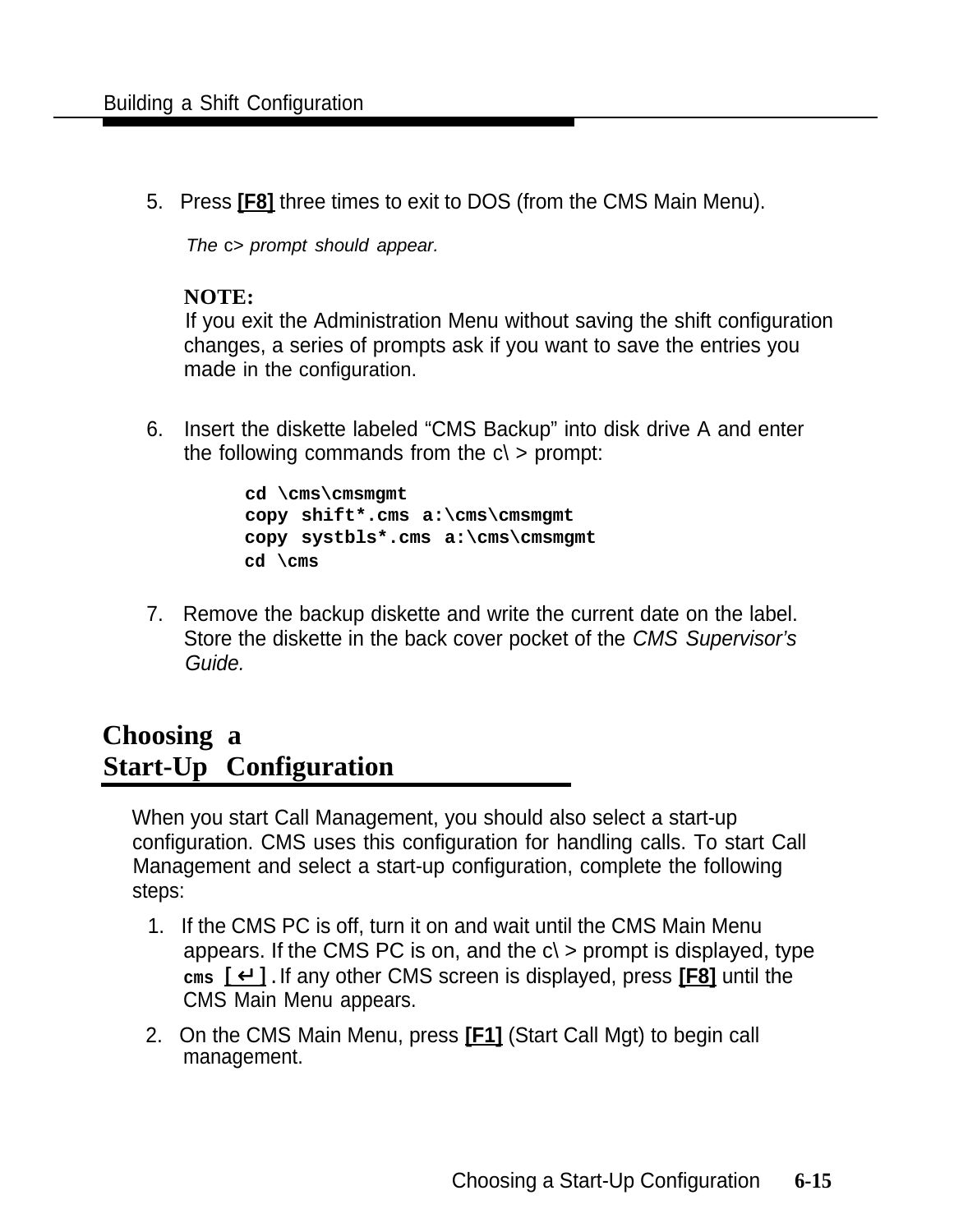5. Press **[F8]** three times to exit to DOS (from the CMS Main Menu).

   *The* c> *prompt should appear.*

   **NOTE:**
   If you exit the Administration Menu without saving the shift configuration changes, a series of prompts ask if you want to save the entries you made in the configuration.

6. Insert the diskette labeled "CMS Backup" into disk drive A and enter the following commands from the c\ > prompt:

```
cd \cms\cmsmgmt
copy shift*.cms a:\cms\cmsmgmt
copy systbls*.cms a:\cms\cmsmgmt
cd \cms
```

7. Remove the backup diskette and write the current date on the label. Store the diskette in the back cover pocket of the *CMS Supervisor's Guide.*

## Choosing a Start-Up Configuration

When you start Call Management, you should also select a start-up configuration. CMS uses this configuration for handling calls. To start Call Management and select a start-up configuration, complete the following steps:

1. If the CMS PC is off, turn it on and wait until the CMS Main Menu appears. If the CMS PC is on, and the c\ > prompt is displayed, type **cms [↵]**. If any other CMS screen is displayed, press **[F8]** until the CMS Main Menu appears.
2. On the CMS Main Menu, press **[F1]** (Start Call Mgt) to begin call management.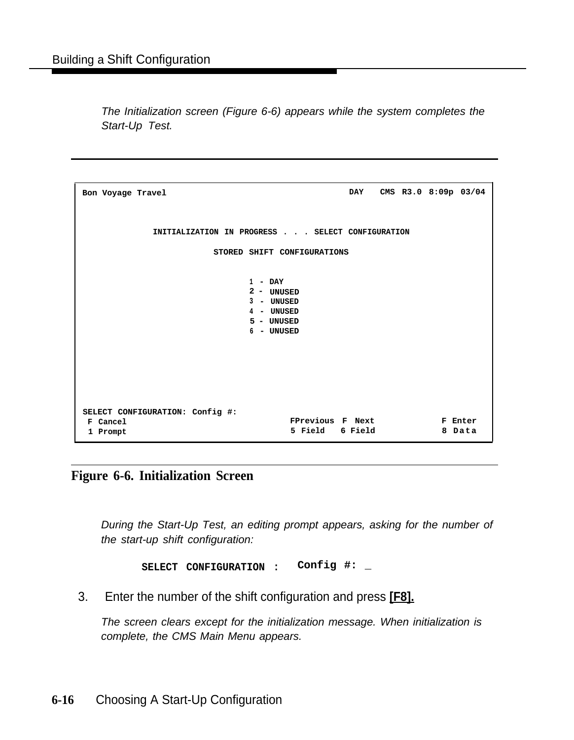*The Initialization screen (Figure 6-6) appears while the system completes the Start-Up Test.*

```
Bon Voyage Travel                                    DAY   CMS R3.0 8:09p 03/04


            INITIALIZATION IN PROGRESS . . . SELECT CONFIGURATION

                        STORED SHIFT CONFIGURATIONS

                               1 - DAY
                               2 - UNUSED
                               3 - UNUSED
                               4 - UNUSED
                               5 - UNUSED
                               6 - UNUSED






SELECT CONFIGURATION: Config #:
 F Cancel                             FPrevious  F Next             F Enter
 1 Prompt                             5 Field    6 Field            8 Data
```

**Figure 6-6. Initialization Screen**

*During the Start-Up Test, an editing prompt appears, asking for the number of the start-up shift configuration:*

```
SELECT CONFIGURATION : Config #: _
```

3. Enter the number of the shift configuration and press **[F8].**

   *The screen clears except for the initialization message. When initialization is complete, the CMS Main Menu appears.*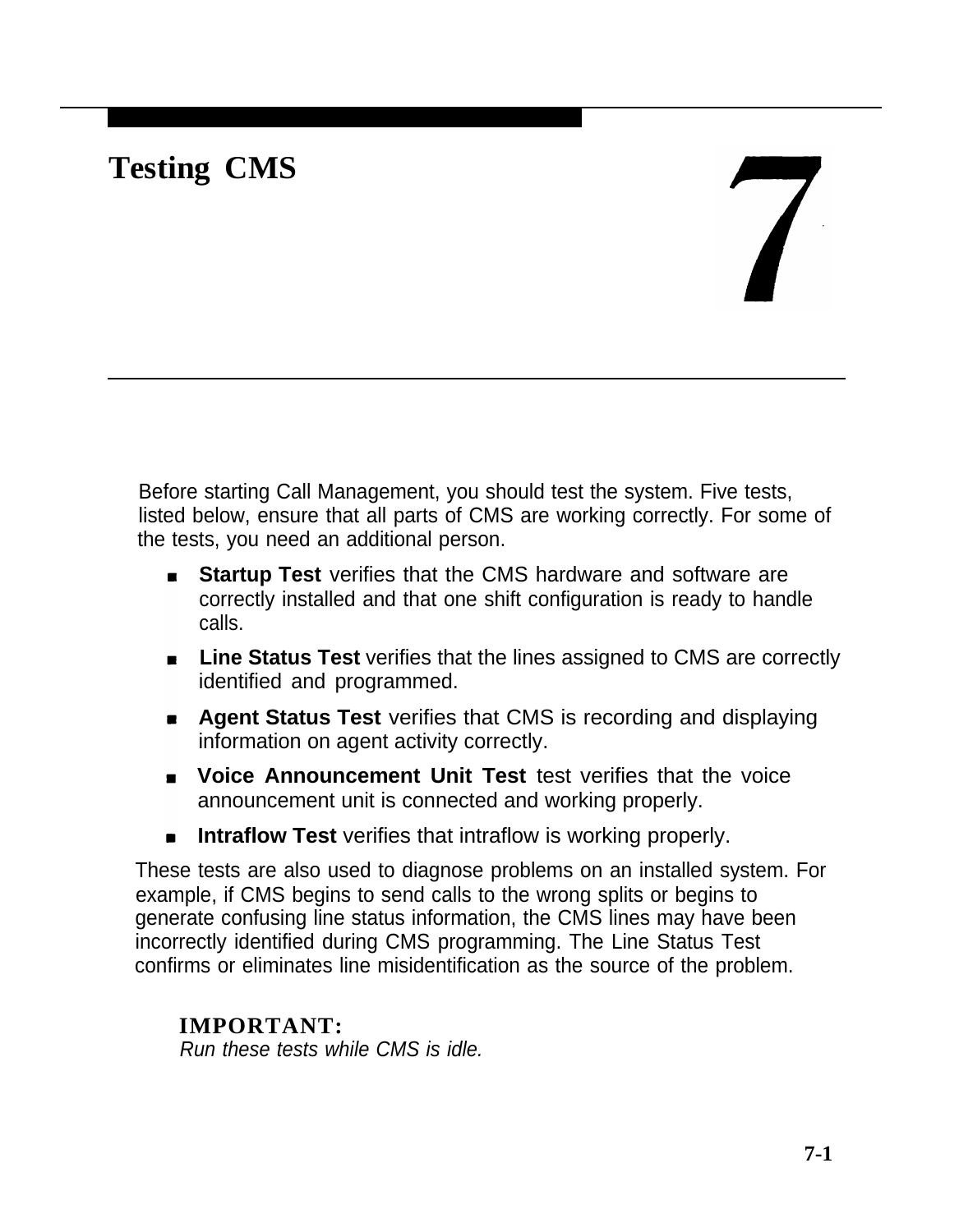# Testing CMS

Before starting Call Management, you should test the system. Five tests, listed below, ensure that all parts of CMS are working correctly. For some of the tests, you need an additional person.

- **Startup Test** verifies that the CMS hardware and software are correctly installed and that one shift configuration is ready to handle calls.
- **Line Status Test** verifies that the lines assigned to CMS are correctly identified and programmed.
- **Agent Status Test** verifies that CMS is recording and displaying information on agent activity correctly.
- **Voice Announcement Unit Test** test verifies that the voice announcement unit is connected and working properly.
- **Intraflow Test** verifies that intraflow is working properly.

These tests are also used to diagnose problems on an installed system. For example, if CMS begins to send calls to the wrong splits or begins to generate confusing line status information, the CMS lines may have been incorrectly identified during CMS programming. The Line Status Test confirms or eliminates line misidentification as the source of the problem.

**IMPORTANT:**
*Run these tests while CMS is idle.*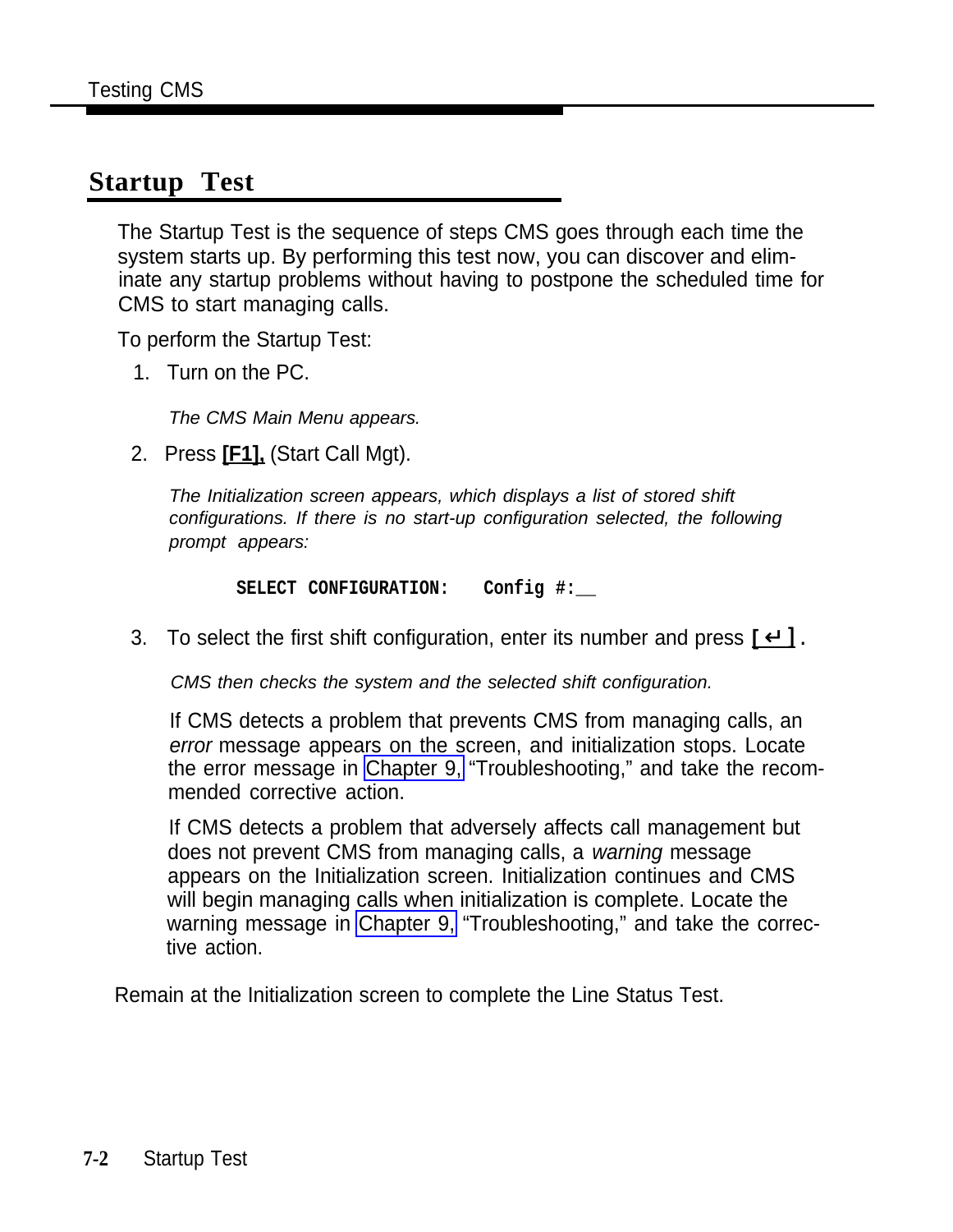## Startup Test

The Startup Test is the sequence of steps CMS goes through each time the system starts up. By performing this test now, you can discover and eliminate any startup problems without having to postpone the scheduled time for CMS to start managing calls.

To perform the Startup Test:

1. Turn on the PC.

   *The CMS Main Menu appears.*

2. Press **[F1],** (Start Call Mgt).

   *The Initialization screen appears, which displays a list of stored shift configurations. If there is no start-up configuration selected, the following prompt appears:*

   ```
   SELECT CONFIGURATION:   Config #:__
   ```

3. To select the first shift configuration, enter its number and press **[↵]**.

   *CMS then checks the system and the selected shift configuration.*

   If CMS detects a problem that prevents CMS from managing calls, an *error* message appears on the screen, and initialization stops. Locate the error message in Chapter 9, "Troubleshooting," and take the recommended corrective action.

   If CMS detects a problem that adversely affects call management but does not prevent CMS from managing calls, a *warning* message appears on the Initialization screen. Initialization continues and CMS will begin managing calls when initialization is complete. Locate the warning message in Chapter 9, "Troubleshooting," and take the corrective action.

Remain at the Initialization screen to complete the Line Status Test.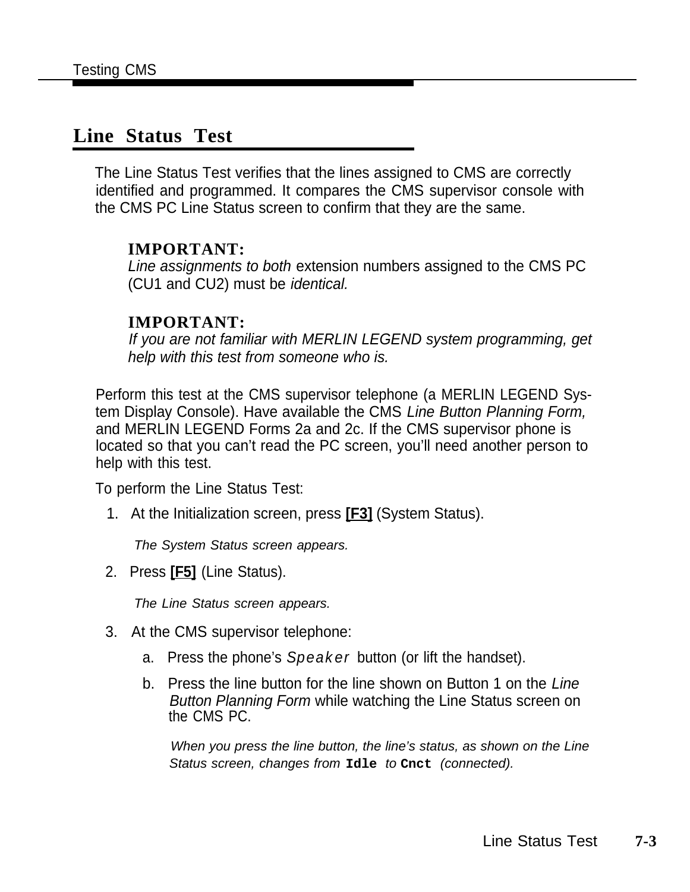## Line Status Test

The Line Status Test verifies that the lines assigned to CMS are correctly identified and programmed. It compares the CMS supervisor console with the CMS PC Line Status screen to confirm that they are the same.

**IMPORTANT:**
*Line assignments to both* extension numbers assigned to the CMS PC (CU1 and CU2) must be *identical.*

**IMPORTANT:**
*If you are not familiar with MERLIN LEGEND system programming, get help with this test from someone who is.*

Perform this test at the CMS supervisor telephone (a MERLIN LEGEND System Display Console). Have available the CMS *Line Button Planning Form,* and MERLIN LEGEND Forms 2a and 2c. If the CMS supervisor phone is located so that you can't read the PC screen, you'll need another person to help with this test.

To perform the Line Status Test:

1. At the Initialization screen, press **[F3]** (System Status).

   *The System Status screen appears.*

2. Press **[F5]** (Line Status).

   *The Line Status screen appears.*

3. At the CMS supervisor telephone:

   a. Press the phone's *Speaker* button (or lift the handset).

   b. Press the line button for the line shown on Button 1 on the *Line Button Planning Form* while watching the Line Status screen on the CMS PC.

      *When you press the line button, the line's status, as shown on the Line Status screen, changes from* `Idle` *to* `Cnct` *(connected).*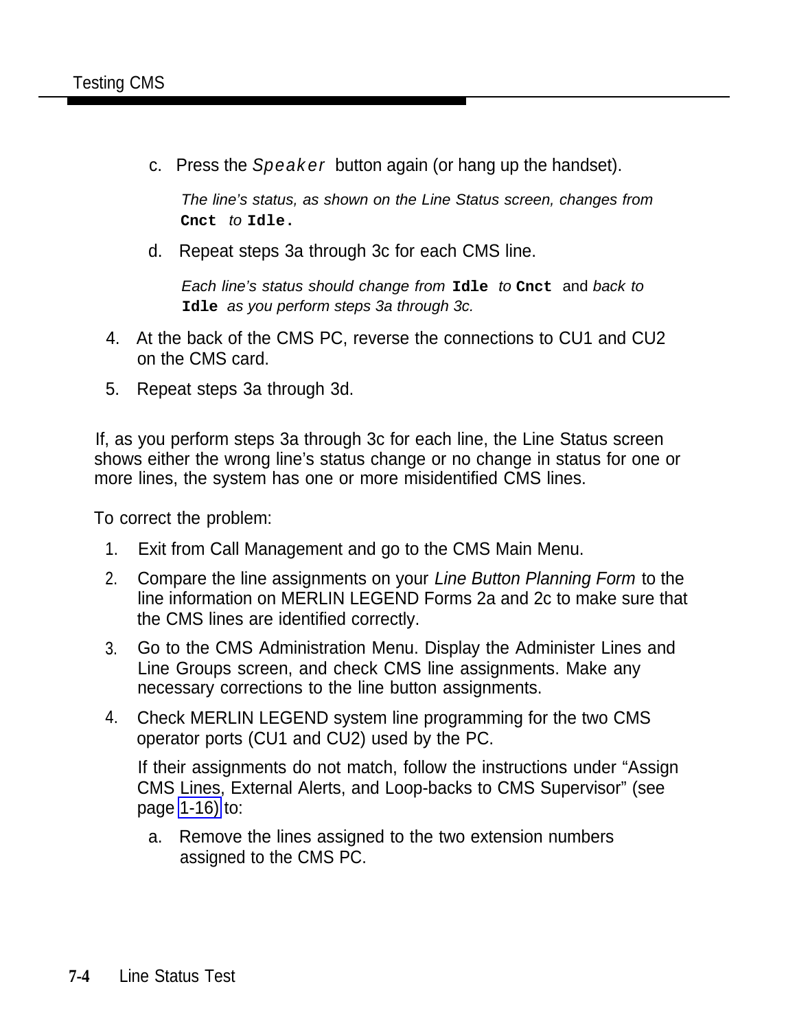c. Press the `Speaker` button again (or hang up the handset).

   *The line's status, as shown on the Line Status screen, changes from* **`Cnct`** *to* **`Idle.`**

d. Repeat steps 3a through 3c for each CMS line.

   *Each line's status should change from* **`Idle`** *to* **`Cnct`** and *back to* **`Idle`** *as you perform steps 3a through 3c.*

4. At the back of the CMS PC, reverse the connections to CU1 and CU2 on the CMS card.
5. Repeat steps 3a through 3d.

If, as you perform steps 3a through 3c for each line, the Line Status screen shows either the wrong line's status change or no change in status for one or more lines, the system has one or more misidentified CMS lines.

To correct the problem:

1. Exit from Call Management and go to the CMS Main Menu.
2. Compare the line assignments on your *Line Button Planning Form* to the line information on MERLIN LEGEND Forms 2a and 2c to make sure that the CMS lines are identified correctly.
3. Go to the CMS Administration Menu. Display the Administer Lines and Line Groups screen, and check CMS line assignments. Make any necessary corrections to the line button assignments.
4. Check MERLIN LEGEND system line programming for the two CMS operator ports (CU1 and CU2) used by the PC.

   If their assignments do not match, follow the instructions under "Assign CMS Lines, External Alerts, and Loop-backs to CMS Supervisor" (see page 1-16) to:

   a. Remove the lines assigned to the two extension numbers assigned to the CMS PC.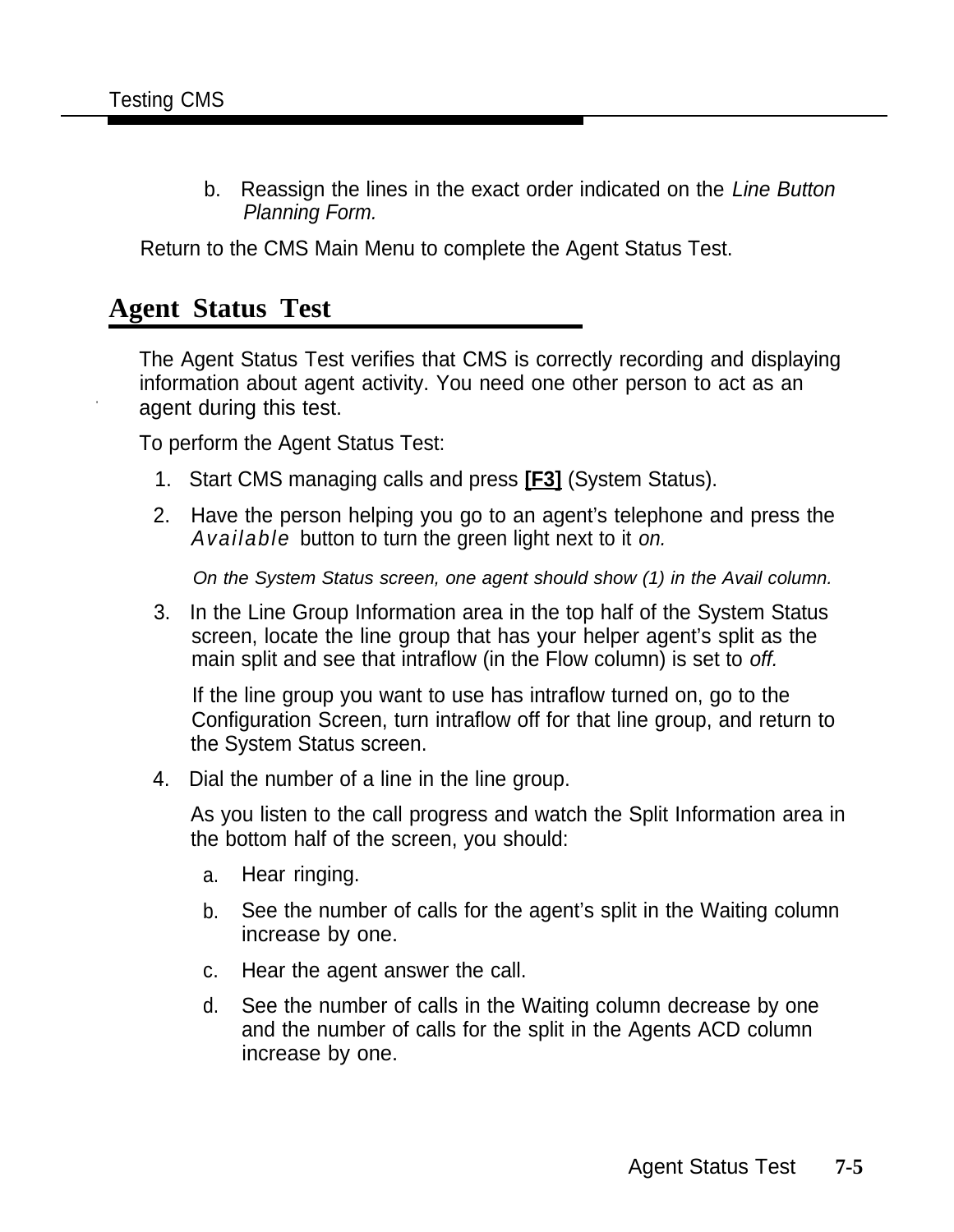b. Reassign the lines in the exact order indicated on the *Line Button Planning Form.*

Return to the CMS Main Menu to complete the Agent Status Test.

## Agent Status Test

The Agent Status Test verifies that CMS is correctly recording and displaying information about agent activity. You need one other person to act as an agent during this test.

To perform the Agent Status Test:

1. Start CMS managing calls and press **[F3]** (System Status).
2. Have the person helping you go to an agent's telephone and press the *Available* button to turn the green light next to it *on.*

   *On the System Status screen, one agent should show (1) in the Avail column.*
3. In the Line Group Information area in the top half of the System Status screen, locate the line group that has your helper agent's split as the main split and see that intraflow (in the Flow column) is set to *off.*

   If the line group you want to use has intraflow turned on, go to the Configuration Screen, turn intraflow off for that line group, and return to the System Status screen.
4. Dial the number of a line in the line group.

   As you listen to the call progress and watch the Split Information area in the bottom half of the screen, you should:

   a. Hear ringing.

   b. See the number of calls for the agent's split in the Waiting column increase by one.

   c. Hear the agent answer the call.

   d. See the number of calls in the Waiting column decrease by one and the number of calls for the split in the Agents ACD column increase by one.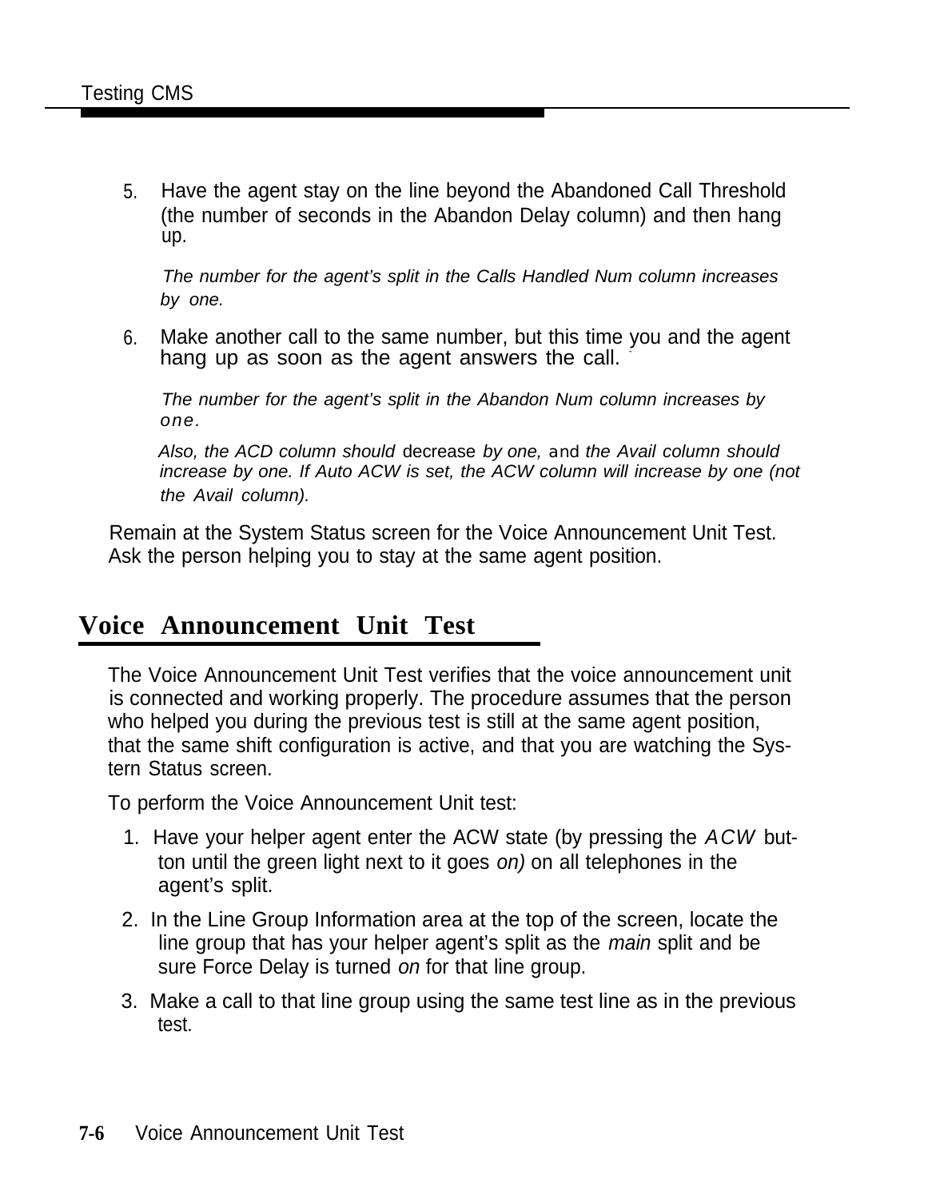5. Have the agent stay on the line beyond the Abandoned Call Threshold (the number of seconds in the Abandon Delay column) and then hang up.

   *The number for the agent's split in the Calls Handled Num column increases by one.*

6. Make another call to the same number, but this time you and the agent hang up as soon as the agent answers the call.

   *The number for the agent's split in the Abandon Num column increases by one.*

   *Also, the ACD column should* decrease *by one,* and *the Avail column should increase by one. If Auto ACW is set, the ACW column will increase by one (not the Avail column).*

Remain at the System Status screen for the Voice Announcement Unit Test. Ask the person helping you to stay at the same agent position.

## Voice Announcement Unit Test

The Voice Announcement Unit Test verifies that the voice announcement unit is connected and working properly. The procedure assumes that the person who helped you during the previous test is still at the same agent position, that the same shift configuration is active, and that you are watching the Sys-tern Status screen.

To perform the Voice Announcement Unit test:

1. Have your helper agent enter the ACW state (by pressing the *ACW* but-ton until the green light next to it goes *on)* on all telephones in the agent's split.
2. In the Line Group Information area at the top of the screen, locate the line group that has your helper agent's split as the *main* split and be sure Force Delay is turned *on* for that line group.
3. Make a call to that line group using the same test line as in the previous test.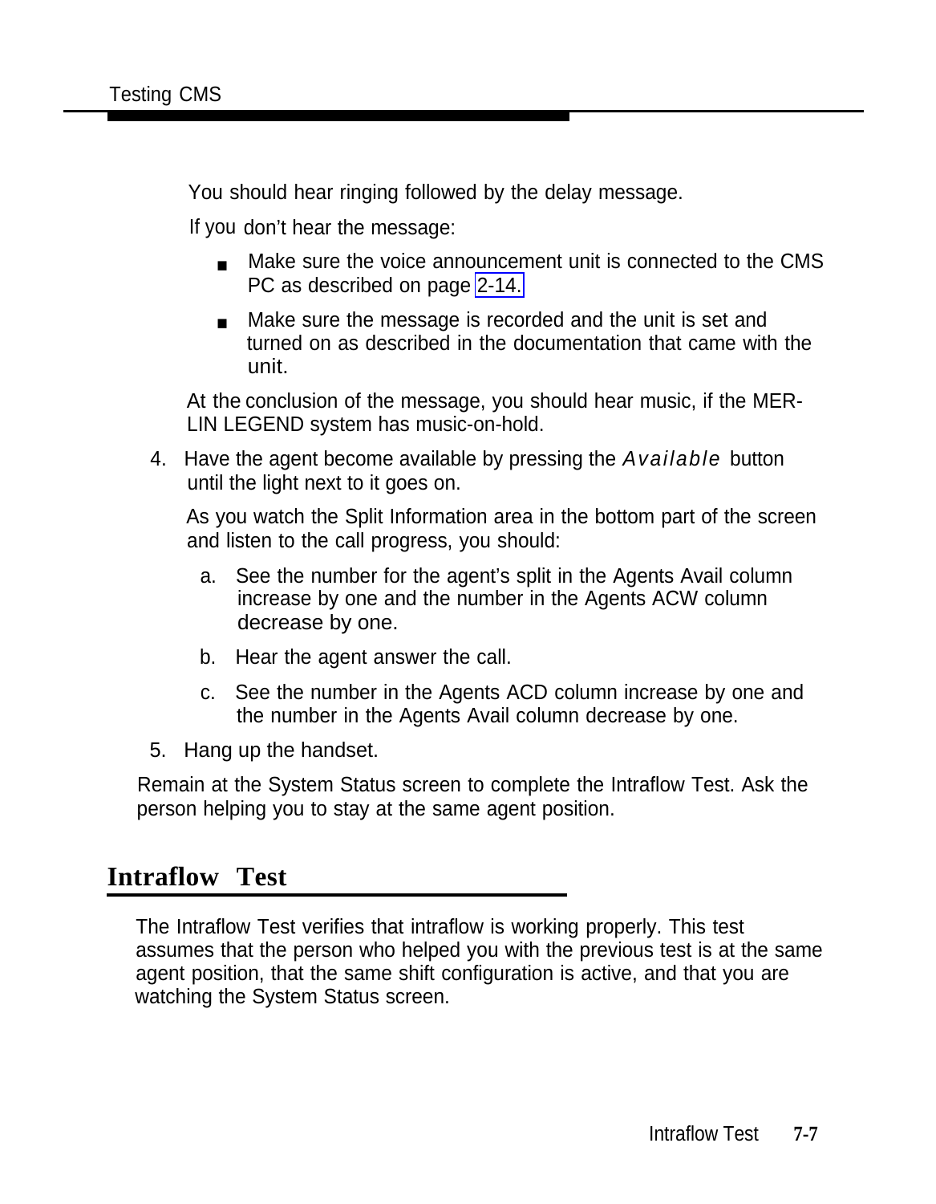You should hear ringing followed by the delay message.

If you don't hear the message:

- Make sure the voice announcement unit is connected to the CMS PC as described on page 2-14.
- Make sure the message is recorded and the unit is set and turned on as described in the documentation that came with the unit.

At the conclusion of the message, you should hear music, if the MERLIN LEGEND system has music-on-hold.

4. Have the agent become available by pressing the *Available* button until the light next to it goes on.

   As you watch the Split Information area in the bottom part of the screen and listen to the call progress, you should:

   a. See the number for the agent's split in the Agents Avail column increase by one and the number in the Agents ACW column decrease by one.

   b. Hear the agent answer the call.

   c. See the number in the Agents ACD column increase by one and the number in the Agents Avail column decrease by one.

5. Hang up the handset.

Remain at the System Status screen to complete the Intraflow Test. Ask the person helping you to stay at the same agent position.

## Intraflow Test

The Intraflow Test verifies that intraflow is working properly. This test assumes that the person who helped you with the previous test is at the same agent position, that the same shift configuration is active, and that you are watching the System Status screen.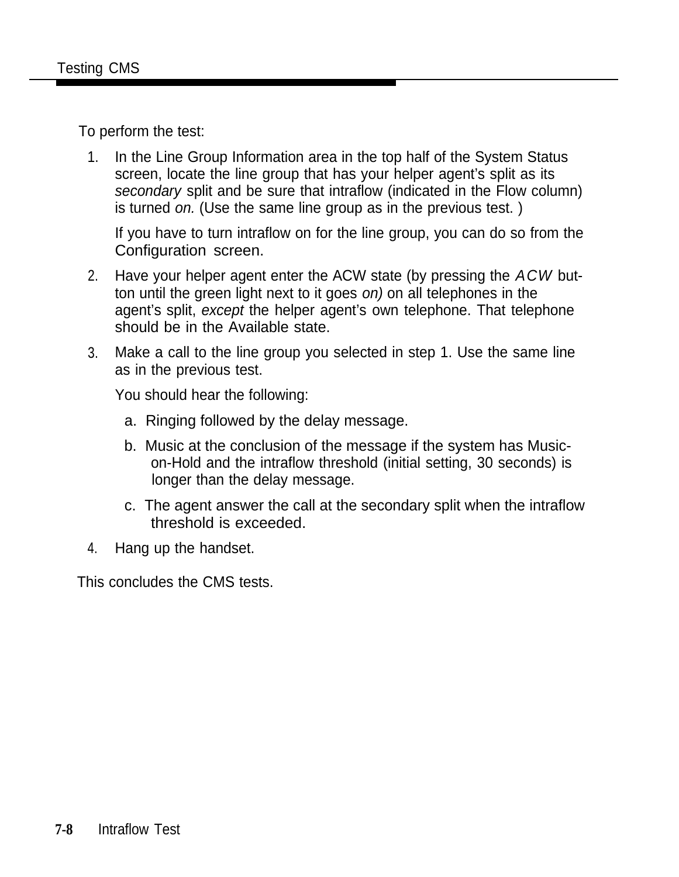To perform the test:

1. In the Line Group Information area in the top half of the System Status screen, locate the line group that has your helper agent's split as its *secondary* split and be sure that intraflow (indicated in the Flow column) is turned *on.* (Use the same line group as in the previous test. )

   If you have to turn intraflow on for the line group, you can do so from the Configuration screen.

2. Have your helper agent enter the ACW state (by pressing the *ACW* button until the green light next to it goes *on)* on all telephones in the agent's split, *except* the helper agent's own telephone. That telephone should be in the Available state.

3. Make a call to the line group you selected in step 1. Use the same line as in the previous test.

   You should hear the following:

   a. Ringing followed by the delay message.

   b. Music at the conclusion of the message if the system has Music-on-Hold and the intraflow threshold (initial setting, 30 seconds) is longer than the delay message.

   c. The agent answer the call at the secondary split when the intraflow threshold is exceeded.

4. Hang up the handset.

This concludes the CMS tests.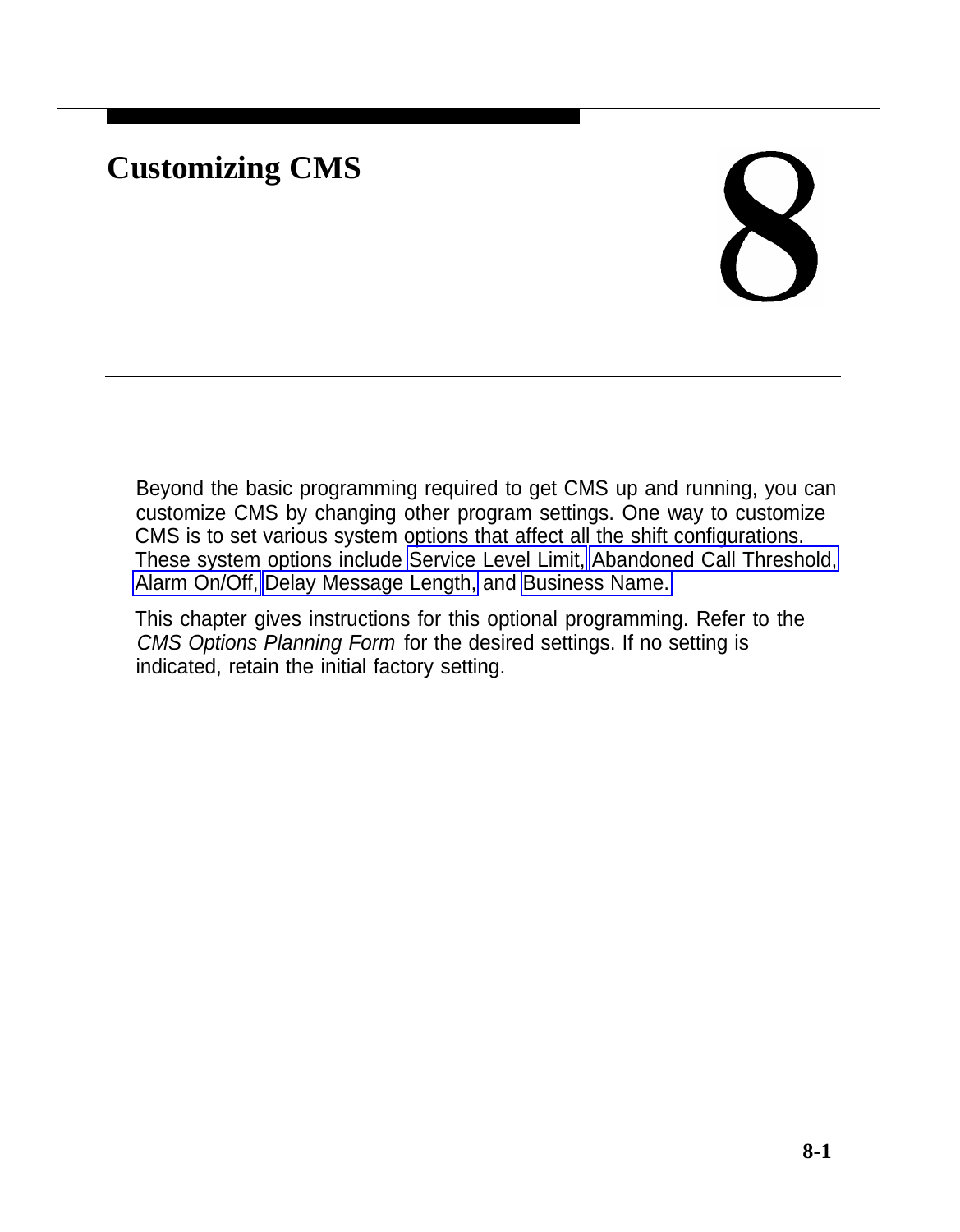# 8 Customizing CMS

Beyond the basic programming required to get CMS up and running, you can customize CMS by changing other program settings. One way to customize CMS is to set various system options that affect all the shift configurations. These system options include Service Level Limit, Abandoned Call Threshold, Alarm On/Off, Delay Message Length, and Business Name.

This chapter gives instructions for this optional programming. Refer to the *CMS Options Planning Form* for the desired settings. If no setting is indicated, retain the initial factory setting.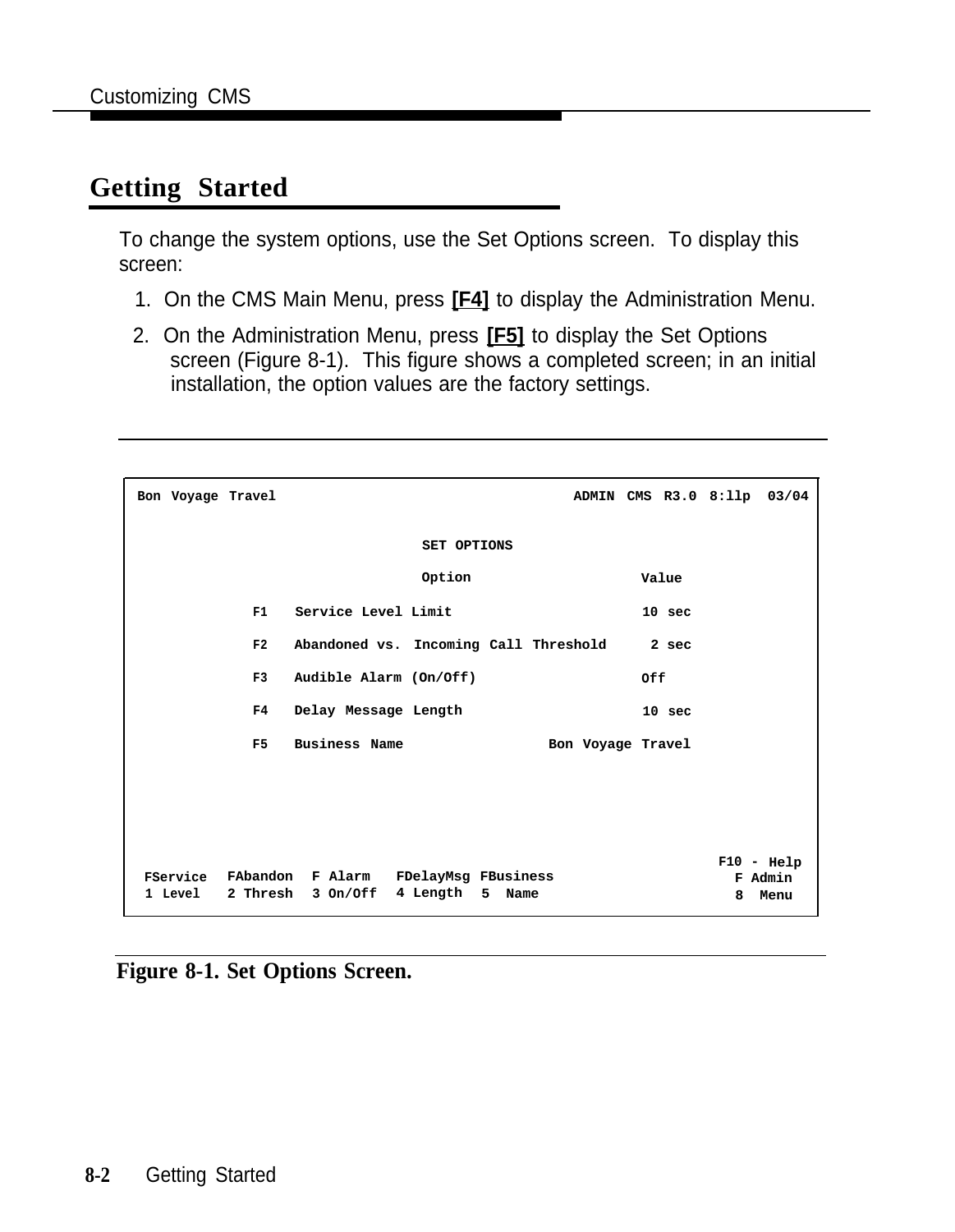## Getting Started

To change the system options, use the Set Options screen. To display this screen:

1. On the CMS Main Menu, press **[F4]** to display the Administration Menu.
2. On the Administration Menu, press **[F5]** to display the Set Options screen (Figure 8-1). This figure shows a completed screen; in an initial installation, the option values are the factory settings.

```
Bon Voyage Travel                              ADMIN CMS R3.0 8:llp  03/04

                               SET OPTIONS

                               Option                 Value

           F1   Service Level Limit                   10 sec

           F2   Abandoned vs. Incoming Call Threshold  2 sec

           F3   Audible Alarm (On/Off)                Off

           F4   Delay Message Length                  10 sec

           F5   Business Name                Bon Voyage Travel




                                                             F10 - Help
 FService  FAbandon  F Alarm   FDelayMsg FBusiness            F Admin
 1 Level   2 Thresh  3 On/Off  4 Length  5  Name              8  Menu
```

**Figure 8-1. Set Options Screen.**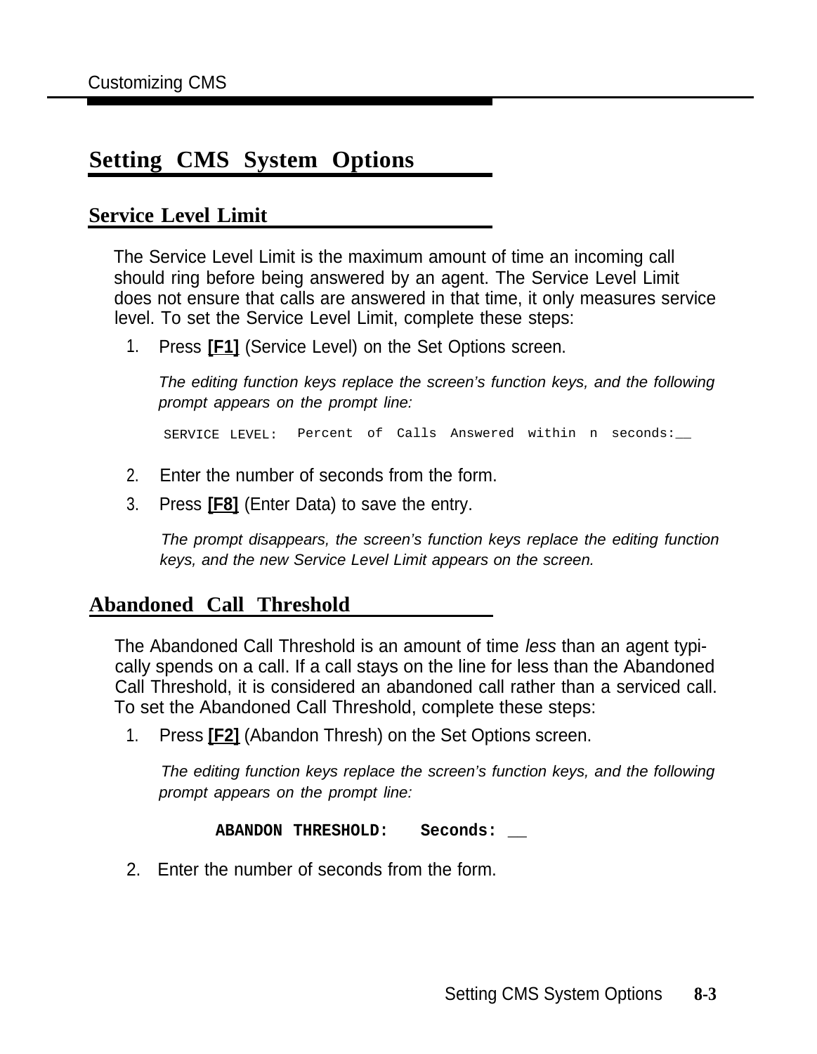# Setting CMS System Options

## Service Level Limit

The Service Level Limit is the maximum amount of time an incoming call should ring before being answered by an agent. The Service Level Limit does not ensure that calls are answered in that time, it only measures service level. To set the Service Level Limit, complete these steps:

1. Press **[F1]** (Service Level) on the Set Options screen.

   *The editing function keys replace the screen's function keys, and the following prompt appears on the prompt line:*

   ```
   SERVICE LEVEL: Percent of Calls Answered within n seconds:__
   ```

2. Enter the number of seconds from the form.
3. Press **[F8]** (Enter Data) to save the entry.

   *The prompt disappears, the screen's function keys replace the editing function keys, and the new Service Level Limit appears on the screen.*

## Abandoned Call Threshold

The Abandoned Call Threshold is an amount of time *less* than an agent typically spends on a call. If a call stays on the line for less than the Abandoned Call Threshold, it is considered an abandoned call rather than a serviced call. To set the Abandoned Call Threshold, complete these steps:

1. Press **[F2]** (Abandon Thresh) on the Set Options screen.

   *The editing function keys replace the screen's function keys, and the following prompt appears on the prompt line:*

   ```
   ABANDON THRESHOLD:   Seconds: __
   ```

2. Enter the number of seconds from the form.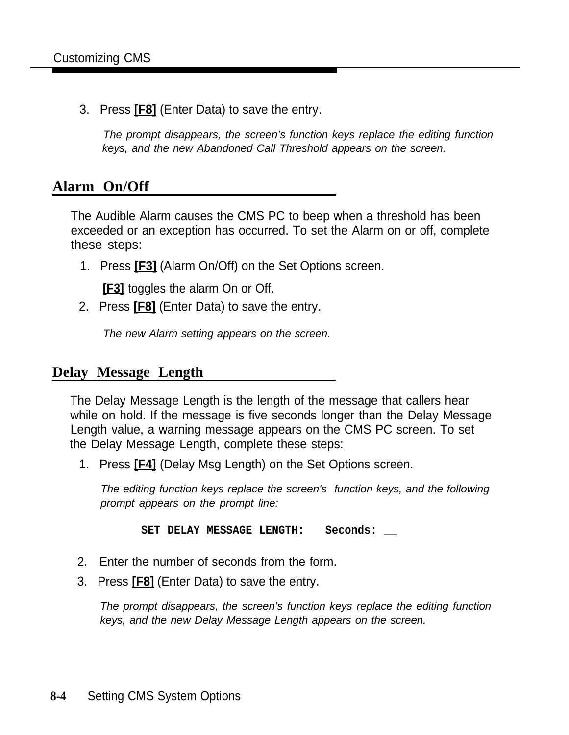3. Press **[F8]** (Enter Data) to save the entry.

   *The prompt disappears, the screen's function keys replace the editing function keys, and the new Abandoned Call Threshold appears on the screen.*

## Alarm On/Off

The Audible Alarm causes the CMS PC to beep when a threshold has been exceeded or an exception has occurred. To set the Alarm on or off, complete these steps:

1. Press **[F3]** (Alarm On/Off) on the Set Options screen.

   **[F3]** toggles the alarm On or Off.

2. Press **[F8]** (Enter Data) to save the entry.

   *The new Alarm setting appears on the screen.*

## Delay Message Length

The Delay Message Length is the length of the message that callers hear while on hold. If the message is five seconds longer than the Delay Message Length value, a warning message appears on the CMS PC screen. To set the Delay Message Length, complete these steps:

1. Press **[F4]** (Delay Msg Length) on the Set Options screen.

   *The editing function keys replace the screen's function keys, and the following prompt appears on the prompt line:*

   ```
   SET DELAY MESSAGE LENGTH:   Seconds: __
   ```

2. Enter the number of seconds from the form.
3. Press **[F8]** (Enter Data) to save the entry.

   *The prompt disappears, the screen's function keys replace the editing function keys, and the new Delay Message Length appears on the screen.*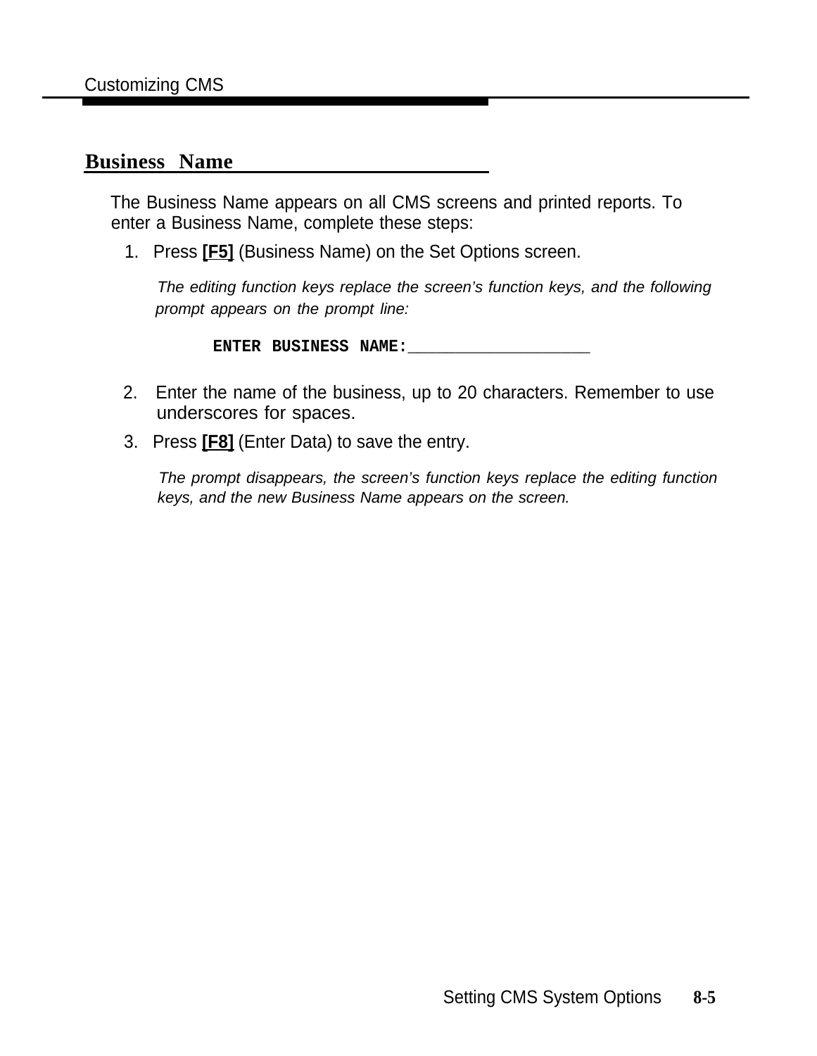## Business Name

The Business Name appears on all CMS screens and printed reports. To enter a Business Name, complete these steps:

1. Press **[F5]** (Business Name) on the Set Options screen.

   *The editing function keys replace the screen's function keys, and the following prompt appears on the prompt line:*

   ```
   ENTER BUSINESS NAME:____________________
   ```

2. Enter the name of the business, up to 20 characters. Remember to use underscores for spaces.
3. Press **[F8]** (Enter Data) to save the entry.

   *The prompt disappears, the screen's function keys replace the editing function keys, and the new Business Name appears on the screen.*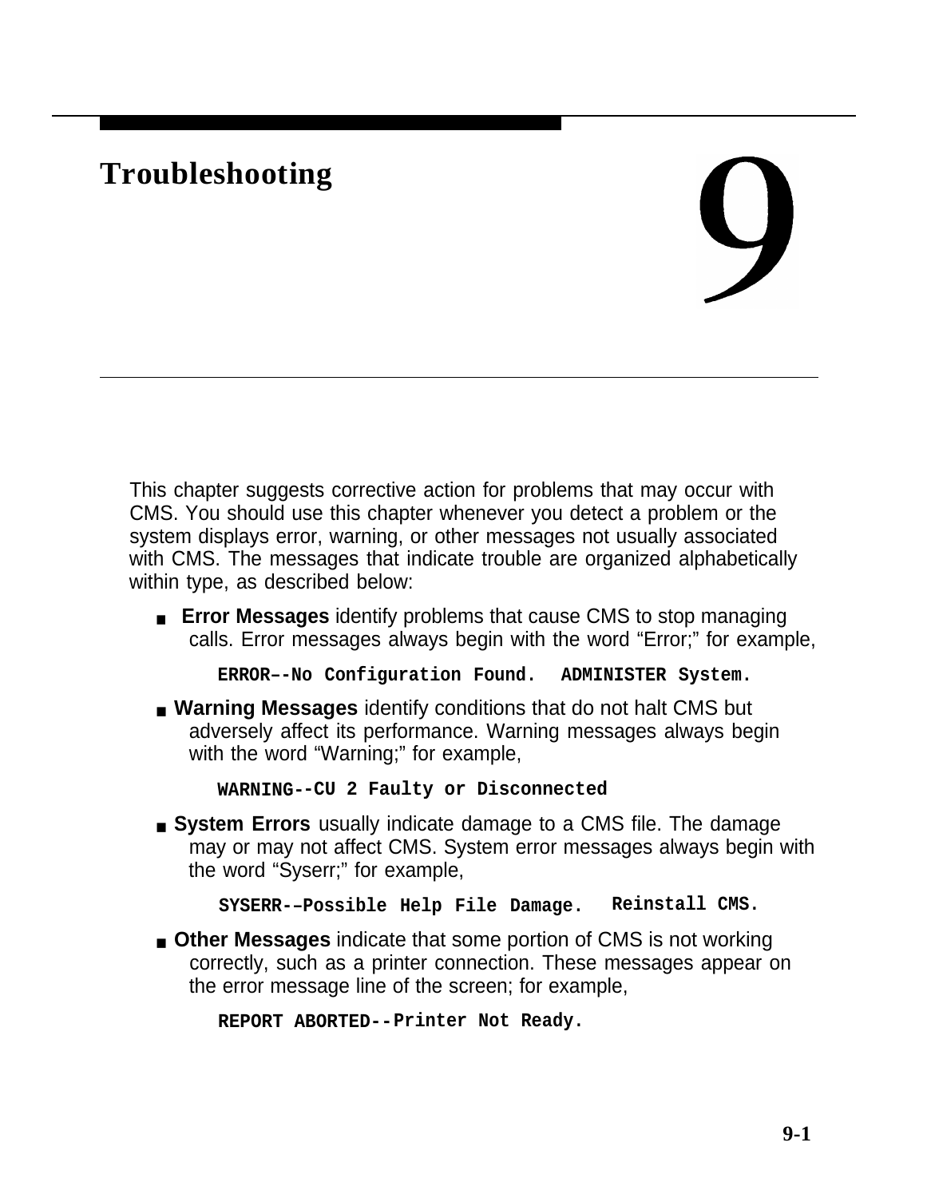# 9 Troubleshooting

This chapter suggests corrective action for problems that may occur with CMS. You should use this chapter whenever you detect a problem or the system displays error, warning, or other messages not usually associated with CMS. The messages that indicate trouble are organized alphabetically within type, as described below:

- **Error Messages** identify problems that cause CMS to stop managing calls. Error messages always begin with the word "Error;" for example,

  `ERROR–-No Configuration Found. ADMINISTER System.`

- **Warning Messages** identify conditions that do not halt CMS but adversely affect its performance. Warning messages always begin with the word "Warning;" for example,

  `WARNING--CU 2 Faulty or Disconnected`

- **System Errors** usually indicate damage to a CMS file. The damage may or may not affect CMS. System error messages always begin with the word "Syserr;" for example,

  `SYSERR-–Possible Help File Damage. Reinstall CMS.`

- **Other Messages** indicate that some portion of CMS is not working correctly, such as a printer connection. These messages appear on the error message line of the screen; for example,

  `REPORT ABORTED--Printer Not Ready.`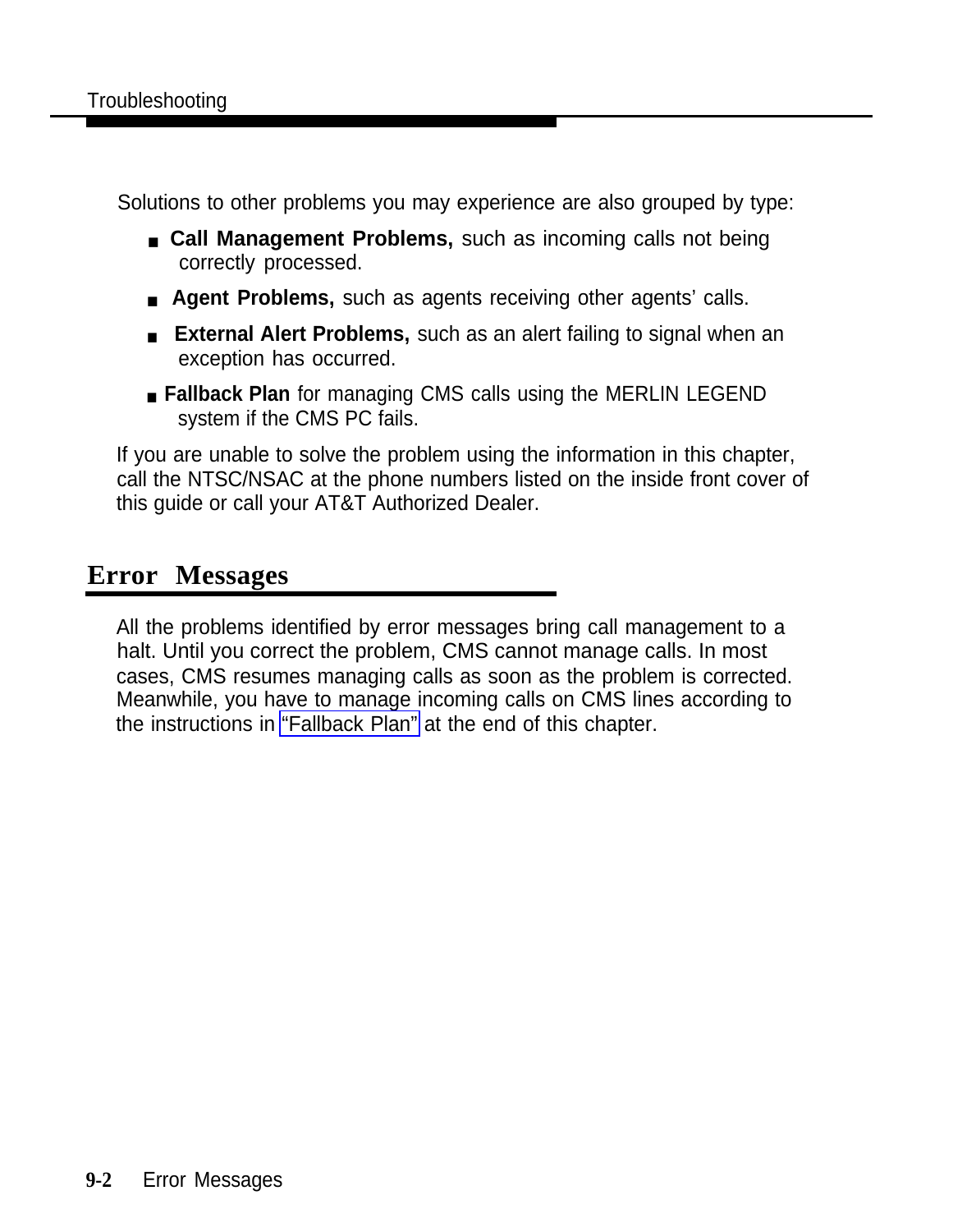Solutions to other problems you may experience are also grouped by type:

- **Call Management Problems,** such as incoming calls not being correctly processed.
- **Agent Problems,** such as agents receiving other agents' calls.
- **External Alert Problems,** such as an alert failing to signal when an exception has occurred.
- **Fallback Plan** for managing CMS calls using the MERLIN LEGEND system if the CMS PC fails.

If you are unable to solve the problem using the information in this chapter, call the NTSC/NSAC at the phone numbers listed on the inside front cover of this guide or call your AT&T Authorized Dealer.

## Error Messages

All the problems identified by error messages bring call management to a halt. Until you correct the problem, CMS cannot manage calls. In most cases, CMS resumes managing calls as soon as the problem is corrected. Meanwhile, you have to manage incoming calls on CMS lines according to the instructions in "Fallback Plan" at the end of this chapter.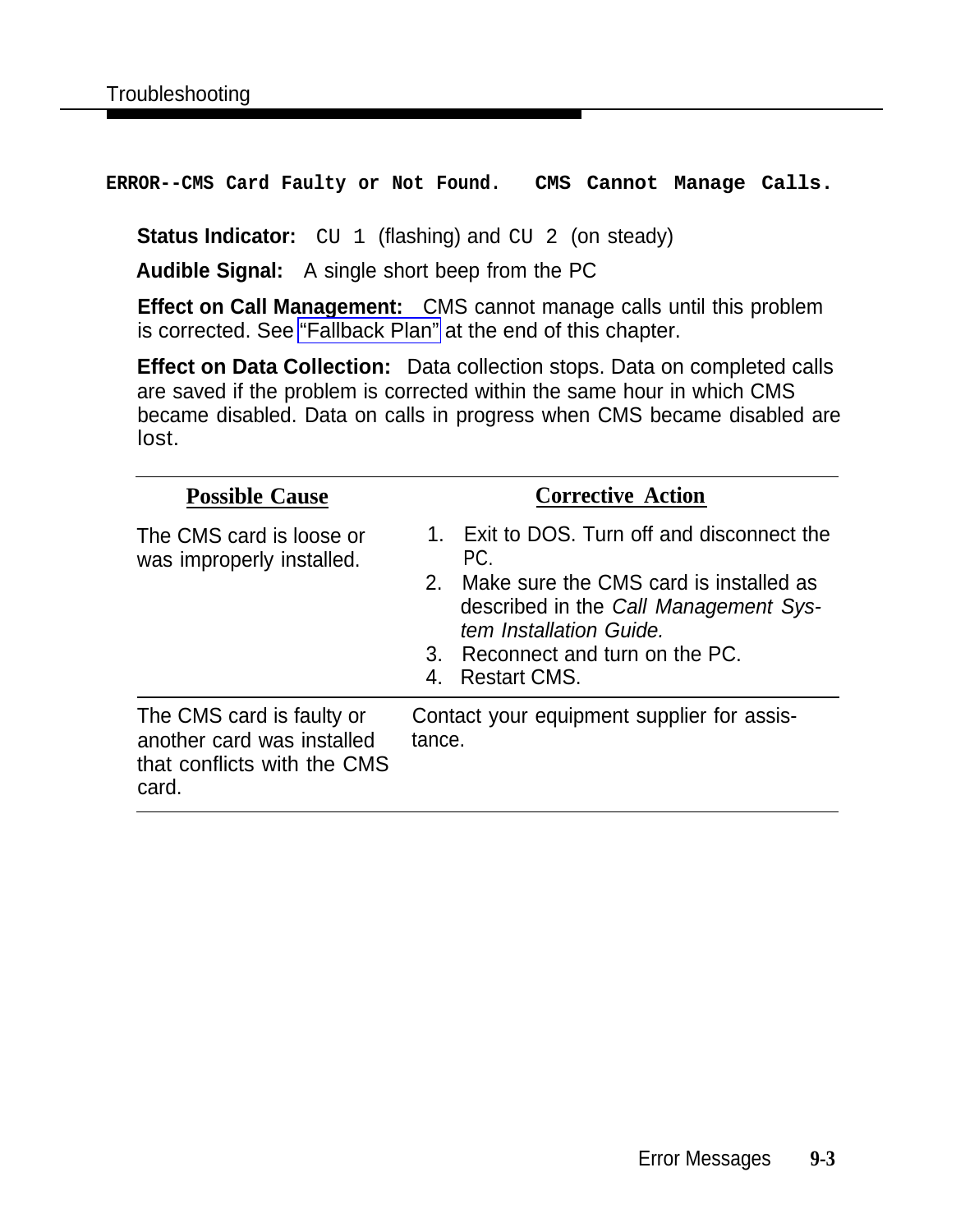## ERROR--CMS Card Faulty or Not Found. CMS Cannot Manage Calls.

**Status Indicator:** `CU 1` (flashing) and `CU 2` (on steady)

**Audible Signal:** A single short beep from the PC

**Effect on Call Management:** CMS cannot manage calls until this problem is corrected. See "Fallback Plan" at the end of this chapter.

**Effect on Data Collection:** Data collection stops. Data on completed calls are saved if the problem is corrected within the same hour in which CMS became disabled. Data on calls in progress when CMS became disabled are lost.

| Possible Cause | Corrective Action |
|---|---|
| The CMS card is loose or was improperly installed. | 1. Exit to DOS. Turn off and disconnect the PC.<br>2. Make sure the CMS card is installed as described in the *Call Management System Installation Guide.*<br>3. Reconnect and turn on the PC.<br>4. Restart CMS. |
| The CMS card is faulty or another card was installed that conflicts with the CMS card. | Contact your equipment supplier for assistance. |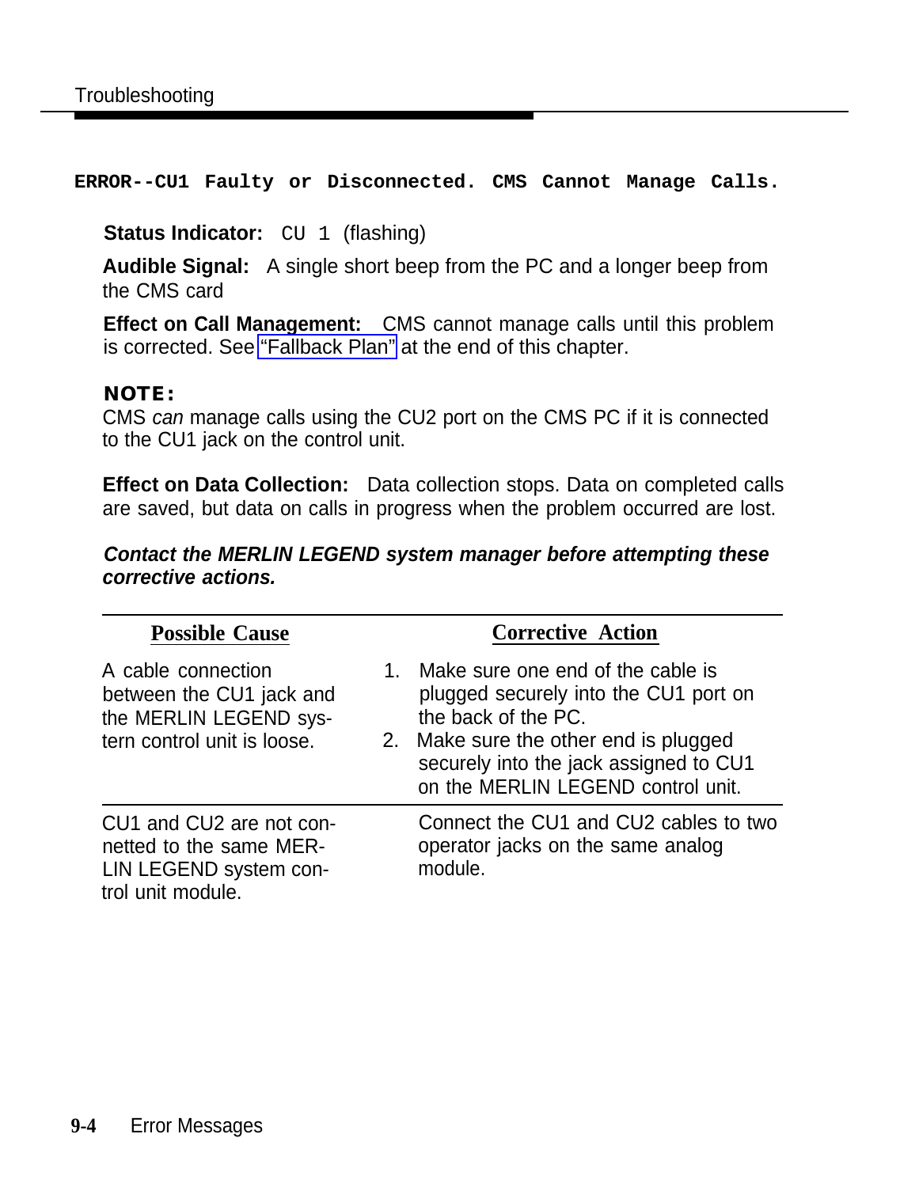**ERROR--CU1 Faulty or Disconnected. CMS Cannot Manage Calls.**

**Status Indicator:** `CU 1` (flashing)

**Audible Signal:** A single short beep from the PC and a longer beep from the CMS card

**Effect on Call Management:** CMS cannot manage calls until this problem is corrected. See "Fallback Plan" at the end of this chapter.

**NOTE:**
CMS *can* manage calls using the CU2 port on the CMS PC if it is connected to the CU1 jack on the control unit.

**Effect on Data Collection:** Data collection stops. Data on completed calls are saved, but data on calls in progress when the problem occurred are lost.

***Contact the MERLIN LEGEND system manager before attempting these corrective actions.***

| Possible Cause | Corrective Action |
|---|---|
| A cable connection between the CU1 jack and the MERLIN LEGEND system control unit is loose. | 1. Make sure one end of the cable is plugged securely into the CU1 port on the back of the PC.<br>2. Make sure the other end is plugged securely into the jack assigned to CU1 on the MERLIN LEGEND control unit. |
| CU1 and CU2 are not connetted to the same MERLIN LEGEND system control unit module. | Connect the CU1 and CU2 cables to two operator jacks on the same analog module. |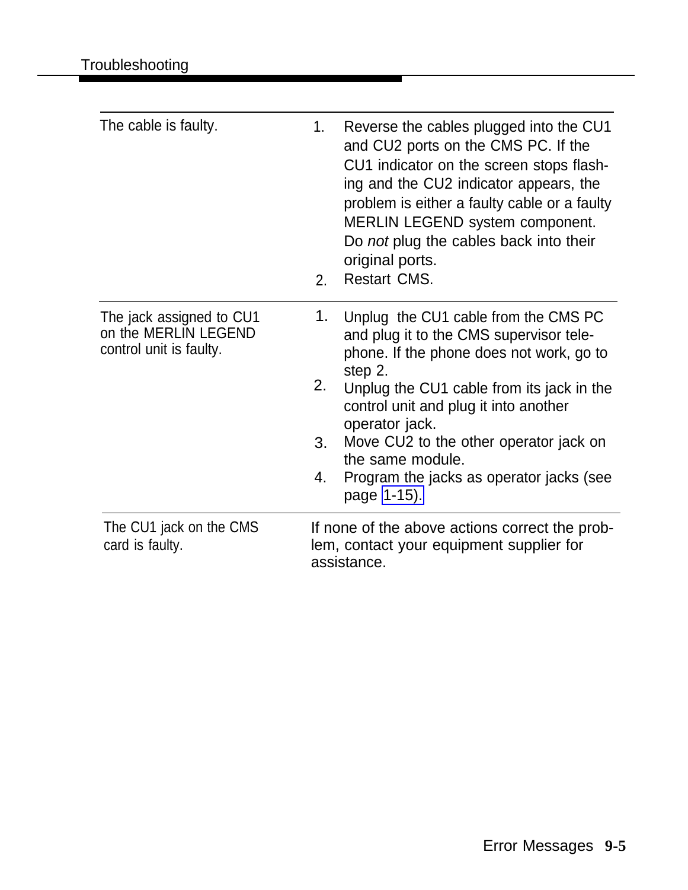| | |
|---|---|
| The cable is faulty. | 1. Reverse the cables plugged into the CU1 and CU2 ports on the CMS PC. If the CU1 indicator on the screen stops flashing and the CU2 indicator appears, the problem is either a faulty cable or a faulty MERLIN LEGEND system component. Do *not* plug the cables back into their original ports.<br>2. Restart CMS. |
| The jack assigned to CU1 on the MERLIN LEGEND control unit is faulty. | 1. Unplug the CU1 cable from the CMS PC and plug it to the CMS supervisor telephone. If the phone does not work, go to step 2.<br>2. Unplug the CU1 cable from its jack in the control unit and plug it into another operator jack.<br>3. Move CU2 to the other operator jack on the same module.<br>4. Program the jacks as operator jacks (see page 1-15). |
| The CU1 jack on the CMS card is faulty. | If none of the above actions correct the problem, contact your equipment supplier for assistance. |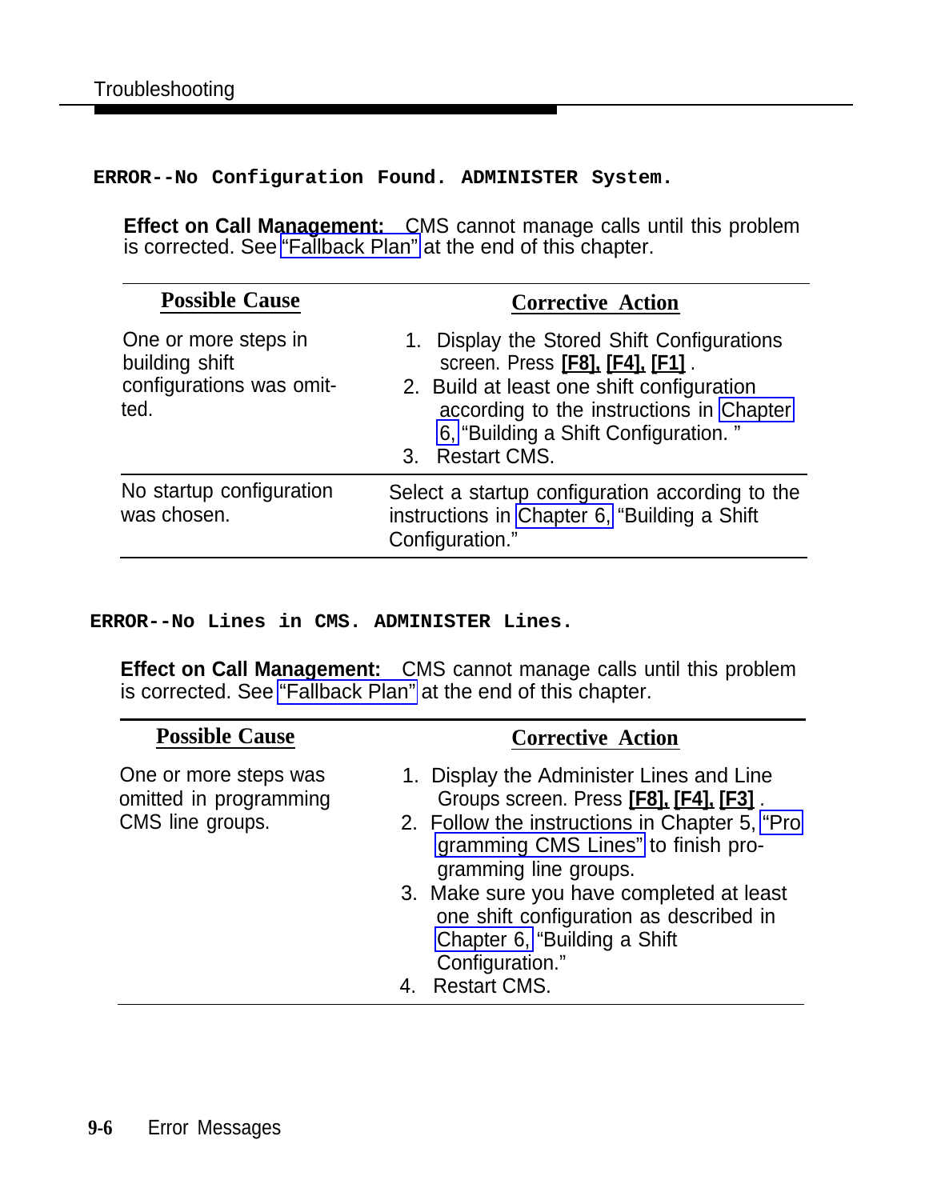**ERROR--No Configuration Found. ADMINISTER System.**

**Effect on Call Management:** CMS cannot manage calls until this problem is corrected. See "Fallback Plan" at the end of this chapter.

| Possible Cause | Corrective Action |
|---|---|
| One or more steps in building shift configurations was omitted. | 1. Display the Stored Shift Configurations screen. Press **[F8], [F4], [F1]** .<br>2. Build at least one shift configuration according to the instructions in Chapter 6, "Building a Shift Configuration. "<br>3. Restart CMS. |
| No startup configuration was chosen. | Select a startup configuration according to the instructions in Chapter 6, "Building a Shift Configuration." |

**ERROR--No Lines in CMS. ADMINISTER Lines.**

**Effect on Call Management:** CMS cannot manage calls until this problem is corrected. See "Fallback Plan" at the end of this chapter.

| Possible Cause | Corrective Action |
|---|---|
| One or more steps was omitted in programming CMS line groups. | 1. Display the Administer Lines and Line Groups screen. Press **[F8], [F4], [F3]** .<br>2. Follow the instructions in Chapter 5, "Programming CMS Lines" to finish programming line groups.<br>3. Make sure you have completed at least one shift configuration as described in Chapter 6, "Building a Shift Configuration."<br>4. Restart CMS. |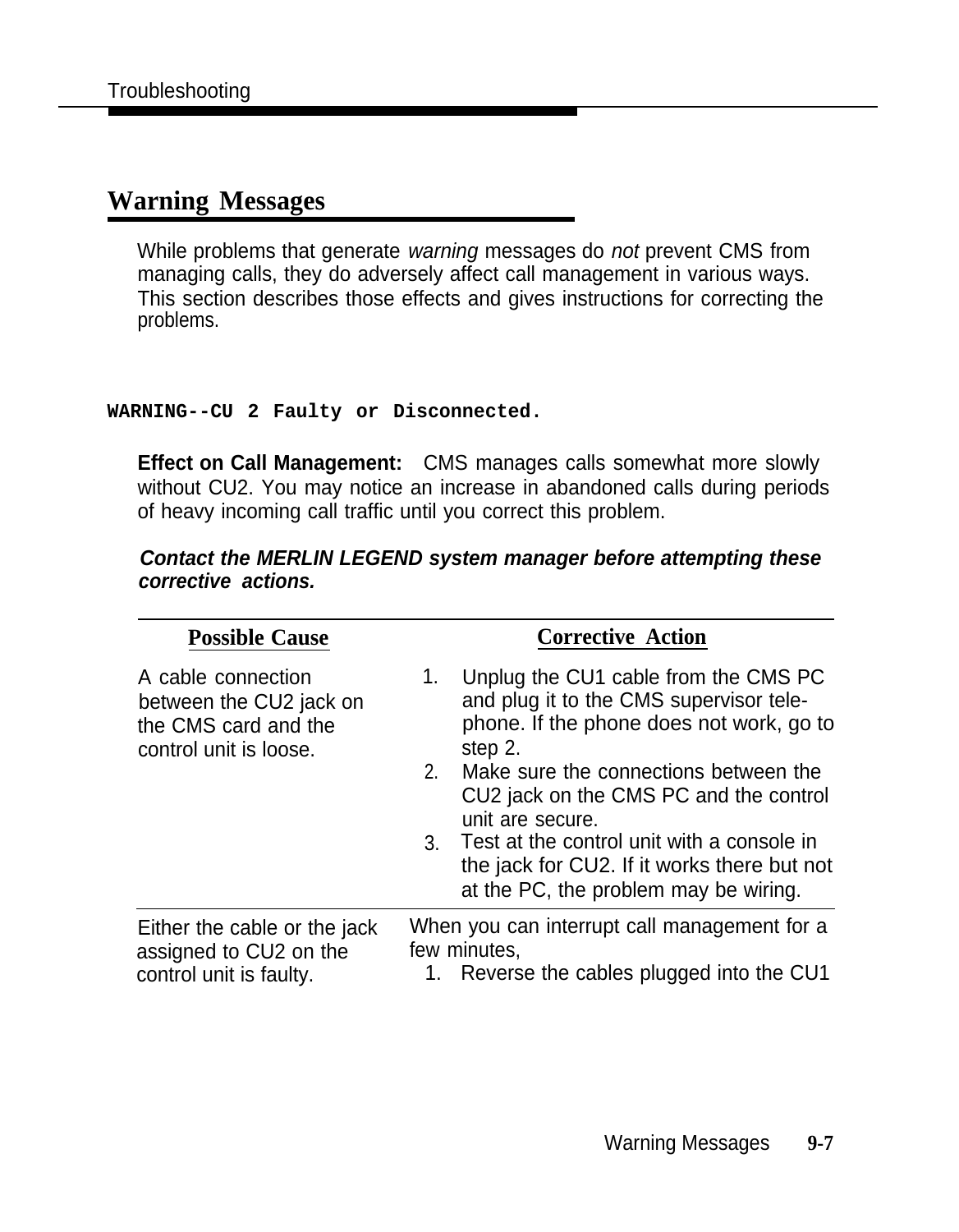## Warning Messages

While problems that generate *warning* messages do *not* prevent CMS from managing calls, they do adversely affect call management in various ways. This section describes those effects and gives instructions for correcting the problems.

```
WARNING--CU 2 Faulty or Disconnected.
```

**Effect on Call Management:** CMS manages calls somewhat more slowly without CU2. You may notice an increase in abandoned calls during periods of heavy incoming call traffic until you correct this problem.

***Contact the MERLIN LEGEND system manager before attempting these corrective actions.***

| Possible Cause | Corrective Action |
|---|---|
| A cable connection between the CU2 jack on the CMS card and the control unit is loose. | 1. Unplug the CU1 cable from the CMS PC and plug it to the CMS supervisor telephone. If the phone does not work, go to step 2.<br>2. Make sure the connections between the CU2 jack on the CMS PC and the control unit are secure.<br>3. Test at the control unit with a console in the jack for CU2. If it works there but not at the PC, the problem may be wiring. |
| Either the cable or the jack assigned to CU2 on the control unit is faulty. | When you can interrupt call management for a few minutes,<br>1. Reverse the cables plugged into the CU1 |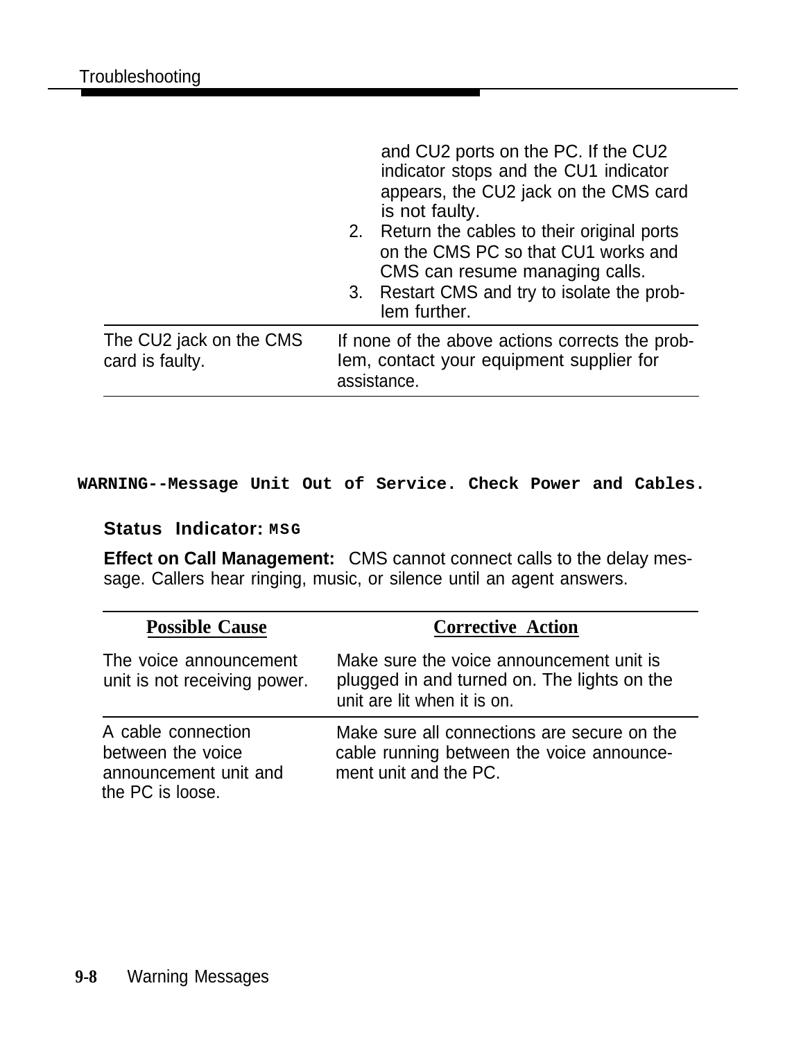| | |
|---|---|
| | and CU2 ports on the PC. If the CU2 indicator stops and the CU1 indicator appears, the CU2 jack on the CMS card is not faulty.<br>2. Return the cables to their original ports on the CMS PC so that CU1 works and CMS can resume managing calls.<br>3. Restart CMS and try to isolate the problem further. |
| The CU2 jack on the CMS card is faulty. | If none of the above actions corrects the problem, contact your equipment supplier for assistance. |

**WARNING--Message Unit Out of Service. Check Power and Cables.**

**Status Indicator:** `MSG`

**Effect on Call Management:** CMS cannot connect calls to the delay message. Callers hear ringing, music, or silence until an agent answers.

| Possible Cause | Corrective Action |
|---|---|
| The voice announcement unit is not receiving power. | Make sure the voice announcement unit is plugged in and turned on. The lights on the unit are lit when it is on. |
| A cable connection between the voice announcement unit and the PC is loose. | Make sure all connections are secure on the cable running between the voice announcement unit and the PC. |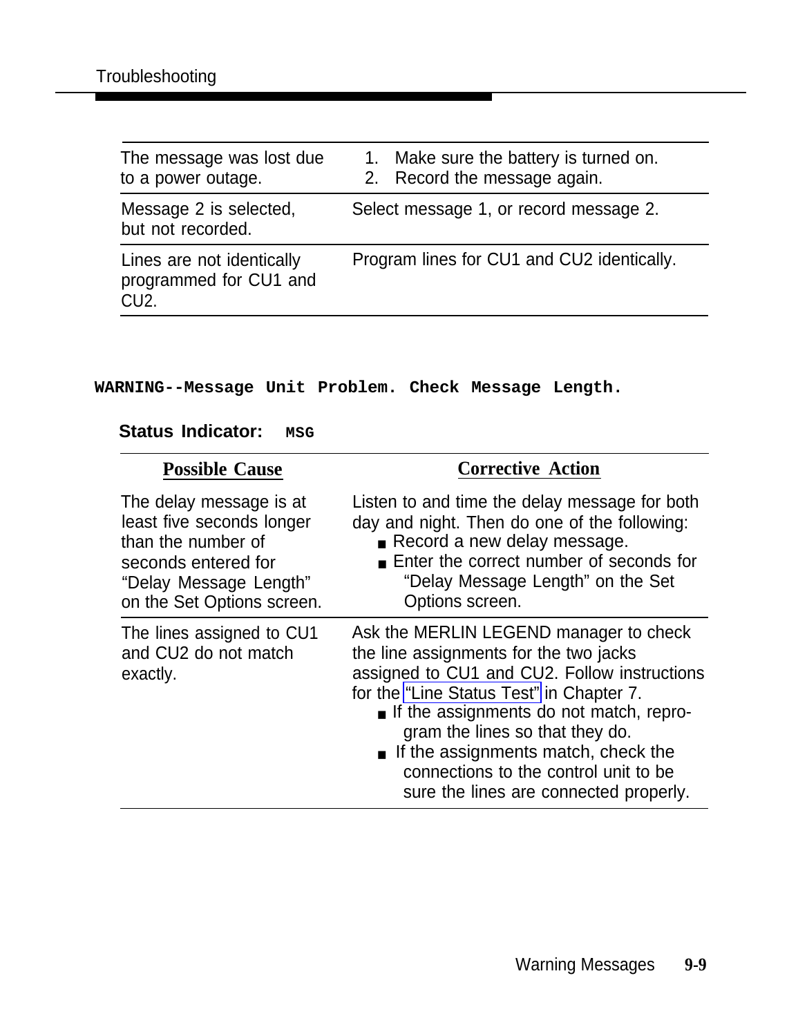| | |
|---|---|
| The message was lost due to a power outage. | 1. Make sure the battery is turned on.<br>2. Record the message again. |
| Message 2 is selected, but not recorded. | Select message 1, or record message 2. |
| Lines are not identically programmed for CU1 and CU2. | Program lines for CU1 and CU2 identically. |

**WARNING--Message Unit Problem. Check Message Length.**

**Status Indicator:** MSG

| Possible Cause | Corrective Action |
|---|---|
| The delay message is at least five seconds longer than the number of seconds entered for "Delay Message Length" on the Set Options screen. | Listen to and time the delay message for both day and night. Then do one of the following:<br>■ Record a new delay message.<br>■ Enter the correct number of seconds for "Delay Message Length" on the Set Options screen. |
| The lines assigned to CU1 and CU2 do not match exactly. | Ask the MERLIN LEGEND manager to check the line assignments for the two jacks assigned to CU1 and CU2. Follow instructions for the "Line Status Test" in Chapter 7.<br>■ If the assignments do not match, reprogram the lines so that they do.<br>■ If the assignments match, check the connections to the control unit to be sure the lines are connected properly. |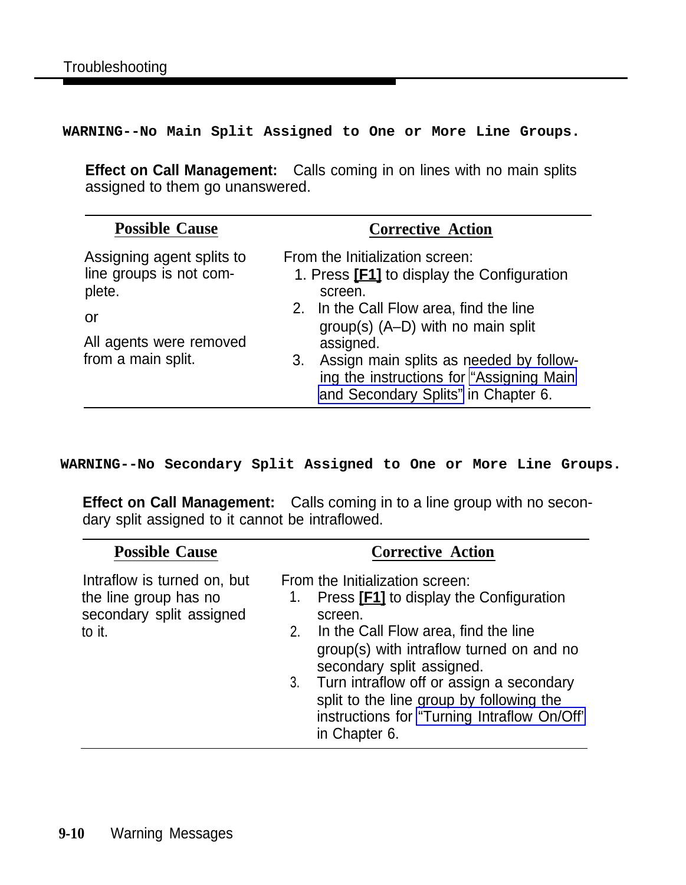**WARNING--No Main Split Assigned to One or More Line Groups.**

**Effect on Call Management:** Calls coming in on lines with no main splits assigned to them go unanswered.

| Possible Cause | Corrective Action |
|---|---|
| Assigning agent splits to line groups is not complete.<br><br>or<br><br>All agents were removed from a main split. | From the Initialization screen:<br>1. Press **[F1]** to display the Configuration screen.<br>2. In the Call Flow area, find the line group(s) (A–D) with no main split assigned.<br>3. Assign main splits as needed by following the instructions for "Assigning Main and Secondary Splits" in Chapter 6. |

**WARNING--No Secondary Split Assigned to One or More Line Groups.**

**Effect on Call Management:** Calls coming in to a line group with no secondary split assigned to it cannot be intraflowed.

| Possible Cause | Corrective Action |
|---|---|
| Intraflow is turned on, but the line group has no secondary split assigned to it. | From the Initialization screen:<br>1. Press **[F1]** to display the Configuration screen.<br>2. In the Call Flow area, find the line group(s) with intraflow turned on and no secondary split assigned.<br>3. Turn intraflow off or assign a secondary split to the line group by following the instructions for "Turning Intraflow On/Off" in Chapter 6. |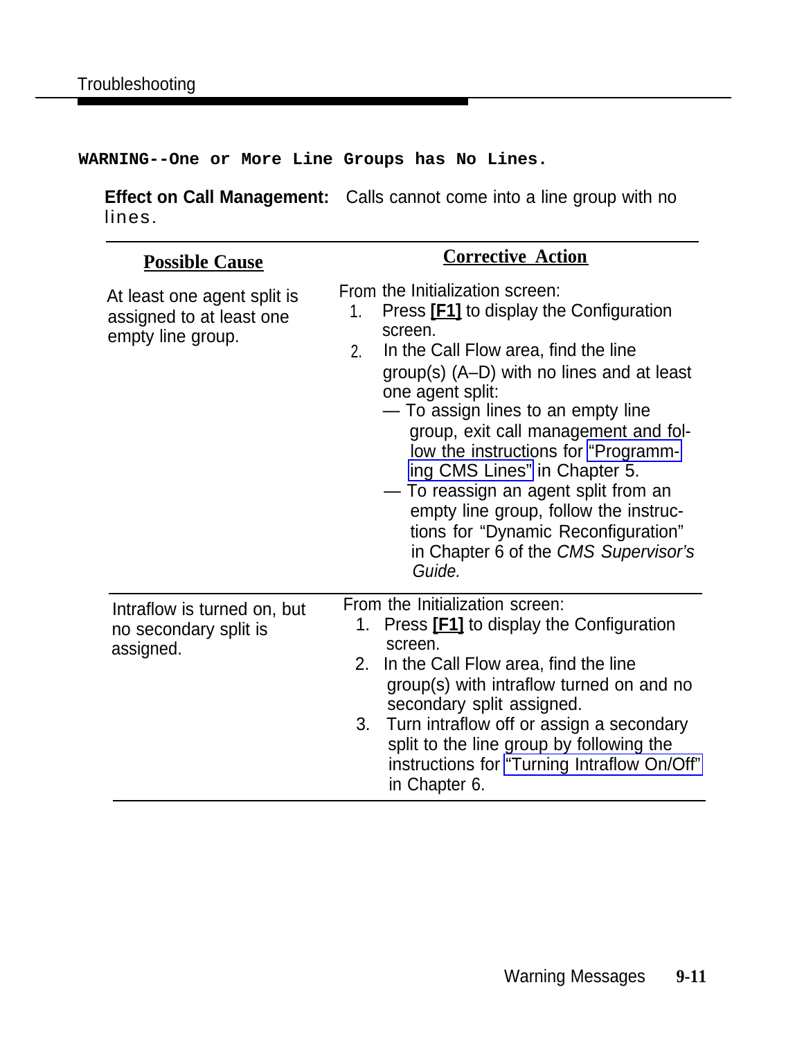```
WARNING--One or More Line Groups has No Lines.
```

**Effect on Call Management:** Calls cannot come into a line group with no lines.

| Possible Cause | Corrective Action |
|---|---|
| At least one agent split is assigned to at least one empty line group. | From the Initialization screen:<br>1. Press **[F1]** to display the Configuration screen.<br>2. In the Call Flow area, find the line group(s) (A–D) with no lines and at least one agent split:<br>— To assign lines to an empty line group, exit call management and follow the instructions for "Programming CMS Lines" in Chapter 5.<br>— To reassign an agent split from an empty line group, follow the instructions for "Dynamic Reconfiguration" in Chapter 6 of the *CMS Supervisor's Guide.* |
| Intraflow is turned on, but no secondary split is assigned. | From the Initialization screen:<br>1. Press **[F1]** to display the Configuration screen.<br>2. In the Call Flow area, find the line group(s) with intraflow turned on and no secondary split assigned.<br>3. Turn intraflow off or assign a secondary split to the line group by following the instructions for "Turning Intraflow On/Off" in Chapter 6. |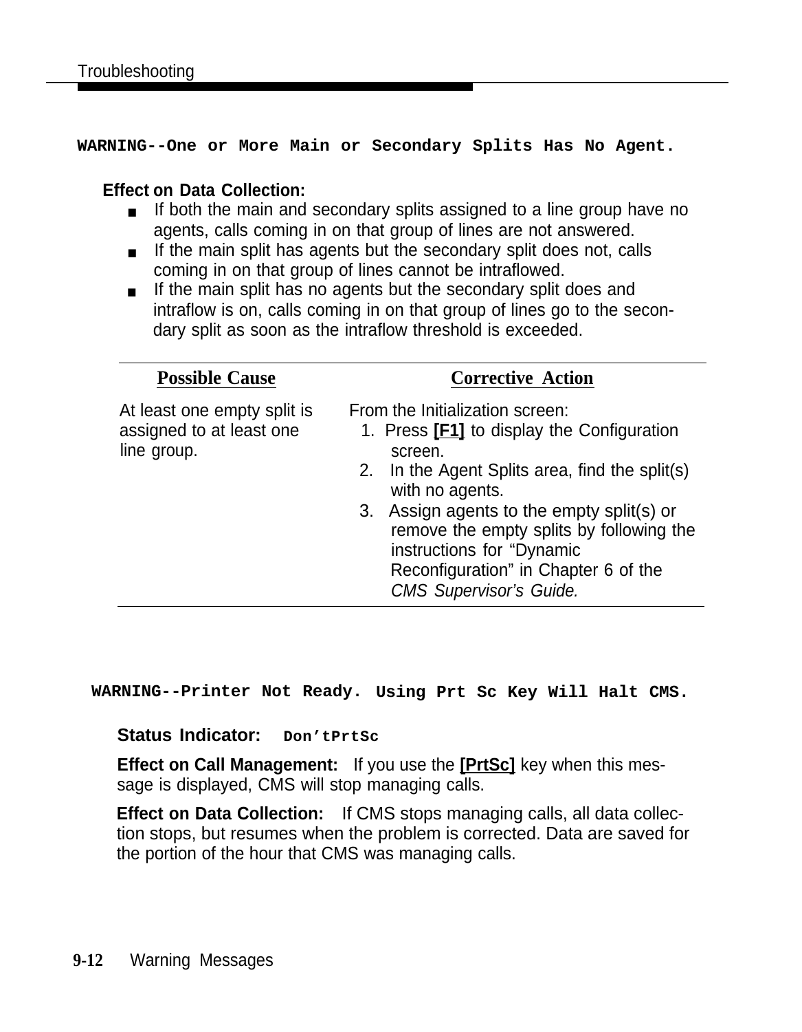**WARNING--One or More Main or Secondary Splits Has No Agent.**

**Effect on Data Collection:**

- If both the main and secondary splits assigned to a line group have no agents, calls coming in on that group of lines are not answered.
- If the main split has agents but the secondary split does not, calls coming in on that group of lines cannot be intraflowed.
- If the main split has no agents but the secondary split does and intraflow is on, calls coming in on that group of lines go to the secondary split as soon as the intraflow threshold is exceeded.

| Possible Cause | Corrective Action |
|---|---|
| At least one empty split is assigned to at least one line group. | From the Initialization screen:<br>1. Press **[F1]** to display the Configuration screen.<br>2. In the Agent Splits area, find the split(s) with no agents.<br>3. Assign agents to the empty split(s) or remove the empty splits by following the instructions for "Dynamic Reconfiguration" in Chapter 6 of the *CMS Supervisor's Guide.* |

**WARNING--Printer Not Ready. Using Prt Sc Key Will Halt CMS.**

**Status Indicator:** `Don'tPrtSc`

**Effect on Call Management:** If you use the **[PrtSc]** key when this message is displayed, CMS will stop managing calls.

**Effect on Data Collection:** If CMS stops managing calls, all data collection stops, but resumes when the problem is corrected. Data are saved for the portion of the hour that CMS was managing calls.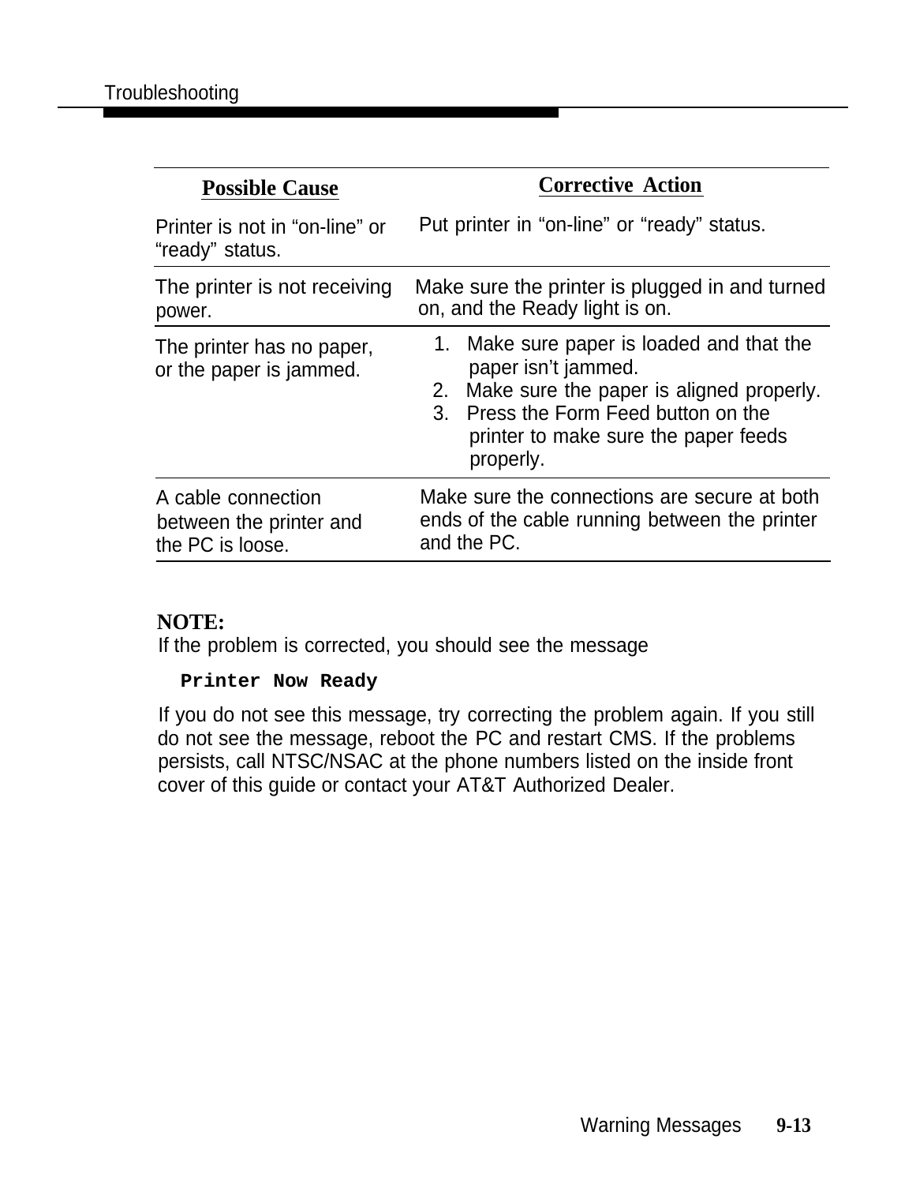| Possible Cause | Corrective Action |
|---|---|
| Printer is not in “on-line” or “ready” status. | Put printer in “on-line” or “ready” status. |
| The printer is not receiving power. | Make sure the printer is plugged in and turned on, and the Ready light is on. |
| The printer has no paper, or the paper is jammed. | 1. Make sure paper is loaded and that the paper isn’t jammed.<br>2. Make sure the paper is aligned properly.<br>3. Press the Form Feed button on the printer to make sure the paper feeds properly. |
| A cable connection between the printer and the PC is loose. | Make sure the connections are secure at both ends of the cable running between the printer and the PC. |

**NOTE:**
If the problem is corrected, you should see the message

```
Printer Now Ready
```

If you do not see this message, try correcting the problem again. If you still do not see the message, reboot the PC and restart CMS. If the problems persists, call NTSC/NSAC at the phone numbers listed on the inside front cover of this guide or contact your AT&T Authorized Dealer.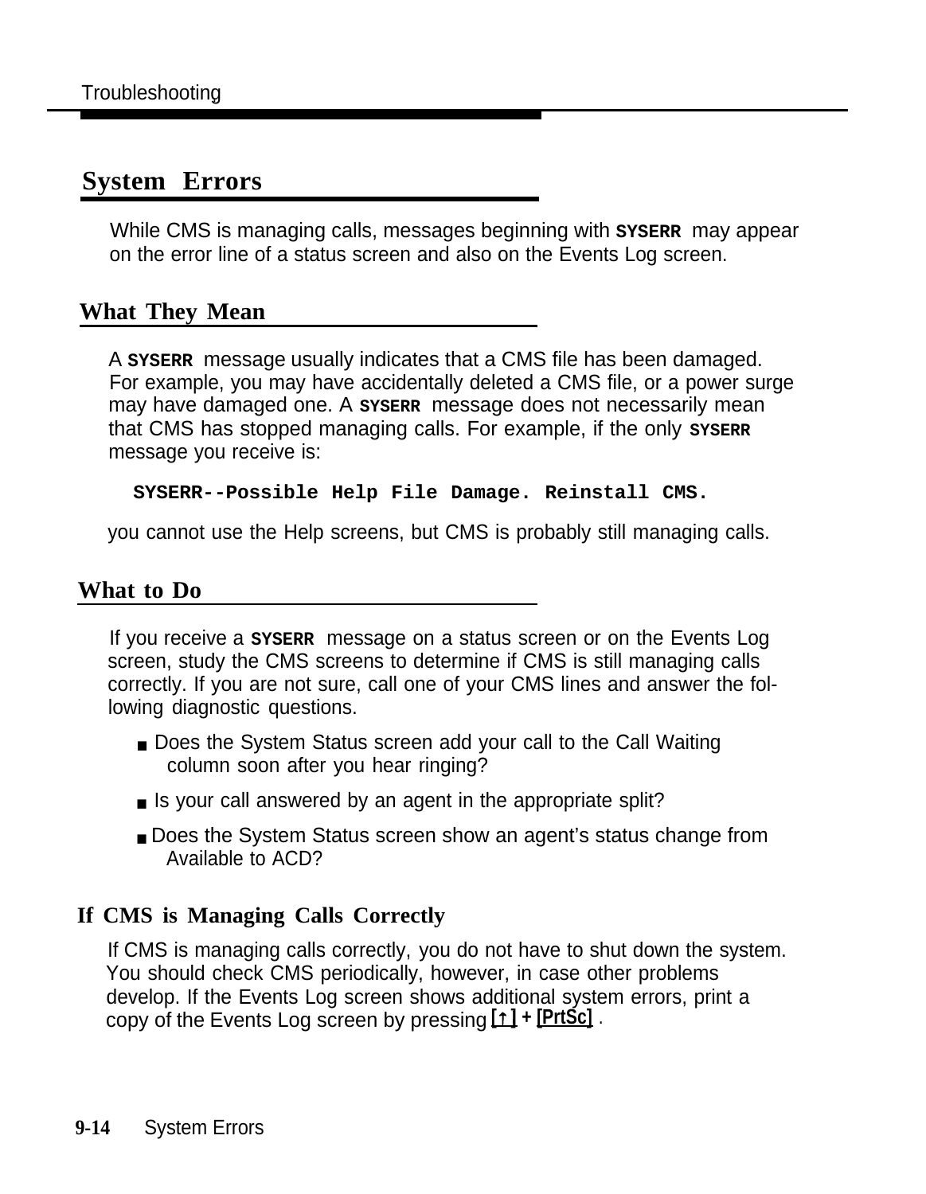## System Errors

While CMS is managing calls, messages beginning with **SYSERR** may appear on the error line of a status screen and also on the Events Log screen.

### What They Mean

A **SYSERR** message usually indicates that a CMS file has been damaged. For example, you may have accidentally deleted a CMS file, or a power surge may have damaged one. A **SYSERR** message does not necessarily mean that CMS has stopped managing calls. For example, if the only **SYSERR** message you receive is:

```
SYSERR--Possible Help File Damage. Reinstall CMS.
```

you cannot use the Help screens, but CMS is probably still managing calls.

### What to Do

If you receive a **SYSERR** message on a status screen or on the Events Log screen, study the CMS screens to determine if CMS is still managing calls correctly. If you are not sure, call one of your CMS lines and answer the following diagnostic questions.

- Does the System Status screen add your call to the Call Waiting column soon after you hear ringing?
- Is your call answered by an agent in the appropriate split?
- Does the System Status screen show an agent's status change from Available to ACD?

#### If CMS is Managing Calls Correctly

If CMS is managing calls correctly, you do not have to shut down the system. You should check CMS periodically, however, in case other problems develop. If the Events Log screen shows additional system errors, print a copy of the Events Log screen by pressing **[↑] + [PrtSc]** .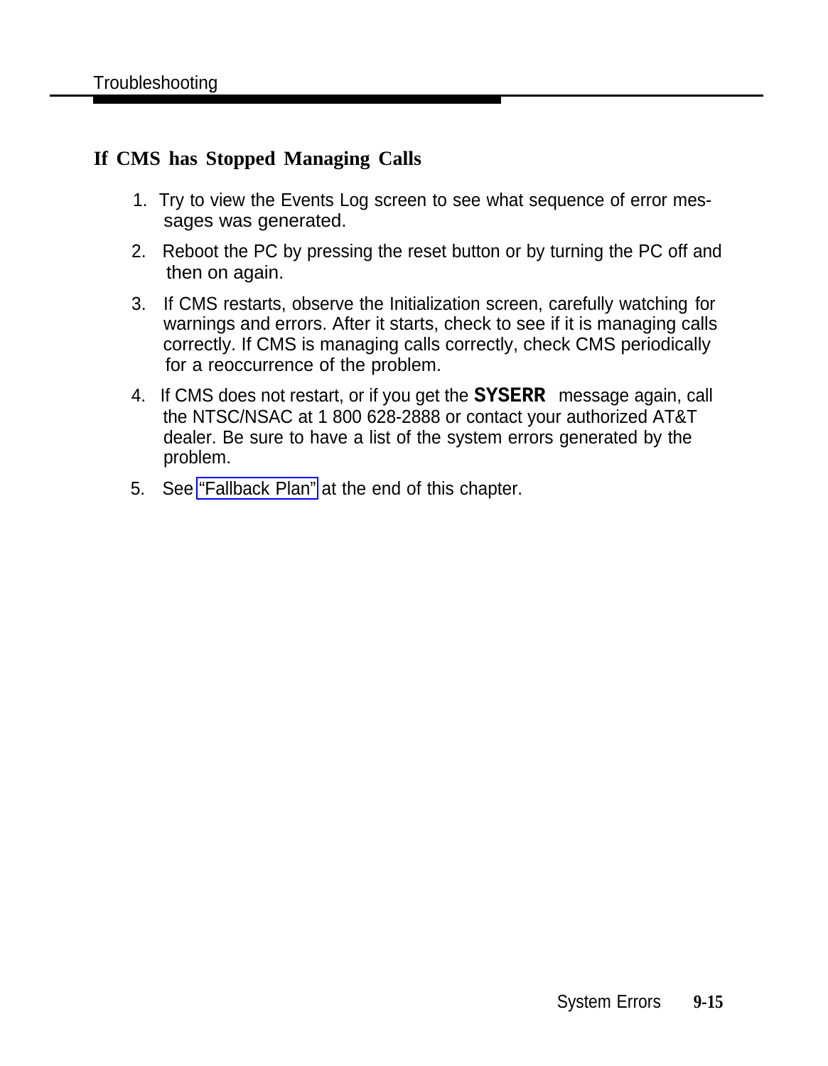## If CMS has Stopped Managing Calls

1. Try to view the Events Log screen to see what sequence of error messages was generated.
2. Reboot the PC by pressing the reset button or by turning the PC off and then on again.
3. If CMS restarts, observe the Initialization screen, carefully watching for warnings and errors. After it starts, check to see if it is managing calls correctly. If CMS is managing calls correctly, check CMS periodically for a reoccurrence of the problem.
4. If CMS does not restart, or if you get the **SYSERR** message again, call the NTSC/NSAC at 1 800 628-2888 or contact your authorized AT&T dealer. Be sure to have a list of the system errors generated by the problem.
5. See "Fallback Plan" at the end of this chapter.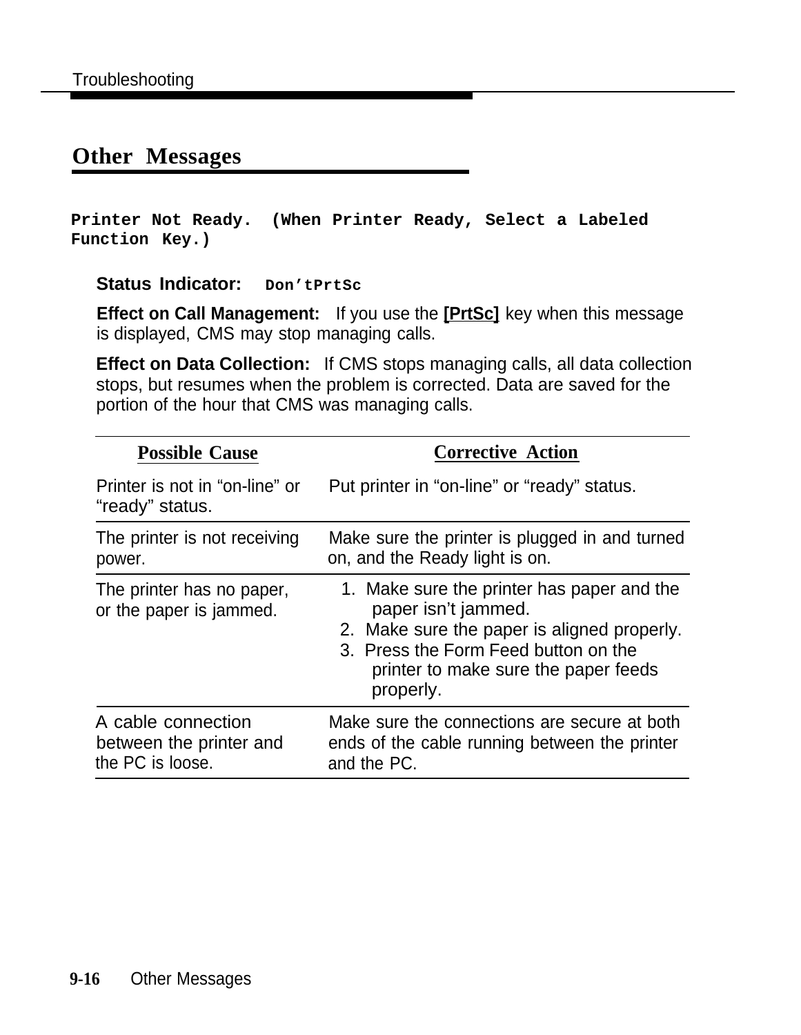## Other Messages

**Printer Not Ready. (When Printer Ready, Select a Labeled Function Key.)**

**Status Indicator:** `Don'tPrtSc`

**Effect on Call Management:** If you use the **[PrtSc]** key when this message is displayed, CMS may stop managing calls.

**Effect on Data Collection:** If CMS stops managing calls, all data collection stops, but resumes when the problem is corrected. Data are saved for the portion of the hour that CMS was managing calls.

| Possible Cause | Corrective Action |
|---|---|
| Printer is not in "on-line" or "ready" status. | Put printer in "on-line" or "ready" status. |
| The printer is not receiving power. | Make sure the printer is plugged in and turned on, and the Ready light is on. |
| The printer has no paper, or the paper is jammed. | 1. Make sure the printer has paper and the paper isn't jammed.<br>2. Make sure the paper is aligned properly.<br>3. Press the Form Feed button on the printer to make sure the paper feeds properly. |
| A cable connection between the printer and the PC is loose. | Make sure the connections are secure at both ends of the cable running between the printer and the PC. |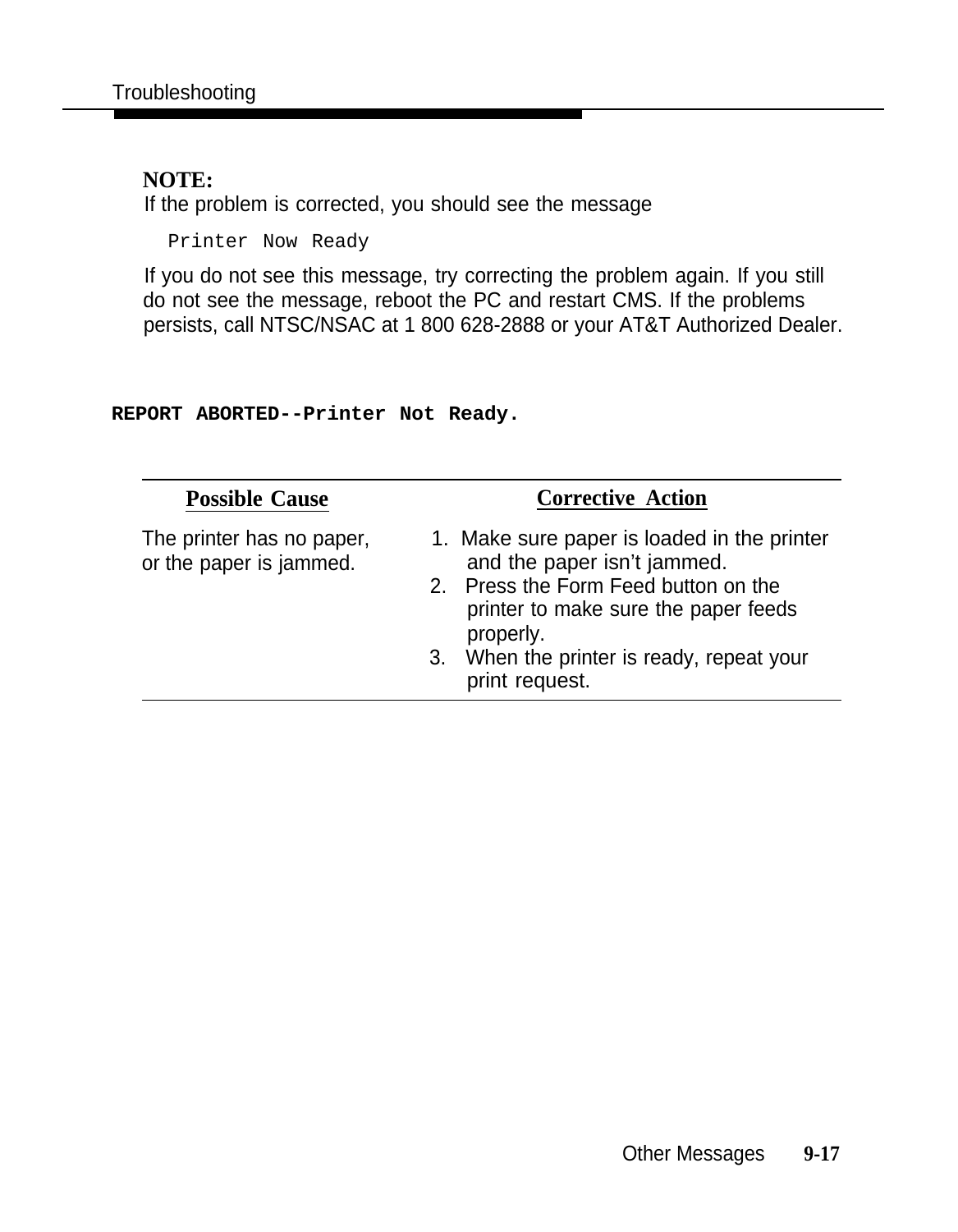**NOTE:**
If the problem is corrected, you should see the message

```
Printer Now Ready
```

If you do not see this message, try correcting the problem again. If you still do not see the message, reboot the PC and restart CMS. If the problems persists, call NTSC/NSAC at 1 800 628-2888 or your AT&T Authorized Dealer.

**`REPORT ABORTED--Printer Not Ready.`**

| Possible Cause | Corrective Action |
|---|---|
| The printer has no paper, or the paper is jammed. | 1. Make sure paper is loaded in the printer and the paper isn't jammed.<br>2. Press the Form Feed button on the printer to make sure the paper feeds properly.<br>3. When the printer is ready, repeat your print request. |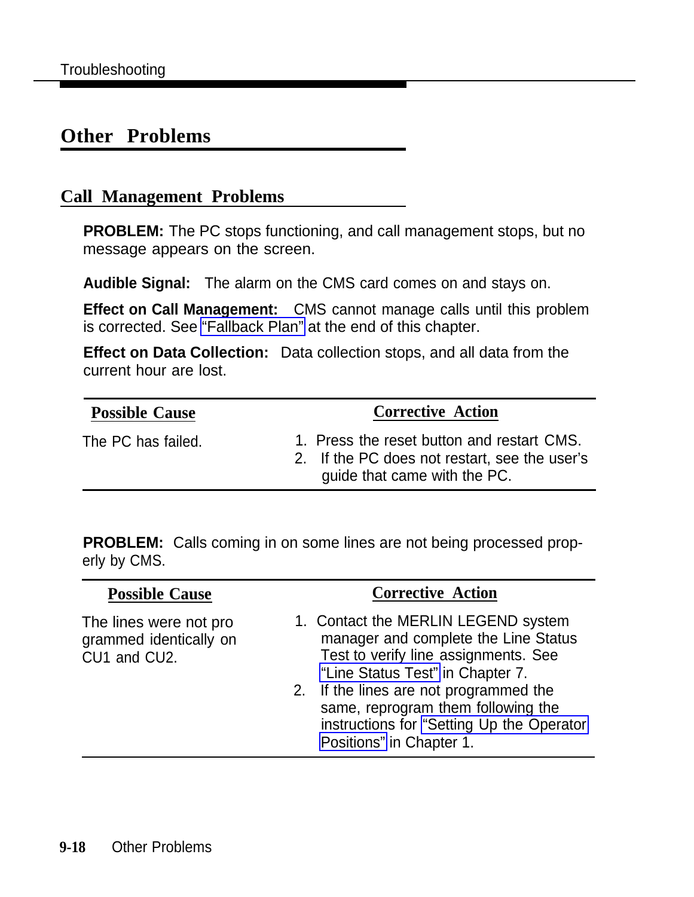# Other Problems

## Call Management Problems

**PROBLEM:** The PC stops functioning, and call management stops, but no message appears on the screen.

**Audible Signal:** The alarm on the CMS card comes on and stays on.

**Effect on Call Management:** CMS cannot manage calls until this problem is corrected. See "Fallback Plan" at the end of this chapter.

**Effect on Data Collection:** Data collection stops, and all data from the current hour are lost.

| Possible Cause | Corrective Action |
|---|---|
| The PC has failed. | 1. Press the reset button and restart CMS.<br>2. If the PC does not restart, see the user's guide that came with the PC. |

**PROBLEM:** Calls coming in on some lines are not being processed properly by CMS.

| Possible Cause | Corrective Action |
|---|---|
| The lines were not programmed identically on CU1 and CU2. | 1. Contact the MERLIN LEGEND system manager and complete the Line Status Test to verify line assignments. See "Line Status Test" in Chapter 7.<br>2. If the lines are not programmed the same, reprogram them following the instructions for "Setting Up the Operator Positions" in Chapter 1. |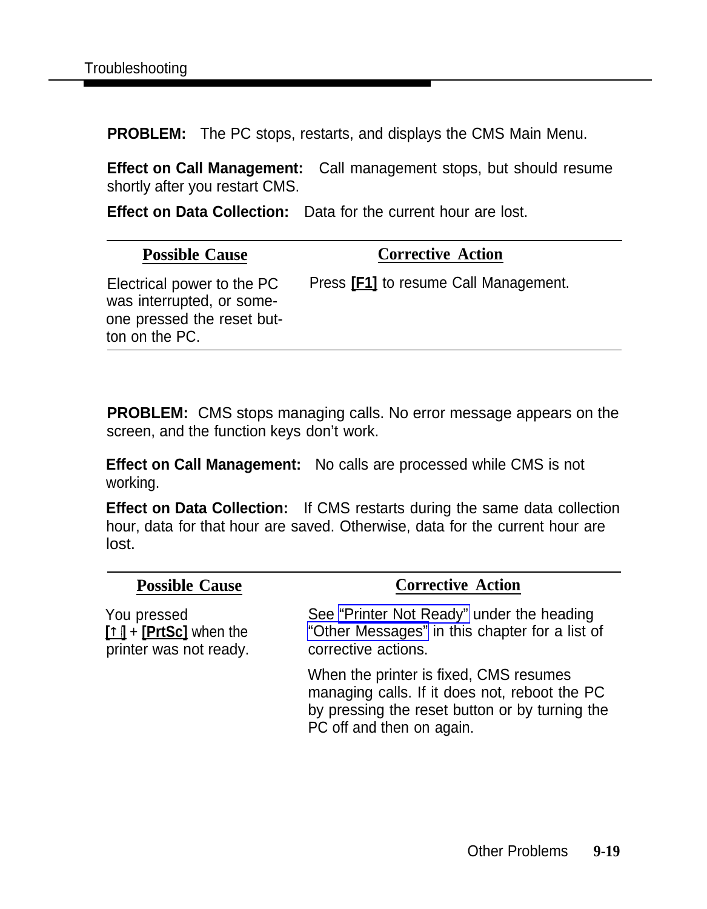**PROBLEM:** The PC stops, restarts, and displays the CMS Main Menu.

**Effect on Call Management:** Call management stops, but should resume shortly after you restart CMS.

**Effect on Data Collection:** Data for the current hour are lost.

| Possible Cause | Corrective Action |
|---|---|
| Electrical power to the PC was interrupted, or someone pressed the reset button on the PC. | Press **[F1]** to resume Call Management. |

**PROBLEM:** CMS stops managing calls. No error message appears on the screen, and the function keys don't work.

**Effect on Call Management:** No calls are processed while CMS is not working.

**Effect on Data Collection:** If CMS restarts during the same data collection hour, data for that hour are saved. Otherwise, data for the current hour are lost.

| Possible Cause | Corrective Action |
|---|---|
| You pressed **[↑]** + **[PrtSc]** when the printer was not ready. | See "Printer Not Ready" under the heading "Other Messages" in this chapter for a list of corrective actions.<br><br>When the printer is fixed, CMS resumes managing calls. If it does not, reboot the PC by pressing the reset button or by turning the PC off and then on again. |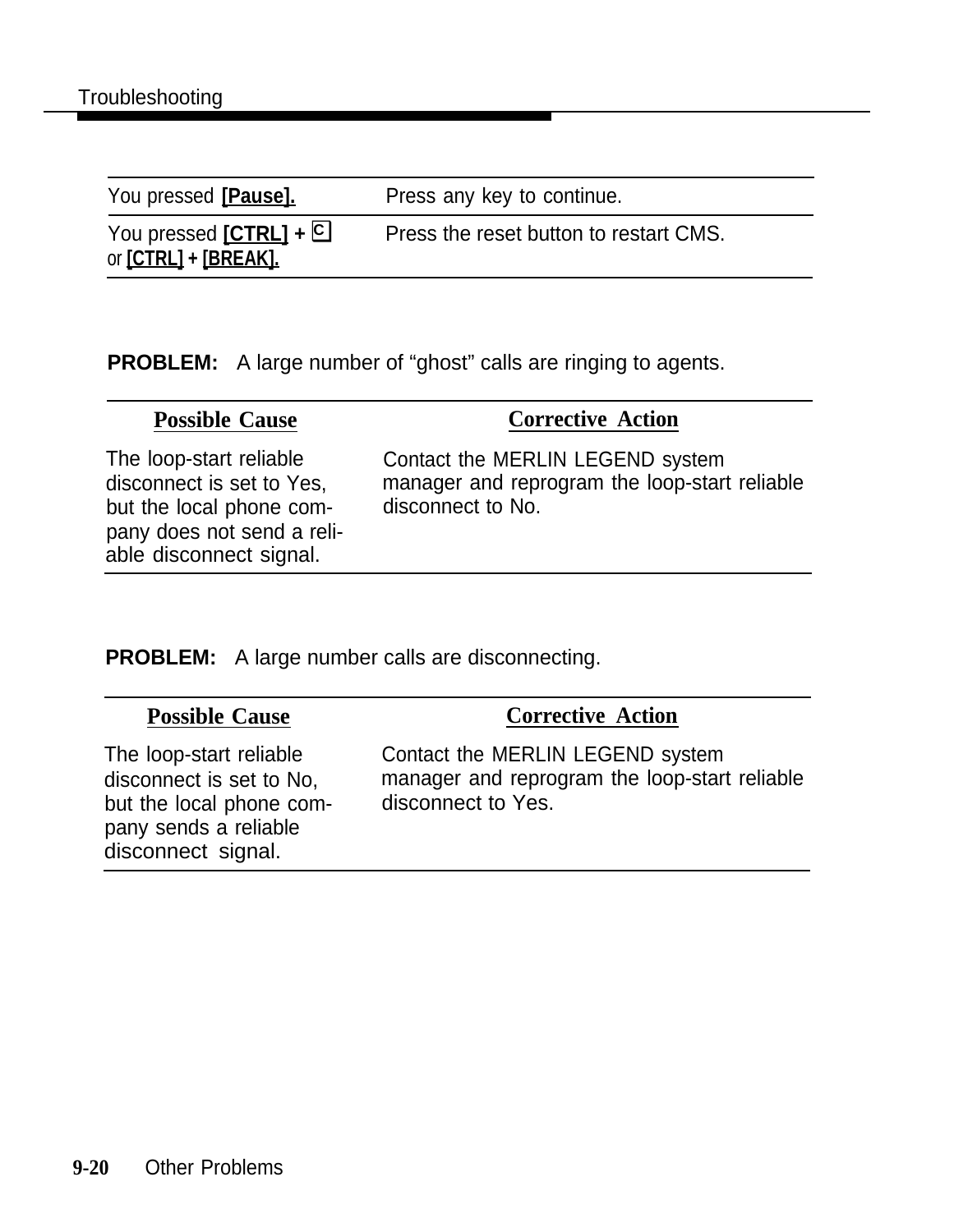| | |
|---|---|
| You pressed **[Pause].** | Press any key to continue. |
| You pressed **[CTRL] + C** or **[CTRL] + [BREAK].** | Press the reset button to restart CMS. |

**PROBLEM:** A large number of "ghost" calls are ringing to agents.

| Possible Cause | Corrective Action |
|---|---|
| The loop-start reliable disconnect is set to Yes, but the local phone company does not send a reliable disconnect signal. | Contact the MERLIN LEGEND system manager and reprogram the loop-start reliable disconnect to No. |

**PROBLEM:** A large number calls are disconnecting.

| Possible Cause | Corrective Action |
|---|---|
| The loop-start reliable disconnect is set to No, but the local phone company sends a reliable disconnect signal. | Contact the MERLIN LEGEND system manager and reprogram the loop-start reliable disconnect to Yes. |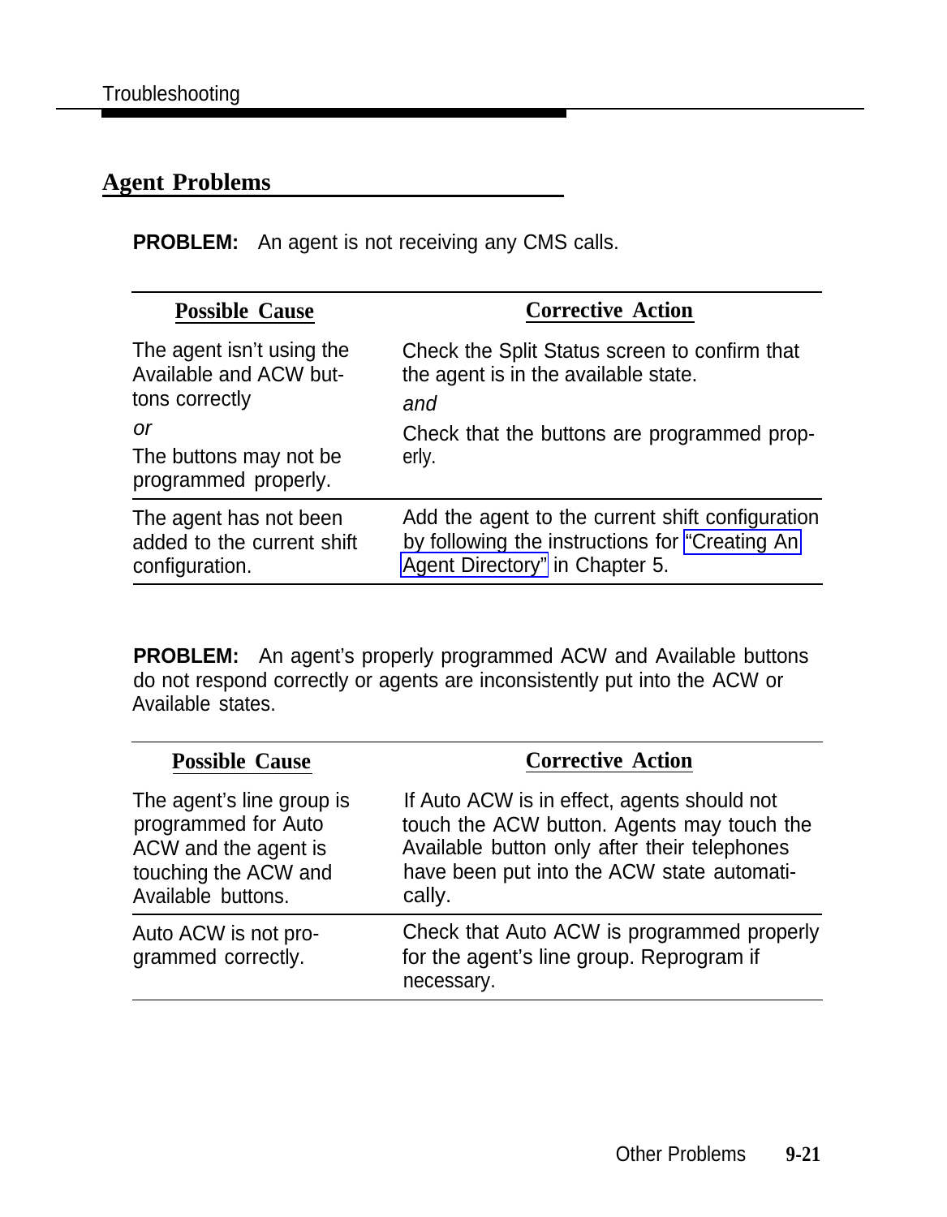## Agent Problems

**PROBLEM:** An agent is not receiving any CMS calls.

| Possible Cause | Corrective Action |
|---|---|
| The agent isn't using the Available and ACW buttons correctly *or* The buttons may not be programmed properly. | Check the Split Status screen to confirm that the agent is in the available state. *and* Check that the buttons are programmed properly. |
| The agent has not been added to the current shift configuration. | Add the agent to the current shift configuration by following the instructions for "Creating An Agent Directory" in Chapter 5. |

**PROBLEM:** An agent's properly programmed ACW and Available buttons do not respond correctly or agents are inconsistently put into the ACW or Available states.

| Possible Cause | Corrective Action |
|---|---|
| The agent's line group is programmed for Auto ACW and the agent is touching the ACW and Available buttons. | If Auto ACW is in effect, agents should not touch the ACW button. Agents may touch the Available button only after their telephones have been put into the ACW state automatically. |
| Auto ACW is not programmed correctly. | Check that Auto ACW is programmed properly for the agent's line group. Reprogram if necessary. |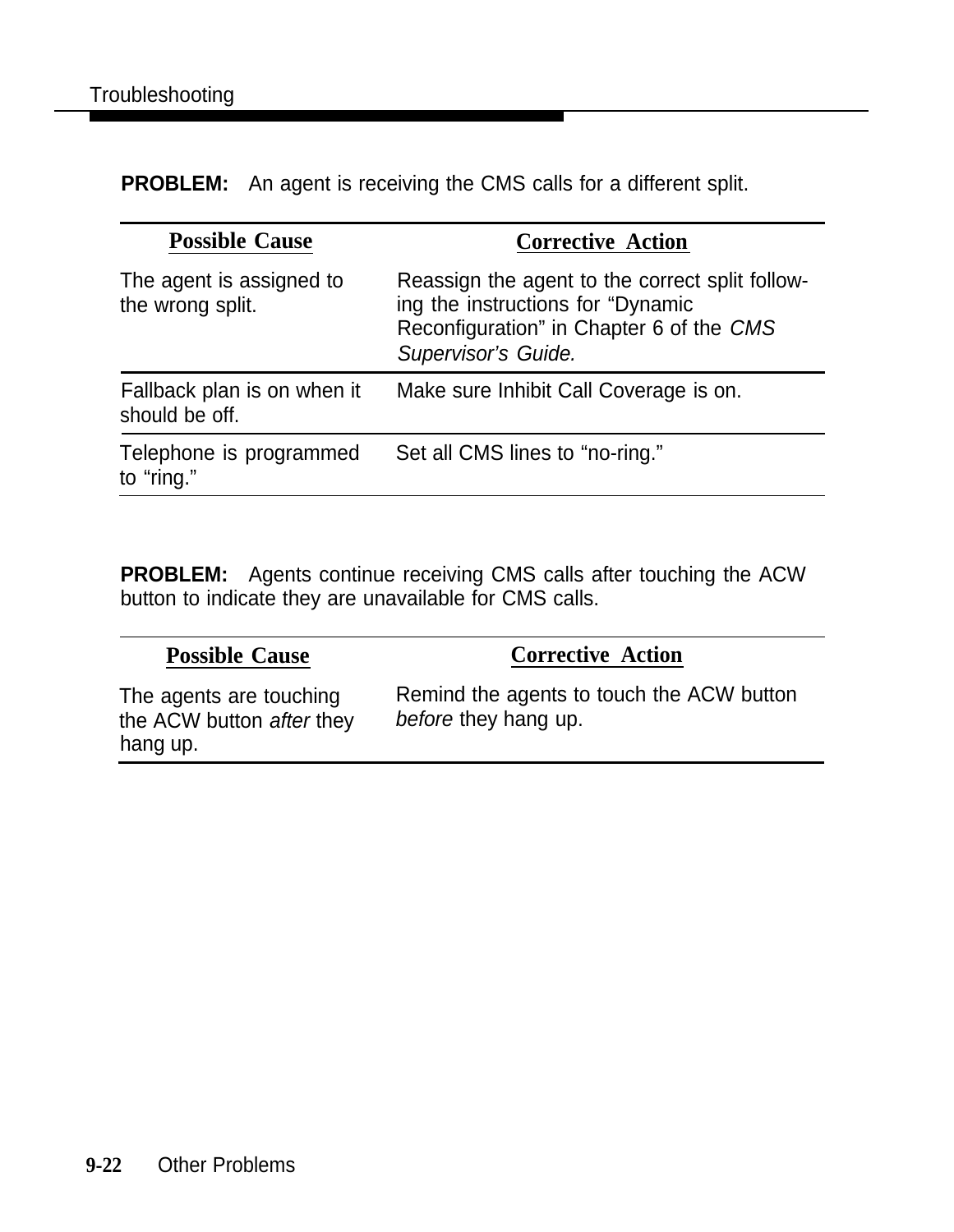**PROBLEM:** An agent is receiving the CMS calls for a different split.

| Possible Cause | Corrective Action |
|---|---|
| The agent is assigned to the wrong split. | Reassign the agent to the correct split following the instructions for "Dynamic Reconfiguration" in Chapter 6 of the *CMS Supervisor's Guide.* |
| Fallback plan is on when it should be off. | Make sure Inhibit Call Coverage is on. |
| Telephone is programmed to "ring." | Set all CMS lines to "no-ring." |

**PROBLEM:** Agents continue receiving CMS calls after touching the ACW button to indicate they are unavailable for CMS calls.

| Possible Cause | Corrective Action |
|---|---|
| The agents are touching the ACW button *after* they hang up. | Remind the agents to touch the ACW button *before* they hang up. |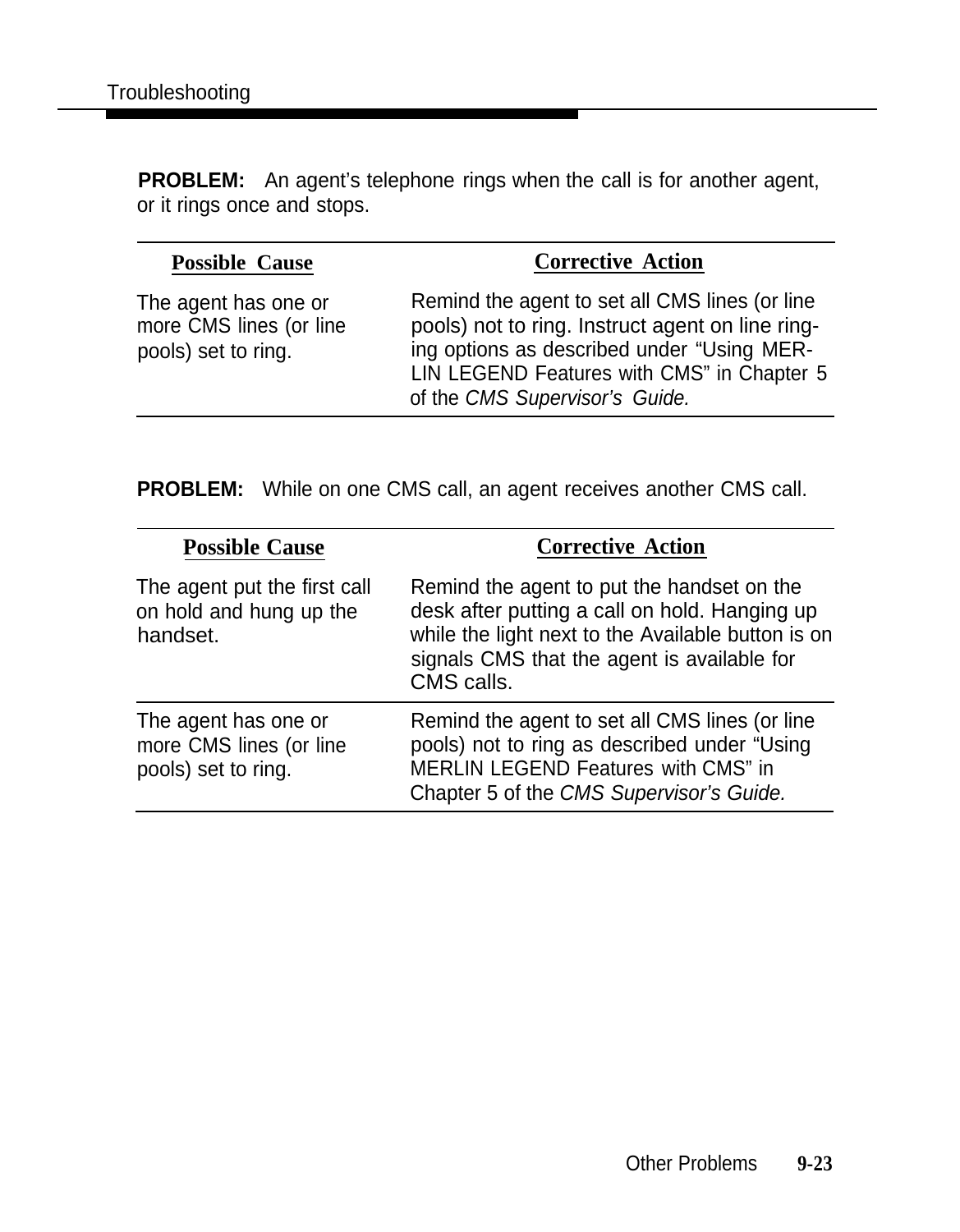**PROBLEM:** An agent's telephone rings when the call is for another agent, or it rings once and stops.

| Possible Cause | Corrective Action |
|---|---|
| The agent has one or more CMS lines (or line pools) set to ring. | Remind the agent to set all CMS lines (or line pools) not to ring. Instruct agent on line ringing options as described under "Using MERLIN LEGEND Features with CMS" in Chapter 5 of the *CMS Supervisor's Guide.* |

**PROBLEM:** While on one CMS call, an agent receives another CMS call.

| Possible Cause | Corrective Action |
|---|---|
| The agent put the first call on hold and hung up the handset. | Remind the agent to put the handset on the desk after putting a call on hold. Hanging up while the light next to the Available button is on signals CMS that the agent is available for CMS calls. |
| The agent has one or more CMS lines (or line pools) set to ring. | Remind the agent to set all CMS lines (or line pools) not to ring as described under "Using MERLIN LEGEND Features with CMS" in Chapter 5 of the *CMS Supervisor's Guide.* |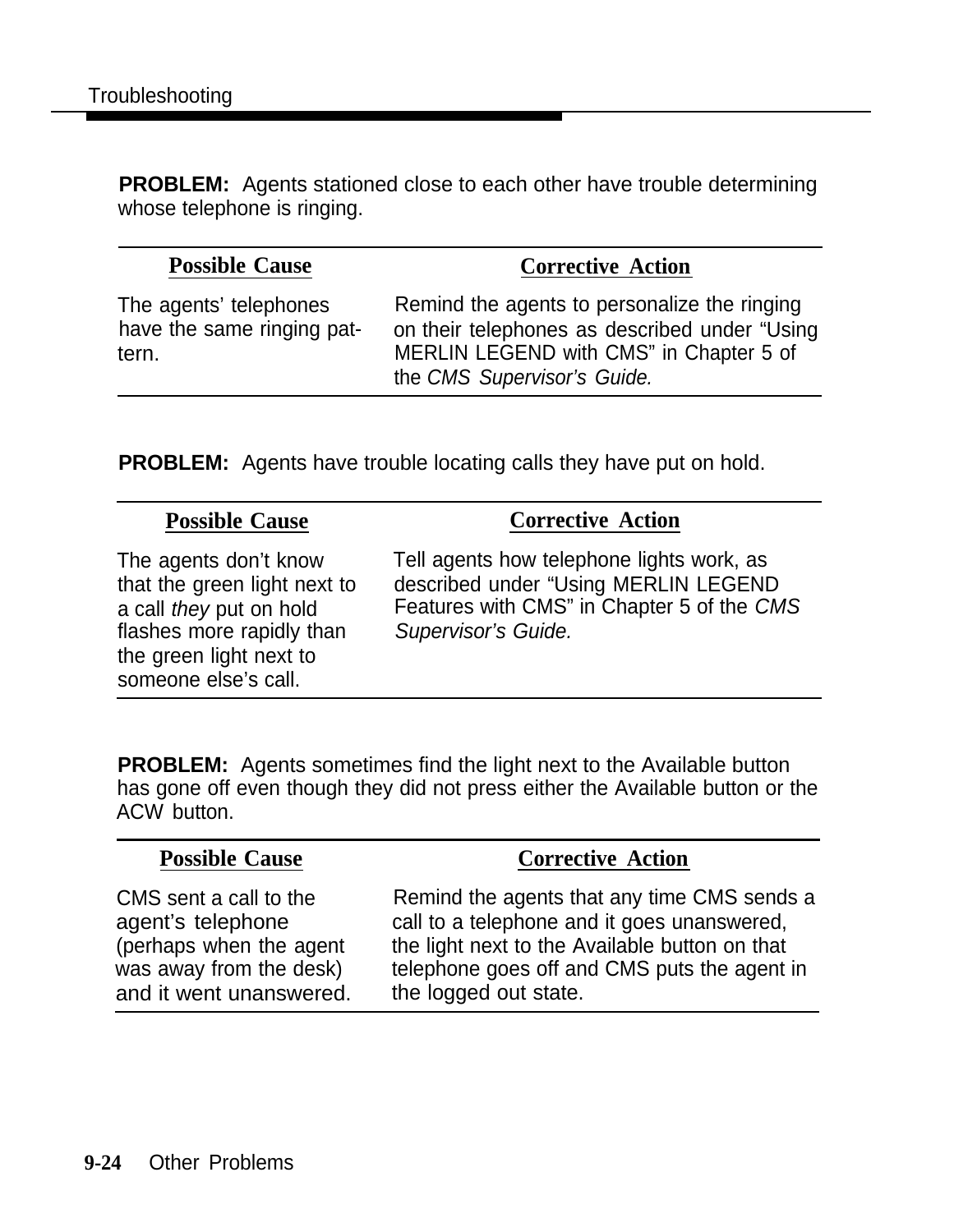**PROBLEM:** Agents stationed close to each other have trouble determining whose telephone is ringing.

| Possible Cause | Corrective Action |
| --- | --- |
| The agents' telephones have the same ringing pattern. | Remind the agents to personalize the ringing on their telephones as described under "Using MERLIN LEGEND with CMS" in Chapter 5 of the *CMS Supervisor's Guide.* |

**PROBLEM:** Agents have trouble locating calls they have put on hold.

| Possible Cause | Corrective Action |
| --- | --- |
| The agents don't know that the green light next to a call *they* put on hold flashes more rapidly than the green light next to someone else's call. | Tell agents how telephone lights work, as described under "Using MERLIN LEGEND Features with CMS" in Chapter 5 of the *CMS Supervisor's Guide.* |

**PROBLEM:** Agents sometimes find the light next to the Available button has gone off even though they did not press either the Available button or the ACW button.

| Possible Cause | Corrective Action |
| --- | --- |
| CMS sent a call to the agent's telephone (perhaps when the agent was away from the desk) and it went unanswered. | Remind the agents that any time CMS sends a call to a telephone and it goes unanswered, the light next to the Available button on that telephone goes off and CMS puts the agent in the logged out state. |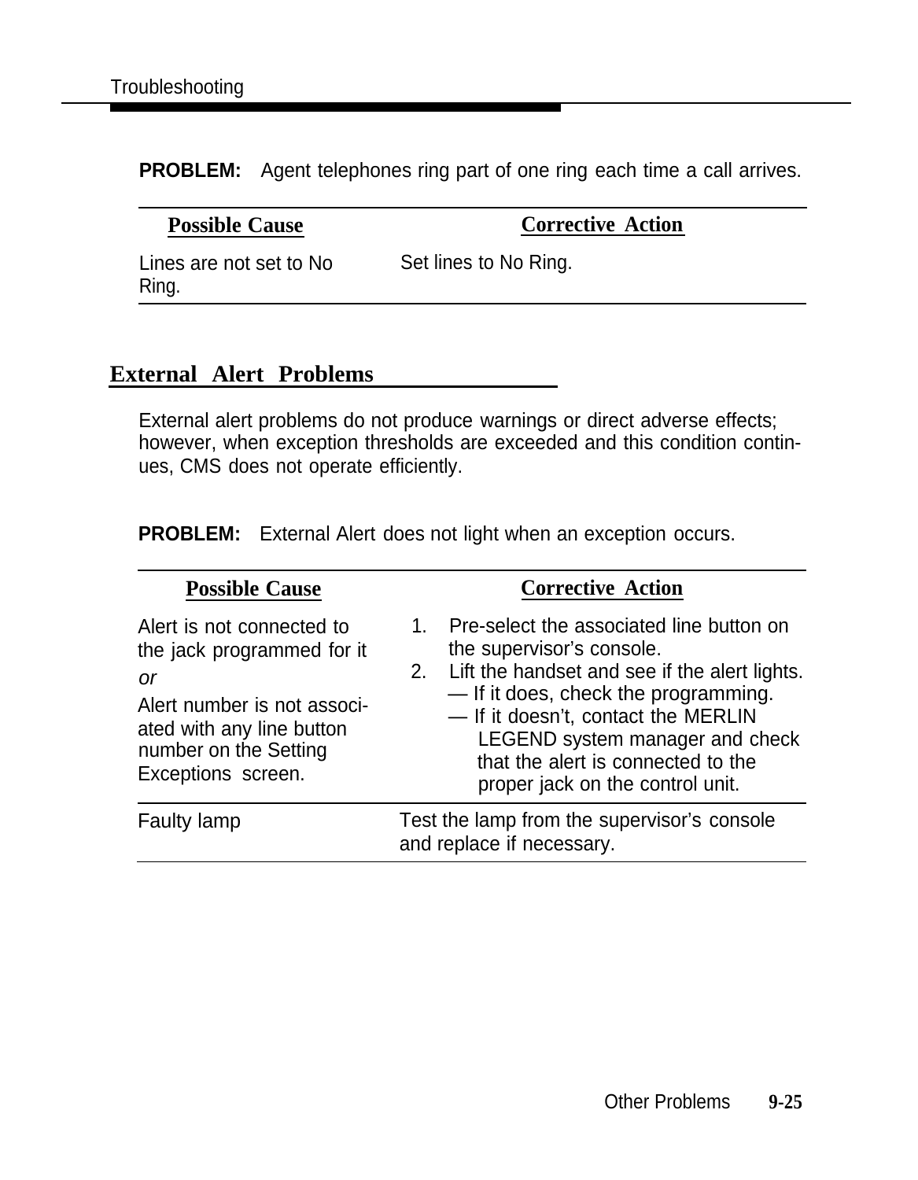**PROBLEM:** Agent telephones ring part of one ring each time a call arrives.

| Possible Cause | Corrective Action |
|---|---|
| Lines are not set to No Ring. | Set lines to No Ring. |

## External Alert Problems

External alert problems do not produce warnings or direct adverse effects; however, when exception thresholds are exceeded and this condition continues, CMS does not operate efficiently.

**PROBLEM:** External Alert does not light when an exception occurs.

| Possible Cause | Corrective Action |
|---|---|
| Alert is not connected to the jack programmed for it *or* Alert number is not associated with any line button number on the Setting Exceptions screen. | 1. Pre-select the associated line button on the supervisor's console. 2. Lift the handset and see if the alert lights. — If it does, check the programming. — If it doesn't, contact the MERLIN LEGEND system manager and check that the alert is connected to the proper jack on the control unit. |
| Faulty lamp | Test the lamp from the supervisor's console and replace if necessary. |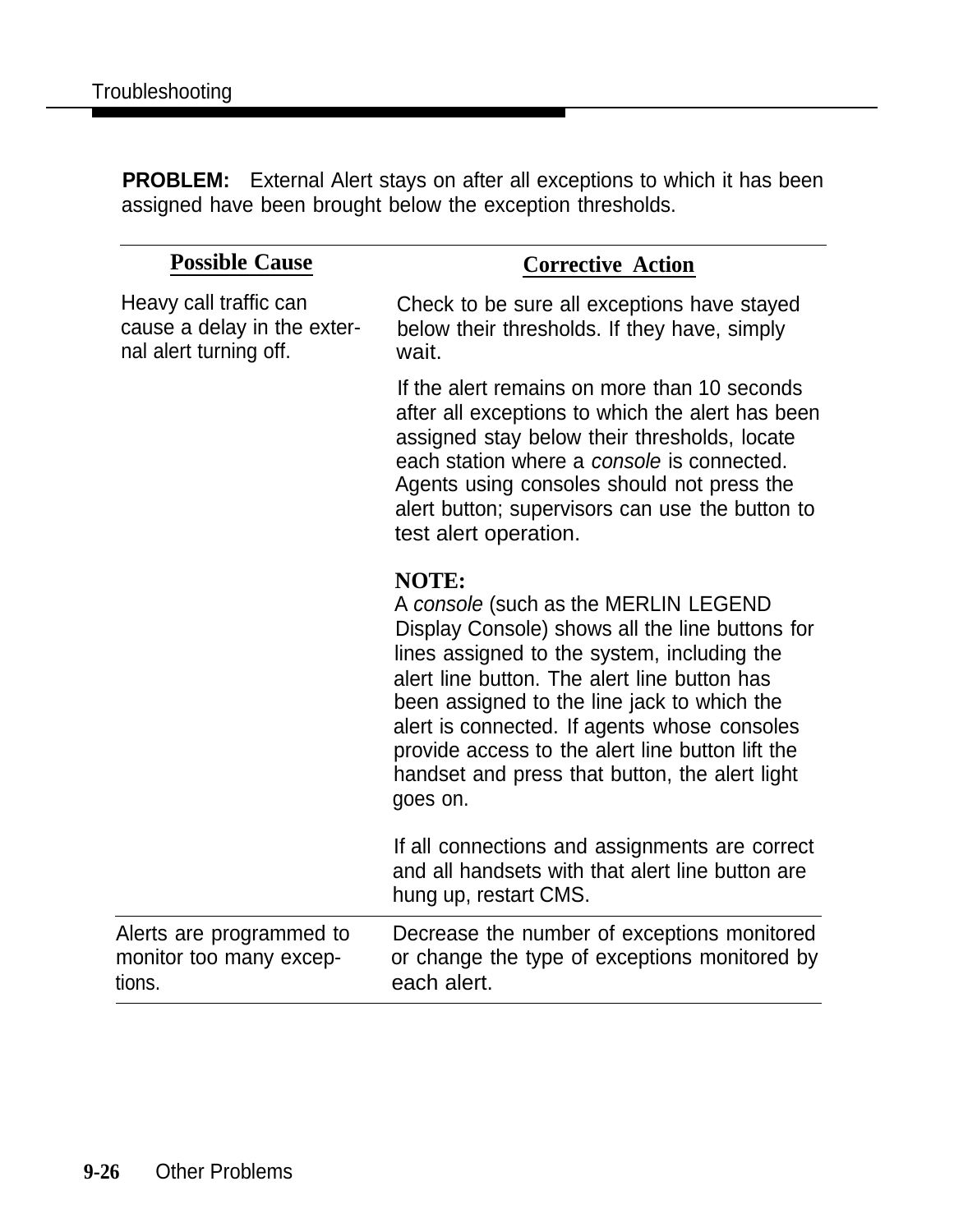**PROBLEM:** External Alert stays on after all exceptions to which it has been assigned have been brought below the exception thresholds.

| Possible Cause | Corrective Action |
|---|---|
| Heavy call traffic can cause a delay in the external alert turning off. | Check to be sure all exceptions have stayed below their thresholds. If they have, simply wait.<br><br>If the alert remains on more than 10 seconds after all exceptions to which the alert has been assigned stay below their thresholds, locate each station where a *console* is connected. Agents using consoles should not press the alert button; supervisors can use the button to test alert operation.<br><br>**NOTE:**<br>A *console* (such as the MERLIN LEGEND Display Console) shows all the line buttons for lines assigned to the system, including the alert line button. The alert line button has been assigned to the line jack to which the alert is connected. If agents whose consoles provide access to the alert line button lift the handset and press that button, the alert light goes on.<br><br>If all connections and assignments are correct and all handsets with that alert line button are hung up, restart CMS. |
| Alerts are programmed to monitor too many exceptions. | Decrease the number of exceptions monitored or change the type of exceptions monitored by each alert. |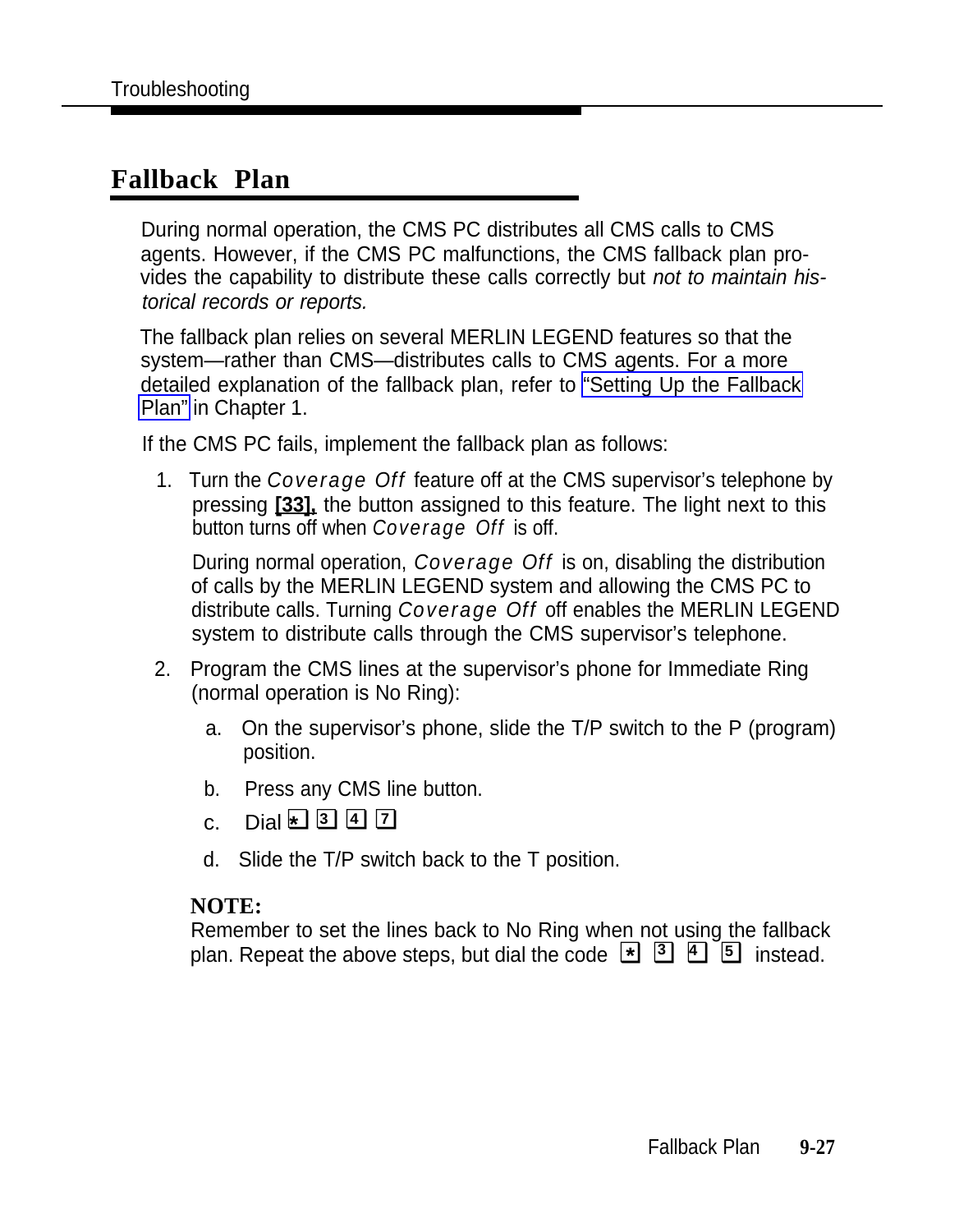## Fallback Plan

During normal operation, the CMS PC distributes all CMS calls to CMS agents. However, if the CMS PC malfunctions, the CMS fallback plan provides the capability to distribute these calls correctly but *not to maintain historical records or reports.*

The fallback plan relies on several MERLIN LEGEND features so that the system—rather than CMS—distributes calls to CMS agents. For a more detailed explanation of the fallback plan, refer to "Setting Up the Fallback Plan" in Chapter 1.

If the CMS PC fails, implement the fallback plan as follows:

1. Turn the *Coverage Off* feature off at the CMS supervisor's telephone by pressing **[33]**, the button assigned to this feature. The light next to this button turns off when *Coverage Off* is off.

   During normal operation, *Coverage Off* is on, disabling the distribution of calls by the MERLIN LEGEND system and allowing the CMS PC to distribute calls. Turning *Coverage Off* off enables the MERLIN LEGEND system to distribute calls through the CMS supervisor's telephone.

2. Program the CMS lines at the supervisor's phone for Immediate Ring (normal operation is No Ring):

   a. On the supervisor's phone, slide the T/P switch to the P (program) position.

   b. Press any CMS line button.

   c. Dial [*] [3] [4] [7]

   d. Slide the T/P switch back to the T position.

   **NOTE:**
   Remember to set the lines back to No Ring when not using the fallback plan. Repeat the above steps, but dial the code [*] [3] [4] [5] instead.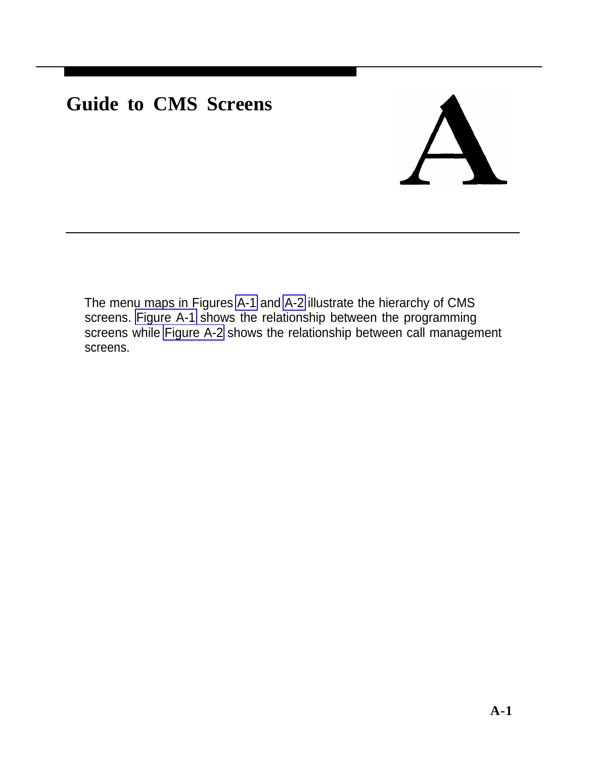# Guide to CMS Screens

# A

The menu maps in Figures A-1 and A-2 illustrate the hierarchy of CMS screens. Figure A-1 shows the relationship between the programming screens while Figure A-2 shows the relationship between call management screens.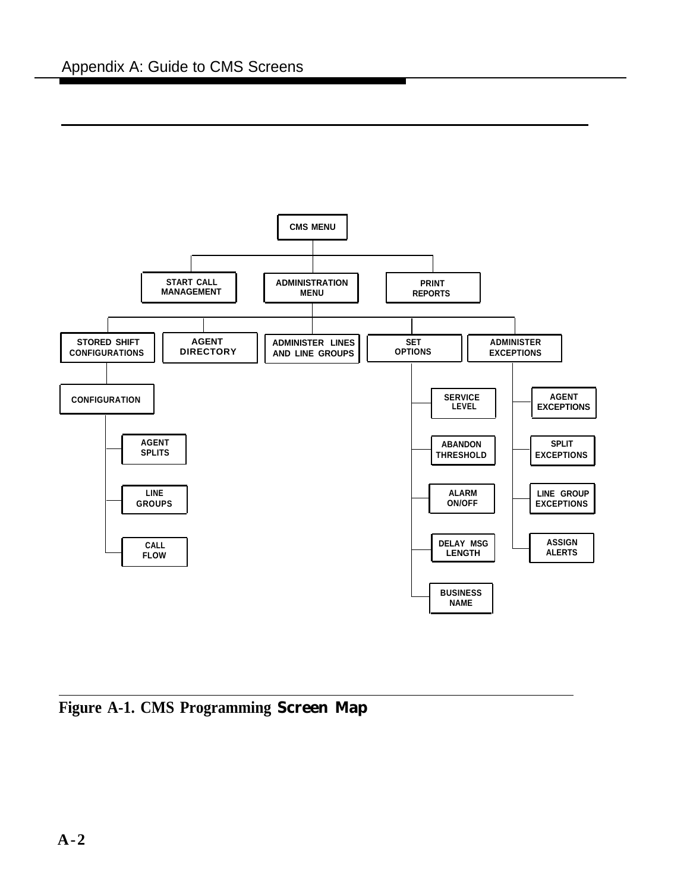- CMS MENU
  - START CALL MANAGEMENT
  - ADMINISTRATION MENU
    - STORED SHIFT CONFIGURATIONS
      - CONFIGURATION
        - AGENT SPLITS
        - LINE GROUPS
        - CALL FLOW
    - AGENT DIRECTORY
    - ADMINISTER LINES AND LINE GROUPS
    - SET OPTIONS
      - SERVICE LEVEL
      - ABANDON THRESHOLD
      - ALARM ON/OFF
      - DELAY MSG LENGTH
      - BUSINESS NAME
    - ADMINISTER EXCEPTIONS
      - AGENT EXCEPTIONS
      - SPLIT EXCEPTIONS
      - LINE GROUP EXCEPTIONS
      - ASSIGN ALERTS
  - PRINT REPORTS

**Figure A-1. CMS Programming Screen Map**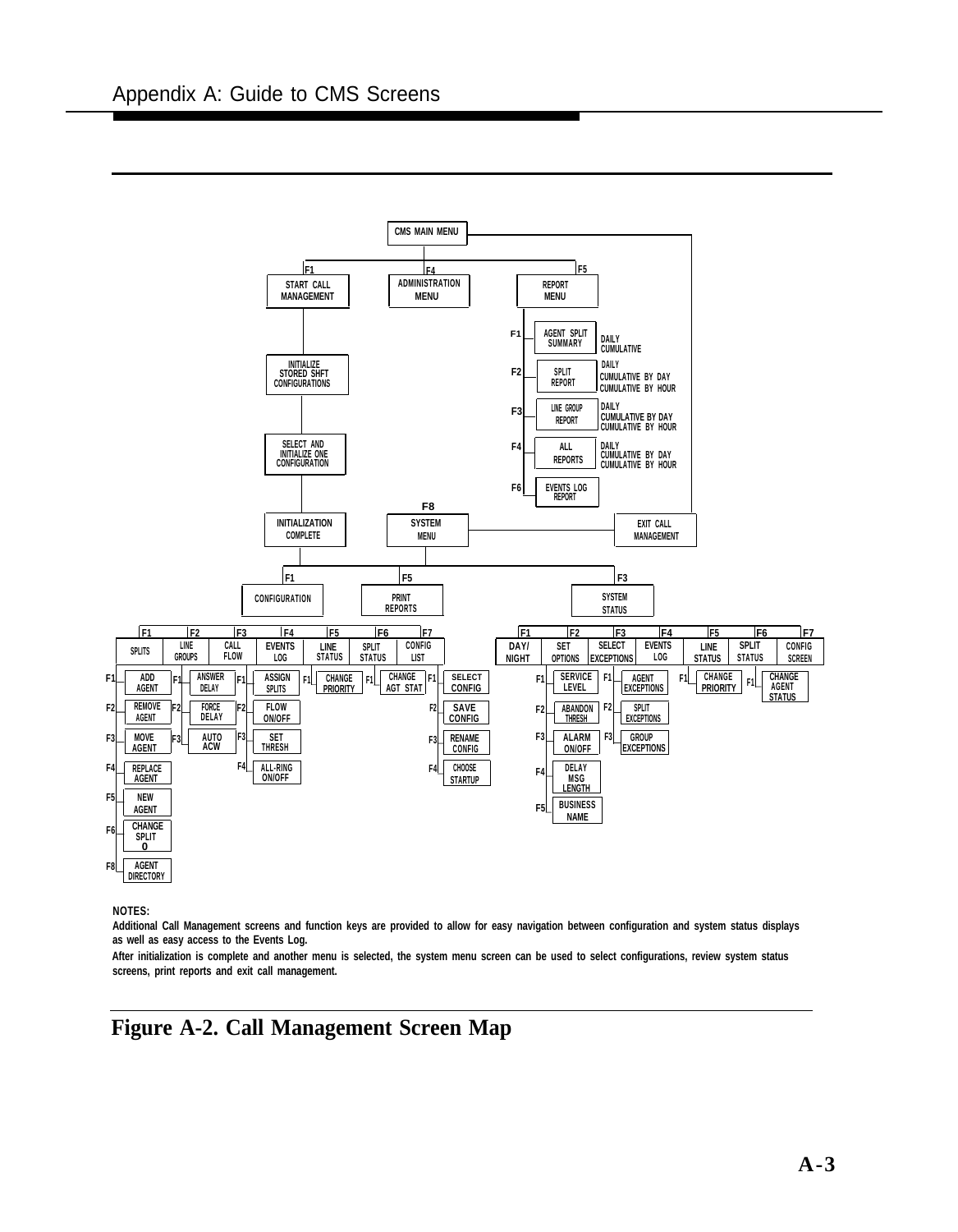- CMS MAIN MENU
  - F1 START CALL MANAGEMENT
    - INITIALIZE STORED SHFT CONFIGURATIONS
      - SELECT AND INITIALIZE ONE CONFIGURATION
        - INITIALIZATION COMPLETE
  - F4 ADMINISTRATION MENU
  - F5 REPORT MENU
    - F1 AGENT SPLIT SUMMARY — DAILY, CUMULATIVE
    - F2 SPLIT REPORT — DAILY, CUMULATIVE BY DAY, CUMULATIVE BY HOUR
    - F3 LINE GROUP REPORT — DAILY, CUMULATIVE BY DAY, CUMULATIVE BY HOUR
    - F4 ALL REPORTS — DAILY, CUMULATIVE BY DAY, CUMULATIVE BY HOUR
    - F6 EVENTS LOG REPORT
  - EXIT CALL MANAGEMENT

- F8 SYSTEM MENU
  - EXIT CALL MANAGEMENT
  - F1 CONFIGURATION
    - F1 SPLITS
      - F1 ADD AGENT
      - F2 REMOVE AGENT
      - F3 MOVE AGENT
      - F4 REPLACE AGENT
      - F5 NEW AGENT
      - F6 CHANGE SPLIT O
      - F8 AGENT DIRECTORY
    - F2 LINE GROUPS
      - F1 ANSWER DELAY
      - F2 FORCE DELAY
      - F3 AUTO ACW
    - F3 CALL FLOW
      - F1 ASSIGN SPLITS
      - F2 FLOW ON/OFF
      - F3 SET THRESH
      - F4 ALL-RING ON/OFF
    - F4 EVENTS LOG
    - F5 LINE STATUS
      - F1 CHANGE PRIORITY
    - F6 SPLIT STATUS
      - F1 CHANGE AGT STAT
    - F7 CONFIG LIST
      - F1 SELECT CONFIG
      - F2 SAVE CONFIG
      - F3 RENAME CONFIG
      - F4 CHOOSE STARTUP
  - F5 PRINT REPORTS
  - F3 SYSTEM STATUS
    - F1 DAY/NIGHT
    - F2 SET OPTIONS
      - F1 SERVICE LEVEL
      - F2 ABANDON THRESH
      - F3 ALARM ON/OFF
      - F4 DELAY MSG LENGTH
      - F5 BUSINESS NAME
    - F3 SELECT EXCEPTIONS
      - F1 AGENT EXCEPTIONS
      - F2 SPLIT EXCEPTIONS
      - F3 GROUP EXCEPTIONS
    - F4 EVENTS LOG
    - F5 LINE STATUS
      - F1 CHANGE PRIORITY
    - F6 SPLIT STATUS
      - F1 CHANGE AGENT STATUS
    - F7 CONFIG SCREEN

**NOTES:**

**Additional Call Management screens and function keys are provided to allow for easy navigation between configuration and system status displays as well as easy access to the Events Log.**

**After initialization is complete and another menu is selected, the system menu screen can be used to select configurations, review system status screens, print reports and exit call management.**

## Figure A-2. Call Management Screen Map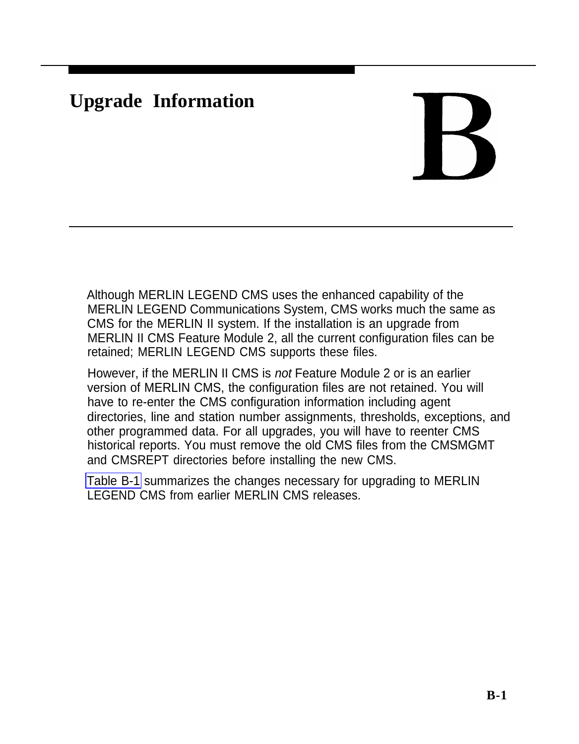# Upgrade Information

B

Although MERLIN LEGEND CMS uses the enhanced capability of the MERLIN LEGEND Communications System, CMS works much the same as CMS for the MERLIN II system. If the installation is an upgrade from MERLIN II CMS Feature Module 2, all the current configuration files can be retained; MERLIN LEGEND CMS supports these files.

However, if the MERLIN II CMS is *not* Feature Module 2 or is an earlier version of MERLIN CMS, the configuration files are not retained. You will have to re-enter the CMS configuration information including agent directories, line and station number assignments, thresholds, exceptions, and other programmed data. For all upgrades, you will have to reenter CMS historical reports. You must remove the old CMS files from the CMSMGMT and CMSREPT directories before installing the new CMS.

Table B-1 summarizes the changes necessary for upgrading to MERLIN LEGEND CMS from earlier MERLIN CMS releases.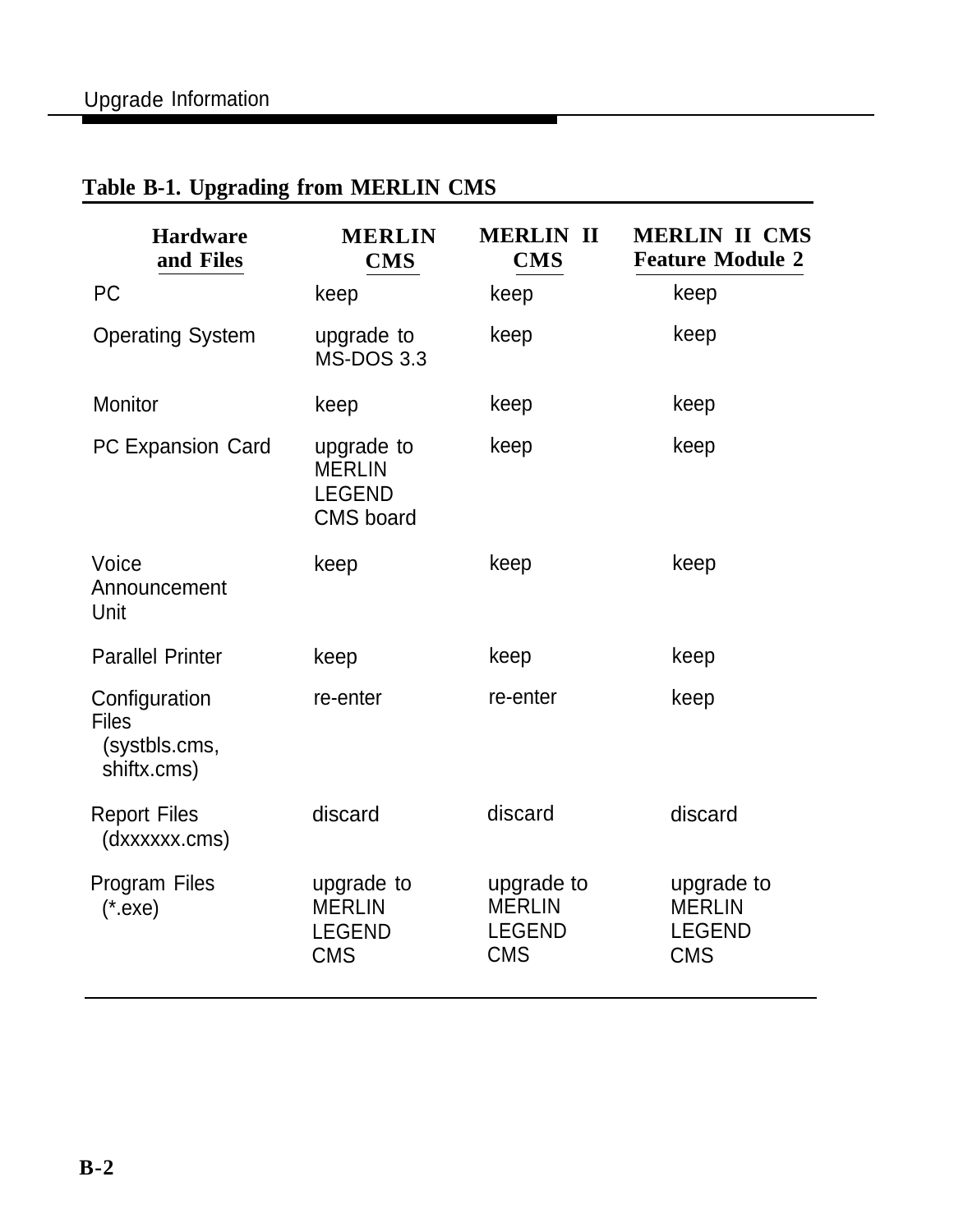**Table B-1. Upgrading from MERLIN CMS**

| Hardware and Files | MERLIN CMS | MERLIN II CMS | MERLIN II CMS Feature Module 2 |
|---|---|---|---|
| PC | keep | keep | keep |
| Operating System | upgrade to MS-DOS 3.3 | keep | keep |
| Monitor | keep | keep | keep |
| PC Expansion Card | upgrade to MERLIN LEGEND CMS board | keep | keep |
| Voice Announcement Unit | keep | keep | keep |
| Parallel Printer | keep | keep | keep |
| Configuration Files (systbls.cms, shiftx.cms) | re-enter | re-enter | keep |
| Report Files (dxxxxxx.cms) | discard | discard | discard |
| Program Files (*.exe) | upgrade to MERLIN LEGEND CMS | upgrade to MERLIN LEGEND CMS | upgrade to MERLIN LEGEND CMS |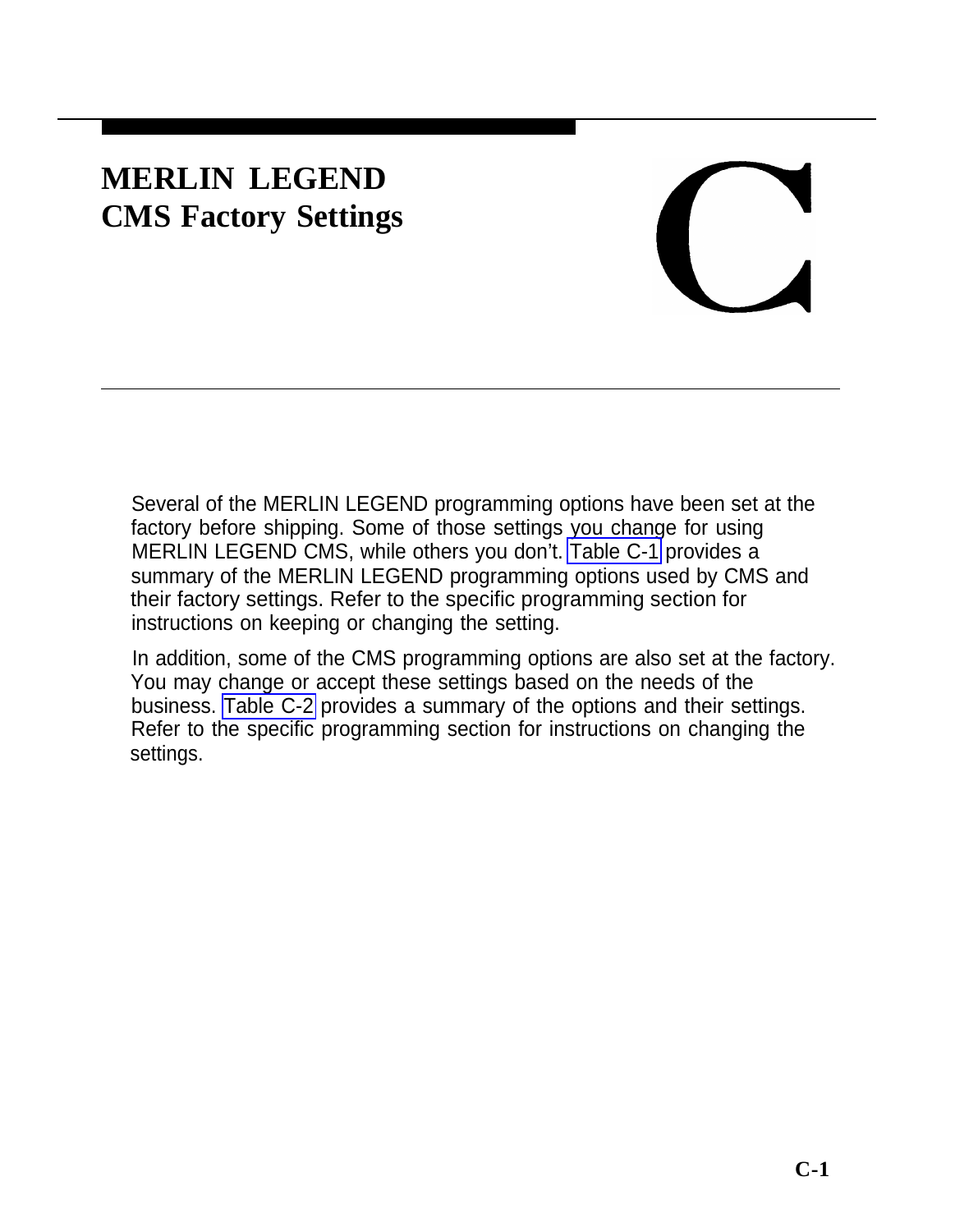# MERLIN LEGEND CMS Factory Settings

C

Several of the MERLIN LEGEND programming options have been set at the factory before shipping. Some of those settings you change for using MERLIN LEGEND CMS, while others you don't. Table C-1 provides a summary of the MERLIN LEGEND programming options used by CMS and their factory settings. Refer to the specific programming section for instructions on keeping or changing the setting.

In addition, some of the CMS programming options are also set at the factory. You may change or accept these settings based on the needs of the business. Table C-2 provides a summary of the options and their settings. Refer to the specific programming section for instructions on changing the settings.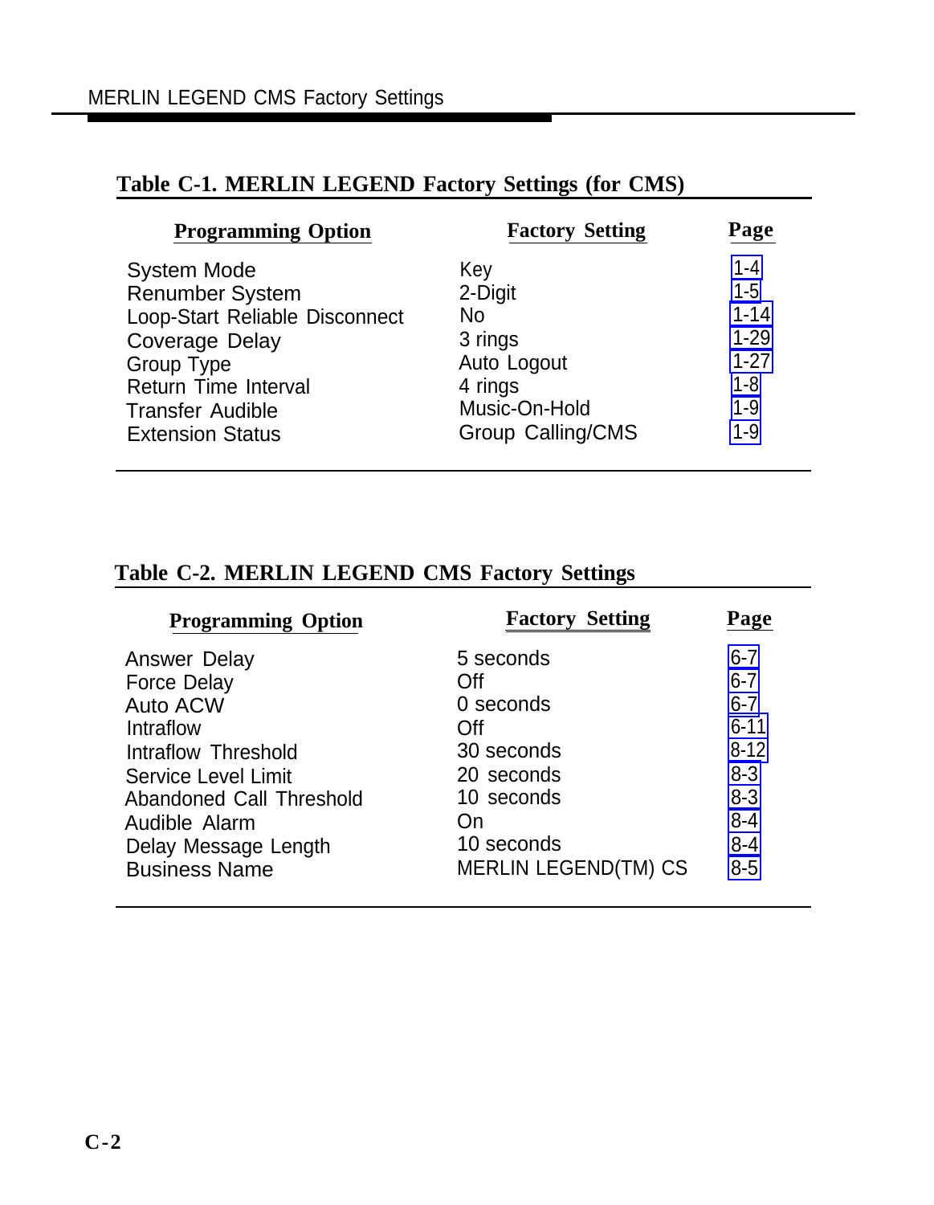**Table C-1. MERLIN LEGEND Factory Settings (for CMS)**

| Programming Option | Factory Setting | Page |
|---|---|---|
| System Mode | Key | 1-4 |
| Renumber System | 2-Digit | 1-5 |
| Loop-Start Reliable Disconnect | No | 1-14 |
| Coverage Delay | 3 rings | 1-29 |
| Group Type | Auto Logout | 1-27 |
| Return Time Interval | 4 rings | 1-8 |
| Transfer Audible | Music-On-Hold | 1-9 |
| Extension Status | Group Calling/CMS | 1-9 |

**Table C-2. MERLIN LEGEND CMS Factory Settings**

| Programming Option | Factory Setting | Page |
|---|---|---|
| Answer Delay | 5 seconds | 6-7 |
| Force Delay | Off | 6-7 |
| Auto ACW | 0 seconds | 6-7 |
| Intraflow | Off | 6-11 |
| Intraflow Threshold | 30 seconds | 8-12 |
| Service Level Limit | 20 seconds | 8-3 |
| Abandoned Call Threshold | 10 seconds | 8-3 |
| Audible Alarm | On | 8-4 |
| Delay Message Length | 10 seconds | 8-4 |
| Business Name | MERLIN LEGEND(TM) CS | 8-5 |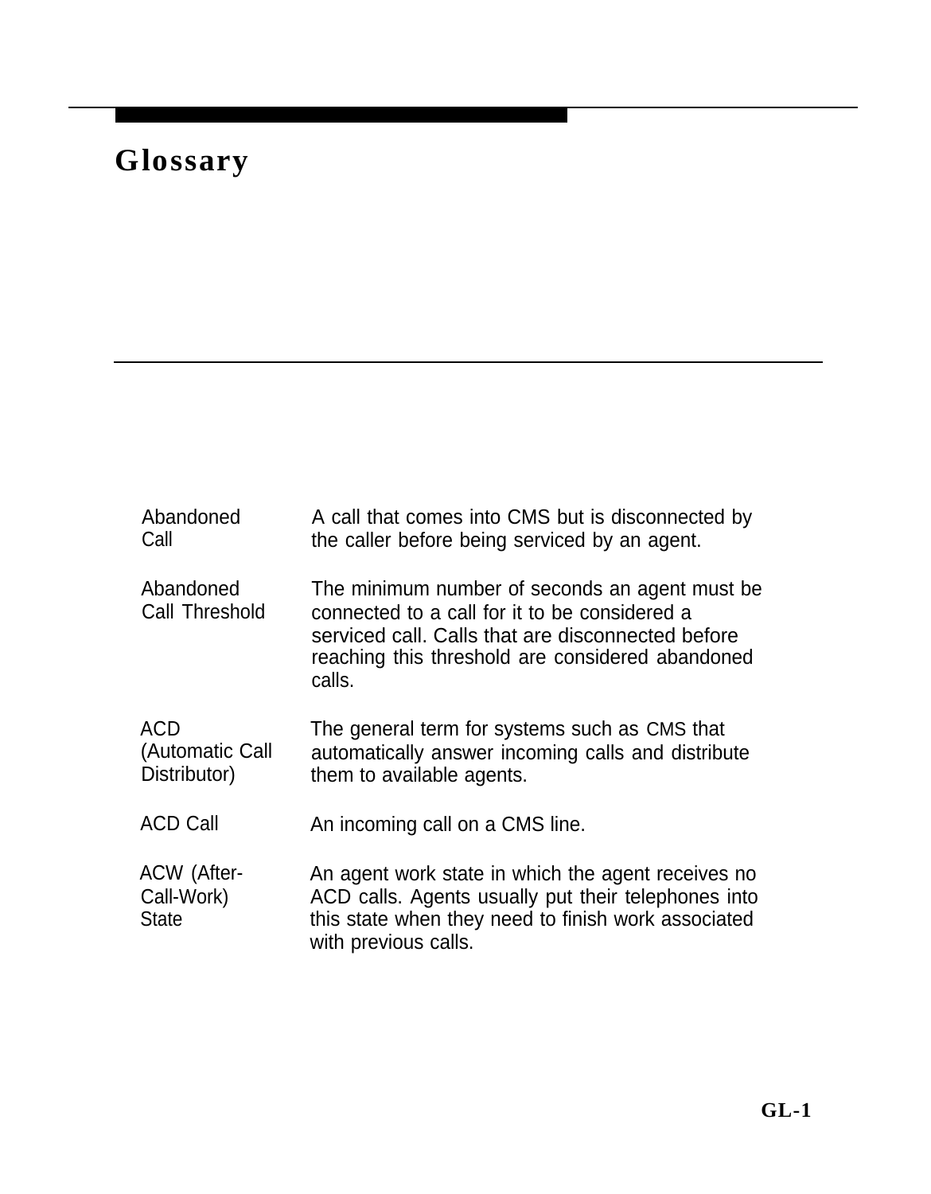# Glossary

**Abandoned Call**
A call that comes into CMS but is disconnected by the caller before being serviced by an agent.

**Abandoned Call Threshold**
The minimum number of seconds an agent must be connected to a call for it to be considered a serviced call. Calls that are disconnected before reaching this threshold are considered abandoned calls.

**ACD (Automatic Call Distributor)**
The general term for systems such as CMS that automatically answer incoming calls and distribute them to available agents.

**ACD Call**
An incoming call on a CMS line.

**ACW (After-Call-Work) State**
An agent work state in which the agent receives no ACD calls. Agents usually put their telephones into this state when they need to finish work associated with previous calls.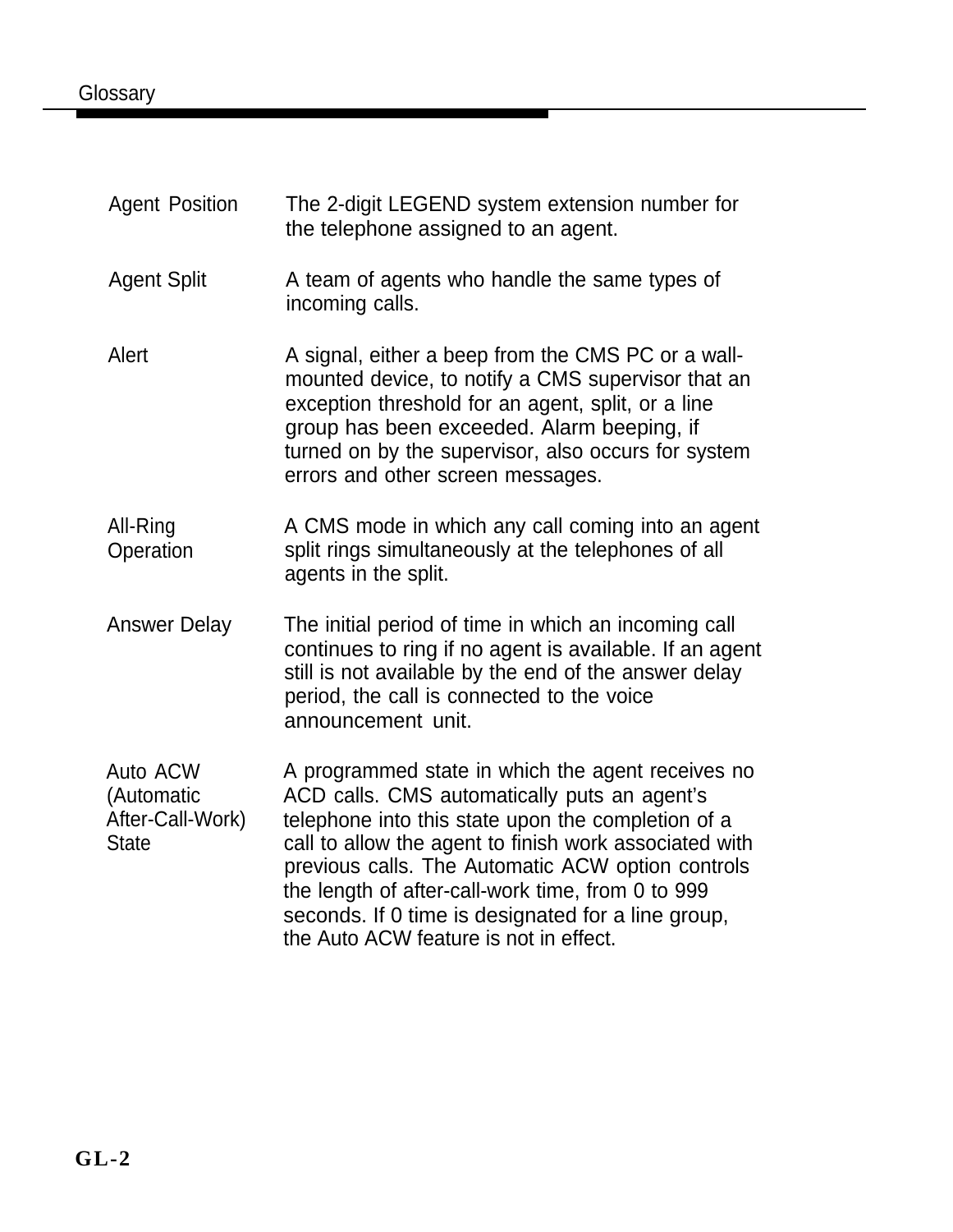**Agent Position** The 2-digit LEGEND system extension number for the telephone assigned to an agent.

**Agent Split** A team of agents who handle the same types of incoming calls.

**Alert** A signal, either a beep from the CMS PC or a wall-mounted device, to notify a CMS supervisor that an exception threshold for an agent, split, or a line group has been exceeded. Alarm beeping, if turned on by the supervisor, also occurs for system errors and other screen messages.

**All-Ring Operation** A CMS mode in which any call coming into an agent split rings simultaneously at the telephones of all agents in the split.

**Answer Delay** The initial period of time in which an incoming call continues to ring if no agent is available. If an agent still is not available by the end of the answer delay period, the call is connected to the voice announcement unit.

**Auto ACW (Automatic After-Call-Work) State** A programmed state in which the agent receives no ACD calls. CMS automatically puts an agent's telephone into this state upon the completion of a call to allow the agent to finish work associated with previous calls. The Automatic ACW option controls the length of after-call-work time, from 0 to 999 seconds. If 0 time is designated for a line group, the Auto ACW feature is not in effect.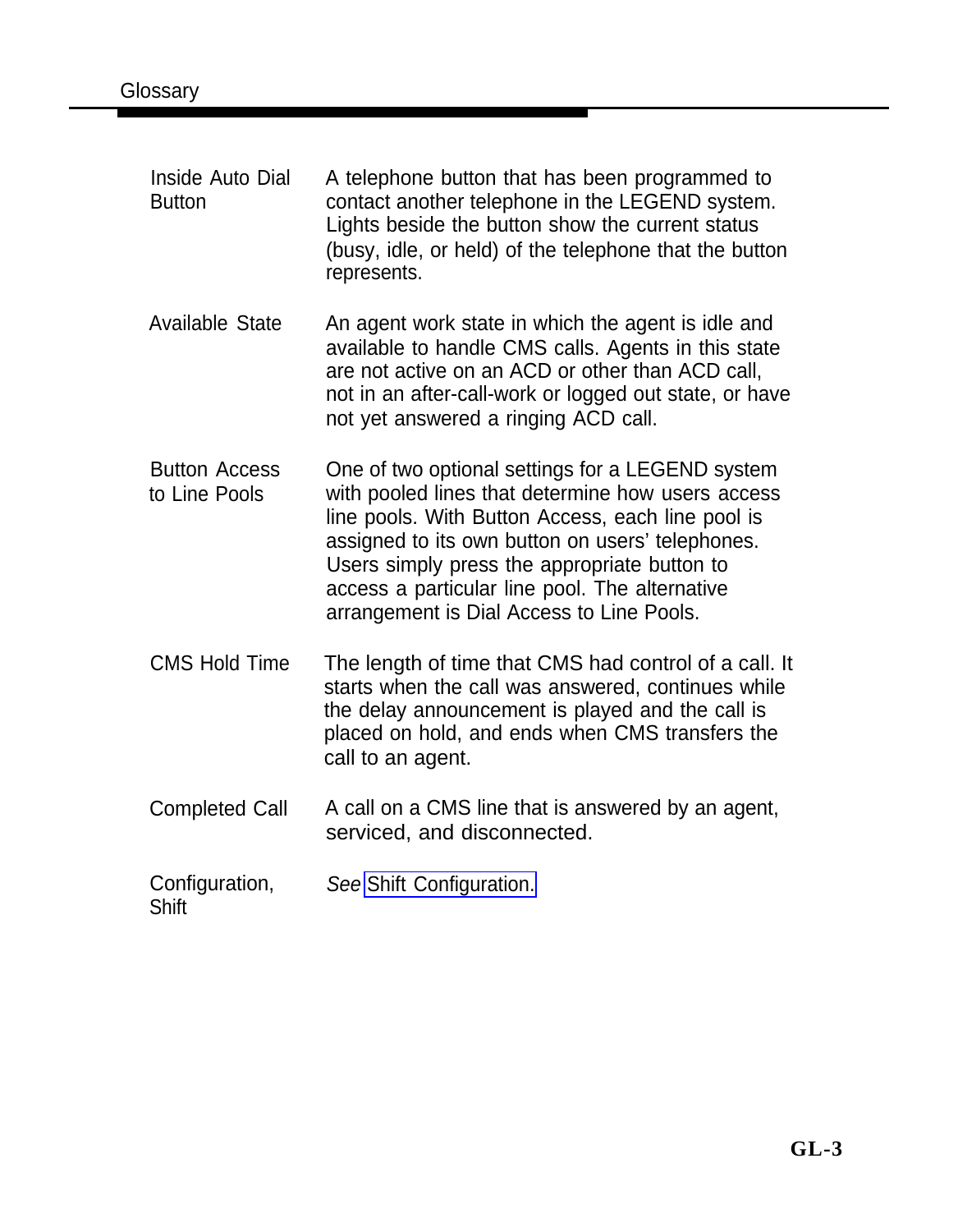| | |
|---|---|
| Inside Auto Dial Button | A telephone button that has been programmed to contact another telephone in the LEGEND system. Lights beside the button show the current status (busy, idle, or held) of the telephone that the button represents. |
| Available State | An agent work state in which the agent is idle and available to handle CMS calls. Agents in this state are not active on an ACD or other than ACD call, not in an after-call-work or logged out state, or have not yet answered a ringing ACD call. |
| Button Access to Line Pools | One of two optional settings for a LEGEND system with pooled lines that determine how users access line pools. With Button Access, each line pool is assigned to its own button on users' telephones. Users simply press the appropriate button to access a particular line pool. The alternative arrangement is Dial Access to Line Pools. |
| CMS Hold Time | The length of time that CMS had control of a call. It starts when the call was answered, continues while the delay announcement is played and the call is placed on hold, and ends when CMS transfers the call to an agent. |
| Completed Call | A call on a CMS line that is answered by an agent, serviced, and disconnected. |
| Configuration, Shift | *See* Shift Configuration. |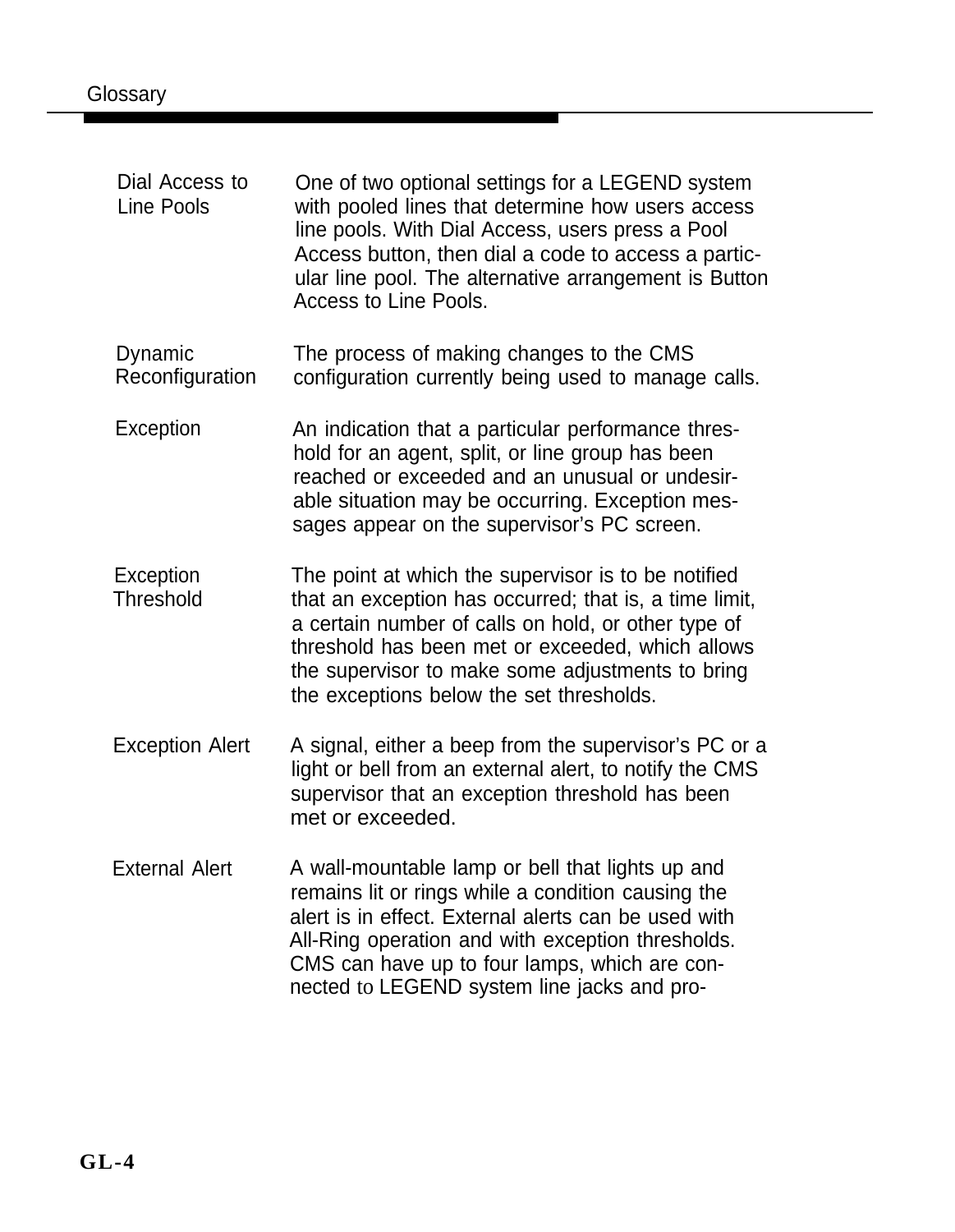**Dial Access to Line Pools**
One of two optional settings for a LEGEND system with pooled lines that determine how users access line pools. With Dial Access, users press a Pool Access button, then dial a code to access a particular line pool. The alternative arrangement is Button Access to Line Pools.

**Dynamic Reconfiguration**
The process of making changes to the CMS configuration currently being used to manage calls.

**Exception**
An indication that a particular performance threshold for an agent, split, or line group has been reached or exceeded and an unusual or undesirable situation may be occurring. Exception messages appear on the supervisor's PC screen.

**Exception Threshold**
The point at which the supervisor is to be notified that an exception has occurred; that is, a time limit, a certain number of calls on hold, or other type of threshold has been met or exceeded, which allows the supervisor to make some adjustments to bring the exceptions below the set thresholds.

**Exception Alert**
A signal, either a beep from the supervisor's PC or a light or bell from an external alert, to notify the CMS supervisor that an exception threshold has been met or exceeded.

**External Alert**
A wall-mountable lamp or bell that lights up and remains lit or rings while a condition causing the alert is in effect. External alerts can be used with All-Ring operation and with exception thresholds. CMS can have up to four lamps, which are connected to LEGEND system line jacks and pro-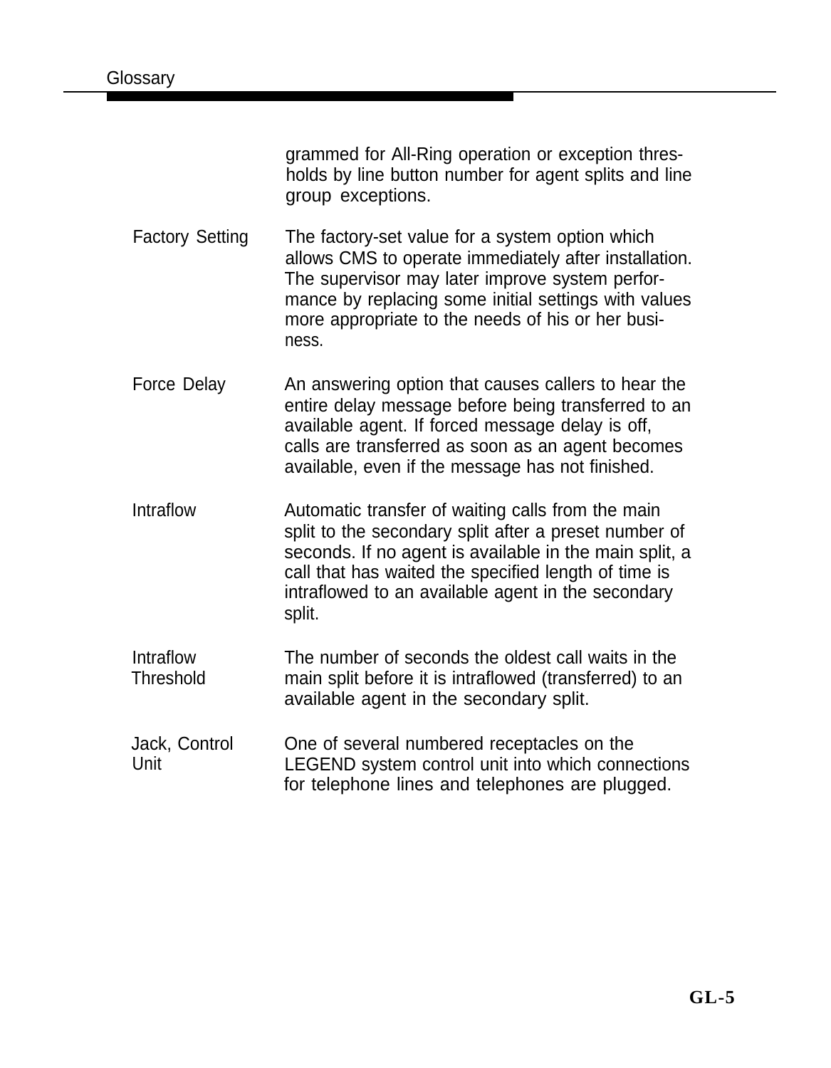grammed for All-Ring operation or exception thresholds by line button number for agent splits and line group exceptions.

**Factory Setting** — The factory-set value for a system option which allows CMS to operate immediately after installation. The supervisor may later improve system performance by replacing some initial settings with values more appropriate to the needs of his or her business.

**Force Delay** — An answering option that causes callers to hear the entire delay message before being transferred to an available agent. If forced message delay is off, calls are transferred as soon as an agent becomes available, even if the message has not finished.

**Intraflow** — Automatic transfer of waiting calls from the main split to the secondary split after a preset number of seconds. If no agent is available in the main split, a call that has waited the specified length of time is intraflowed to an available agent in the secondary split.

**Intraflow Threshold** — The number of seconds the oldest call waits in the main split before it is intraflowed (transferred) to an available agent in the secondary split.

**Jack, Control Unit** — One of several numbered receptacles on the LEGEND system control unit into which connections for telephone lines and telephones are plugged.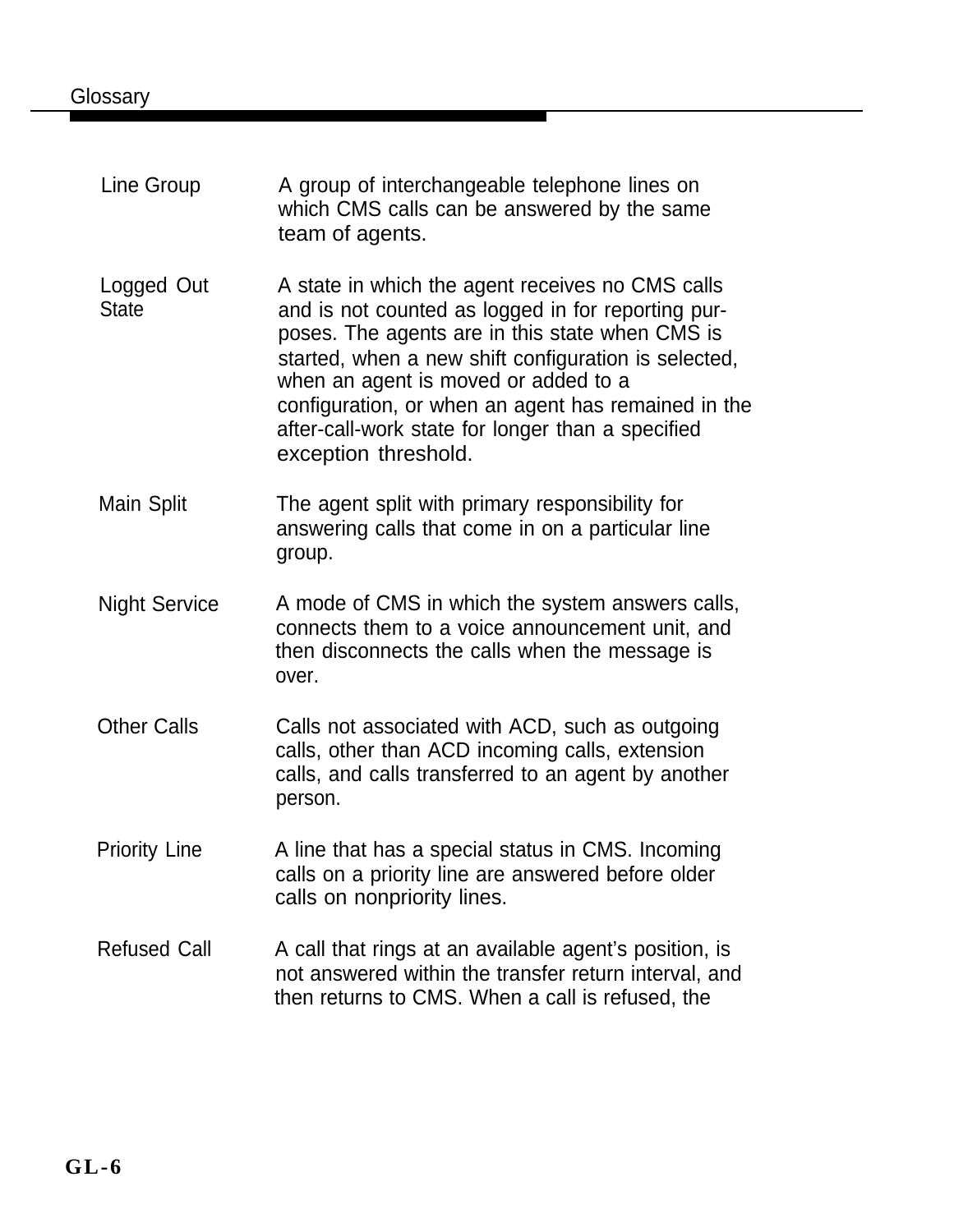**Line Group** — A group of interchangeable telephone lines on which CMS calls can be answered by the same team of agents.

**Logged Out State** — A state in which the agent receives no CMS calls and is not counted as logged in for reporting purposes. The agents are in this state when CMS is started, when a new shift configuration is selected, when an agent is moved or added to a configuration, or when an agent has remained in the after-call-work state for longer than a specified exception threshold.

**Main Split** — The agent split with primary responsibility for answering calls that come in on a particular line group.

**Night Service** — A mode of CMS in which the system answers calls, connects them to a voice announcement unit, and then disconnects the calls when the message is over.

**Other Calls** — Calls not associated with ACD, such as outgoing calls, other than ACD incoming calls, extension calls, and calls transferred to an agent by another person.

**Priority Line** — A line that has a special status in CMS. Incoming calls on a priority line are answered before older calls on nonpriority lines.

**Refused Call** — A call that rings at an available agent's position, is not answered within the transfer return interval, and then returns to CMS. When a call is refused, the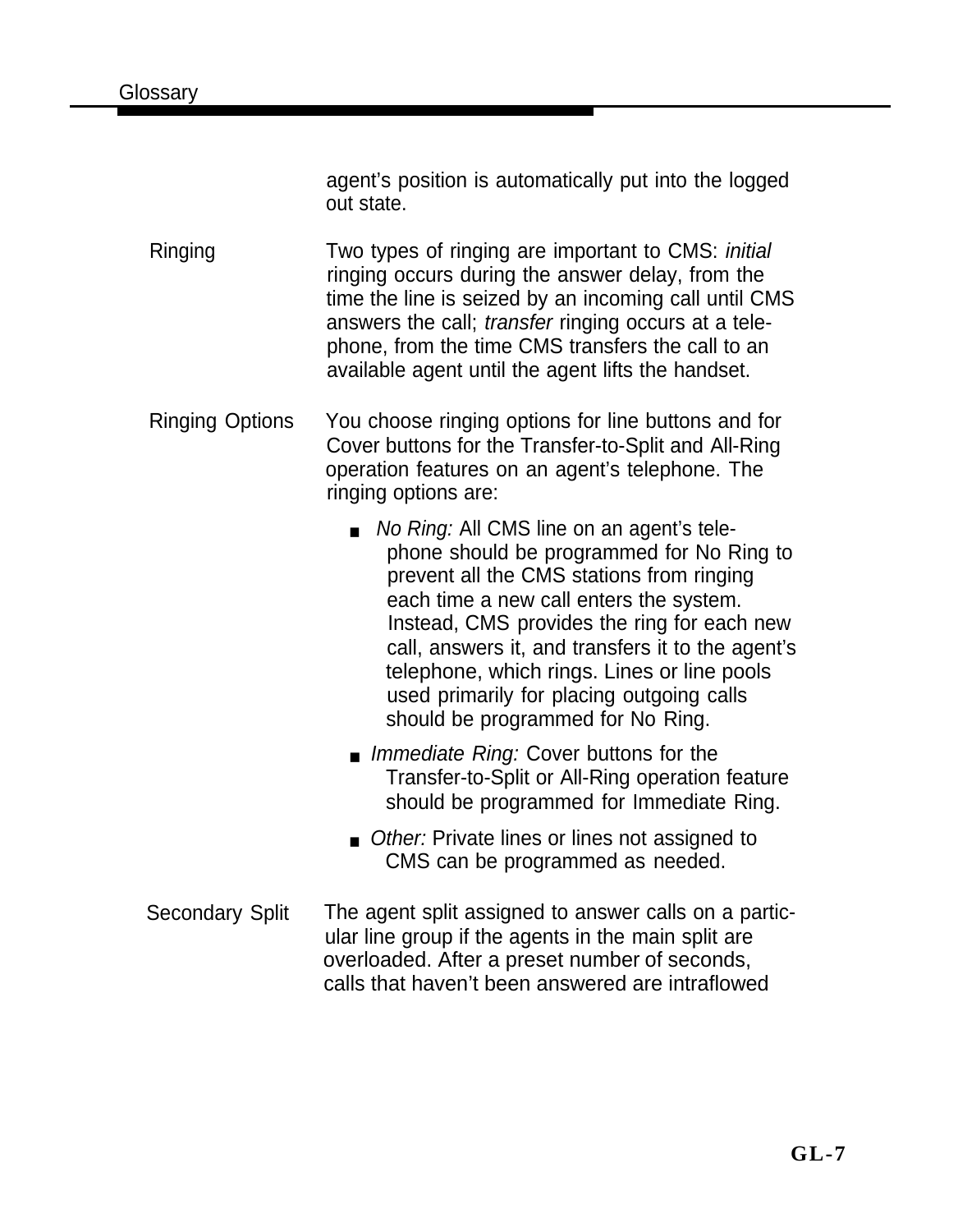agent's position is automatically put into the logged out state.

**Ringing** Two types of ringing are important to CMS: *initial* ringing occurs during the answer delay, from the time the line is seized by an incoming call until CMS answers the call; *transfer* ringing occurs at a telephone, from the time CMS transfers the call to an available agent until the agent lifts the handset.

**Ringing Options** You choose ringing options for line buttons and for Cover buttons for the Transfer-to-Split and All-Ring operation features on an agent's telephone. The ringing options are:

- *No Ring:* All CMS line on an agent's telephone should be programmed for No Ring to prevent all the CMS stations from ringing each time a new call enters the system. Instead, CMS provides the ring for each new call, answers it, and transfers it to the agent's telephone, which rings. Lines or line pools used primarily for placing outgoing calls should be programmed for No Ring.
- *Immediate Ring:* Cover buttons for the Transfer-to-Split or All-Ring operation feature should be programmed for Immediate Ring.
- *Other:* Private lines or lines not assigned to CMS can be programmed as needed.

**Secondary Split** The agent split assigned to answer calls on a particular line group if the agents in the main split are overloaded. After a preset number of seconds, calls that haven't been answered are intraflowed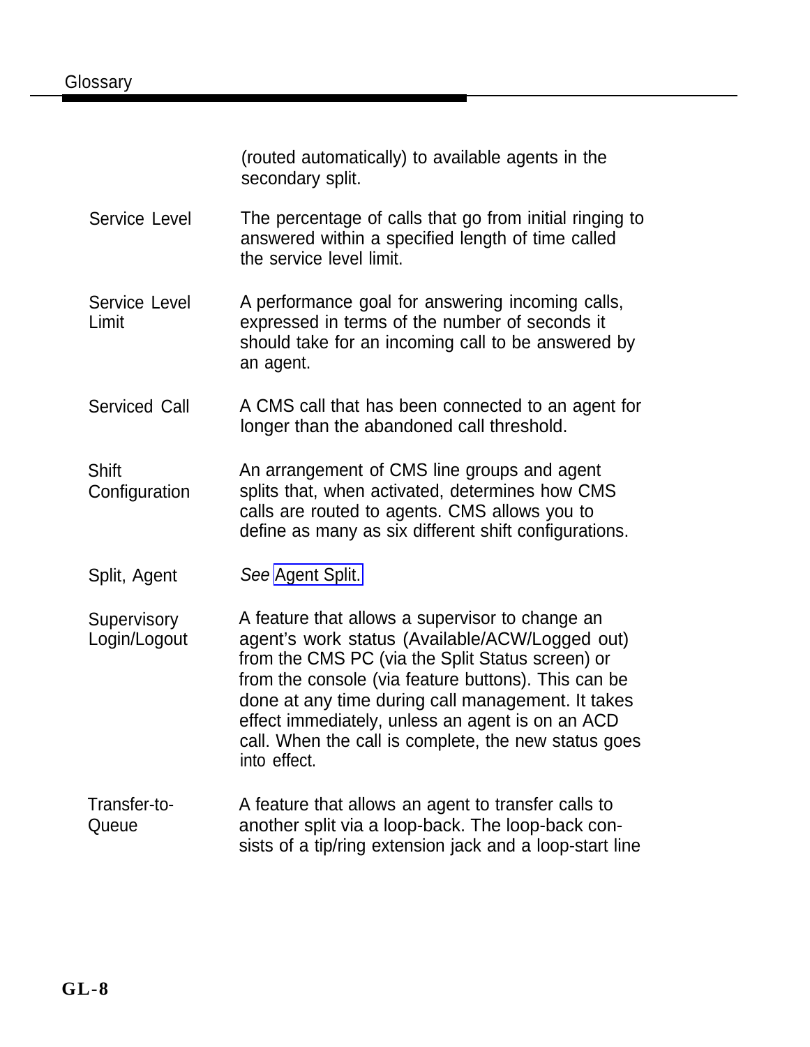(routed automatically) to available agents in the secondary split.

**Service Level**
The percentage of calls that go from initial ringing to answered within a specified length of time called the service level limit.

**Service Level Limit**
A performance goal for answering incoming calls, expressed in terms of the number of seconds it should take for an incoming call to be answered by an agent.

**Serviced Call**
A CMS call that has been connected to an agent for longer than the abandoned call threshold.

**Shift Configuration**
An arrangement of CMS line groups and agent splits that, when activated, determines how CMS calls are routed to agents. CMS allows you to define as many as six different shift configurations.

**Split, Agent**
*See* Agent Split.

**Supervisory Login/Logout**
A feature that allows a supervisor to change an agent's work status (Available/ACW/Logged out) from the CMS PC (via the Split Status screen) or from the console (via feature buttons). This can be done at any time during call management. It takes effect immediately, unless an agent is on an ACD call. When the call is complete, the new status goes into effect.

**Transfer-to-Queue**
A feature that allows an agent to transfer calls to another split via a loop-back. The loop-back consists of a tip/ring extension jack and a loop-start line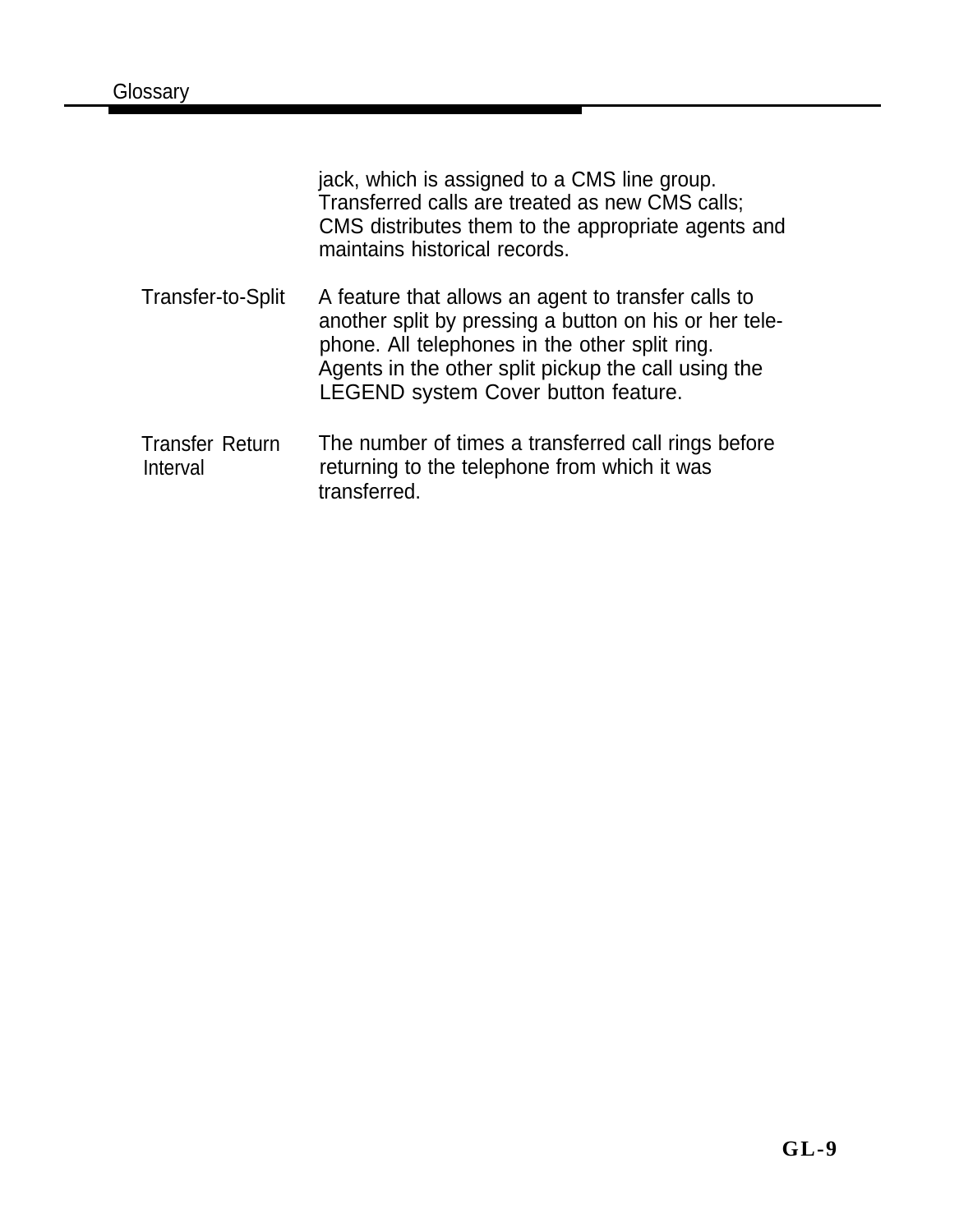jack, which is assigned to a CMS line group. Transferred calls are treated as new CMS calls; CMS distributes them to the appropriate agents and maintains historical records.

**Transfer-to-Split** A feature that allows an agent to transfer calls to another split by pressing a button on his or her telephone. All telephones in the other split ring. Agents in the other split pickup the call using the LEGEND system Cover button feature.

**Transfer Return Interval** The number of times a transferred call rings before returning to the telephone from which it was transferred.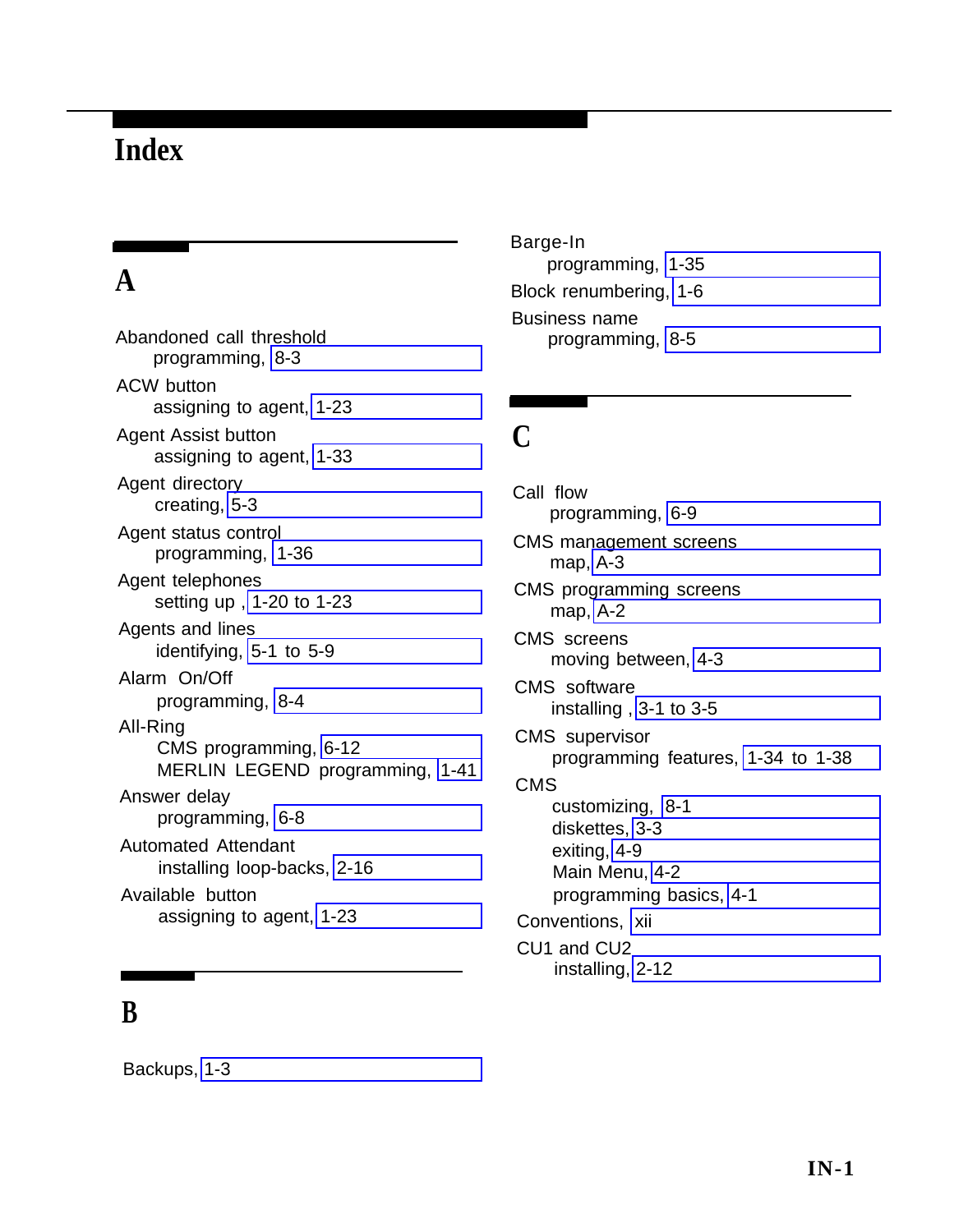# Index

## A

Abandoned call threshold
- programming, 8-3

ACW button
- assigning to agent, 1-23

Agent Assist button
- assigning to agent, 1-33

Agent directory
- creating, 5-3

Agent status control
- programming, 1-36

Agent telephones
- setting up , 1-20 to 1-23

Agents and lines
- identifying, 5-1 to 5-9

Alarm On/Off
- programming, 8-4

All-Ring
- CMS programming, 6-12
- MERLIN LEGEND programming, 1-41

Answer delay
- programming, 6-8

Automated Attendant
- installing loop-backs, 2-16

Available button
- assigning to agent, 1-23

## B

Backups, 1-3

Barge-In
- programming, 1-35

Block renumbering, 1-6

Business name
- programming, 8-5

## C

Call flow
- programming, 6-9

CMS management screens
- map, A-3

CMS programming screens
- map, A-2

CMS screens
- moving between, 4-3

CMS software
- installing , 3-1 to 3-5

CMS supervisor
- programming features, 1-34 to 1-38

CMS
- customizing, 8-1
- diskettes, 3-3
- exiting, 4-9
- Main Menu, 4-2
- programming basics, 4-1

Conventions, xii

CU1 and CU2
- installing, 2-12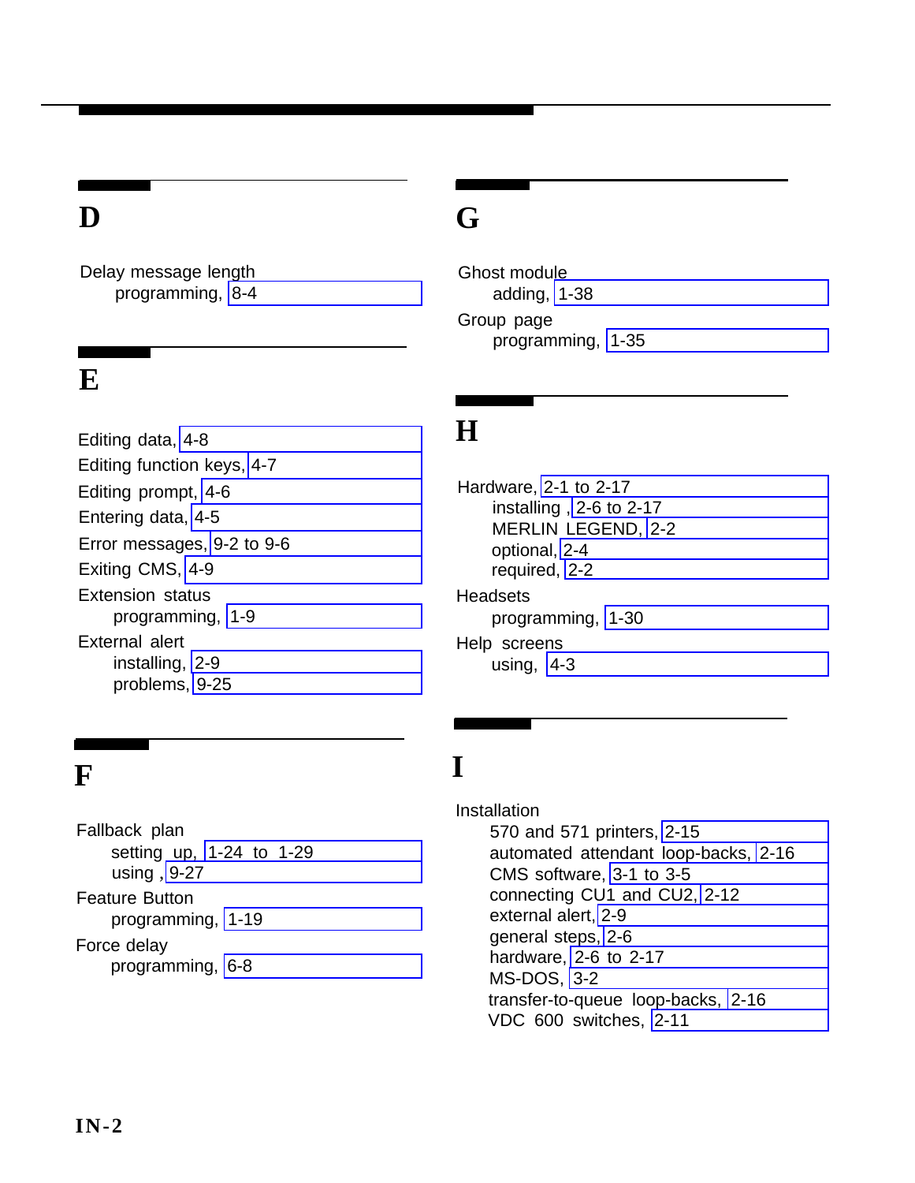## D

Delay message length
- programming, 8-4

## E

Editing data, 4-8

Editing function keys, 4-7

Editing prompt, 4-6

Entering data, 4-5

Error messages, 9-2 to 9-6

Exiting CMS, 4-9

Extension status
- programming, 1-9

External alert
- installing, 2-9
- problems, 9-25

## F

Fallback plan
- setting up, 1-24 to 1-29
- using , 9-27

Feature Button
- programming, 1-19

Force delay
- programming, 6-8

## G

Ghost module
- adding, 1-38

Group page
- programming, 1-35

## H

Hardware, 2-1 to 2-17
- installing , 2-6 to 2-17
- MERLIN LEGEND, 2-2
- optional, 2-4
- required, 2-2

Headsets
- programming, 1-30

Help screens
- using, 4-3

## I

Installation
- 570 and 571 printers, 2-15
- automated attendant loop-backs, 2-16
- CMS software, 3-1 to 3-5
- connecting CU1 and CU2, 2-12
- external alert, 2-9
- general steps, 2-6
- hardware, 2-6 to 2-17
- MS-DOS, 3-2
- transfer-to-queue loop-backs, 2-16
- VDC 600 switches, 2-11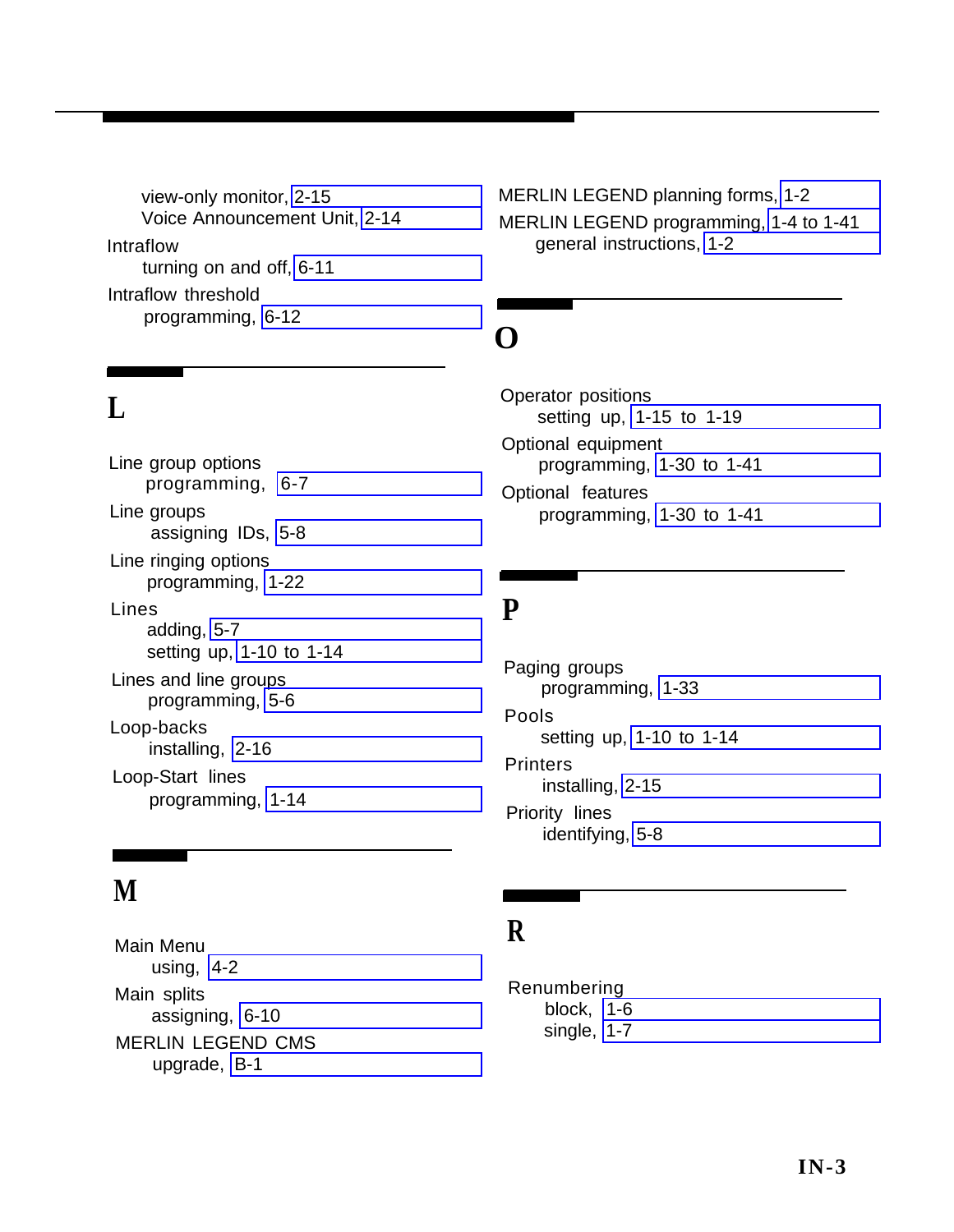- view-only monitor, 2-15
- Voice Announcement Unit, 2-14

Intraflow
- turning on and off, 6-11

Intraflow threshold
- programming, 6-12

## L

Line group options
- programming, 6-7

Line groups
- assigning IDs, 5-8

Line ringing options
- programming, 1-22

Lines
- adding, 5-7
- setting up, 1-10 to 1-14

Lines and line groups
- programming, 5-6

Loop-backs
- installing, 2-16

Loop-Start lines
- programming, 1-14

## M

Main Menu
- using, 4-2

Main splits
- assigning, 6-10

MERLIN LEGEND CMS
- upgrade, B-1

MERLIN LEGEND planning forms, 1-2

MERLIN LEGEND programming, 1-4 to 1-41
- general instructions, 1-2

## O

Operator positions
- setting up, 1-15 to 1-19

Optional equipment
- programming, 1-30 to 1-41

Optional features
- programming, 1-30 to 1-41

## P

Paging groups
- programming, 1-33

Pools
- setting up, 1-10 to 1-14

Printers
- installing, 2-15

Priority lines
- identifying, 5-8

## R

Renumbering
- block, 1-6
- single, 1-7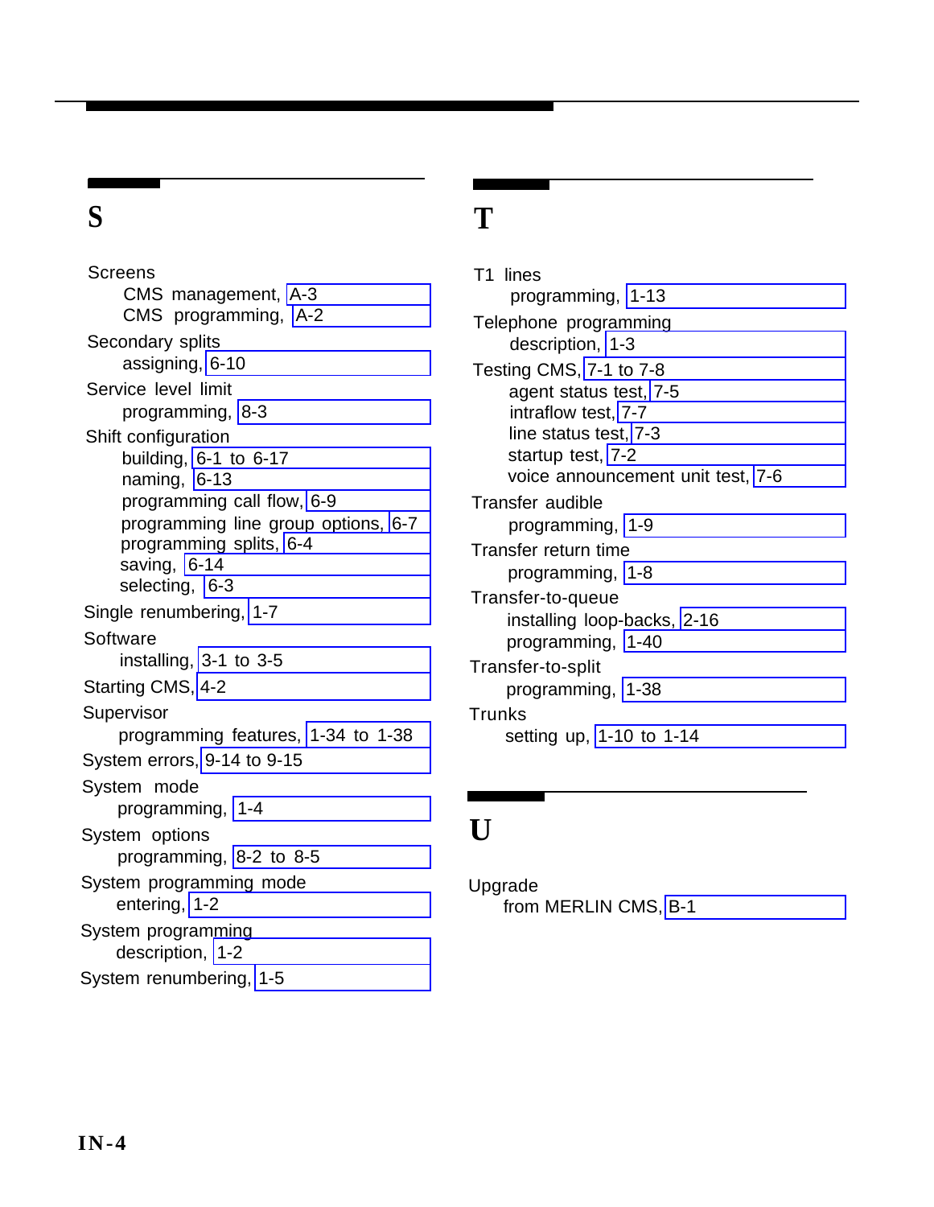## S

Screens
- CMS management, A-3
- CMS programming, A-2

Secondary splits
- assigning, 6-10

Service level limit
- programming, 8-3

Shift configuration
- building, 6-1 to 6-17
- naming, 6-13
- programming call flow, 6-9
- programming line group options, 6-7
- programming splits, 6-4
- saving, 6-14
- selecting, 6-3

Single renumbering, 1-7

Software
- installing, 3-1 to 3-5

Starting CMS, 4-2

Supervisor
- programming features, 1-34 to 1-38

System errors, 9-14 to 9-15

System mode
- programming, 1-4

System options
- programming, 8-2 to 8-5

System programming mode
- entering, 1-2

System programming
- description, 1-2

System renumbering, 1-5

## T

T1 lines
- programming, 1-13

Telephone programming
- description, 1-3

Testing CMS, 7-1 to 7-8
- agent status test, 7-5
- intraflow test, 7-7
- line status test, 7-3
- startup test, 7-2
- voice announcement unit test, 7-6

Transfer audible
- programming, 1-9

Transfer return time
- programming, 1-8

Transfer-to-queue
- installing loop-backs, 2-16
- programming, 1-40

Transfer-to-split
- programming, 1-38

Trunks
- setting up, 1-10 to 1-14

## U

Upgrade
- from MERLIN CMS, B-1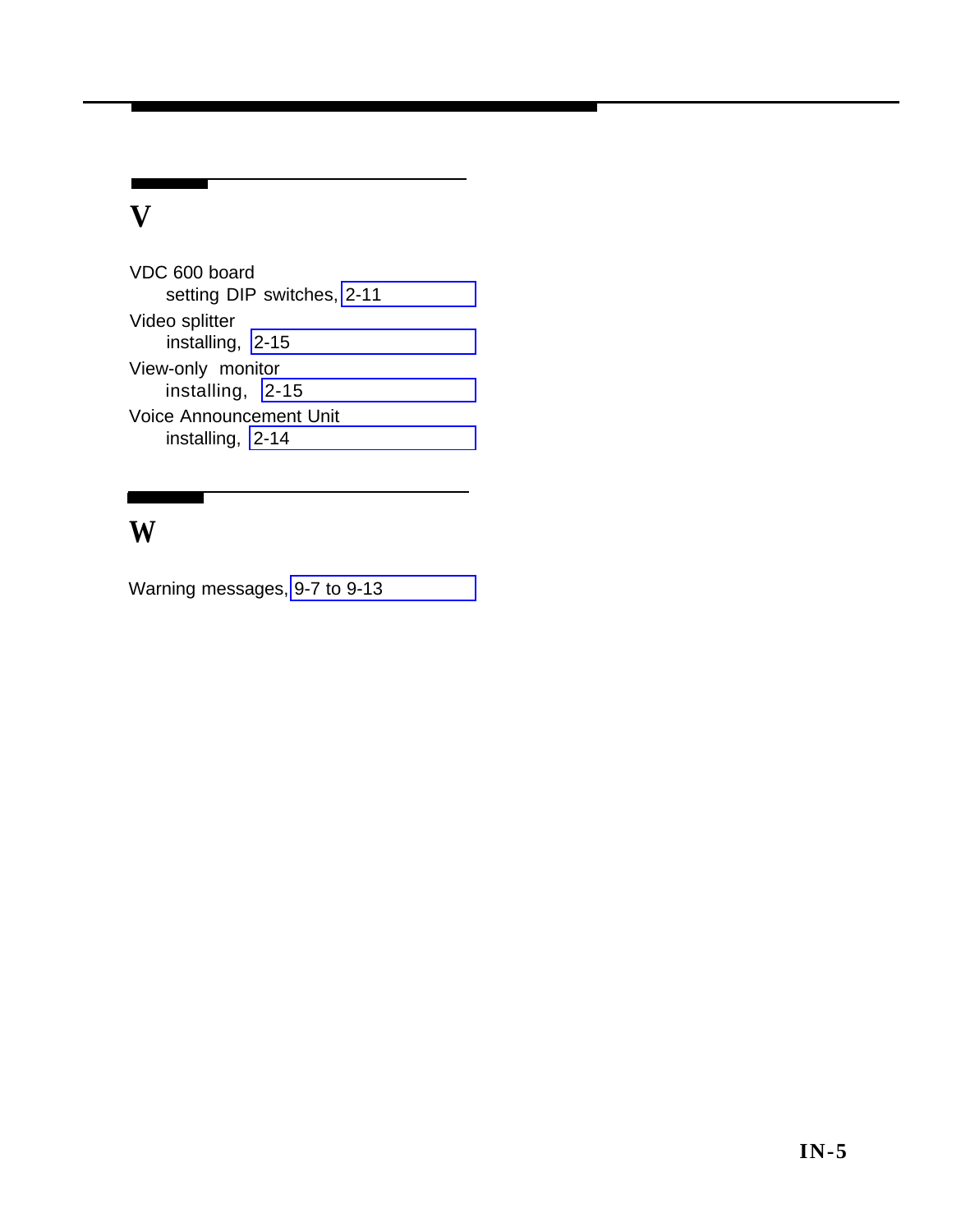## V

VDC 600 board
   setting DIP switches, 2-11

Video splitter
   installing, 2-15

View-only monitor
   installing, 2-15

Voice Announcement Unit
   installing, 2-14

## W

Warning messages, 9-7 to 9-13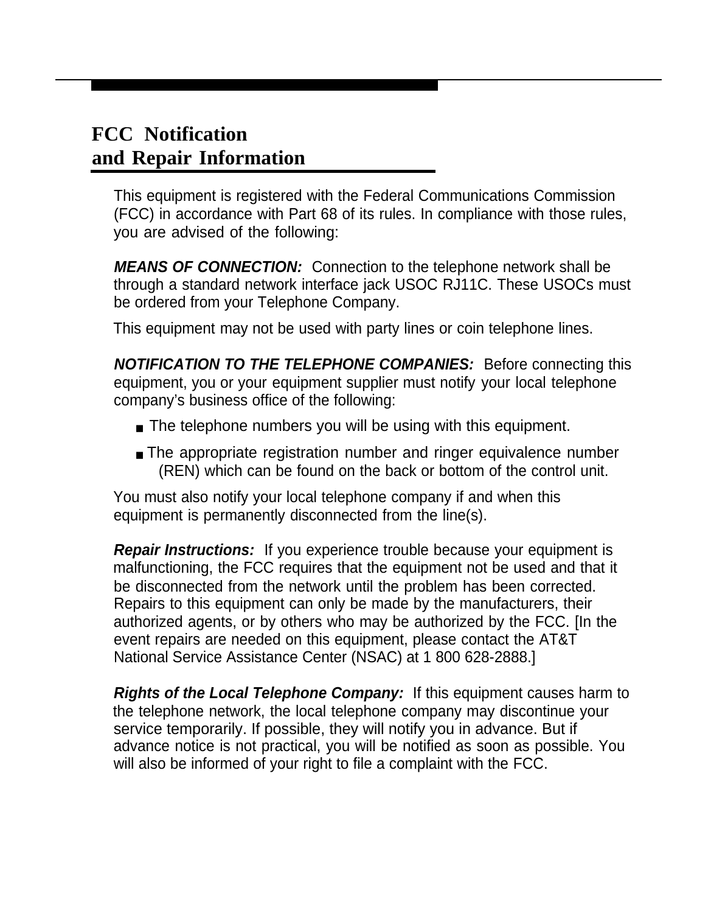# FCC Notification and Repair Information

This equipment is registered with the Federal Communications Commission (FCC) in accordance with Part 68 of its rules. In compliance with those rules, you are advised of the following:

***MEANS OF CONNECTION:*** Connection to the telephone network shall be through a standard network interface jack USOC RJ11C. These USOCs must be ordered from your Telephone Company.

This equipment may not be used with party lines or coin telephone lines.

***NOTIFICATION TO THE TELEPHONE COMPANIES:*** Before connecting this equipment, you or your equipment supplier must notify your local telephone company's business office of the following:

- The telephone numbers you will be using with this equipment.
- The appropriate registration number and ringer equivalence number (REN) which can be found on the back or bottom of the control unit.

You must also notify your local telephone company if and when this equipment is permanently disconnected from the line(s).

***Repair Instructions:*** If you experience trouble because your equipment is malfunctioning, the FCC requires that the equipment not be used and that it be disconnected from the network until the problem has been corrected. Repairs to this equipment can only be made by the manufacturers, their authorized agents, or by others who may be authorized by the FCC. [In the event repairs are needed on this equipment, please contact the AT&T National Service Assistance Center (NSAC) at 1 800 628-2888.]

***Rights of the Local Telephone Company:*** If this equipment causes harm to the telephone network, the local telephone company may discontinue your service temporarily. If possible, they will notify you in advance. But if advance notice is not practical, you will be notified as soon as possible. You will also be informed of your right to file a complaint with the FCC.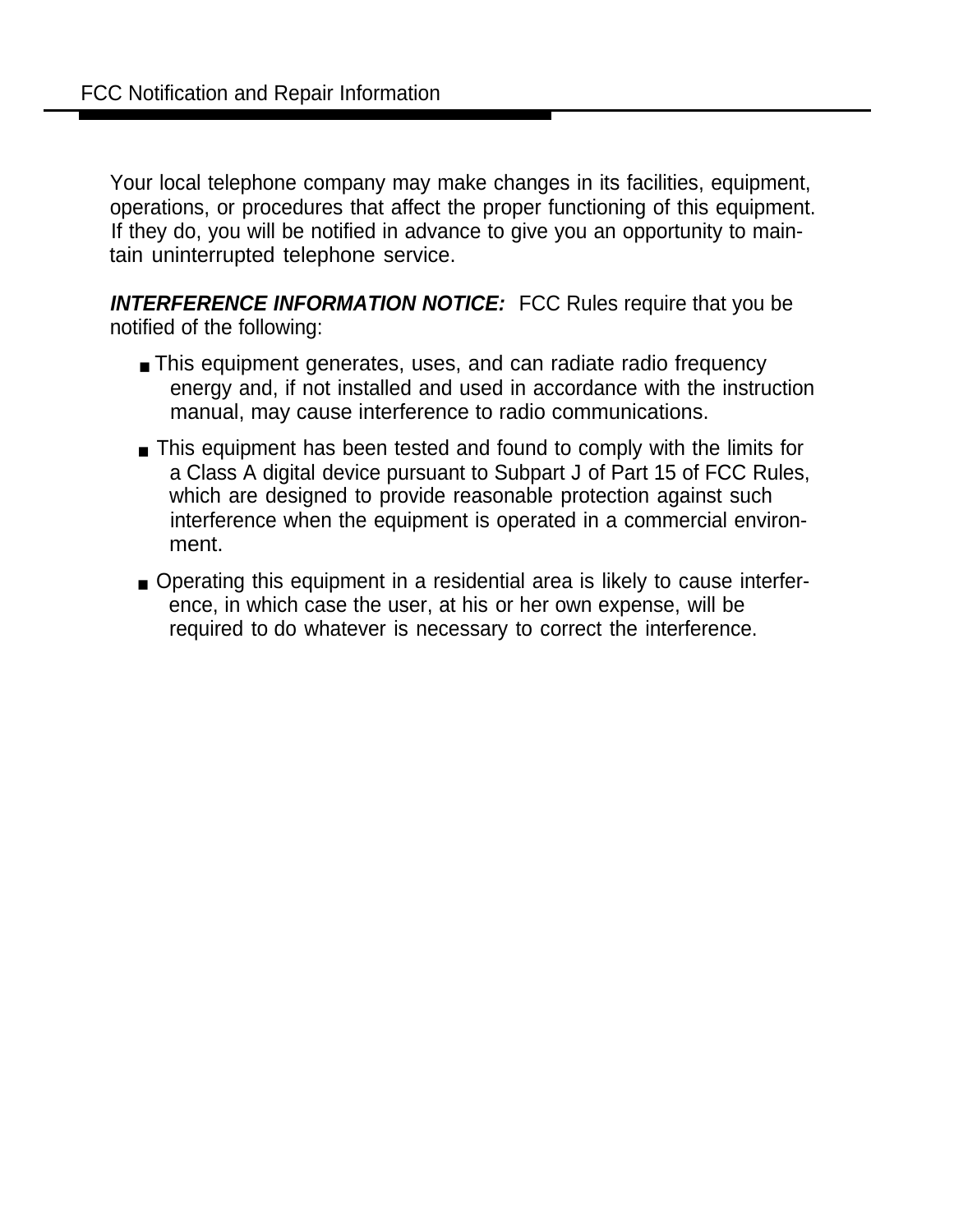Your local telephone company may make changes in its facilities, equipment, operations, or procedures that affect the proper functioning of this equipment. If they do, you will be notified in advance to give you an opportunity to maintain uninterrupted telephone service.

***INTERFERENCE INFORMATION NOTICE:*** FCC Rules require that you be notified of the following:

- This equipment generates, uses, and can radiate radio frequency energy and, if not installed and used in accordance with the instruction manual, may cause interference to radio communications.
- This equipment has been tested and found to comply with the limits for a Class A digital device pursuant to Subpart J of Part 15 of FCC Rules, which are designed to provide reasonable protection against such interference when the equipment is operated in a commercial environment.
- Operating this equipment in a residential area is likely to cause interference, in which case the user, at his or her own expense, will be required to do whatever is necessary to correct the interference.